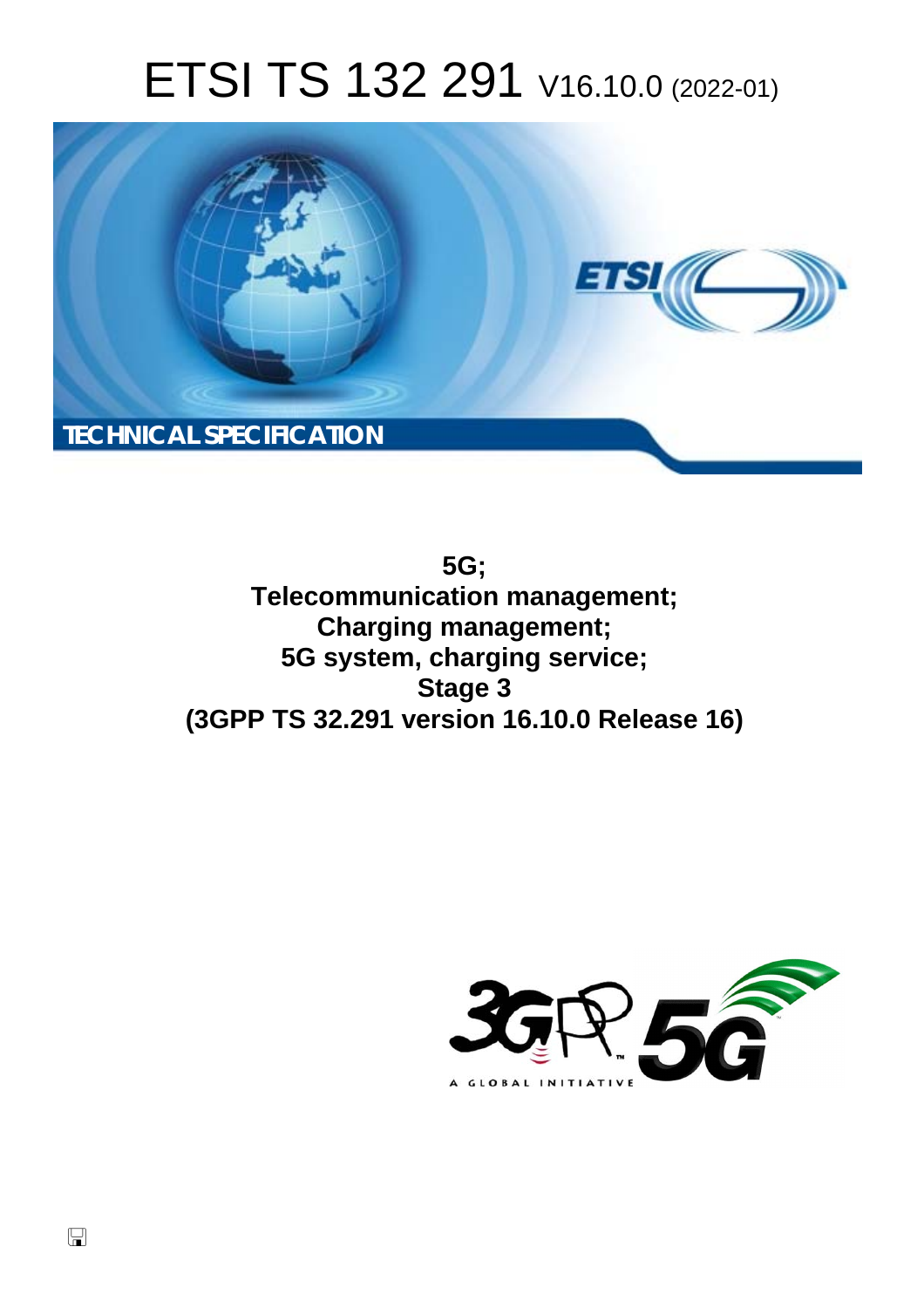# ETSI TS 132 291 V16.10.0 (2022-01)

TECHNICAL SPECIFICATION

**5G;**
**Telecommunication management;**
**Charging management;**
**5G system, charging service;**
**Stage 3**
**(3GPP TS 32.291 version 16.10.0 Release 16)**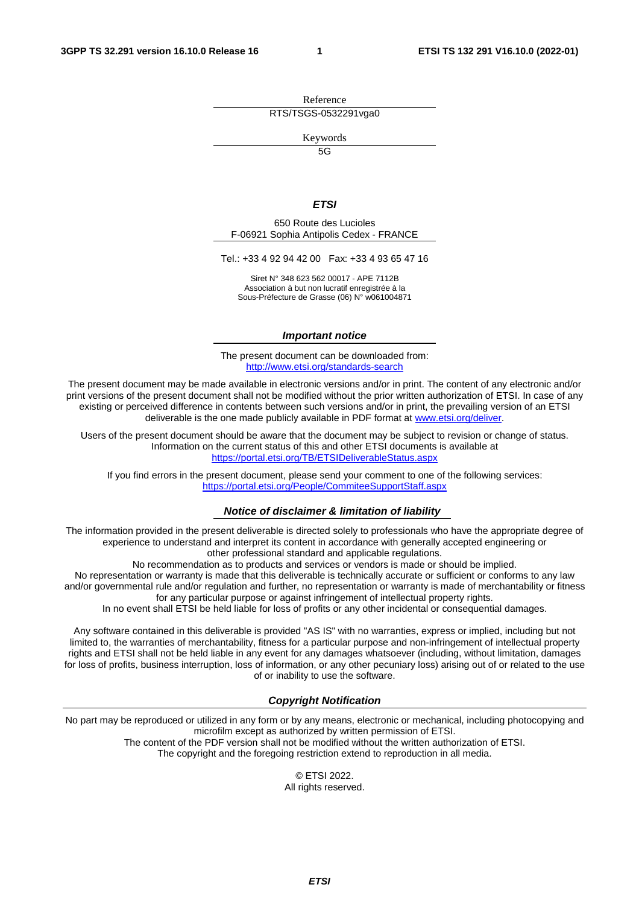Reference

RTS/TSGS-0532291vga0

Keywords

5G

***ETSI***

650 Route des Lucioles
F-06921 Sophia Antipolis Cedex - FRANCE

Tel.: +33 4 92 94 42 00 Fax: +33 4 93 65 47 16

Siret N° 348 623 562 00017 - APE 7112B
Association à but non lucratif enregistrée à la
Sous-Préfecture de Grasse (06) N° w061004871

***Important notice***

The present document can be downloaded from:
http://www.etsi.org/standards-search

The present document may be made available in electronic versions and/or in print. The content of any electronic and/or print versions of the present document shall not be modified without the prior written authorization of ETSI. In case of any existing or perceived difference in contents between such versions and/or in print, the prevailing version of an ETSI deliverable is the one made publicly available in PDF format at www.etsi.org/deliver.

Users of the present document should be aware that the document may be subject to revision or change of status. Information on the current status of this and other ETSI documents is available at https://portal.etsi.org/TB/ETSIDeliverableStatus.aspx

If you find errors in the present document, please send your comment to one of the following services: https://portal.etsi.org/People/CommiteeSupportStaff.aspx

***Notice of disclaimer & limitation of liability***

The information provided in the present deliverable is directed solely to professionals who have the appropriate degree of experience to understand and interpret its content in accordance with generally accepted engineering or other professional standard and applicable regulations.
No recommendation as to products and services or vendors is made or should be implied.
No representation or warranty is made that this deliverable is technically accurate or sufficient or conforms to any law and/or governmental rule and/or regulation and further, no representation or warranty is made of merchantability or fitness for any particular purpose or against infringement of intellectual property rights.
In no event shall ETSI be held liable for loss of profits or any other incidental or consequential damages.

Any software contained in this deliverable is provided "AS IS" with no warranties, express or implied, including but not limited to, the warranties of merchantability, fitness for a particular purpose and non-infringement of intellectual property rights and ETSI shall not be held liable in any event for any damages whatsoever (including, without limitation, damages for loss of profits, business interruption, loss of information, or any other pecuniary loss) arising out of or related to the use of or inability to use the software.

***Copyright Notification***

No part may be reproduced or utilized in any form or by any means, electronic or mechanical, including photocopying and microfilm except as authorized by written permission of ETSI.
The content of the PDF version shall not be modified without the written authorization of ETSI.
The copyright and the foregoing restriction extend to reproduction in all media.

© ETSI 2022.
All rights reserved.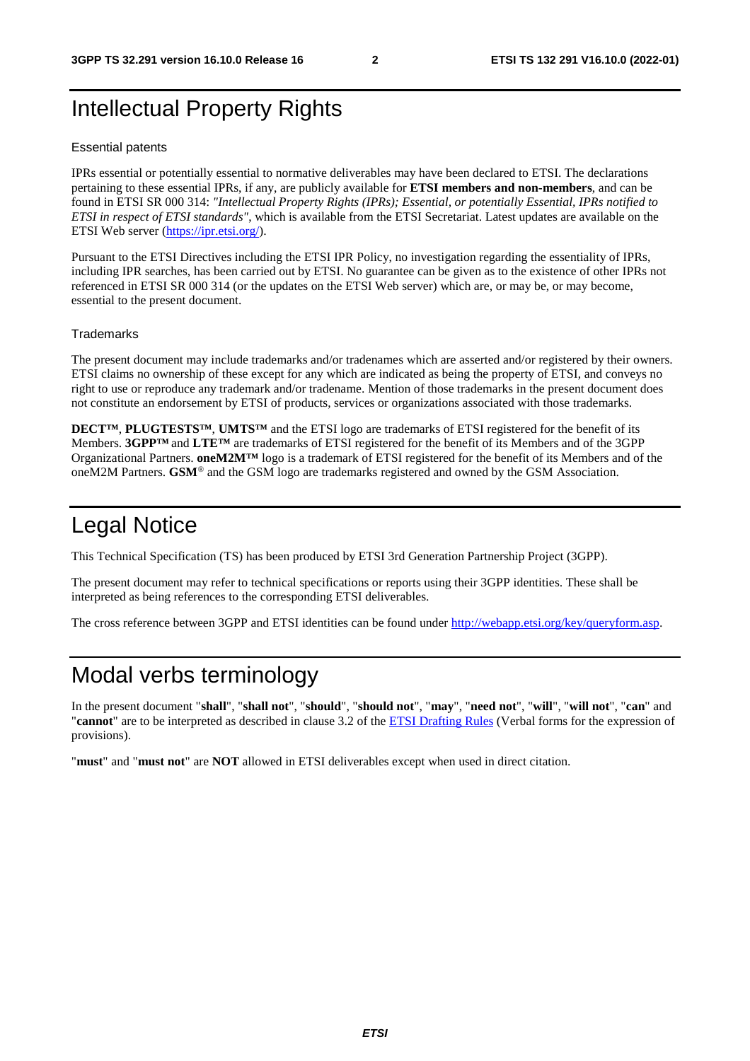# Intellectual Property Rights

## Essential patents

IPRs essential or potentially essential to normative deliverables may have been declared to ETSI. The declarations pertaining to these essential IPRs, if any, are publicly available for **ETSI members and non-members**, and can be found in ETSI SR 000 314: *"Intellectual Property Rights (IPRs); Essential, or potentially Essential, IPRs notified to ETSI in respect of ETSI standards"*, which is available from the ETSI Secretariat. Latest updates are available on the ETSI Web server (https://ipr.etsi.org/).

Pursuant to the ETSI Directives including the ETSI IPR Policy, no investigation regarding the essentiality of IPRs, including IPR searches, has been carried out by ETSI. No guarantee can be given as to the existence of other IPRs not referenced in ETSI SR 000 314 (or the updates on the ETSI Web server) which are, or may be, or may become, essential to the present document.

## Trademarks

The present document may include trademarks and/or tradenames which are asserted and/or registered by their owners. ETSI claims no ownership of these except for any which are indicated as being the property of ETSI, and conveys no right to use or reproduce any trademark and/or tradename. Mention of those trademarks in the present document does not constitute an endorsement by ETSI of products, services or organizations associated with those trademarks.

**DECT™**, **PLUGTESTS™**, **UMTS™** and the ETSI logo are trademarks of ETSI registered for the benefit of its Members. **3GPP™** and **LTE™** are trademarks of ETSI registered for the benefit of its Members and of the 3GPP Organizational Partners. **oneM2M™** logo is a trademark of ETSI registered for the benefit of its Members and of the oneM2M Partners. **GSM**® and the GSM logo are trademarks registered and owned by the GSM Association.

# Legal Notice

This Technical Specification (TS) has been produced by ETSI 3rd Generation Partnership Project (3GPP).

The present document may refer to technical specifications or reports using their 3GPP identities. These shall be interpreted as being references to the corresponding ETSI deliverables.

The cross reference between 3GPP and ETSI identities can be found under http://webapp.etsi.org/key/queryform.asp.

# Modal verbs terminology

In the present document "**shall**", "**shall not**", "**should**", "**should not**", "**may**", "**need not**", "**will**", "**will not**", "**can**" and "**cannot**" are to be interpreted as described in clause 3.2 of the ETSI Drafting Rules (Verbal forms for the expression of provisions).

"**must**" and "**must not**" are **NOT** allowed in ETSI deliverables except when used in direct citation.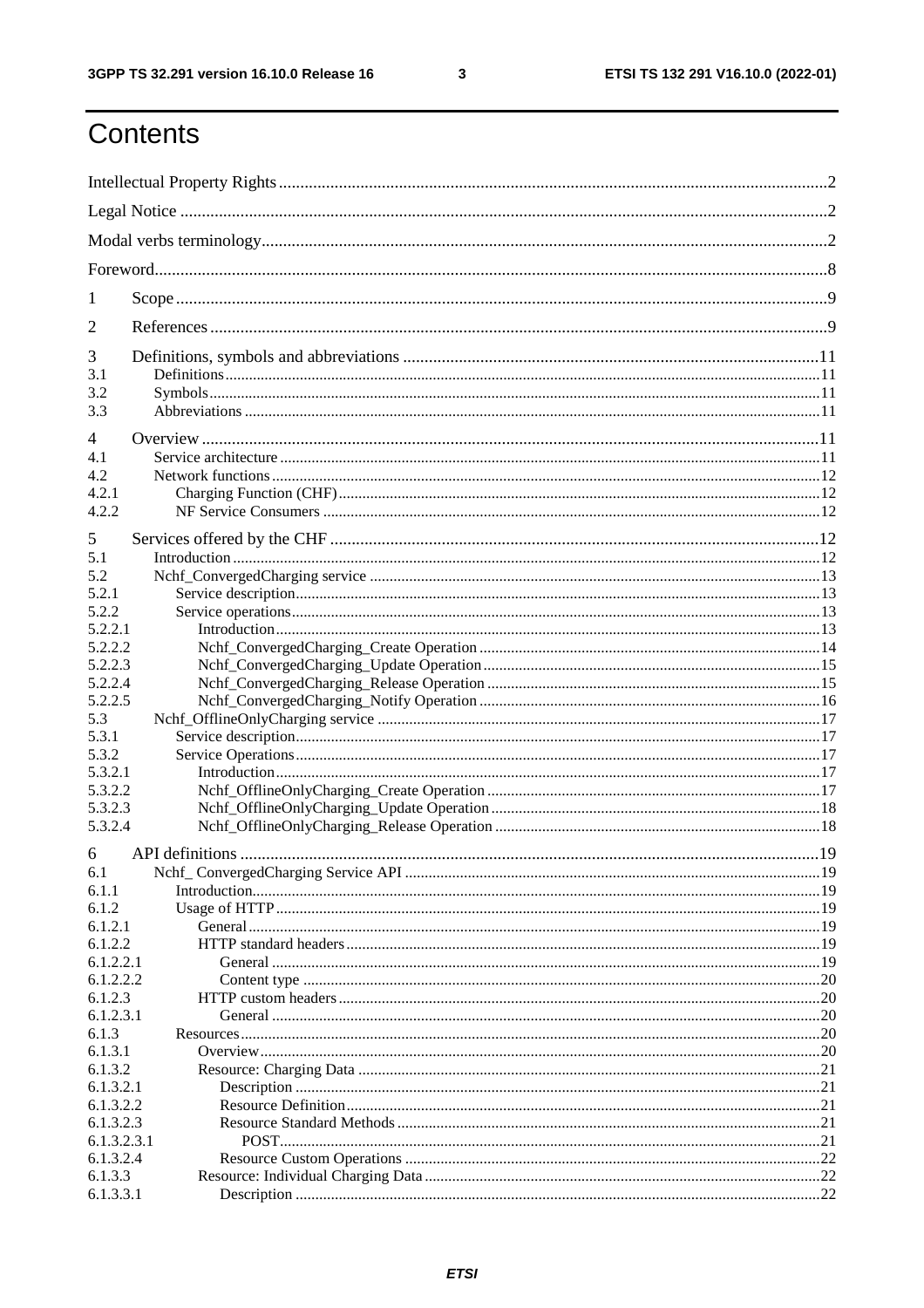# Contents

Intellectual Property Rights ..... 2
Legal Notice ..... 2
Modal verbs terminology ..... 2
Foreword ..... 8
1 Scope ..... 9
2 References ..... 9
3 Definitions, symbols and abbreviations ..... 11
3.1 Definitions ..... 11
3.2 Symbols ..... 11
3.3 Abbreviations ..... 11
4 Overview ..... 11
4.1 Service architecture ..... 11
4.2 Network functions ..... 12
4.2.1 Charging Function (CHF) ..... 12
4.2.2 NF Service Consumers ..... 12
5 Services offered by the CHF ..... 12
5.1 Introduction ..... 12
5.2 Nchf_ConvergedCharging service ..... 13
5.2.1 Service description ..... 13
5.2.2 Service operations ..... 13
5.2.2.1 Introduction ..... 13
5.2.2.2 Nchf_ConvergedCharging_Create Operation ..... 14
5.2.2.3 Nchf_ConvergedCharging_Update Operation ..... 15
5.2.2.4 Nchf_ConvergedCharging_Release Operation ..... 15
5.2.2.5 Nchf_ConvergedCharging_Notify Operation ..... 16
5.3 Nchf_OfflineOnlyCharging service ..... 17
5.3.1 Service description ..... 17
5.3.2 Service Operations ..... 17
5.3.2.1 Introduction ..... 17
5.3.2.2 Nchf_OfflineOnlyCharging_Create Operation ..... 17
5.3.2.3 Nchf_OfflineOnlyCharging_Update Operation ..... 18
5.3.2.4 Nchf_OfflineOnlyCharging_Release Operation ..... 18
6 API definitions ..... 19
6.1 Nchf_ ConvergedCharging Service API ..... 19
6.1.1 Introduction ..... 19
6.1.2 Usage of HTTP ..... 19
6.1.2.1 General ..... 19
6.1.2.2 HTTP standard headers ..... 19
6.1.2.2.1 General ..... 19
6.1.2.2.2 Content type ..... 20
6.1.2.3 HTTP custom headers ..... 20
6.1.2.3.1 General ..... 20
6.1.3 Resources ..... 20
6.1.3.1 Overview ..... 20
6.1.3.2 Resource: Charging Data ..... 21
6.1.3.2.1 Description ..... 21
6.1.3.2.2 Resource Definition ..... 21
6.1.3.2.3 Resource Standard Methods ..... 21
6.1.3.2.3.1 POST ..... 21
6.1.3.2.4 Resource Custom Operations ..... 22
6.1.3.3 Resource: Individual Charging Data ..... 22
6.1.3.3.1 Description ..... 22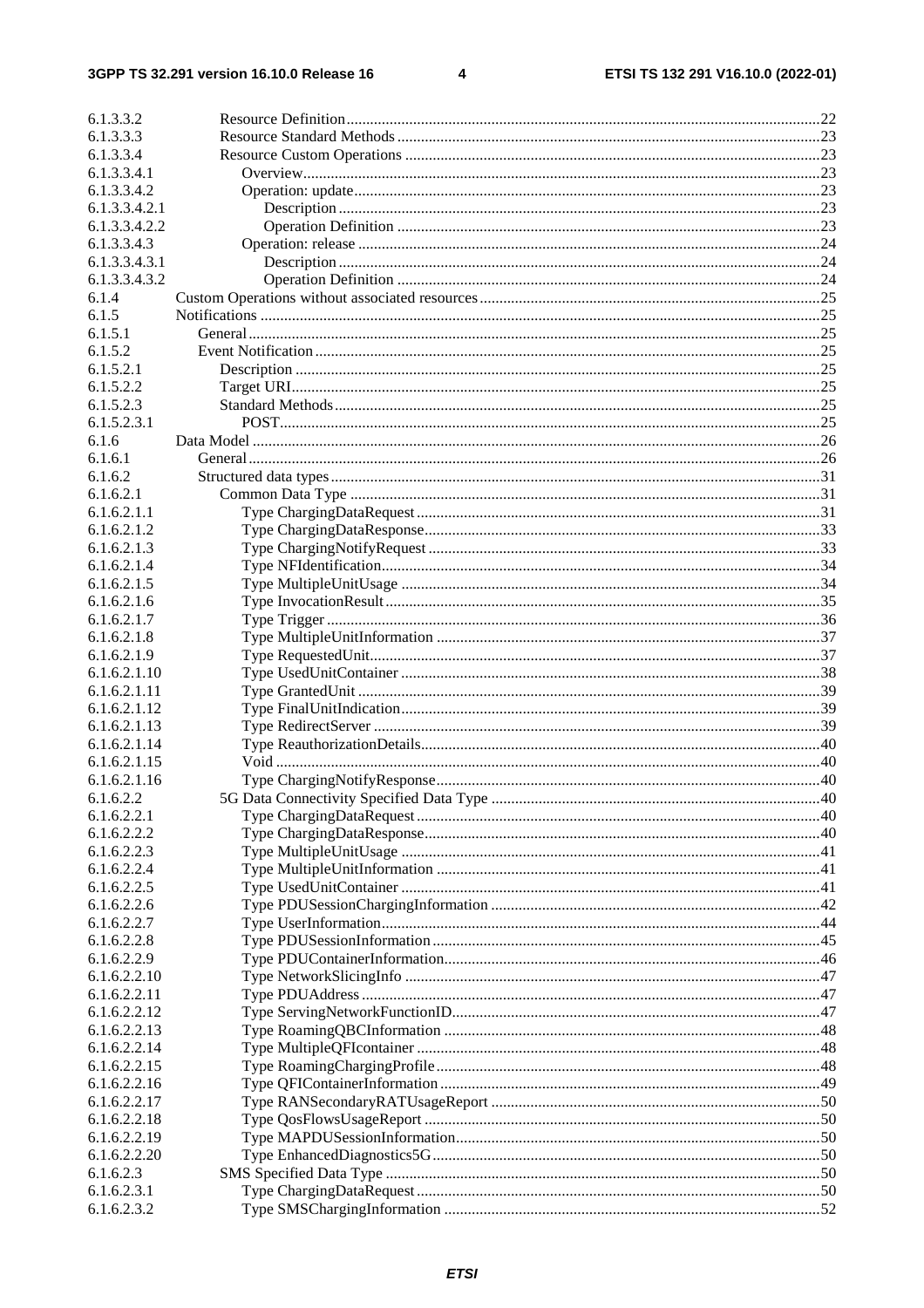6.1.3.3.2 Resource Definition ........................................................................................................... 22
6.1.3.3.3 Resource Standard Methods ............................................................................................ 23
6.1.3.3.4 Resource Custom Operations ........................................................................................... 23
6.1.3.3.4.1 Overview .................................................................................................................... 23
6.1.3.3.4.2 Operation: update ........................................................................................................ 23
6.1.3.3.4.2.1 Description ............................................................................................................. 23
6.1.3.3.4.2.2 Operation Definition ............................................................................................... 23
6.1.3.3.4.3 Operation: release ....................................................................................................... 24
6.1.3.3.4.3.1 Description ............................................................................................................. 24
6.1.3.3.4.3.2 Operation Definition ............................................................................................... 24
6.1.4 Custom Operations without associated resources ....................................................................... 25
6.1.5 Notifications ............................................................................................................................... 25
6.1.5.1 General .................................................................................................................................. 25
6.1.5.2 Event Notification .................................................................................................................. 25
6.1.5.2.1 Description ....................................................................................................................... 25
6.1.5.2.2 Target URI ........................................................................................................................ 25
6.1.5.2.3 Standard Methods ............................................................................................................. 25
6.1.5.2.3.1 POST ........................................................................................................................... 25
6.1.6 Data Model .................................................................................................................................. 26
6.1.6.1 General .................................................................................................................................. 26
6.1.6.2 Structured data types ............................................................................................................. 31
6.1.6.2.1 Common Data Type .......................................................................................................... 31
6.1.6.2.1.1 Type ChargingDataRequest ........................................................................................ 31
6.1.6.2.1.2 Type ChargingDataResponse ...................................................................................... 33
6.1.6.2.1.3 Type ChargingNotifyRequest ...................................................................................... 33
6.1.6.2.1.4 Type NFIdentification ................................................................................................. 34
6.1.6.2.1.5 Type MultipleUnitUsage ............................................................................................. 34
6.1.6.2.1.6 Type InvocationResult ................................................................................................ 35
6.1.6.2.1.7 Type Trigger ............................................................................................................... 36
6.1.6.2.1.8 Type MultipleUnitInformation .................................................................................... 37
6.1.6.2.1.9 Type RequestedUnit .................................................................................................... 37
6.1.6.2.1.10 Type UsedUnitContainer ............................................................................................. 38
6.1.6.2.1.11 Type GrantedUnit ........................................................................................................ 39
6.1.6.2.1.12 Type FinalUnitIndication ............................................................................................. 39
6.1.6.2.1.13 Type RedirectServer .................................................................................................... 39
6.1.6.2.1.14 Type ReauthorizationDetails ....................................................................................... 40
6.1.6.2.1.15 Void ............................................................................................................................ 40
6.1.6.2.1.16 Type ChargingNotifyResponse ................................................................................... 40
6.1.6.2.2 5G Data Connectivity Specified Data Type ..................................................................... 40
6.1.6.2.2.1 Type ChargingDataRequest ........................................................................................ 40
6.1.6.2.2.2 Type ChargingDataResponse ...................................................................................... 40
6.1.6.2.2.3 Type MultipleUnitUsage ............................................................................................. 41
6.1.6.2.2.4 Type MultipleUnitInformation .................................................................................... 41
6.1.6.2.2.5 Type UsedUnitContainer ............................................................................................. 41
6.1.6.2.2.6 Type PDUSessionChargingInformation ...................................................................... 42
6.1.6.2.2.7 Type UserInformation ................................................................................................. 44
6.1.6.2.2.8 Type PDUSessionInformation ..................................................................................... 45
6.1.6.2.2.9 Type PDUContainerInformation .................................................................................. 46
6.1.6.2.2.10 Type NetworkSlicingInfo ............................................................................................ 47
6.1.6.2.2.11 Type PDUAddress ....................................................................................................... 47
6.1.6.2.2.12 Type ServingNetworkFunctionID ............................................................................... 47
6.1.6.2.2.13 Type RoamingQBCInformation .................................................................................. 48
6.1.6.2.2.14 Type MultipleQFIcontainer ......................................................................................... 48
6.1.6.2.2.15 Type RoamingChargingProfile .................................................................................... 48
6.1.6.2.2.16 Type QFIContainerInformation ................................................................................... 49
6.1.6.2.2.17 Type RANSecondaryRATUsageReport ...................................................................... 50
6.1.6.2.2.18 Type QosFlowsUsageReport ....................................................................................... 50
6.1.6.2.2.19 Type MAPDUSessionInformation ............................................................................... 50
6.1.6.2.2.20 Type EnhancedDiagnostics5G ..................................................................................... 50
6.1.6.2.3 SMS Specified Data Type ................................................................................................ 50
6.1.6.2.3.1 Type ChargingDataRequest ........................................................................................ 50
6.1.6.2.3.2 Type SMSChargingInformation ................................................................................. 52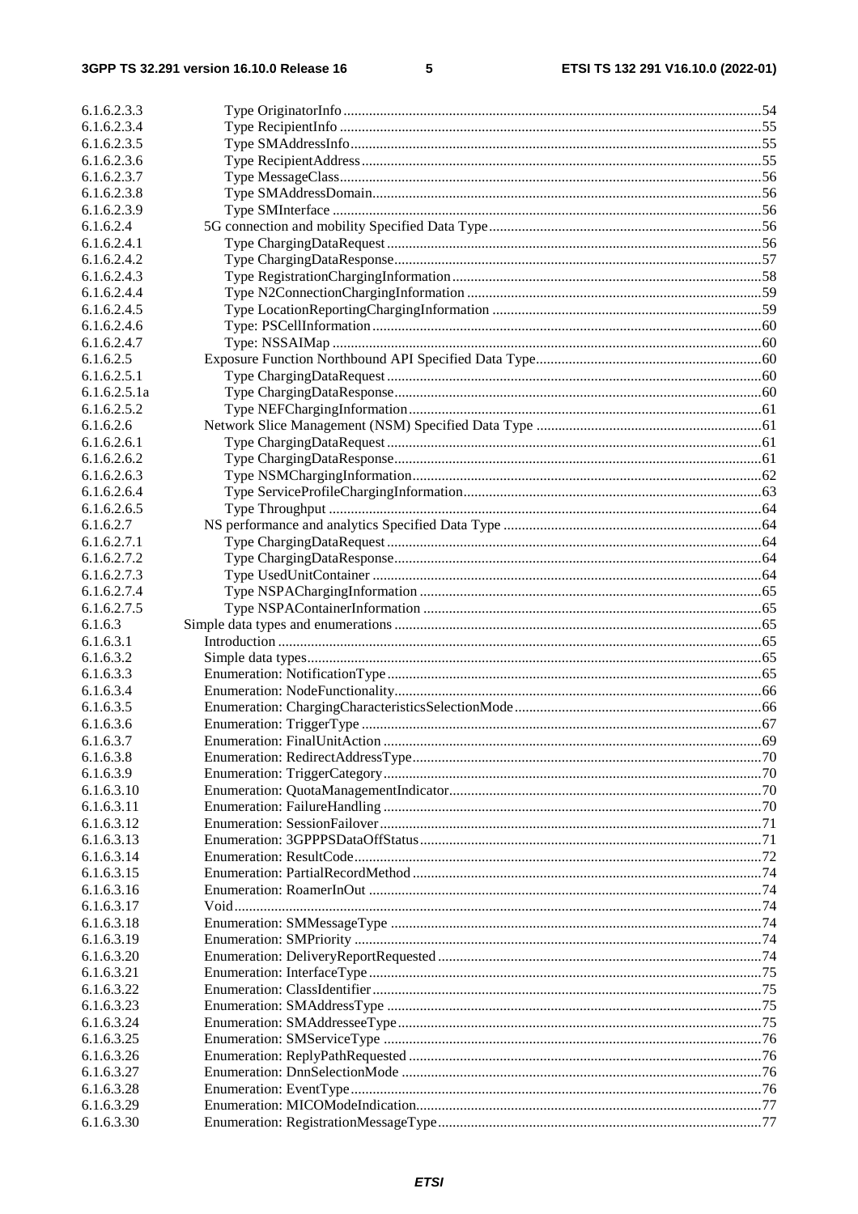6.1.6.2.3.3 Type OriginatorInfo ..... 54
6.1.6.2.3.4 Type RecipientInfo ..... 55
6.1.6.2.3.5 Type SMAddressInfo ..... 55
6.1.6.2.3.6 Type RecipientAddress ..... 55
6.1.6.2.3.7 Type MessageClass ..... 56
6.1.6.2.3.8 Type SMAddressDomain ..... 56
6.1.6.2.3.9 Type SMInterface ..... 56
6.1.6.2.4 5G connection and mobility Specified Data Type ..... 56
6.1.6.2.4.1 Type ChargingDataRequest ..... 56
6.1.6.2.4.2 Type ChargingDataResponse ..... 57
6.1.6.2.4.3 Type RegistrationChargingInformation ..... 58
6.1.6.2.4.4 Type N2ConnectionChargingInformation ..... 59
6.1.6.2.4.5 Type LocationReportingChargingInformation ..... 59
6.1.6.2.4.6 Type: PSCellInformation ..... 60
6.1.6.2.4.7 Type: NSSAIMap ..... 60
6.1.6.2.5 Exposure Function Northbound API Specified Data Type ..... 60
6.1.6.2.5.1 Type ChargingDataRequest ..... 60
6.1.6.2.5.1a Type ChargingDataResponse ..... 60
6.1.6.2.5.2 Type NEFChargingInformation ..... 61
6.1.6.2.6 Network Slice Management (NSM) Specified Data Type ..... 61
6.1.6.2.6.1 Type ChargingDataRequest ..... 61
6.1.6.2.6.2 Type ChargingDataResponse ..... 61
6.1.6.2.6.3 Type NSMChargingInformation ..... 62
6.1.6.2.6.4 Type ServiceProfileChargingInformation ..... 63
6.1.6.2.6.5 Type Throughput ..... 64
6.1.6.2.7 NS performance and analytics Specified Data Type ..... 64
6.1.6.2.7.1 Type ChargingDataRequest ..... 64
6.1.6.2.7.2 Type ChargingDataResponse ..... 64
6.1.6.2.7.3 Type UsedUnitContainer ..... 64
6.1.6.2.7.4 Type NSPAChargingInformation ..... 65
6.1.6.2.7.5 Type NSPAContainerInformation ..... 65
6.1.6.3 Simple data types and enumerations ..... 65
6.1.6.3.1 Introduction ..... 65
6.1.6.3.2 Simple data types ..... 65
6.1.6.3.3 Enumeration: NotificationType ..... 65
6.1.6.3.4 Enumeration: NodeFunctionality ..... 66
6.1.6.3.5 Enumeration: ChargingCharacteristicsSelectionMode ..... 66
6.1.6.3.6 Enumeration: TriggerType ..... 67
6.1.6.3.7 Enumeration: FinalUnitAction ..... 69
6.1.6.3.8 Enumeration: RedirectAddressType ..... 70
6.1.6.3.9 Enumeration: TriggerCategory ..... 70
6.1.6.3.10 Enumeration: QuotaManagementIndicator ..... 70
6.1.6.3.11 Enumeration: FailureHandling ..... 70
6.1.6.3.12 Enumeration: SessionFailover ..... 71
6.1.6.3.13 Enumeration: 3GPPPSDataOffStatus ..... 71
6.1.6.3.14 Enumeration: ResultCode ..... 72
6.1.6.3.15 Enumeration: PartialRecordMethod ..... 74
6.1.6.3.16 Enumeration: RoamerInOut ..... 74
6.1.6.3.17 Void ..... 74
6.1.6.3.18 Enumeration: SMMessageType ..... 74
6.1.6.3.19 Enumeration: SMPriority ..... 74
6.1.6.3.20 Enumeration: DeliveryReportRequested ..... 74
6.1.6.3.21 Enumeration: InterfaceType ..... 75
6.1.6.3.22 Enumeration: ClassIdentifier ..... 75
6.1.6.3.23 Enumeration: SMAddressType ..... 75
6.1.6.3.24 Enumeration: SMAddresseeType ..... 75
6.1.6.3.25 Enumeration: SMServiceType ..... 76
6.1.6.3.26 Enumeration: ReplyPathRequested ..... 76
6.1.6.3.27 Enumeration: DnnSelectionMode ..... 76
6.1.6.3.28 Enumeration: EventType ..... 76
6.1.6.3.29 Enumeration: MICOModeIndication ..... 77
6.1.6.3.30 Enumeration: RegistrationMessageType ..... 77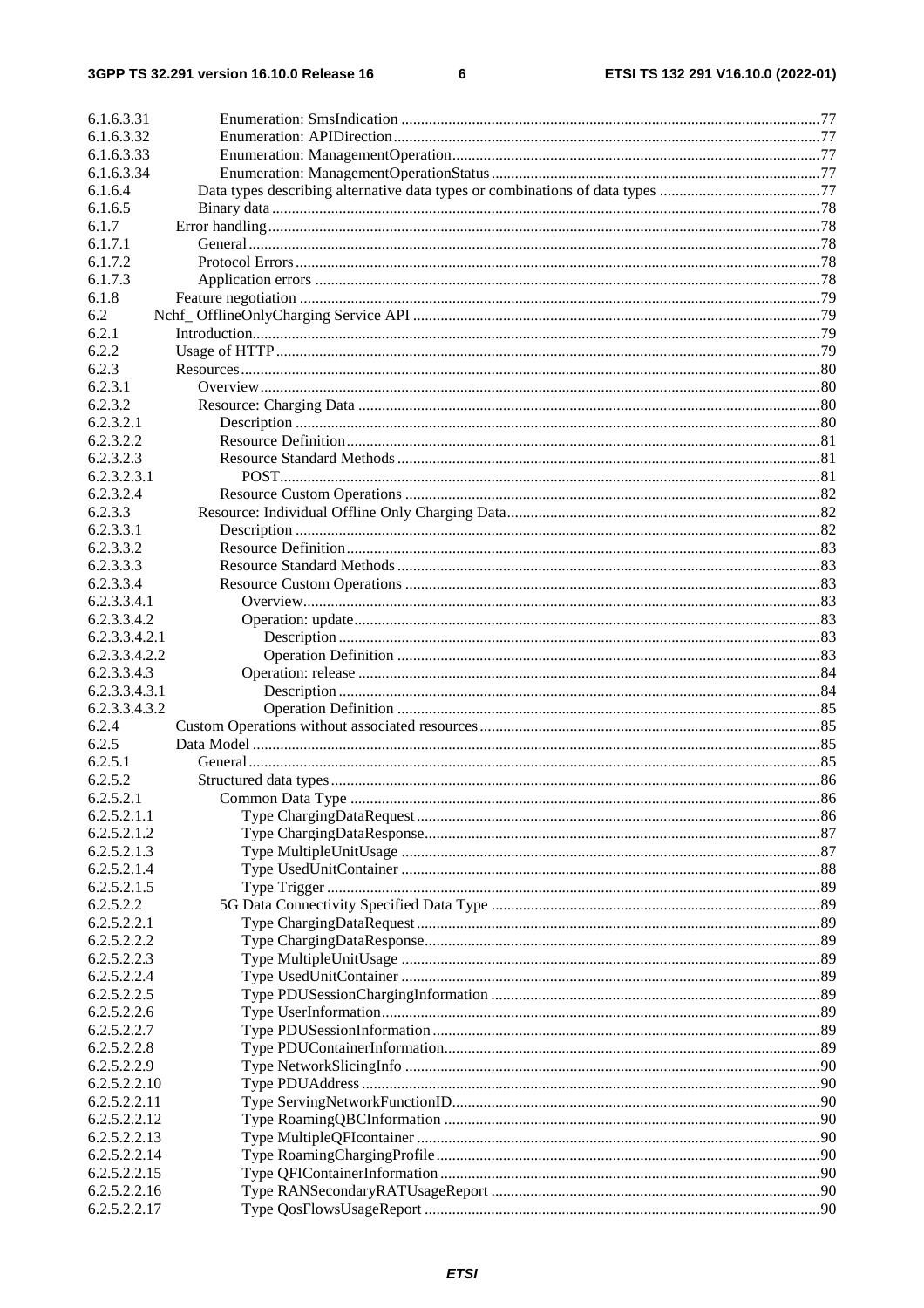6.1.6.3.31 Enumeration: SmsIndication ..... 77
6.1.6.3.32 Enumeration: APIDirection ..... 77
6.1.6.3.33 Enumeration: ManagementOperation ..... 77
6.1.6.3.34 Enumeration: ManagementOperationStatus ..... 77
6.1.6.4 Data types describing alternative data types or combinations of data types ..... 77
6.1.6.5 Binary data ..... 78
6.1.7 Error handling ..... 78
6.1.7.1 General ..... 78
6.1.7.2 Protocol Errors ..... 78
6.1.7.3 Application errors ..... 78
6.1.8 Feature negotiation ..... 79
6.2 Nchf_ OfflineOnlyCharging Service API ..... 79
6.2.1 Introduction ..... 79
6.2.2 Usage of HTTP ..... 79
6.2.3 Resources ..... 80
6.2.3.1 Overview ..... 80
6.2.3.2 Resource: Charging Data ..... 80
6.2.3.2.1 Description ..... 80
6.2.3.2.2 Resource Definition ..... 81
6.2.3.2.3 Resource Standard Methods ..... 81
6.2.3.2.3.1 POST ..... 81
6.2.3.2.4 Resource Custom Operations ..... 82
6.2.3.3 Resource: Individual Offline Only Charging Data ..... 82
6.2.3.3.1 Description ..... 82
6.2.3.3.2 Resource Definition ..... 83
6.2.3.3.3 Resource Standard Methods ..... 83
6.2.3.3.4 Resource Custom Operations ..... 83
6.2.3.3.4.1 Overview ..... 83
6.2.3.3.4.2 Operation: update ..... 83
6.2.3.3.4.2.1 Description ..... 83
6.2.3.3.4.2.2 Operation Definition ..... 83
6.2.3.3.4.3 Operation: release ..... 84
6.2.3.3.4.3.1 Description ..... 84
6.2.3.3.4.3.2 Operation Definition ..... 85
6.2.4 Custom Operations without associated resources ..... 85
6.2.5 Data Model ..... 85
6.2.5.1 General ..... 85
6.2.5.2 Structured data types ..... 86
6.2.5.2.1 Common Data Type ..... 86
6.2.5.2.1.1 Type ChargingDataRequest ..... 86
6.2.5.2.1.2 Type ChargingDataResponse ..... 87
6.2.5.2.1.3 Type MultipleUnitUsage ..... 87
6.2.5.2.1.4 Type UsedUnitContainer ..... 88
6.2.5.2.1.5 Type Trigger ..... 89
6.2.5.2.2 5G Data Connectivity Specified Data Type ..... 89
6.2.5.2.2.1 Type ChargingDataRequest ..... 89
6.2.5.2.2.2 Type ChargingDataResponse ..... 89
6.2.5.2.2.3 Type MultipleUnitUsage ..... 89
6.2.5.2.2.4 Type UsedUnitContainer ..... 89
6.2.5.2.2.5 Type PDUSessionChargingInformation ..... 89
6.2.5.2.2.6 Type UserInformation ..... 89
6.2.5.2.2.7 Type PDUSessionInformation ..... 89
6.2.5.2.2.8 Type PDUContainerInformation ..... 89
6.2.5.2.2.9 Type NetworkSlicingInfo ..... 90
6.2.5.2.2.10 Type PDUAddress ..... 90
6.2.5.2.2.11 Type ServingNetworkFunctionID ..... 90
6.2.5.2.2.12 Type RoamingQBCInformation ..... 90
6.2.5.2.2.13 Type MultipleQFIcontainer ..... 90
6.2.5.2.2.14 Type RoamingChargingProfile ..... 90
6.2.5.2.2.15 Type QFIContainerInformation ..... 90
6.2.5.2.2.16 Type RANSecondaryRATUsageReport ..... 90
6.2.5.2.2.17 Type QosFlowsUsageReport ..... 90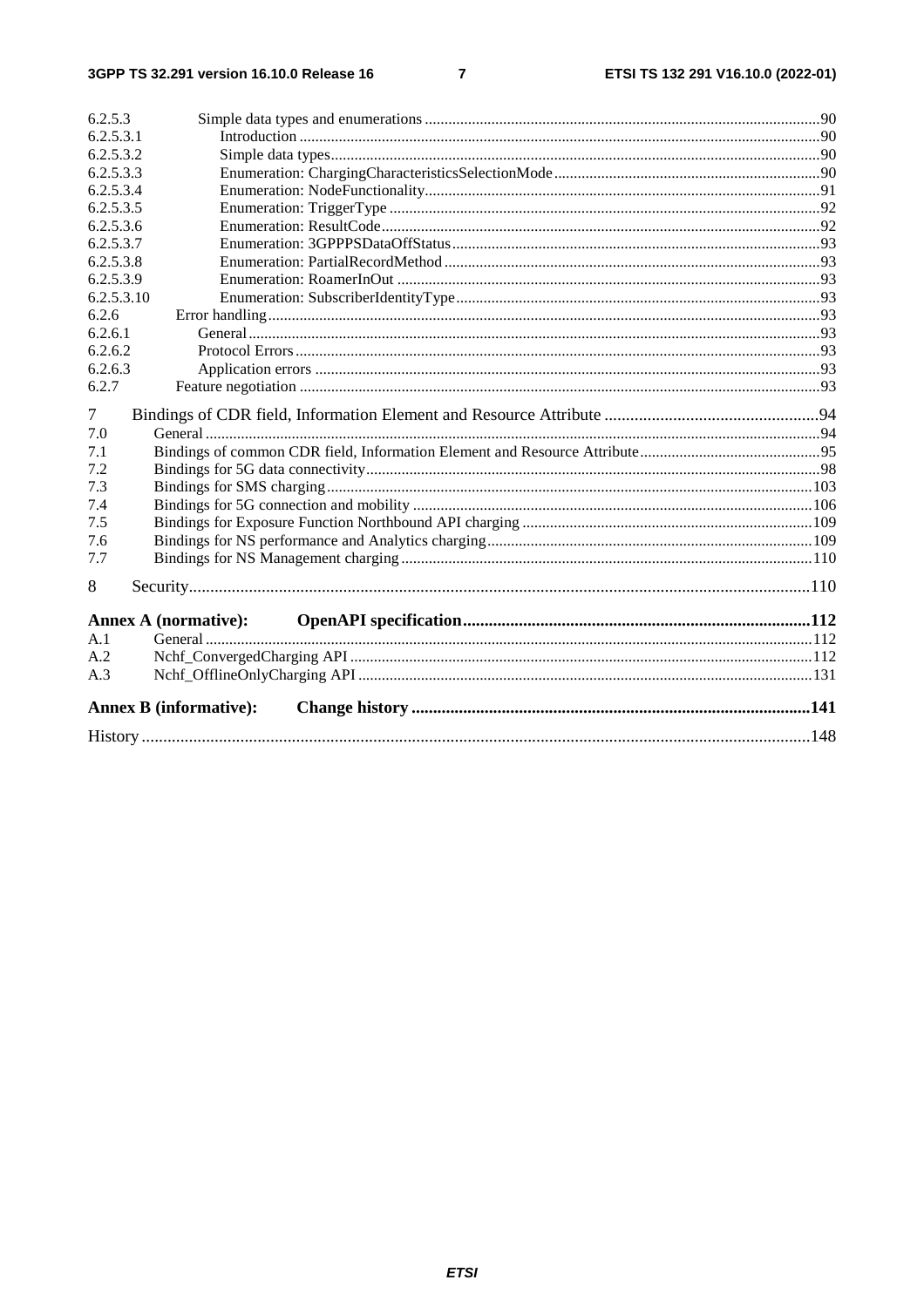6.2.5.3 Simple data types and enumerations ....................................................................................................90
6.2.5.3.1 Introduction ....................................................................................................................................90
6.2.5.3.2 Simple data types............................................................................................................................90
6.2.5.3.3 Enumeration: ChargingCharacteristicsSelectionMode....................................................................90
6.2.5.3.4 Enumeration: NodeFunctionality.....................................................................................................91
6.2.5.3.5 Enumeration: TriggerType ..............................................................................................................92
6.2.5.3.6 Enumeration: ResultCode................................................................................................................92
6.2.5.3.7 Enumeration: 3GPPPSDataOffStatus..............................................................................................93
6.2.5.3.8 Enumeration: PartialRecordMethod................................................................................................93
6.2.5.3.9 Enumeration: RoamerInOut ............................................................................................................93
6.2.5.3.10 Enumeration: SubscriberIdentityType.............................................................................................93
6.2.6 Error handling.............................................................................................................................................93
6.2.6.1 General..................................................................................................................................................93
6.2.6.2 Protocol Errors......................................................................................................................................93
6.2.6.3 Application errors .................................................................................................................................93
6.2.7 Feature negotiation .....................................................................................................................................93

7 Bindings of CDR field, Information Element and Resource Attribute ..................................................94
7.0 General .............................................................................................................................................................94
7.1 Bindings of common CDR field, Information Element and Resource Attribute..............................................95
7.2 Bindings for 5G data connectivity....................................................................................................................98
7.3 Bindings for SMS charging............................................................................................................................103
7.4 Bindings for 5G connection and mobility ......................................................................................................106
7.5 Bindings for Exposure Function Northbound API charging ..........................................................................109
7.6 Bindings for NS performance and Analytics charging...................................................................................109
7.7 Bindings for NS Management charging.........................................................................................................110

8 Security.................................................................................................................................................110

**Annex A (normative): OpenAPI specification................................................................................112**

A.1 General ...........................................................................................................................................................112
A.2 Nchf_ConvergedCharging API .....................................................................................................................112
A.3 Nchf_OfflineOnlyCharging API ...................................................................................................................131

**Annex B (informative): Change history ............................................................................................141**

History ............................................................................................................................................................148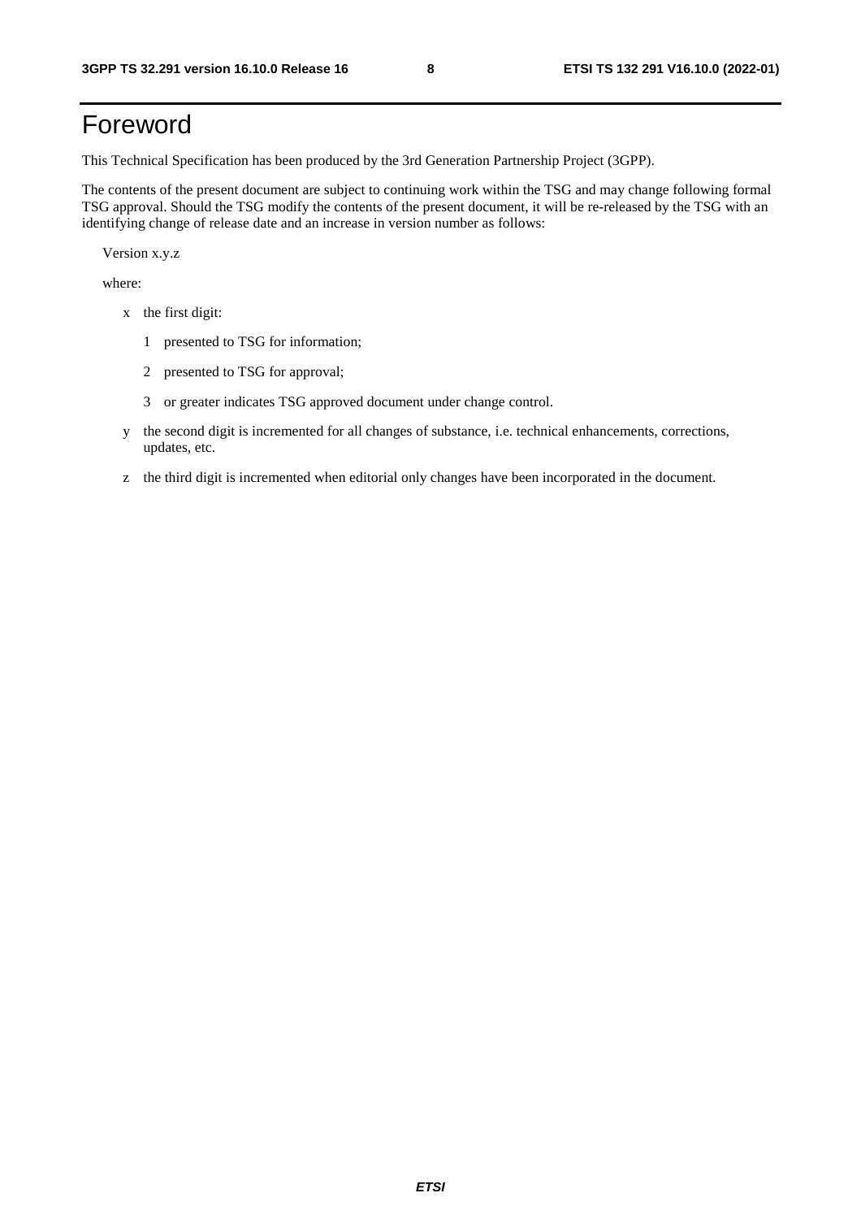# Foreword

This Technical Specification has been produced by the 3rd Generation Partnership Project (3GPP).

The contents of the present document are subject to continuing work within the TSG and may change following formal TSG approval. Should the TSG modify the contents of the present document, it will be re-released by the TSG with an identifying change of release date and an increase in version number as follows:

Version x.y.z

where:

- x the first digit:
  - 1 presented to TSG for information;
  - 2 presented to TSG for approval;
  - 3 or greater indicates TSG approved document under change control.
- y the second digit is incremented for all changes of substance, i.e. technical enhancements, corrections, updates, etc.
- z the third digit is incremented when editorial only changes have been incorporated in the document.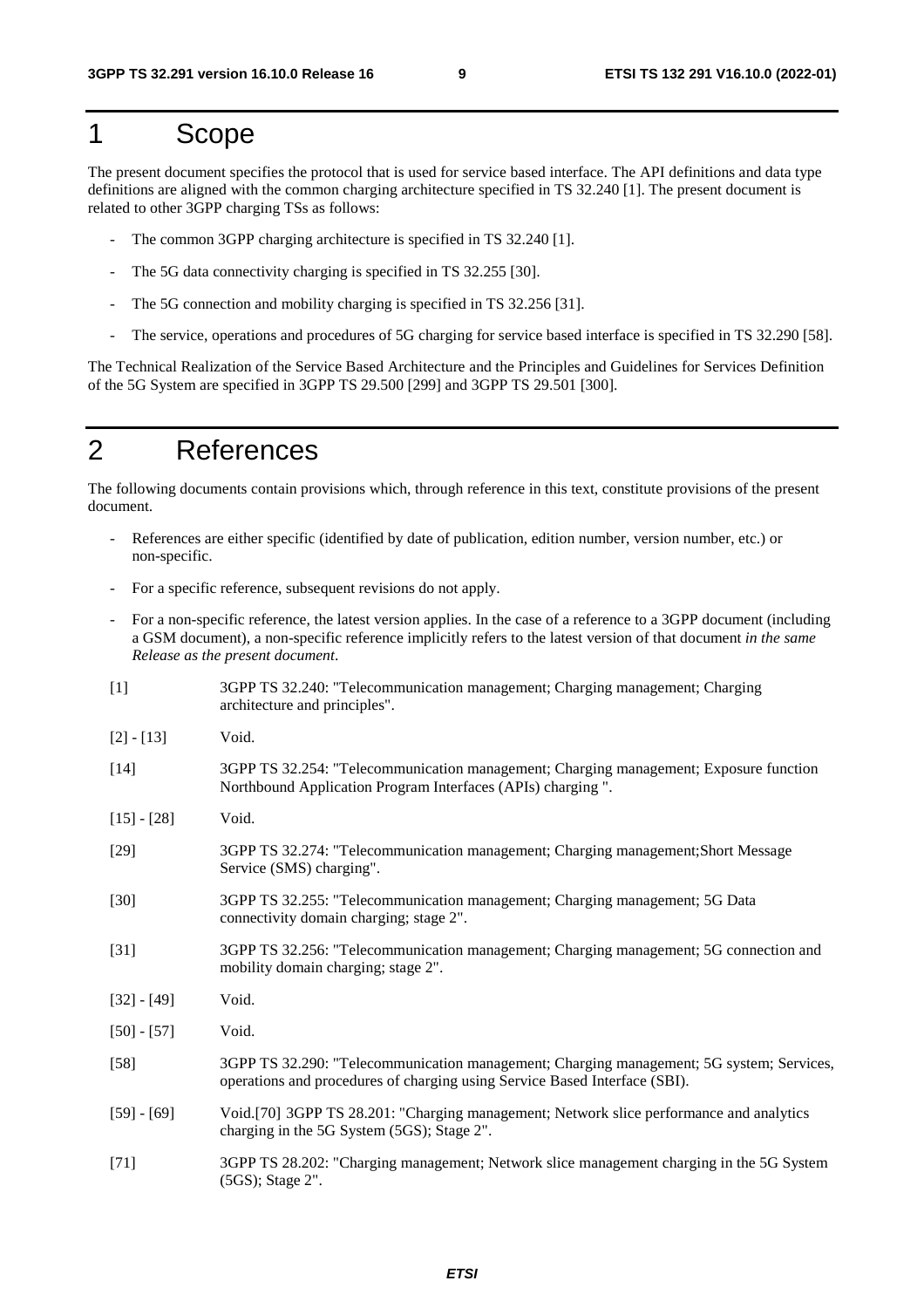# 1 Scope

The present document specifies the protocol that is used for service based interface. The API definitions and data type definitions are aligned with the common charging architecture specified in TS 32.240 [1]. The present document is related to other 3GPP charging TSs as follows:

- The common 3GPP charging architecture is specified in TS 32.240 [1].
- The 5G data connectivity charging is specified in TS 32.255 [30].
- The 5G connection and mobility charging is specified in TS 32.256 [31].
- The service, operations and procedures of 5G charging for service based interface is specified in TS 32.290 [58].

The Technical Realization of the Service Based Architecture and the Principles and Guidelines for Services Definition of the 5G System are specified in 3GPP TS 29.500 [299] and 3GPP TS 29.501 [300].

# 2 References

The following documents contain provisions which, through reference in this text, constitute provisions of the present document.

- References are either specific (identified by date of publication, edition number, version number, etc.) or non-specific.
- For a specific reference, subsequent revisions do not apply.
- For a non-specific reference, the latest version applies. In the case of a reference to a 3GPP document (including a GSM document), a non-specific reference implicitly refers to the latest version of that document *in the same Release as the present document*.

[1] 3GPP TS 32.240: "Telecommunication management; Charging management; Charging architecture and principles".

[2] - [13] Void.

[14] 3GPP TS 32.254: "Telecommunication management; Charging management; Exposure function Northbound Application Program Interfaces (APIs) charging ".

[15] - [28] Void.

[29] 3GPP TS 32.274: "Telecommunication management; Charging management;Short Message Service (SMS) charging".

[30] 3GPP TS 32.255: "Telecommunication management; Charging management; 5G Data connectivity domain charging; stage 2".

[31] 3GPP TS 32.256: "Telecommunication management; Charging management; 5G connection and mobility domain charging; stage 2".

[32] - [49] Void.

[50] - [57] Void.

[58] 3GPP TS 32.290: "Telecommunication management; Charging management; 5G system; Services, operations and procedures of charging using Service Based Interface (SBI).

[59] - [69] Void.[70] 3GPP TS 28.201: "Charging management; Network slice performance and analytics charging in the 5G System (5GS); Stage 2".

[71] 3GPP TS 28.202: "Charging management; Network slice management charging in the 5G System (5GS); Stage 2".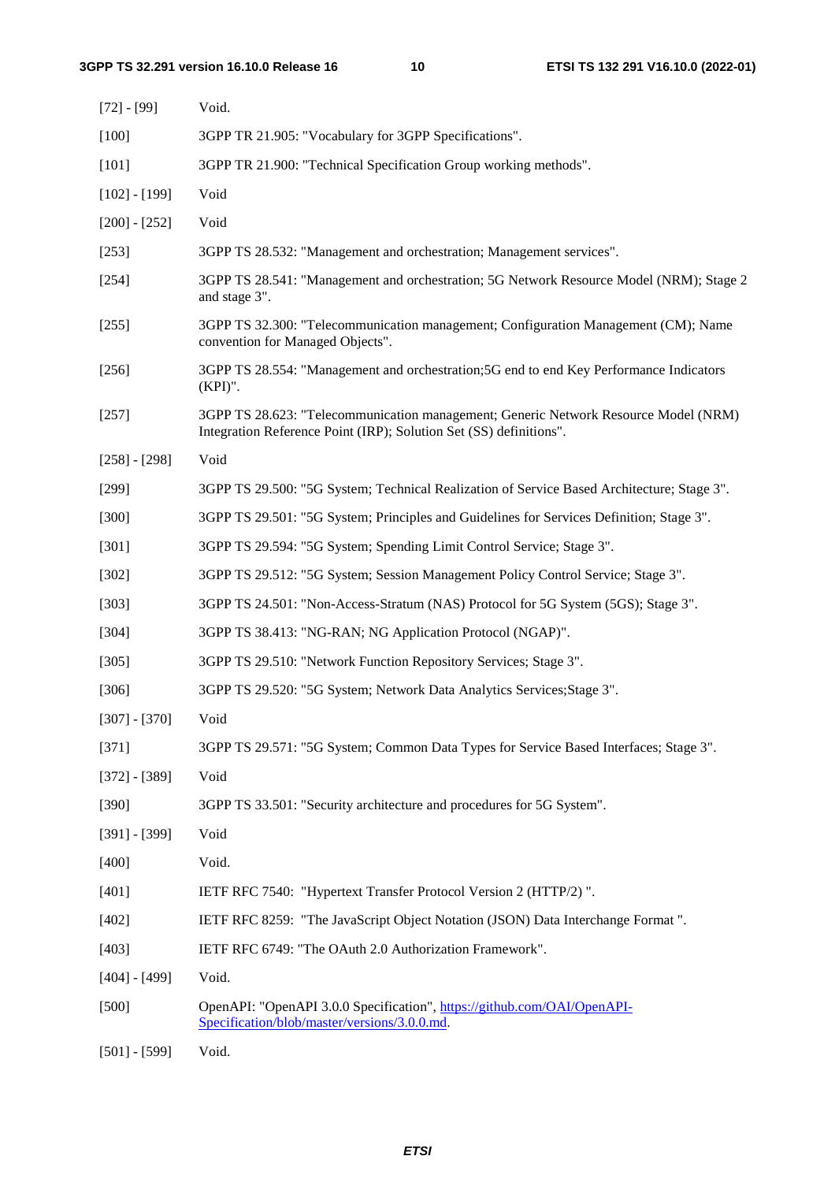[72] - [99] Void.

[100] 3GPP TR 21.905: "Vocabulary for 3GPP Specifications".

[101] 3GPP TR 21.900: "Technical Specification Group working methods".

[102] - [199] Void

[200] - [252] Void

[253] 3GPP TS 28.532: "Management and orchestration; Management services".

[254] 3GPP TS 28.541: "Management and orchestration; 5G Network Resource Model (NRM); Stage 2 and stage 3".

[255] 3GPP TS 32.300: "Telecommunication management; Configuration Management (CM); Name convention for Managed Objects".

[256] 3GPP TS 28.554: "Management and orchestration;5G end to end Key Performance Indicators (KPI)".

[257] 3GPP TS 28.623: "Telecommunication management; Generic Network Resource Model (NRM) Integration Reference Point (IRP); Solution Set (SS) definitions".

[258] - [298] Void

[299] 3GPP TS 29.500: "5G System; Technical Realization of Service Based Architecture; Stage 3".

[300] 3GPP TS 29.501: "5G System; Principles and Guidelines for Services Definition; Stage 3".

[301] 3GPP TS 29.594: "5G System; Spending Limit Control Service; Stage 3".

[302] 3GPP TS 29.512: "5G System; Session Management Policy Control Service; Stage 3".

[303] 3GPP TS 24.501: "Non-Access-Stratum (NAS) Protocol for 5G System (5GS); Stage 3".

[304] 3GPP TS 38.413: "NG-RAN; NG Application Protocol (NGAP)".

[305] 3GPP TS 29.510: "Network Function Repository Services; Stage 3".

[306] 3GPP TS 29.520: "5G System; Network Data Analytics Services;Stage 3".

[307] - [370] Void

[371] 3GPP TS 29.571: "5G System; Common Data Types for Service Based Interfaces; Stage 3".

[372] - [389] Void

[390] 3GPP TS 33.501: "Security architecture and procedures for 5G System".

[391] - [399] Void

[400] Void.

[401] IETF RFC 7540: "Hypertext Transfer Protocol Version 2 (HTTP/2) ".

[402] IETF RFC 8259: "The JavaScript Object Notation (JSON) Data Interchange Format ".

[403] IETF RFC 6749: "The OAuth 2.0 Authorization Framework".

[404] - [499] Void.

[500] OpenAPI: "OpenAPI 3.0.0 Specification", https://github.com/OAI/OpenAPI-Specification/blob/master/versions/3.0.0.md.

[501] - [599] Void.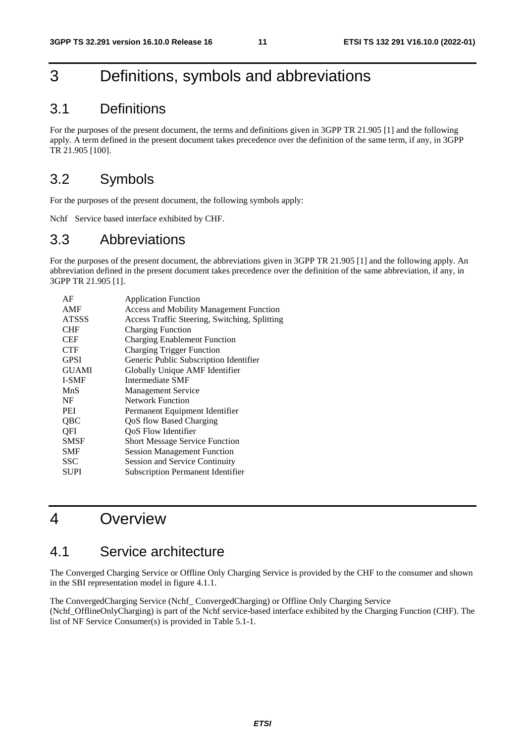# 3 Definitions, symbols and abbreviations

## 3.1 Definitions

For the purposes of the present document, the terms and definitions given in 3GPP TR 21.905 [1] and the following apply. A term defined in the present document takes precedence over the definition of the same term, if any, in 3GPP TR 21.905 [100].

## 3.2 Symbols

For the purposes of the present document, the following symbols apply:

Nchf Service based interface exhibited by CHF.

## 3.3 Abbreviations

For the purposes of the present document, the abbreviations given in 3GPP TR 21.905 [1] and the following apply. An abbreviation defined in the present document takes precedence over the definition of the same abbreviation, if any, in 3GPP TR 21.905 [1].

| | |
|---|---|
| AF | Application Function |
| AMF | Access and Mobility Management Function |
| ATSSS | Access Traffic Steering, Switching, Splitting |
| CHF | Charging Function |
| CEF | Charging Enablement Function |
| CTF | Charging Trigger Function |
| GPSI | Generic Public Subscription Identifier |
| GUAMI | Globally Unique AMF Identifier |
| I-SMF | Intermediate SMF |
| MnS | Management Service |
| NF | Network Function |
| PEI | Permanent Equipment Identifier |
| QBC | QoS flow Based Charging |
| QFI | QoS Flow Identifier |
| SMSF | Short Message Service Function |
| SMF | Session Management Function |
| SSC | Session and Service Continuity |
| SUPI | Subscription Permanent Identifier |

# 4 Overview

## 4.1 Service architecture

The Converged Charging Service or Offline Only Charging Service is provided by the CHF to the consumer and shown in the SBI representation model in figure 4.1.1.

The ConvergedCharging Service (Nchf_ ConvergedCharging) or Offline Only Charging Service (Nchf_OfflineOnlyCharging) is part of the Nchf service-based interface exhibited by the Charging Function (CHF). The list of NF Service Consumer(s) is provided in Table 5.1-1.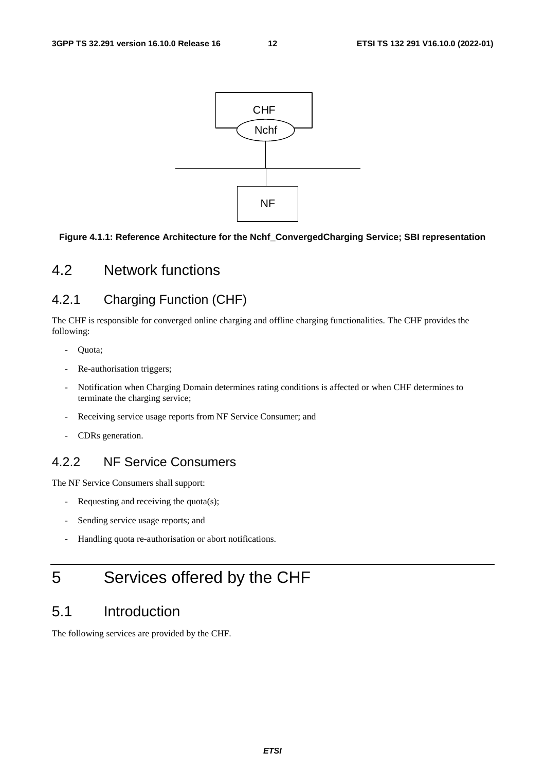Figure 4.1.1: Reference Architecture for the Nchf_ConvergedCharging Service; SBI representation

## 4.2 Network functions

### 4.2.1 Charging Function (CHF)

The CHF is responsible for converged online charging and offline charging functionalities. The CHF provides the following:

- Quota;
- Re-authorisation triggers;
- Notification when Charging Domain determines rating conditions is affected or when CHF determines to terminate the charging service;
- Receiving service usage reports from NF Service Consumer; and
- CDRs generation.

### 4.2.2 NF Service Consumers

The NF Service Consumers shall support:

- Requesting and receiving the quota(s);
- Sending service usage reports; and
- Handling quota re-authorisation or abort notifications.

# 5 Services offered by the CHF

## 5.1 Introduction

The following services are provided by the CHF.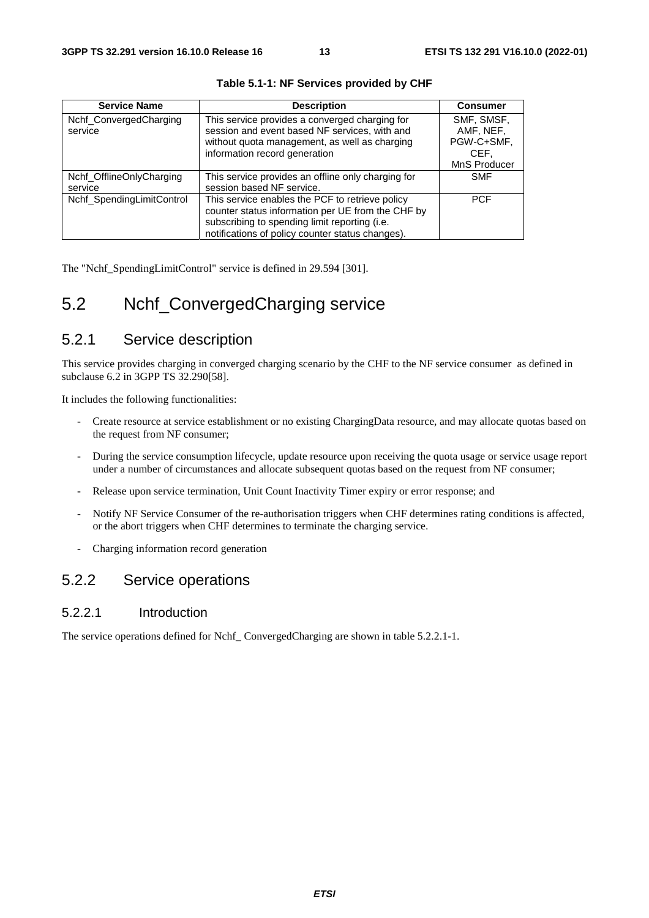**Table 5.1-1: NF Services provided by CHF**

| Service Name | Description | Consumer |
|---|---|---|
| Nchf_ConvergedCharging service | This service provides a converged charging for session and event based NF services, with and without quota management, as well as charging information record generation | SMF, SMSF, AMF, NEF, PGW-C+SMF, CEF, MnS Producer |
| Nchf_OfflineOnlyCharging service | This service provides an offline only charging for session based NF service. | SMF |
| Nchf_SpendingLimitControl | This service enables the PCF to retrieve policy counter status information per UE from the CHF by subscribing to spending limit reporting (i.e. notifications of policy counter status changes). | PCF |

The "Nchf_SpendingLimitControl" service is defined in 29.594 [301].

# 5.2 Nchf_ConvergedCharging service

## 5.2.1 Service description

This service provides charging in converged charging scenario by the CHF to the NF service consumer as defined in subclause 6.2 in 3GPP TS 32.290[58].

It includes the following functionalities:

- Create resource at service establishment or no existing ChargingData resource, and may allocate quotas based on the request from NF consumer;
- During the service consumption lifecycle, update resource upon receiving the quota usage or service usage report under a number of circumstances and allocate subsequent quotas based on the request from NF consumer;
- Release upon service termination, Unit Count Inactivity Timer expiry or error response; and
- Notify NF Service Consumer of the re-authorisation triggers when CHF determines rating conditions is affected, or the abort triggers when CHF determines to terminate the charging service.
- Charging information record generation

## 5.2.2 Service operations

### 5.2.2.1 Introduction

The service operations defined for Nchf_ ConvergedCharging are shown in table 5.2.2.1-1.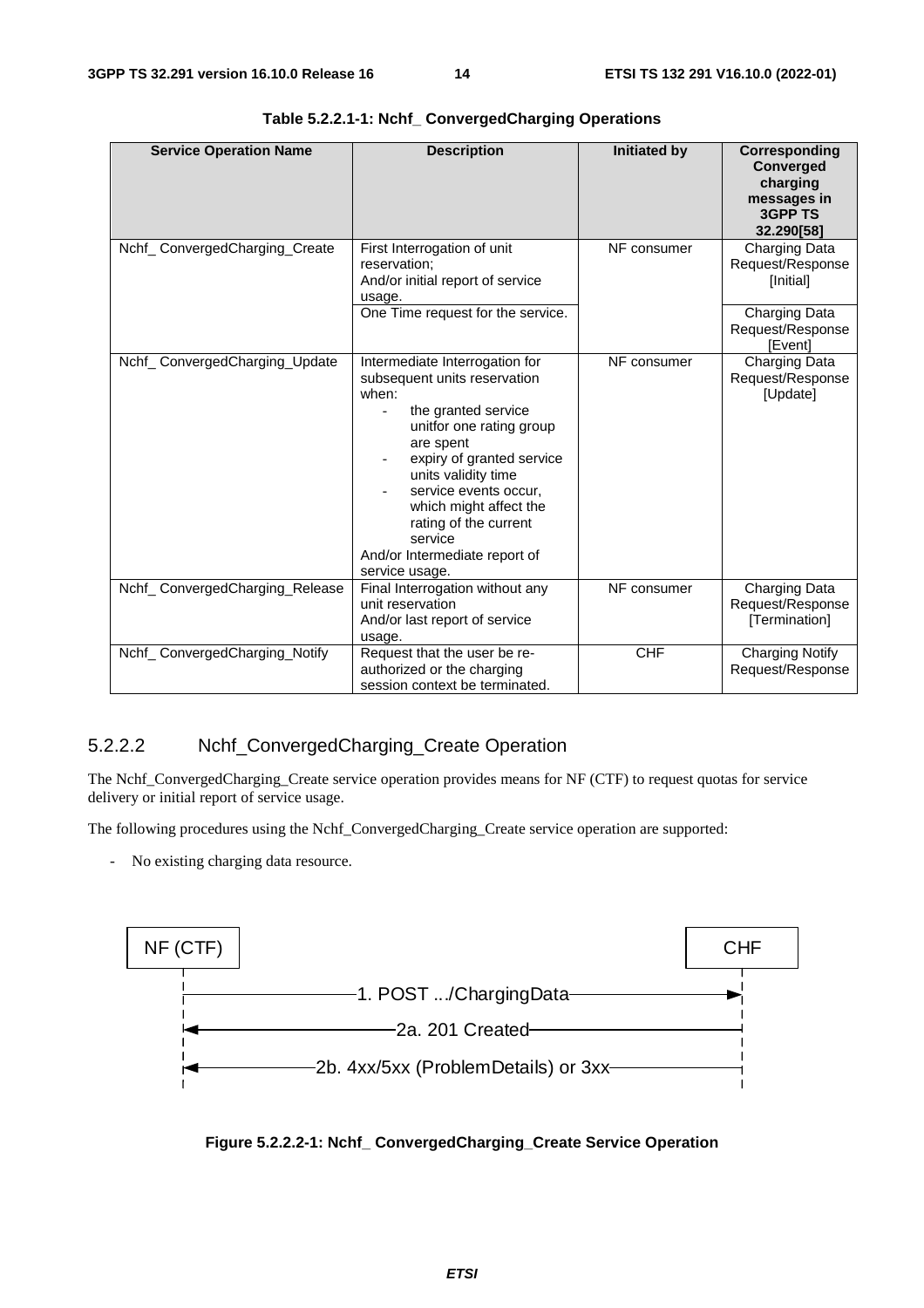**Table 5.2.2.1-1: Nchf_ ConvergedCharging Operations**

| Service Operation Name | Description | Initiated by | Corresponding Converged charging messages in 3GPP TS 32.290[58] |
| --- | --- | --- | --- |
| Nchf_ ConvergedCharging_Create | First Interrogation of unit reservation;<br>And/or initial report of service usage. | NF consumer | Charging Data Request/Response [Initial] |
| | One Time request for the service. | | Charging Data Request/Response [Event] |
| Nchf_ ConvergedCharging_Update | Intermediate Interrogation for subsequent units reservation when:<br>- the granted service unitfor one rating group are spent<br>- expiry of granted service units validity time<br>- service events occur, which might affect the rating of the current service<br>And/or Intermediate report of service usage. | NF consumer | Charging Data Request/Response [Update] |
| Nchf_ ConvergedCharging_Release | Final Interrogation without any unit reservation<br>And/or last report of service usage. | NF consumer | Charging Data Request/Response [Termination] |
| Nchf_ ConvergedCharging_Notify | Request that the user be re-authorized or the charging session context be terminated. | CHF | Charging Notify Request/Response |

#### 5.2.2.2 Nchf_ConvergedCharging_Create Operation

The Nchf_ConvergedCharging_Create service operation provides means for NF (CTF) to request quotas for service delivery or initial report of service usage.

The following procedures using the Nchf_ConvergedCharging_Create service operation are supported:

- No existing charging data resource.

NF (CTF) → CHF: 1. POST .../ChargingData

CHF → NF (CTF): 2a. 201 Created

CHF → NF (CTF): 2b. 4xx/5xx (ProblemDetails) or 3xx

**Figure 5.2.2.2-1: Nchf_ ConvergedCharging_Create Service Operation**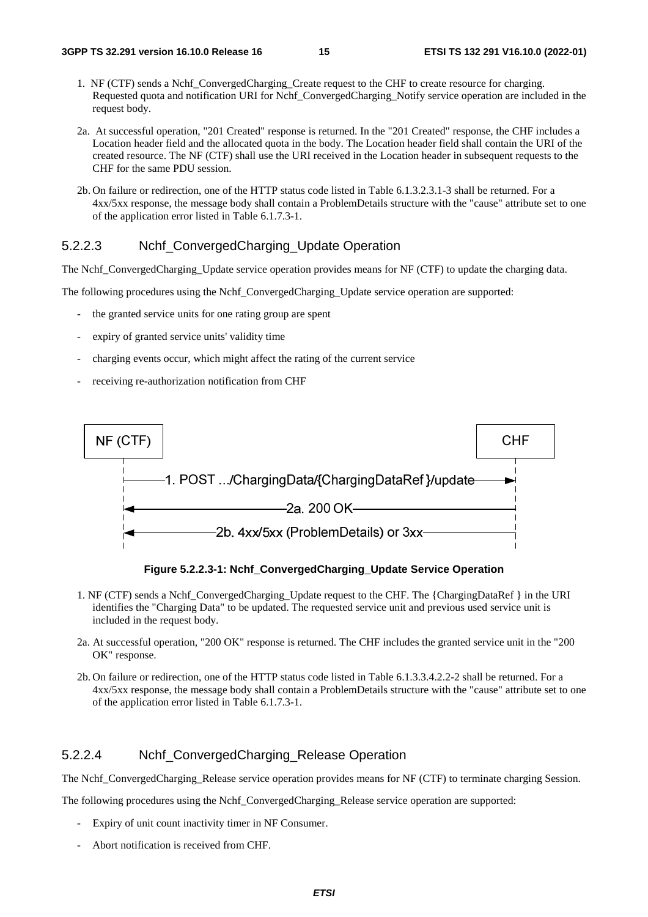1. NF (CTF) sends a Nchf_ConvergedCharging_Create request to the CHF to create resource for charging. Requested quota and notification URI for Nchf_ConvergedCharging_Notify service operation are included in the request body.

2a. At successful operation, "201 Created" response is returned. In the "201 Created" response, the CHF includes a Location header field and the allocated quota in the body. The Location header field shall contain the URI of the created resource. The NF (CTF) shall use the URI received in the Location header in subsequent requests to the CHF for the same PDU session.

2b. On failure or redirection, one of the HTTP status code listed in Table 6.1.3.2.3.1-3 shall be returned. For a 4xx/5xx response, the message body shall contain a ProblemDetails structure with the "cause" attribute set to one of the application error listed in Table 6.1.7.3-1.

#### 5.2.2.3 Nchf_ConvergedCharging_Update Operation

The Nchf_ConvergedCharging_Update service operation provides means for NF (CTF) to update the charging data.

The following procedures using the Nchf_ConvergedCharging_Update service operation are supported:

- the granted service units for one rating group are spent
- expiry of granted service units' validity time
- charging events occur, which might affect the rating of the current service
- receiving re-authorization notification from CHF

NF (CTF) → CHF: 1. POST .../ChargingData/{ChargingDataRef }/update

CHF → NF (CTF): 2a. 200 OK

CHF → NF (CTF): 2b. 4xx/5xx (ProblemDetails) or 3xx

**Figure 5.2.2.3-1: Nchf_ConvergedCharging_Update Service Operation**

1. NF (CTF) sends a Nchf_ConvergedCharging_Update request to the CHF. The {ChargingDataRef } in the URI identifies the "Charging Data" to be updated. The requested service unit and previous used service unit is included in the request body.

2a. At successful operation, "200 OK" response is returned. The CHF includes the granted service unit in the "200 OK" response.

2b. On failure or redirection, one of the HTTP status code listed in Table 6.1.3.3.4.2.2-2 shall be returned. For a 4xx/5xx response, the message body shall contain a ProblemDetails structure with the "cause" attribute set to one of the application error listed in Table 6.1.7.3-1.

#### 5.2.2.4 Nchf_ConvergedCharging_Release Operation

The Nchf_ConvergedCharging_Release service operation provides means for NF (CTF) to terminate charging Session.

The following procedures using the Nchf_ConvergedCharging_Release service operation are supported:

- Expiry of unit count inactivity timer in NF Consumer.
- Abort notification is received from CHF.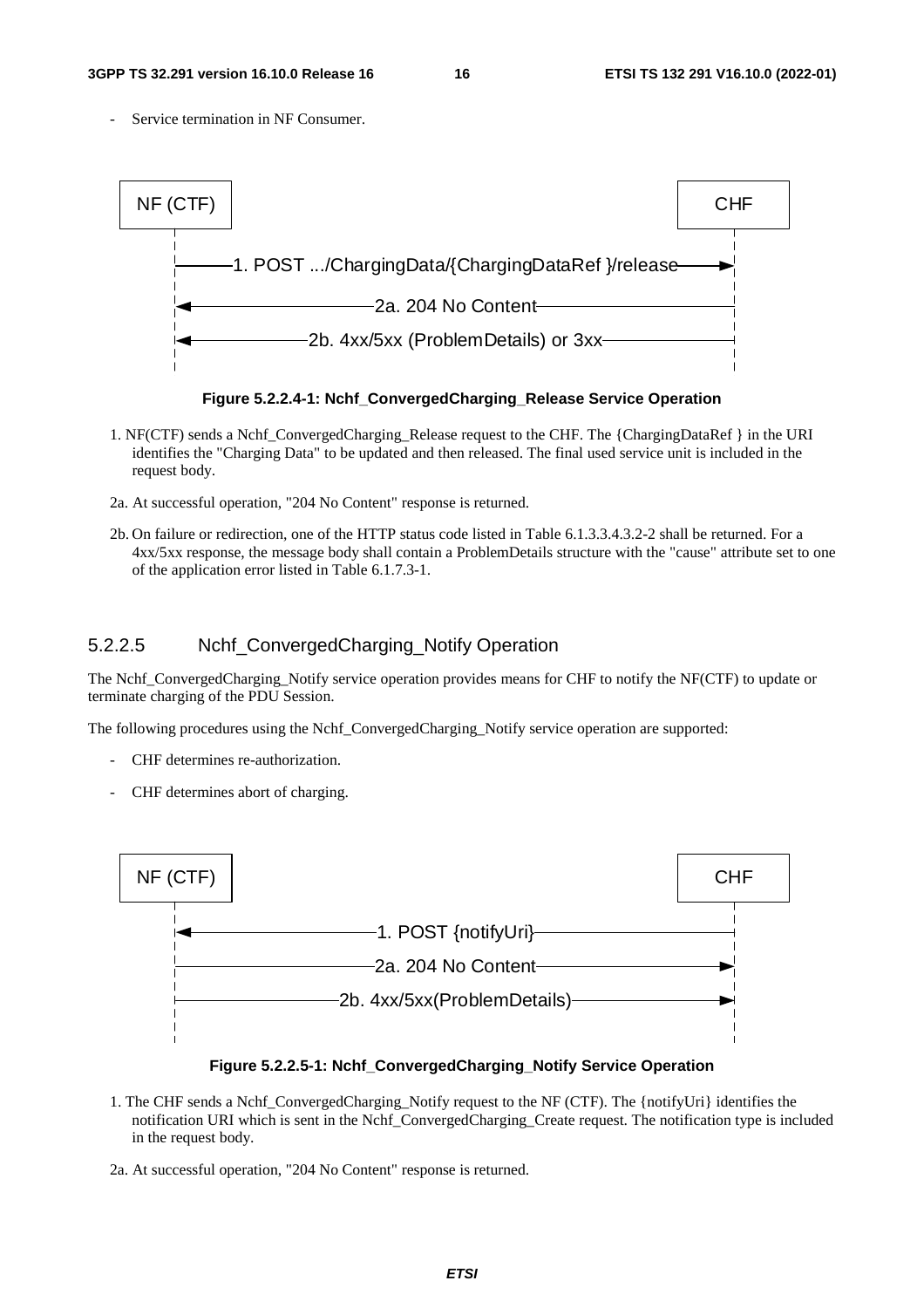- Service termination in NF Consumer.

```
NF (CTF)                                                        CHF
   |                                                             |
   |------1. POST .../ChargingData/{ChargingDataRef }/release--->|
   |<-------------------2a. 204 No Content-----------------------|
   |<----------2b. 4xx/5xx (ProblemDetails) or 3xx---------------|
   |                                                             |
```

**Figure 5.2.2.4-1: Nchf_ConvergedCharging_Release Service Operation**

1. NF(CTF) sends a Nchf_ConvergedCharging_Release request to the CHF. The {ChargingDataRef } in the URI identifies the "Charging Data" to be updated and then released. The final used service unit is included in the request body.

2a. At successful operation, "204 No Content" response is returned.

2b. On failure or redirection, one of the HTTP status code listed in Table 6.1.3.3.4.3.2-2 shall be returned. For a 4xx/5xx response, the message body shall contain a ProblemDetails structure with the "cause" attribute set to one of the application error listed in Table 6.1.7.3-1.

### 5.2.2.5 Nchf_ConvergedCharging_Notify Operation

The Nchf_ConvergedCharging_Notify service operation provides means for CHF to notify the NF(CTF) to update or terminate charging of the PDU Session.

The following procedures using the Nchf_ConvergedCharging_Notify service operation are supported:

- CHF determines re-authorization.
- CHF determines abort of charging.

```
NF (CTF)                                                        CHF
   |                                                             |
   |<------------------1. POST {notifyUri}-----------------------|
   |-------------------2a. 204 No Content----------------------->|
   |---------------2b. 4xx/5xx(ProblemDetails)------------------>|
   |                                                             |
```

**Figure 5.2.2.5-1: Nchf_ConvergedCharging_Notify Service Operation**

1. The CHF sends a Nchf_ConvergedCharging_Notify request to the NF (CTF). The {notifyUri} identifies the notification URI which is sent in the Nchf_ConvergedCharging_Create request. The notification type is included in the request body.

2a. At successful operation, "204 No Content" response is returned.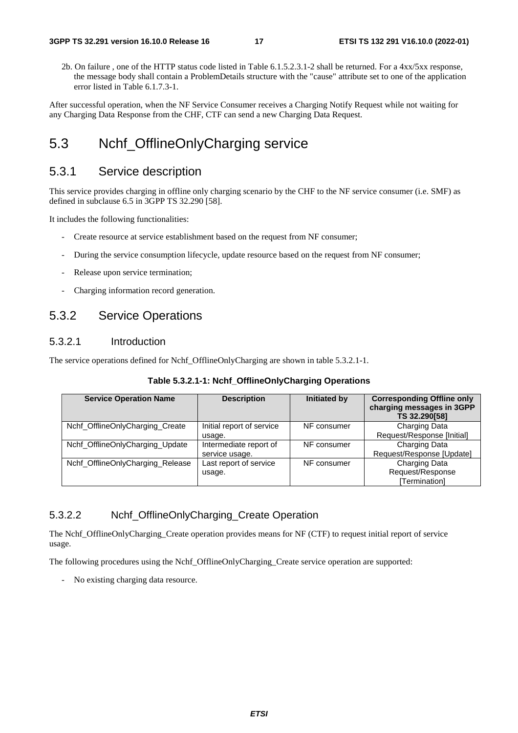2b. On failure , one of the HTTP status code listed in Table 6.1.5.2.3.1-2 shall be returned. For a 4xx/5xx response, the message body shall contain a ProblemDetails structure with the "cause" attribute set to one of the application error listed in Table 6.1.7.3-1.

After successful operation, when the NF Service Consumer receives a Charging Notify Request while not waiting for any Charging Data Response from the CHF, CTF can send a new Charging Data Request.

# 5.3 Nchf_OfflineOnlyCharging service

## 5.3.1 Service description

This service provides charging in offline only charging scenario by the CHF to the NF service consumer (i.e. SMF) as defined in subclause 6.5 in 3GPP TS 32.290 [58].

It includes the following functionalities:

- Create resource at service establishment based on the request from NF consumer;
- During the service consumption lifecycle, update resource based on the request from NF consumer;
- Release upon service termination;
- Charging information record generation.

## 5.3.2 Service Operations

### 5.3.2.1 Introduction

The service operations defined for Nchf_OfflineOnlyCharging are shown in table 5.3.2.1-1.

**Table 5.3.2.1-1: Nchf_OfflineOnlyCharging Operations**

| Service Operation Name | Description | Initiated by | Corresponding Offline only charging messages in 3GPP TS 32.290[58] |
|---|---|---|---|
| Nchf_OfflineOnlyCharging_Create | Initial report of service usage. | NF consumer | Charging Data Request/Response [Initial] |
| Nchf_OfflineOnlyCharging_Update | Intermediate report of service usage. | NF consumer | Charging Data Request/Response [Update] |
| Nchf_OfflineOnlyCharging_Release | Last report of service usage. | NF consumer | Charging Data Request/Response [Termination] |

### 5.3.2.2 Nchf_OfflineOnlyCharging_Create Operation

The Nchf_OfflineOnlyCharging_Create operation provides means for NF (CTF) to request initial report of service usage.

The following procedures using the Nchf_OfflineOnlyCharging_Create service operation are supported:

- No existing charging data resource.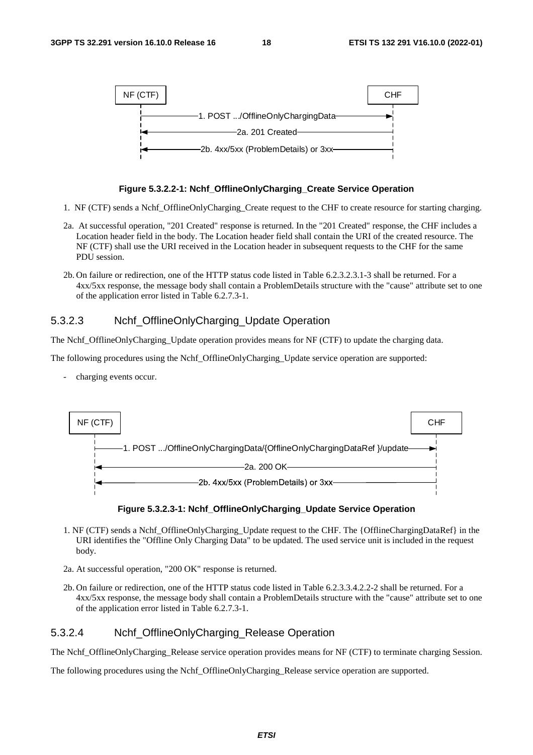NF (CTF) → CHF

1. POST .../OfflineOnlyChargingData

2a. 201 Created

2b. 4xx/5xx (ProblemDetails) or 3xx

**Figure 5.3.2.2-1: Nchf_OfflineOnlyCharging_Create Service Operation**

1. NF (CTF) sends a Nchf_OfflineOnlyCharging_Create request to the CHF to create resource for starting charging.

2a. At successful operation, "201 Created" response is returned. In the "201 Created" response, the CHF includes a Location header field in the body. The Location header field shall contain the URI of the created resource. The NF (CTF) shall use the URI received in the Location header in subsequent requests to the CHF for the same PDU session.

2b. On failure or redirection, one of the HTTP status code listed in Table 6.2.3.2.3.1-3 shall be returned. For a 4xx/5xx response, the message body shall contain a ProblemDetails structure with the "cause" attribute set to one of the application error listed in Table 6.2.7.3-1.

### 5.3.2.3 Nchf_OfflineOnlyCharging_Update Operation

The Nchf_OfflineOnlyCharging_Update operation provides means for NF (CTF) to update the charging data.

The following procedures using the Nchf_OfflineOnlyCharging_Update service operation are supported:

- charging events occur.

NF (CTF) → CHF

1. POST .../OfflineOnlyChargingData/{OfflineOnlyChargingDataRef }/update

2a. 200 OK

2b. 4xx/5xx (ProblemDetails) or 3xx

**Figure 5.3.2.3-1: Nchf_OfflineOnlyCharging_Update Service Operation**

1. NF (CTF) sends a Nchf_OfflineOnlyCharging_Update request to the CHF. The {OfflineChargingDataRef} in the URI identifies the "Offline Only Charging Data" to be updated. The used service unit is included in the request body.

2a. At successful operation, "200 OK" response is returned.

2b. On failure or redirection, one of the HTTP status code listed in Table 6.2.3.3.4.2.2-2 shall be returned. For a 4xx/5xx response, the message body shall contain a ProblemDetails structure with the "cause" attribute set to one of the application error listed in Table 6.2.7.3-1.

### 5.3.2.4 Nchf_OfflineOnlyCharging_Release Operation

The Nchf_OfflineOnlyCharging_Release service operation provides means for NF (CTF) to terminate charging Session.

The following procedures using the Nchf_OfflineOnlyCharging_Release service operation are supported.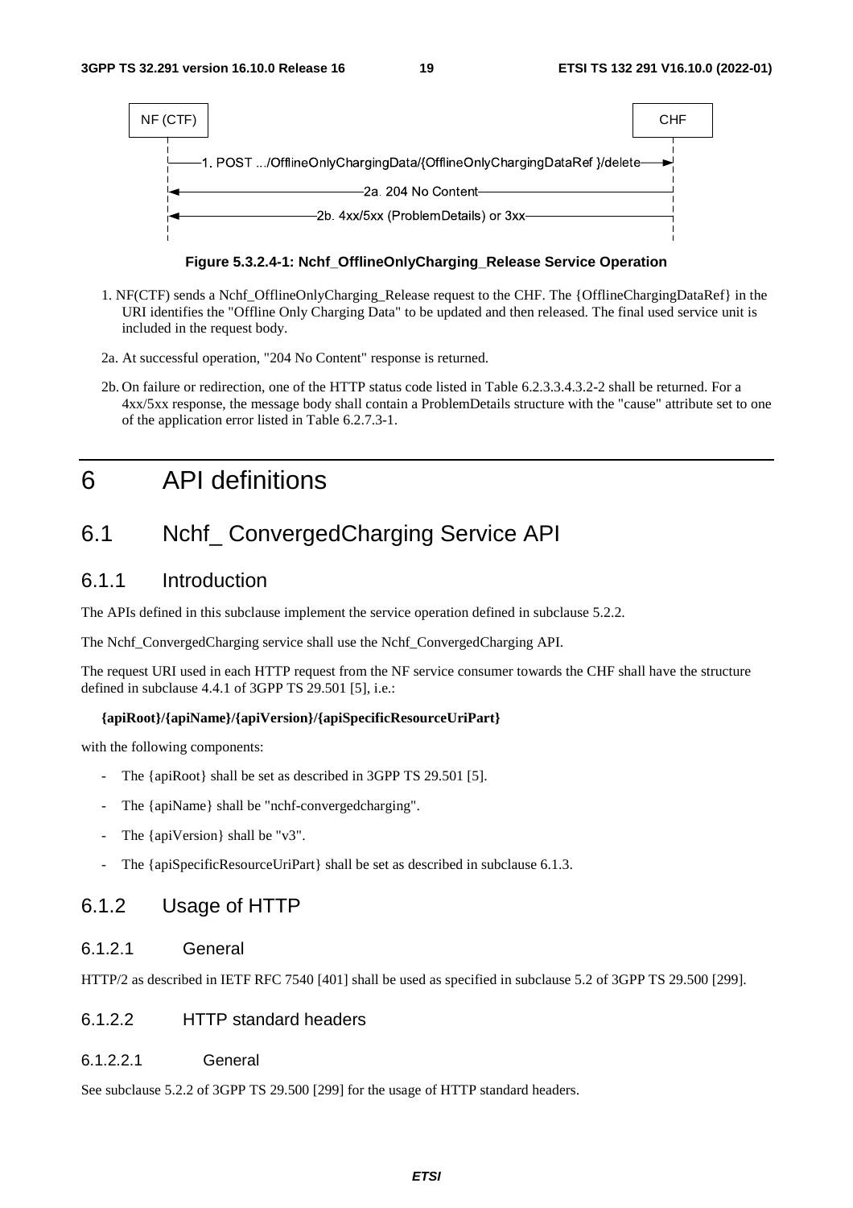NF (CTF) CHF

1. POST .../OfflineOnlyChargingData/{OfflineOnlyChargingDataRef }/delete

2a. 204 No Content

2b. 4xx/5xx (ProblemDetails) or 3xx

**Figure 5.3.2.4-1: Nchf_OfflineOnlyCharging_Release Service Operation**

1. NF(CTF) sends a Nchf_OfflineOnlyCharging_Release request to the CHF. The {OfflineChargingDataRef} in the URI identifies the "Offline Only Charging Data" to be updated and then released. The final used service unit is included in the request body.

2a. At successful operation, "204 No Content" response is returned.

2b. On failure or redirection, one of the HTTP status code listed in Table 6.2.3.3.4.3.2-2 shall be returned. For a 4xx/5xx response, the message body shall contain a ProblemDetails structure with the "cause" attribute set to one of the application error listed in Table 6.2.7.3-1.

# 6 API definitions

## 6.1 Nchf_ ConvergedCharging Service API

### 6.1.1 Introduction

The APIs defined in this subclause implement the service operation defined in subclause 5.2.2.

The Nchf_ConvergedCharging service shall use the Nchf_ConvergedCharging API.

The request URI used in each HTTP request from the NF service consumer towards the CHF shall have the structure defined in subclause 4.4.1 of 3GPP TS 29.501 [5], i.e.:

**{apiRoot}/{apiName}/{apiVersion}/{apiSpecificResourceUriPart}**

with the following components:

- The {apiRoot} shall be set as described in 3GPP TS 29.501 [5].
- The {apiName} shall be "nchf-convergedcharging".
- The {apiVersion} shall be "v3".
- The {apiSpecificResourceUriPart} shall be set as described in subclause 6.1.3.

### 6.1.2 Usage of HTTP

#### 6.1.2.1 General

HTTP/2 as described in IETF RFC 7540 [401] shall be used as specified in subclause 5.2 of 3GPP TS 29.500 [299].

#### 6.1.2.2 HTTP standard headers

##### 6.1.2.2.1 General

See subclause 5.2.2 of 3GPP TS 29.500 [299] for the usage of HTTP standard headers.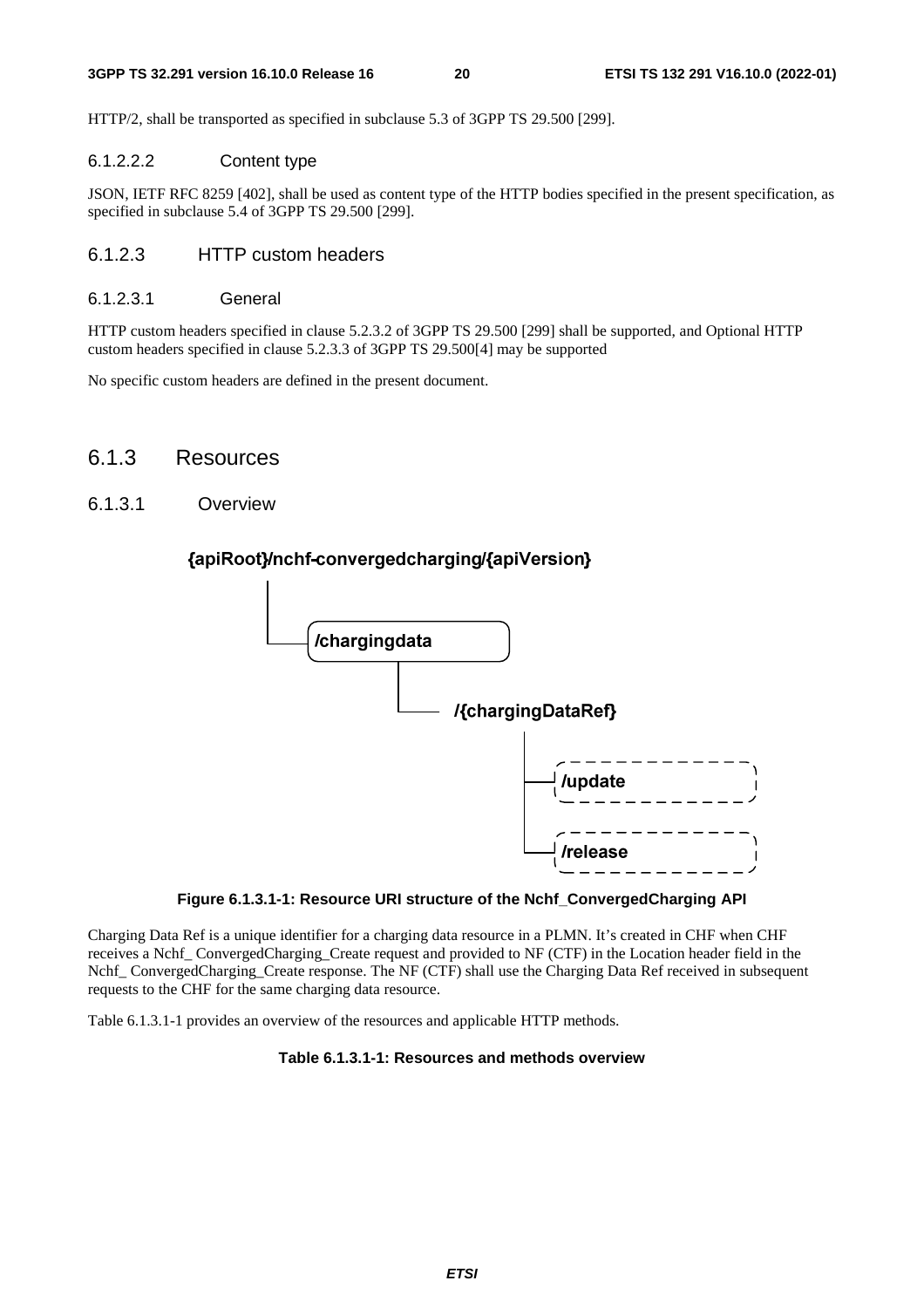HTTP/2, shall be transported as specified in subclause 5.3 of 3GPP TS 29.500 [299].

#### 6.1.2.2.2 Content type

JSON, IETF RFC 8259 [402], shall be used as content type of the HTTP bodies specified in the present specification, as specified in subclause 5.4 of 3GPP TS 29.500 [299].

### 6.1.2.3 HTTP custom headers

#### 6.1.2.3.1 General

HTTP custom headers specified in clause 5.2.3.2 of 3GPP TS 29.500 [299] shall be supported, and Optional HTTP custom headers specified in clause 5.2.3.3 of 3GPP TS 29.500[4] may be supported

No specific custom headers are defined in the present document.

## 6.1.3 Resources

### 6.1.3.1 Overview

{apiRoot}/nchf-convergedcharging/{apiVersion}

/chargingdata

/{chargingDataRef}

/update

/release

**Figure 6.1.3.1-1: Resource URI structure of the Nchf_ConvergedCharging API**

Charging Data Ref is a unique identifier for a charging data resource in a PLMN. It's created in CHF when CHF receives a Nchf_ ConvergedCharging_Create request and provided to NF (CTF) in the Location header field in the Nchf_ ConvergedCharging_Create response. The NF (CTF) shall use the Charging Data Ref received in subsequent requests to the CHF for the same charging data resource.

Table 6.1.3.1-1 provides an overview of the resources and applicable HTTP methods.

**Table 6.1.3.1-1: Resources and methods overview**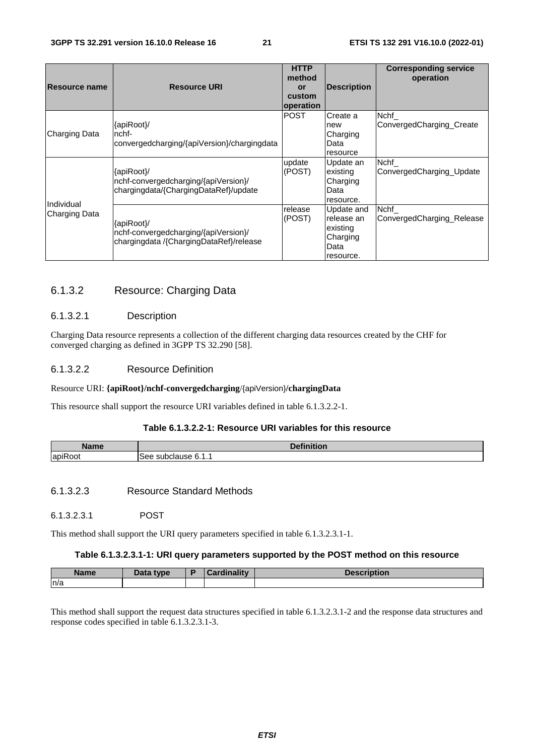| Resource name | Resource URI | HTTP method or custom operation | Description | Corresponding service operation |
|---|---|---|---|---|
| Charging Data | {apiRoot}/ nchf-convergedcharging/{apiVersion}/chargingdata | POST | Create a new Charging Data resource | Nchf_ ConvergedCharging_Create |
| Individual Charging Data | {apiRoot}/ nchf-convergedcharging/{apiVersion}/ chargingdata/{ChargingDataRef}/update | update (POST) | Update an existing Charging Data resource. | Nchf_ ConvergedCharging_Update |
| | {apiRoot}/ nchf-convergedcharging/{apiVersion}/ chargingdata /{ChargingDataRef}/release | release (POST) | Update and release an existing Charging Data resource. | Nchf_ ConvergedCharging_Release |

### 6.1.3.2 Resource: Charging Data

#### 6.1.3.2.1 Description

Charging Data resource represents a collection of the different charging data resources created by the CHF for converged charging as defined in 3GPP TS 32.290 [58].

#### 6.1.3.2.2 Resource Definition

Resource URI: **{apiRoot}/nchf-convergedcharging**/{apiVersion}/**chargingData**

This resource shall support the resource URI variables defined in table 6.1.3.2.2-1.

**Table 6.1.3.2.2-1: Resource URI variables for this resource**

| Name | Definition |
|---|---|
| apiRoot | See subclause 6.1.1 |

#### 6.1.3.2.3 Resource Standard Methods

##### 6.1.3.2.3.1 POST

This method shall support the URI query parameters specified in table 6.1.3.2.3.1-1.

**Table 6.1.3.2.3.1-1: URI query parameters supported by the POST method on this resource**

| Name | Data type | P | Cardinality | Description |
|---|---|---|---|---|
| n/a | | | | |

This method shall support the request data structures specified in table 6.1.3.2.3.1-2 and the response data structures and response codes specified in table 6.1.3.2.3.1-3.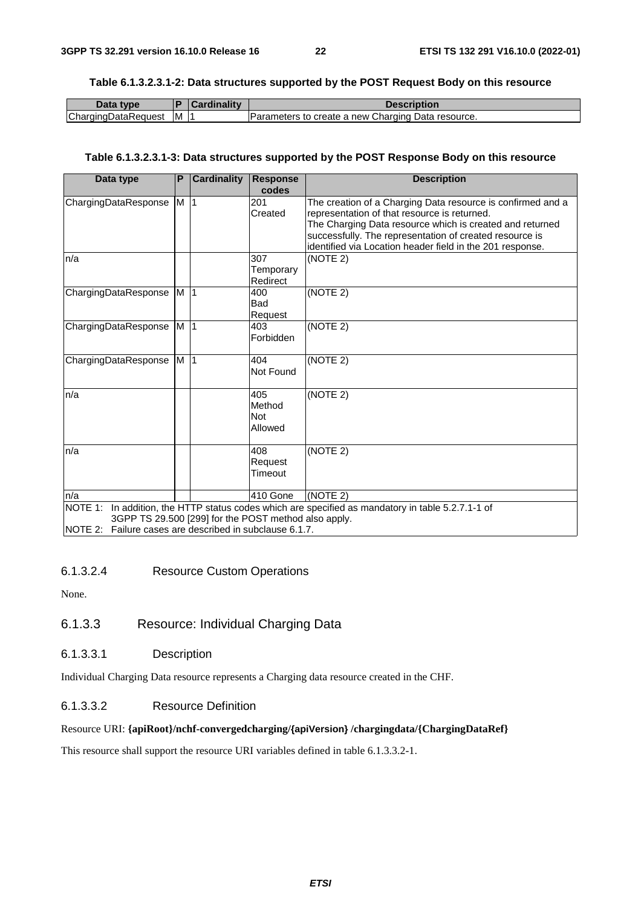**Table 6.1.3.2.3.1-2: Data structures supported by the POST Request Body on this resource**

| Data type | P | Cardinality | Description |
| --- | --- | --- | --- |
| ChargingDataRequest | M | 1 | Parameters to create a new Charging Data resource. |

**Table 6.1.3.2.3.1-3: Data structures supported by the POST Response Body on this resource**

| Data type | P | Cardinality | Response codes | Description |
| --- | --- | --- | --- | --- |
| ChargingDataResponse | M | 1 | 201 Created | The creation of a Charging Data resource is confirmed and a representation of that resource is returned. The Charging Data resource which is created and returned successfully. The representation of created resource is identified via Location header field in the 201 response. |
| n/a | | | 307 Temporary Redirect | (NOTE 2) |
| ChargingDataResponse | M | 1 | 400 Bad Request | (NOTE 2) |
| ChargingDataResponse | M | 1 | 403 Forbidden | (NOTE 2) |
| ChargingDataResponse | M | 1 | 404 Not Found | (NOTE 2) |
| n/a | | | 405 Method Not Allowed | (NOTE 2) |
| n/a | | | 408 Request Timeout | (NOTE 2) |
| n/a | | | 410 Gone | (NOTE 2) |
| NOTE 1: In addition, the HTTP status codes which are specified as mandatory in table 5.2.7.1-1 of 3GPP TS 29.500 [299] for the POST method also apply. NOTE 2: Failure cases are described in subclause 6.1.7. | | | | |

#### 6.1.3.2.4 Resource Custom Operations

None.

### 6.1.3.3 Resource: Individual Charging Data

#### 6.1.3.3.1 Description

Individual Charging Data resource represents a Charging data resource created in the CHF.

#### 6.1.3.3.2 Resource Definition

Resource URI: **{apiRoot}/nchf-convergedcharging/{apiVersion} /chargingdata/{ChargingDataRef}**

This resource shall support the resource URI variables defined in table 6.1.3.3.2-1.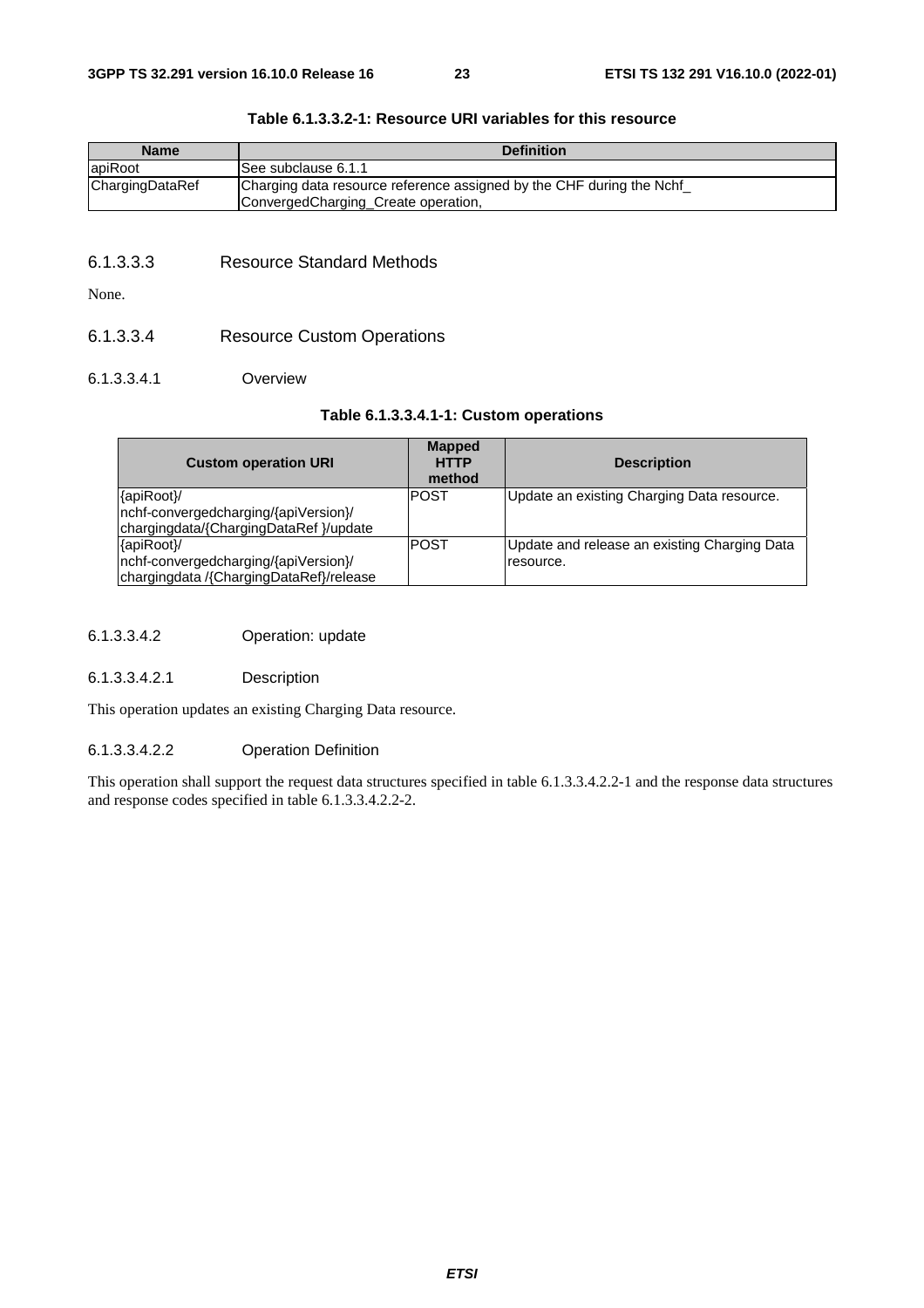**Table 6.1.3.3.2-1: Resource URI variables for this resource**

| Name | Definition |
| --- | --- |
| apiRoot | See subclause 6.1.1 |
| ChargingDataRef | Charging data resource reference assigned by the CHF during the Nchf_ ConvergedCharging_Create operation, |

#### 6.1.3.3.3 Resource Standard Methods

None.

#### 6.1.3.3.4 Resource Custom Operations

##### 6.1.3.3.4.1 Overview

**Table 6.1.3.3.4.1-1: Custom operations**

| Custom operation URI | Mapped HTTP method | Description |
| --- | --- | --- |
| {apiRoot}/ nchf-convergedcharging/{apiVersion}/ chargingdata/{ChargingDataRef }/update | POST | Update an existing Charging Data resource. |
| {apiRoot}/ nchf-convergedcharging/{apiVersion}/ chargingdata /{ChargingDataRef}/release | POST | Update and release an existing Charging Data resource. |

##### 6.1.3.3.4.2 Operation: update

###### 6.1.3.3.4.2.1 Description

This operation updates an existing Charging Data resource.

###### 6.1.3.3.4.2.2 Operation Definition

This operation shall support the request data structures specified in table 6.1.3.3.4.2.2-1 and the response data structures and response codes specified in table 6.1.3.3.4.2.2-2.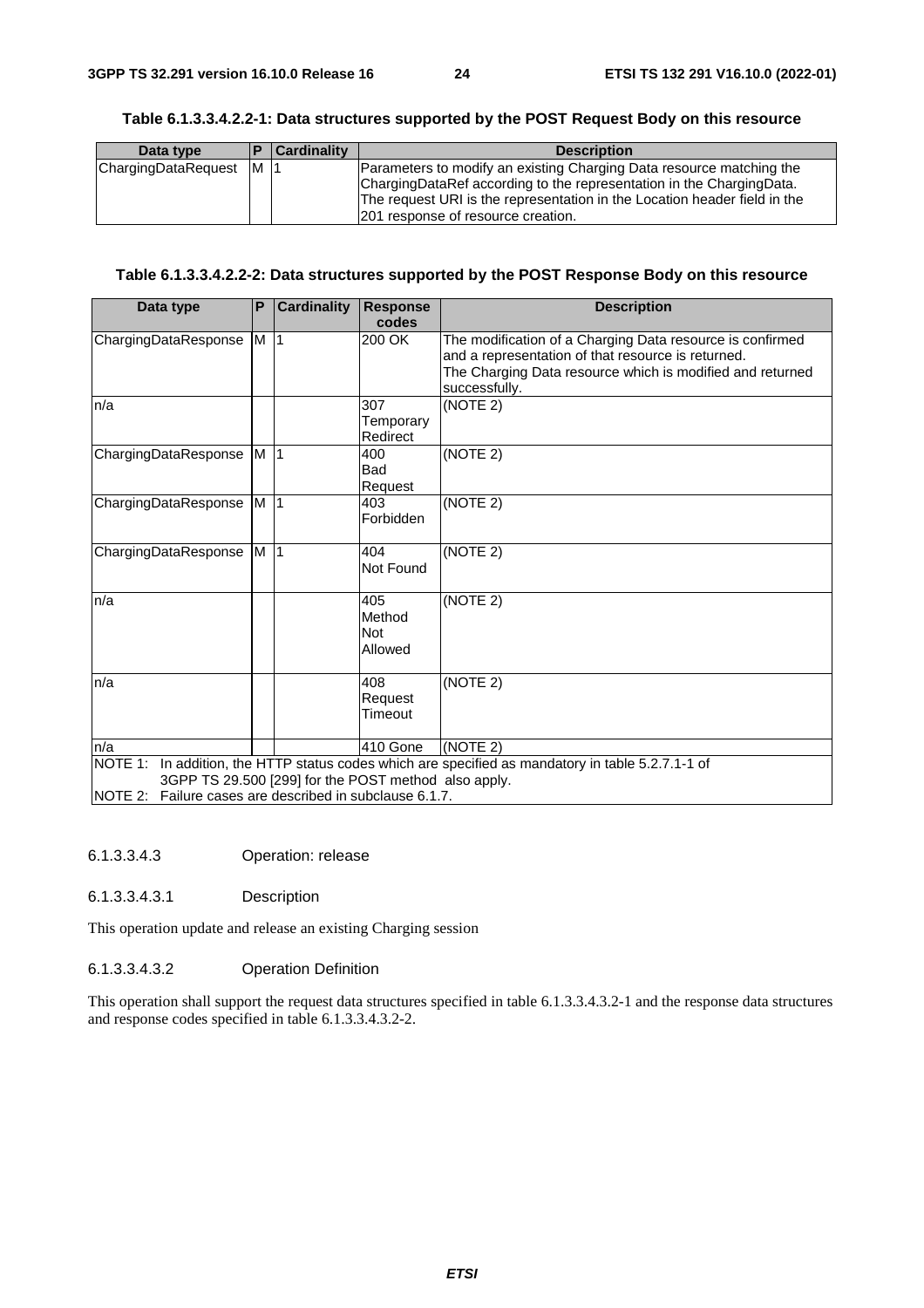**Table 6.1.3.3.4.2.2-1: Data structures supported by the POST Request Body on this resource**

| Data type | P | Cardinality | Description |
|---|---|---|---|
| ChargingDataRequest | M | 1 | Parameters to modify an existing Charging Data resource matching the ChargingDataRef according to the representation in the ChargingData. The request URI is the representation in the Location header field in the 201 response of resource creation. |

**Table 6.1.3.3.4.2.2-2: Data structures supported by the POST Response Body on this resource**

| Data type | P | Cardinality | Response codes | Description |
|---|---|---|---|---|
| ChargingDataResponse | M | 1 | 200 OK | The modification of a Charging Data resource is confirmed and a representation of that resource is returned. The Charging Data resource which is modified and returned successfully. |
| n/a | | | 307 Temporary Redirect | (NOTE 2) |
| ChargingDataResponse | M | 1 | 400 Bad Request | (NOTE 2) |
| ChargingDataResponse | M | 1 | 403 Forbidden | (NOTE 2) |
| ChargingDataResponse | M | 1 | 404 Not Found | (NOTE 2) |
| n/a | | | 405 Method Not Allowed | (NOTE 2) |
| n/a | | | 408 Request Timeout | (NOTE 2) |
| n/a | | | 410 Gone | (NOTE 2) |
| NOTE 1: In addition, the HTTP status codes which are specified as mandatory in table 5.2.7.1-1 of 3GPP TS 29.500 [299] for the POST method also apply. NOTE 2: Failure cases are described in subclause 6.1.7. | | | | |

###### 6.1.3.3.4.3 Operation: release

###### 6.1.3.3.4.3.1 Description

This operation update and release an existing Charging session

###### 6.1.3.3.4.3.2 Operation Definition

This operation shall support the request data structures specified in table 6.1.3.3.4.3.2-1 and the response data structures and response codes specified in table 6.1.3.3.4.3.2-2.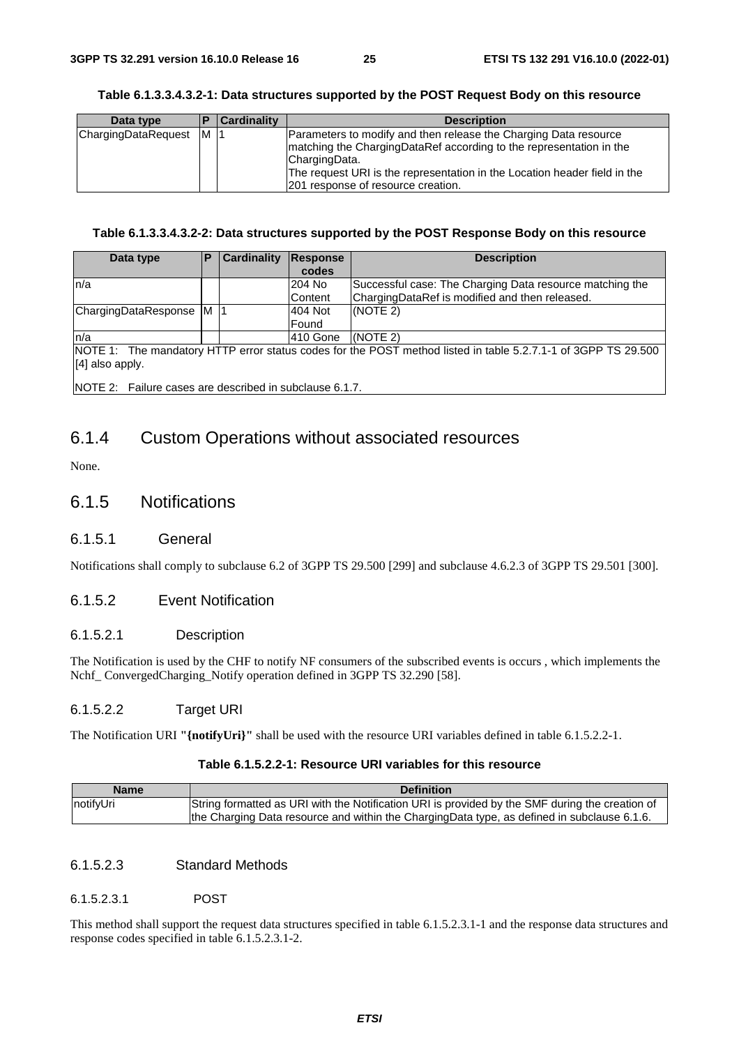**Table 6.1.3.3.4.3.2-1: Data structures supported by the POST Request Body on this resource**

| Data type | P | Cardinality | Description |
| --- | --- | --- | --- |
| ChargingDataRequest | M | 1 | Parameters to modify and then release the Charging Data resource matching the ChargingDataRef according to the representation in the ChargingData. The request URI is the representation in the Location header field in the 201 response of resource creation. |

**Table 6.1.3.3.4.3.2-2: Data structures supported by the POST Response Body on this resource**

| Data type | P | Cardinality | Response codes | Description |
| --- | --- | --- | --- | --- |
| n/a | | | 204 No Content | Successful case: The Charging Data resource matching the ChargingDataRef is modified and then released. |
| ChargingDataResponse | M | 1 | 404 Not Found | (NOTE 2) |
| n/a | | | 410 Gone | (NOTE 2) |
| NOTE 1: The mandatory HTTP error status codes for the POST method listed in table 5.2.7.1-1 of 3GPP TS 29.500 [4] also apply. NOTE 2: Failure cases are described in subclause 6.1.7. | | | | |

## 6.1.4 Custom Operations without associated resources

None.

## 6.1.5 Notifications

### 6.1.5.1 General

Notifications shall comply to subclause 6.2 of 3GPP TS 29.500 [299] and subclause 4.6.2.3 of 3GPP TS 29.501 [300].

### 6.1.5.2 Event Notification

#### 6.1.5.2.1 Description

The Notification is used by the CHF to notify NF consumers of the subscribed events is occurs , which implements the Nchf_ ConvergedCharging_Notify operation defined in 3GPP TS 32.290 [58].

#### 6.1.5.2.2 Target URI

The Notification URI **"{notifyUri}"** shall be used with the resource URI variables defined in table 6.1.5.2.2-1.

**Table 6.1.5.2.2-1: Resource URI variables for this resource**

| Name | Definition |
| --- | --- |
| notifyUri | String formatted as URI with the Notification URI is provided by the SMF during the creation of the Charging Data resource and within the ChargingData type, as defined in subclause 6.1.6. |

#### 6.1.5.2.3 Standard Methods

##### 6.1.5.2.3.1 POST

This method shall support the request data structures specified in table 6.1.5.2.3.1-1 and the response data structures and response codes specified in table 6.1.5.2.3.1-2.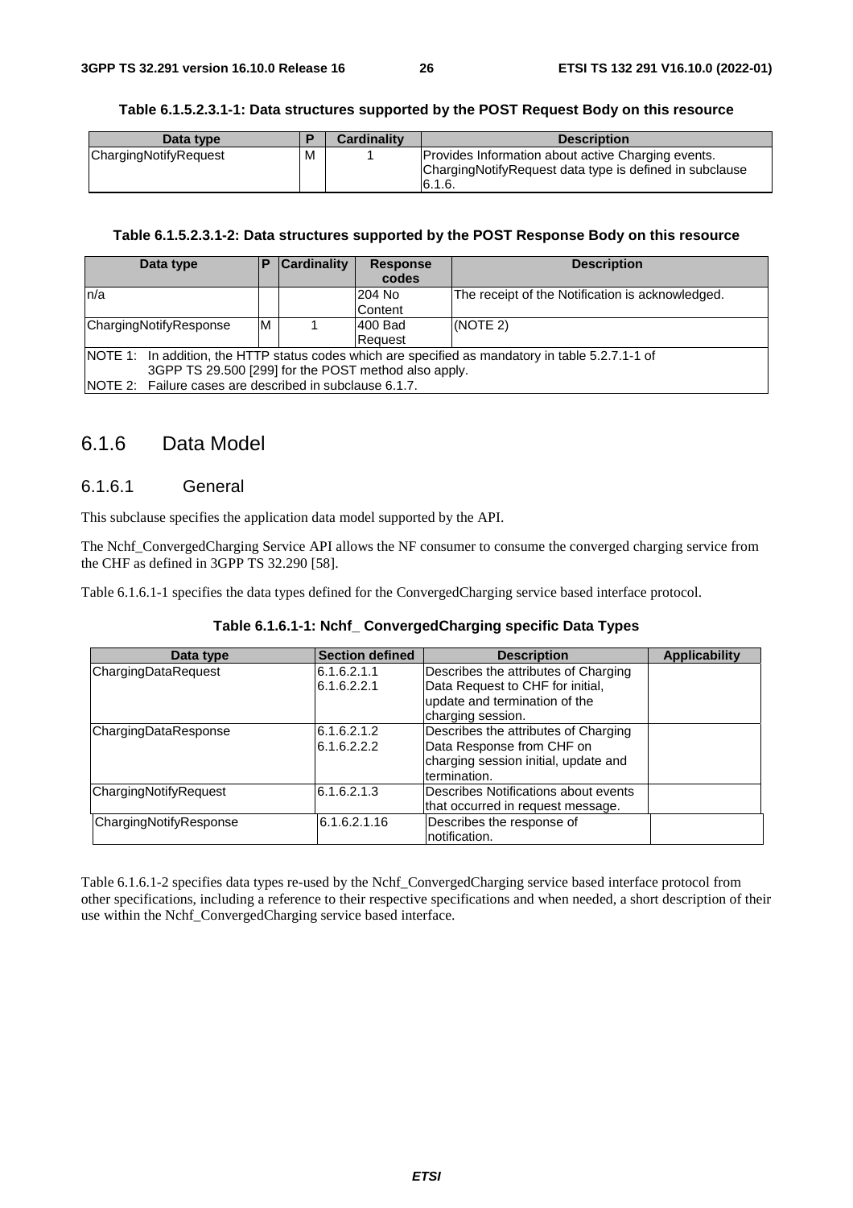**Table 6.1.5.2.3.1-1: Data structures supported by the POST Request Body on this resource**

| Data type | P | Cardinality | Description |
| --- | --- | --- | --- |
| ChargingNotifyRequest | M | 1 | Provides Information about active Charging events. ChargingNotifyRequest data type is defined in subclause 6.1.6. |

**Table 6.1.5.2.3.1-2: Data structures supported by the POST Response Body on this resource**

| Data type | P | Cardinality | Response codes | Description |
| --- | --- | --- | --- | --- |
| n/a | | | 204 No Content | The receipt of the Notification is acknowledged. |
| ChargingNotifyResponse | M | 1 | 400 Bad Request | (NOTE 2) |
| NOTE 1: In addition, the HTTP status codes which are specified as mandatory in table 5.2.7.1-1 of 3GPP TS 29.500 [299] for the POST method also apply.<br>NOTE 2: Failure cases are described in subclause 6.1.7. | | | | |

## 6.1.6 Data Model

### 6.1.6.1 General

This subclause specifies the application data model supported by the API.

The Nchf_ConvergedCharging Service API allows the NF consumer to consume the converged charging service from the CHF as defined in 3GPP TS 32.290 [58].

Table 6.1.6.1-1 specifies the data types defined for the ConvergedCharging service based interface protocol.

**Table 6.1.6.1-1: Nchf_ ConvergedCharging specific Data Types**

| Data type | Section defined | Description | Applicability |
| --- | --- | --- | --- |
| ChargingDataRequest | 6.1.6.2.1.1<br>6.1.6.2.2.1 | Describes the attributes of Charging Data Request to CHF for initial, update and termination of the charging session. | |
| ChargingDataResponse | 6.1.6.2.1.2<br>6.1.6.2.2.2 | Describes the attributes of Charging Data Response from CHF on charging session initial, update and termination. | |
| ChargingNotifyRequest | 6.1.6.2.1.3 | Describes Notifications about events that occurred in request message. | |
| ChargingNotifyResponse | 6.1.6.2.1.16 | Describes the response of notification. | |

Table 6.1.6.1-2 specifies data types re-used by the Nchf_ConvergedCharging service based interface protocol from other specifications, including a reference to their respective specifications and when needed, a short description of their use within the Nchf_ConvergedCharging service based interface.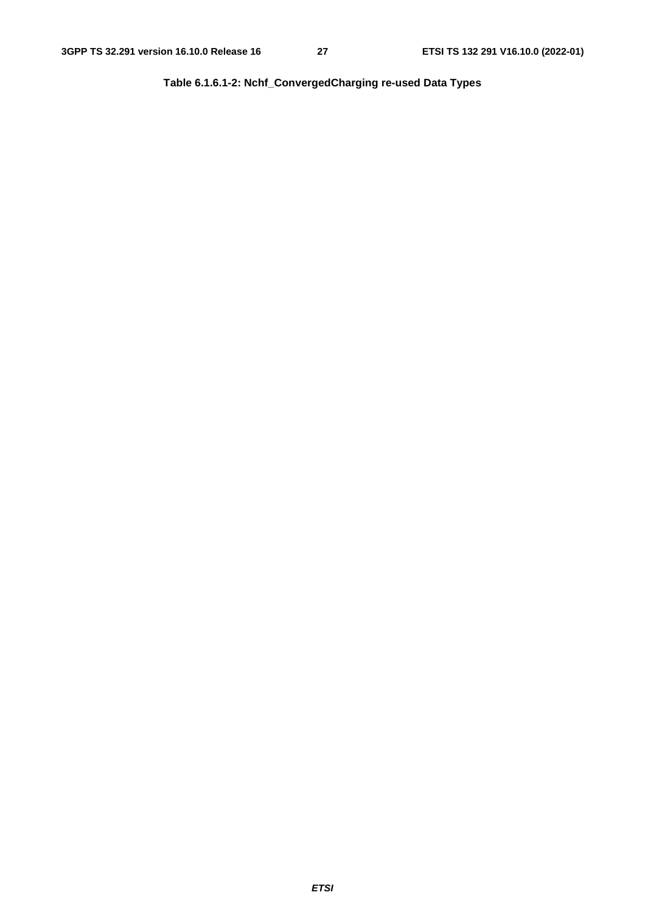**Table 6.1.6.1-2: Nchf_ConvergedCharging re-used Data Types**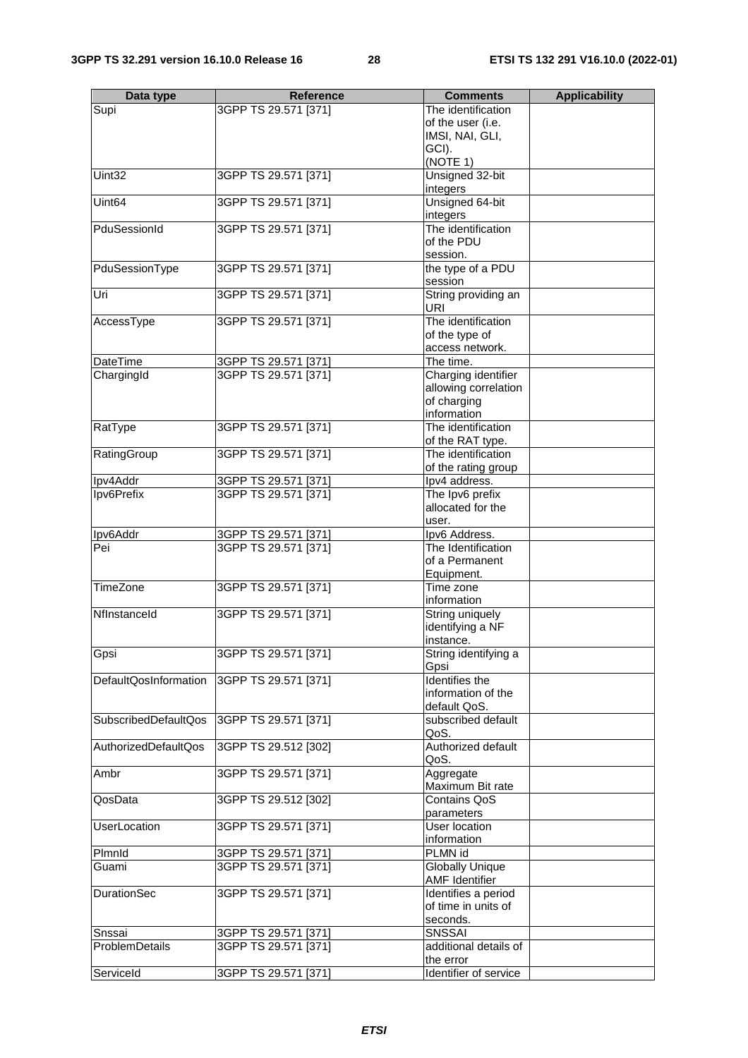| Data type | Reference | Comments | Applicability |
|---|---|---|---|
| Supi | 3GPP TS 29.571 [371] | The identification of the user (i.e. IMSI, NAI, GLI, GCI). (NOTE 1) | |
| Uint32 | 3GPP TS 29.571 [371] | Unsigned 32-bit integers | |
| Uint64 | 3GPP TS 29.571 [371] | Unsigned 64-bit integers | |
| PduSessionId | 3GPP TS 29.571 [371] | The identification of the PDU session. | |
| PduSessionType | 3GPP TS 29.571 [371] | the type of a PDU session | |
| Uri | 3GPP TS 29.571 [371] | String providing an URI | |
| AccessType | 3GPP TS 29.571 [371] | The identification of the type of access network. | |
| DateTime | 3GPP TS 29.571 [371] | The time. | |
| ChargingId | 3GPP TS 29.571 [371] | Charging identifier allowing correlation of charging information | |
| RatType | 3GPP TS 29.571 [371] | The identification of the RAT type. | |
| RatingGroup | 3GPP TS 29.571 [371] | The identification of the rating group | |
| Ipv4Addr | 3GPP TS 29.571 [371] | Ipv4 address. | |
| Ipv6Prefix | 3GPP TS 29.571 [371] | The Ipv6 prefix allocated for the user. | |
| Ipv6Addr | 3GPP TS 29.571 [371] | Ipv6 Address. | |
| Pei | 3GPP TS 29.571 [371] | The Identification of a Permanent Equipment. | |
| TimeZone | 3GPP TS 29.571 [371] | Time zone information | |
| NfInstanceId | 3GPP TS 29.571 [371] | String uniquely identifying a NF instance. | |
| Gpsi | 3GPP TS 29.571 [371] | String identifying a Gpsi | |
| DefaultQosInformation | 3GPP TS 29.571 [371] | Identifies the information of the default QoS. | |
| SubscribedDefaultQos | 3GPP TS 29.571 [371] | subscribed default QoS. | |
| AuthorizedDefaultQos | 3GPP TS 29.512 [302] | Authorized default QoS. | |
| Ambr | 3GPP TS 29.571 [371] | Aggregate Maximum Bit rate | |
| QosData | 3GPP TS 29.512 [302] | Contains QoS parameters | |
| UserLocation | 3GPP TS 29.571 [371] | User location information | |
| PlmnId | 3GPP TS 29.571 [371] | PLMN id | |
| Guami | 3GPP TS 29.571 [371] | Globally Unique AMF Identifier | |
| DurationSec | 3GPP TS 29.571 [371] | Identifies a period of time in units of seconds. | |
| Snssai | 3GPP TS 29.571 [371] | SNSSAI | |
| ProblemDetails | 3GPP TS 29.571 [371] | additional details of the error | |
| ServiceId | 3GPP TS 29.571 [371] | Identifier of service | |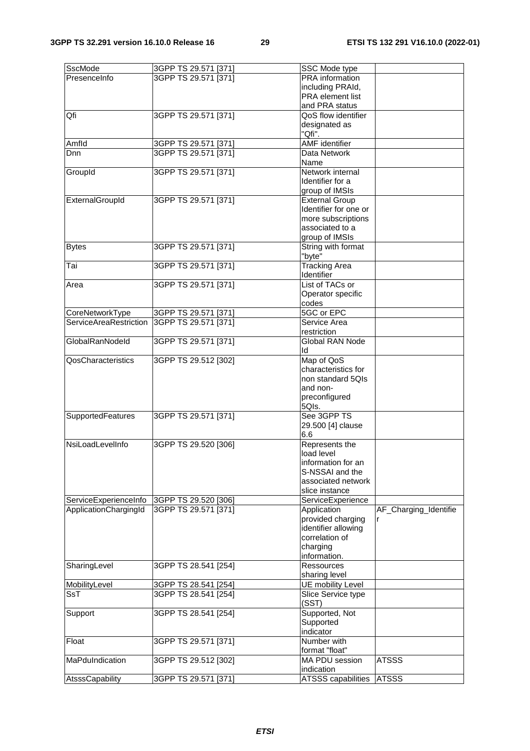| SscMode | 3GPP TS 29.571 [371] | SSC Mode type | |
|---|---|---|---|
| PresenceInfo | 3GPP TS 29.571 [371] | PRA information including PRAId, PRA element list and PRA status | |
| Qfi | 3GPP TS 29.571 [371] | QoS flow identifier designated as "Qfi". | |
| AmfId | 3GPP TS 29.571 [371] | AMF identifier | |
| Dnn | 3GPP TS 29.571 [371] | Data Network Name | |
| GroupId | 3GPP TS 29.571 [371] | Network internal Identifier for a group of IMSIs | |
| ExternalGroupId | 3GPP TS 29.571 [371] | External Group Identifier for one or more subscriptions associated to a group of IMSIs | |
| Bytes | 3GPP TS 29.571 [371] | String with format "byte" | |
| Tai | 3GPP TS 29.571 [371] | Tracking Area Identifier | |
| Area | 3GPP TS 29.571 [371] | List of TACs or Operator specific codes | |
| CoreNetworkType | 3GPP TS 29.571 [371] | 5GC or EPC | |
| ServiceAreaRestriction | 3GPP TS 29.571 [371] | Service Area restriction | |
| GlobalRanNodeId | 3GPP TS 29.571 [371] | Global RAN Node Id | |
| QosCharacteristics | 3GPP TS 29.512 [302] | Map of QoS characteristics for non standard 5QIs and non-preconfigured 5QIs. | |
| SupportedFeatures | 3GPP TS 29.571 [371] | See 3GPP TS 29.500 [4] clause 6.6 | |
| NsiLoadLevelInfo | 3GPP TS 29.520 [306] | Represents the load level information for an S-NSSAI and the associated network slice instance | |
| ServiceExperienceInfo | 3GPP TS 29.520 [306] | ServiceExperience | |
| ApplicationChargingId | 3GPP TS 29.571 [371] | Application provided charging identifier allowing correlation of charging information. | AF_Charging_Identifier |
| SharingLevel | 3GPP TS 28.541 [254] | Ressources sharing level | |
| MobilityLevel | 3GPP TS 28.541 [254] | UE mobility Level | |
| SsT | 3GPP TS 28.541 [254] | Slice Service type (SST) | |
| Support | 3GPP TS 28.541 [254] | Supported, Not Supported indicator | |
| Float | 3GPP TS 29.571 [371] | Number with format "float" | |
| MaPduIndication | 3GPP TS 29.512 [302] | MA PDU session indication | ATSSS |
| AtsssCapability | 3GPP TS 29.571 [371] | ATSSS capabilities | ATSSS |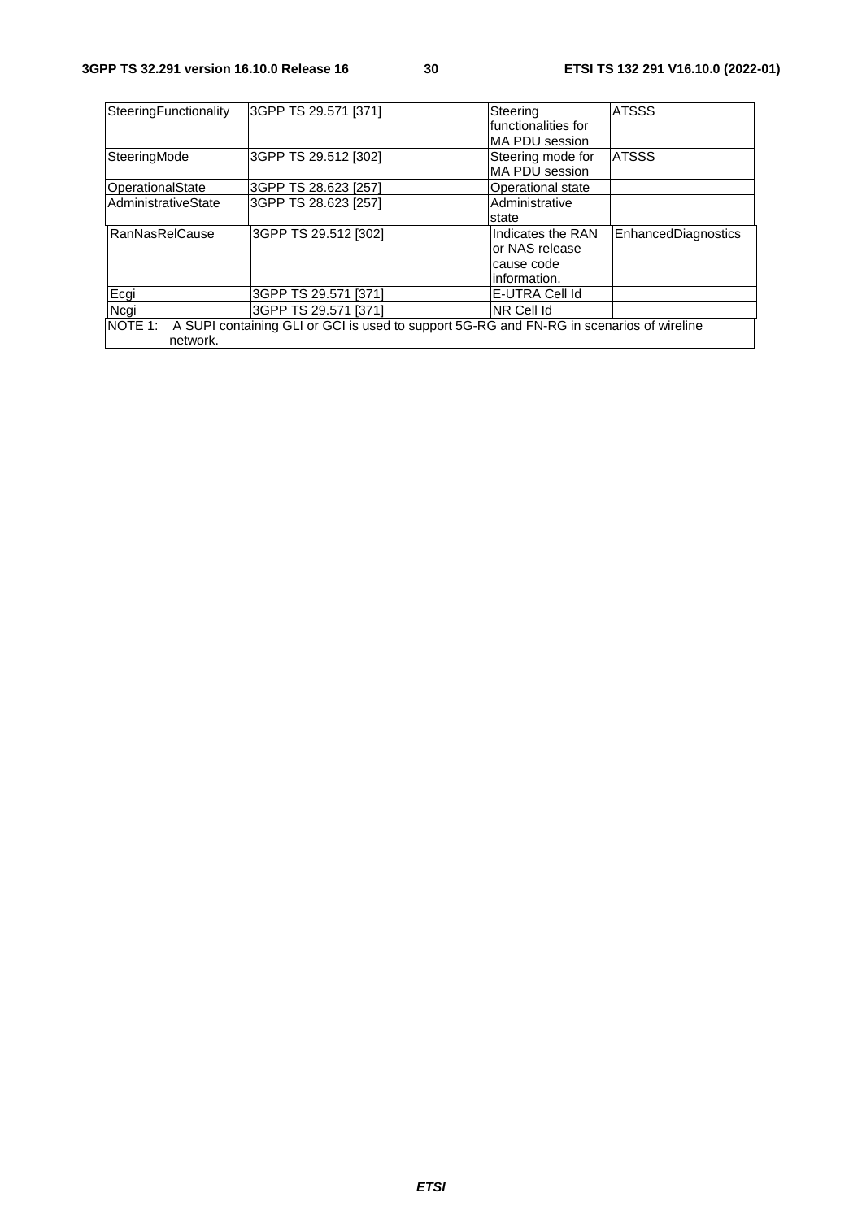| | | | |
|---|---|---|---|
| SteeringFunctionality | 3GPP TS 29.571 [371] | Steering functionalities for MA PDU session | ATSSS |
| SteeringMode | 3GPP TS 29.512 [302] | Steering mode for MA PDU session | ATSSS |
| OperationalState | 3GPP TS 28.623 [257] | Operational state | |
| AdministrativeState | 3GPP TS 28.623 [257] | Administrative state | |
| RanNasRelCause | 3GPP TS 29.512 [302] | Indicates the RAN or NAS release cause code information. | EnhancedDiagnostics |
| Ecgi | 3GPP TS 29.571 [371] | E-UTRA Cell Id | |
| Ncgi | 3GPP TS 29.571 [371] | NR Cell Id | |
| NOTE 1: A SUPI containing GLI or GCI is used to support 5G-RG and FN-RG in scenarios of wireline network. | | | |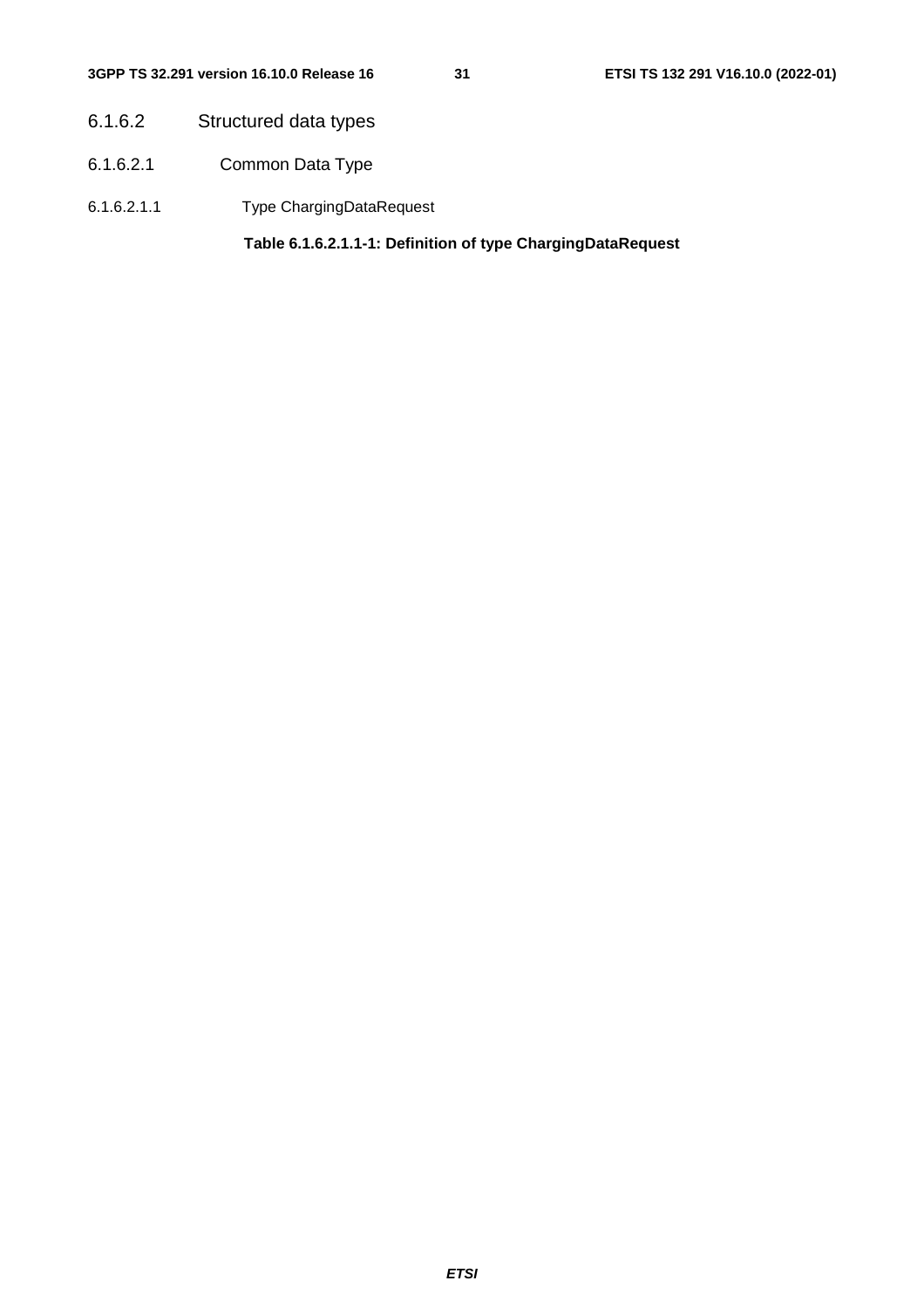#### 6.1.6.2 Structured data types

##### 6.1.6.2.1 Common Data Type

###### 6.1.6.2.1.1 Type ChargingDataRequest

**Table 6.1.6.2.1.1-1: Definition of type ChargingDataRequest**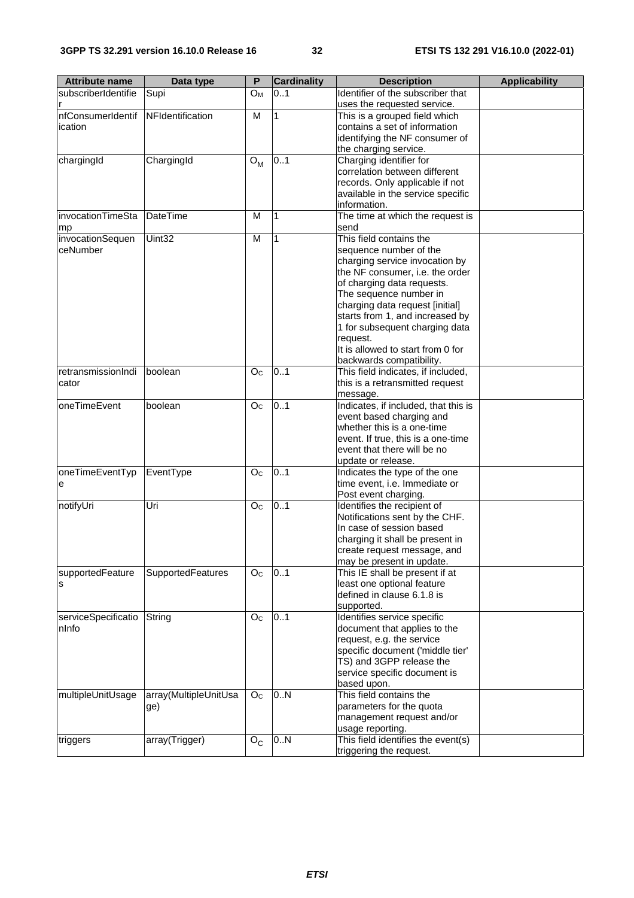| Attribute name | Data type | P | Cardinality | Description | Applicability |
| --- | --- | --- | --- | --- | --- |
| subscriberIdentifier | Supi | $O_M$ | 0..1 | Identifier of the subscriber that uses the requested service. | |
| nfConsumerIdentification | NFIdentification | M | 1 | This is a grouped field which contains a set of information identifying the NF consumer of the charging service. | |
| chargingId | ChargingId | $O_M$ | 0..1 | Charging identifier for correlation between different records. Only applicable if not available in the service specific information. | |
| invocationTimeStamp | DateTime | M | 1 | The time at which the request is send | |
| invocationSequenceNumber | Uint32 | M | 1 | This field contains the sequence number of the charging service invocation by the NF consumer, i.e. the order of charging data requests. The sequence number in charging data request [initial] starts from 1, and increased by 1 for subsequent charging data request. It is allowed to start from 0 for backwards compatibility. | |
| retransmissionIndicator | boolean | $O_C$ | 0..1 | This field indicates, if included, this is a retransmitted request message. | |
| oneTimeEvent | boolean | $O_C$ | 0..1 | Indicates, if included, that this is event based charging and whether this is a one-time event. If true, this is a one-time event that there will be no update or release. | |
| oneTimeEventType | EventType | $O_C$ | 0..1 | Indicates the type of the one time event, i.e. Immediate or Post event charging. | |
| notifyUri | Uri | $O_C$ | 0..1 | Identifies the recipient of Notifications sent by the CHF. In case of session based charging it shall be present in create request message, and may be present in update. | |
| supportedFeatures | SupportedFeatures | $O_C$ | 0..1 | This IE shall be present if at least one optional feature defined in clause 6.1.8 is supported. | |
| serviceSpecificationInfo | String | $O_C$ | 0..1 | Identifies service specific document that applies to the request, e.g. the service specific document ('middle tier' TS) and 3GPP release the service specific document is based upon. | |
| multipleUnitUsage | array(MultipleUnitUsage) | $O_C$ | 0..N | This field contains the parameters for the quota management request and/or usage reporting. | |
| triggers | array(Trigger) | $O_C$ | 0..N | This field identifies the event(s) triggering the request. | |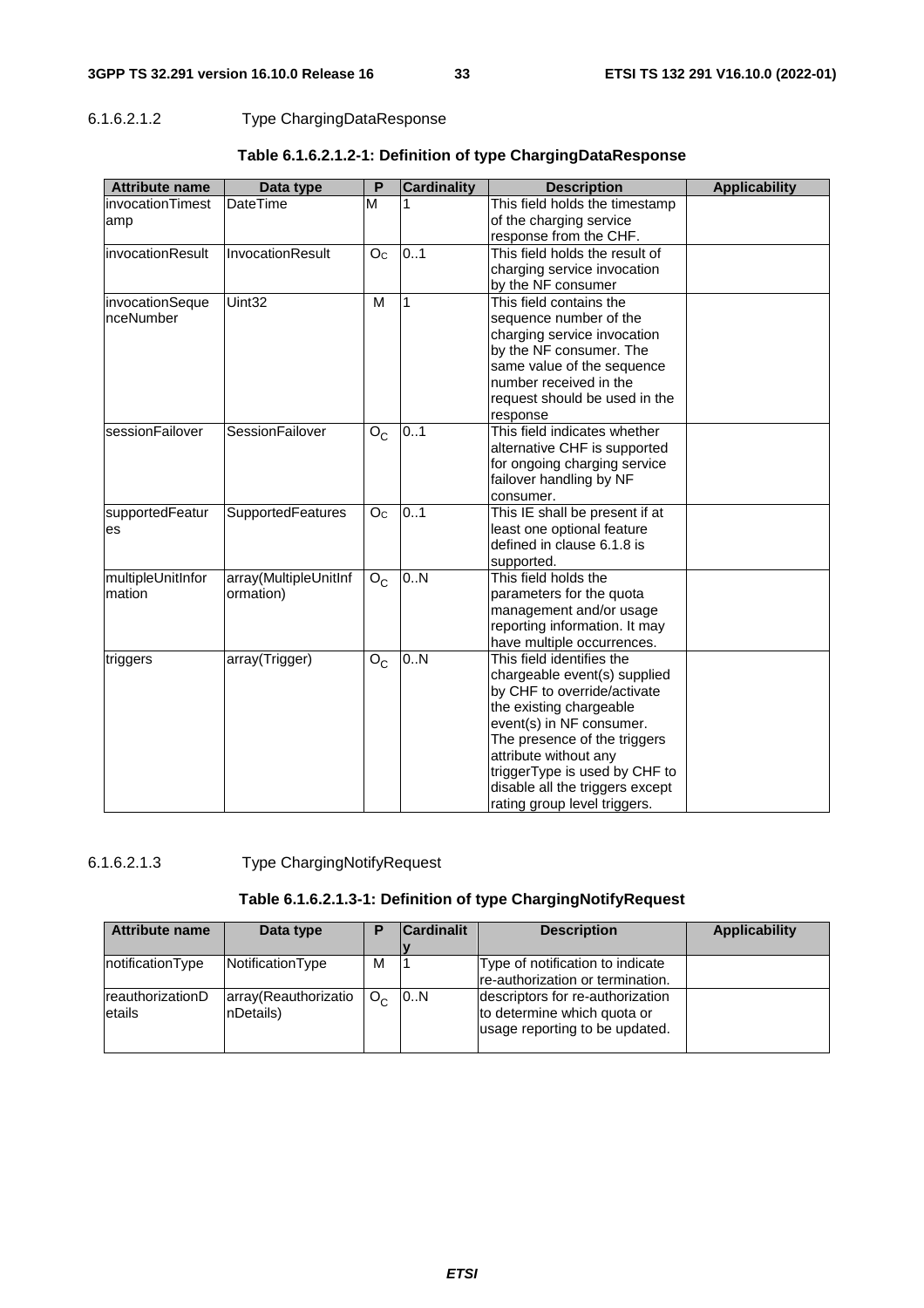#### 6.1.6.2.1.2 Type ChargingDataResponse

**Table 6.1.6.2.1.2-1: Definition of type ChargingDataResponse**

| Attribute name | Data type | P | Cardinality | Description | Applicability |
|---|---|---|---|---|---|
| invocationTimestamp | DateTime | M | 1 | This field holds the timestamp of the charging service response from the CHF. | |
| invocationResult | InvocationResult | $O_C$ | 0..1 | This field holds the result of charging service invocation by the NF consumer | |
| invocationSequenceNumber | Uint32 | M | 1 | This field contains the sequence number of the charging service invocation by the NF consumer. The same value of the sequence number received in the request should be used in the response | |
| sessionFailover | SessionFailover | $O_C$ | 0..1 | This field indicates whether alternative CHF is supported for ongoing charging service failover handling by NF consumer. | |
| supportedFeatures | SupportedFeatures | $O_C$ | 0..1 | This IE shall be present if at least one optional feature defined in clause 6.1.8 is supported. | |
| multipleUnitInformation | array(MultipleUnitInformation) | $O_C$ | 0..N | This field holds the parameters for the quota management and/or usage reporting information. It may have multiple occurrences. | |
| triggers | array(Trigger) | $O_C$ | 0..N | This field identifies the chargeable event(s) supplied by CHF to override/activate the existing chargeable event(s) in NF consumer. The presence of the triggers attribute without any triggerType is used by CHF to disable all the triggers except rating group level triggers. | |

#### 6.1.6.2.1.3 Type ChargingNotifyRequest

**Table 6.1.6.2.1.3-1: Definition of type ChargingNotifyRequest**

| Attribute name | Data type | P | Cardinality | Description | Applicability |
|---|---|---|---|---|---|
| notificationType | NotificationType | M | 1 | Type of notification to indicate re-authorization or termination. | |
| reauthorizationDetails | array(ReauthorizationDetails) | $O_C$ | 0..N | descriptors for re-authorization to determine which quota or usage reporting to be updated. | |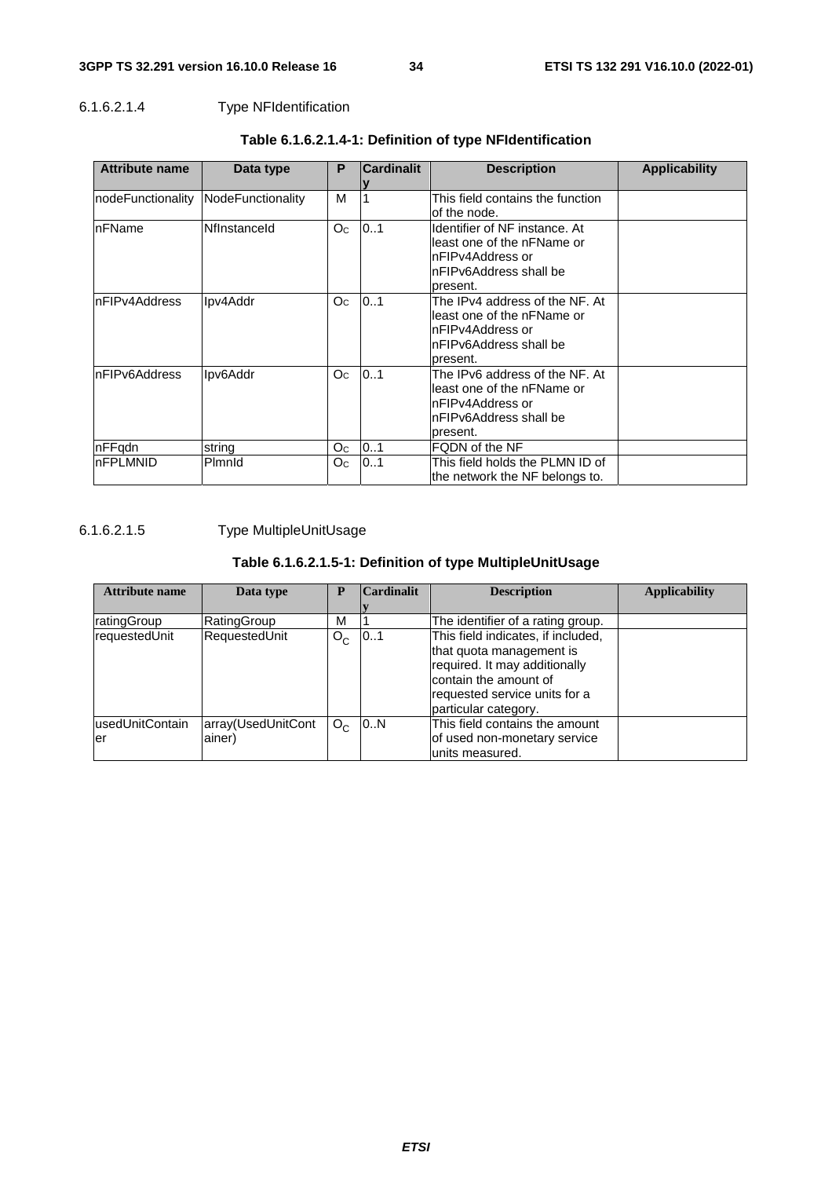#### 6.1.6.2.1.4 Type NFIdentification

**Table 6.1.6.2.1.4-1: Definition of type NFIdentification**

| Attribute name | Data type | P | Cardinality | Description | Applicability |
| --- | --- | --- | --- | --- | --- |
| nodeFunctionality | NodeFunctionality | M | 1 | This field contains the function of the node. | |
| nFName | NfInstanceId | $O_C$ | 0..1 | Identifier of NF instance. At least one of the nFName or nFIPv4Address or nFIPv6Address shall be present. | |
| nFIPv4Address | Ipv4Addr | $O_C$ | 0..1 | The IPv4 address of the NF. At least one of the nFName or nFIPv4Address or nFIPv6Address shall be present. | |
| nFIPv6Address | Ipv6Addr | $O_C$ | 0..1 | The IPv6 address of the NF. At least one of the nFName or nFIPv4Address or nFIPv6Address shall be present. | |
| nFFqdn | string | $O_C$ | 0..1 | FQDN of the NF | |
| nFPLMNID | PlmnId | $O_C$ | 0..1 | This field holds the PLMN ID of the network the NF belongs to. | |

#### 6.1.6.2.1.5 Type MultipleUnitUsage

**Table 6.1.6.2.1.5-1: Definition of type MultipleUnitUsage**

| Attribute name | Data type | P | Cardinality | Description | Applicability |
| --- | --- | --- | --- | --- | --- |
| ratingGroup | RatingGroup | M | 1 | The identifier of a rating group. | |
| requestedUnit | RequestedUnit | $O_C$ | 0..1 | This field indicates, if included, that quota management is required. It may additionally contain the amount of requested service units for a particular category. | |
| usedUnitContainer | array(UsedUnitContainer) | $O_C$ | 0..N | This field contains the amount of used non-monetary service units measured. | |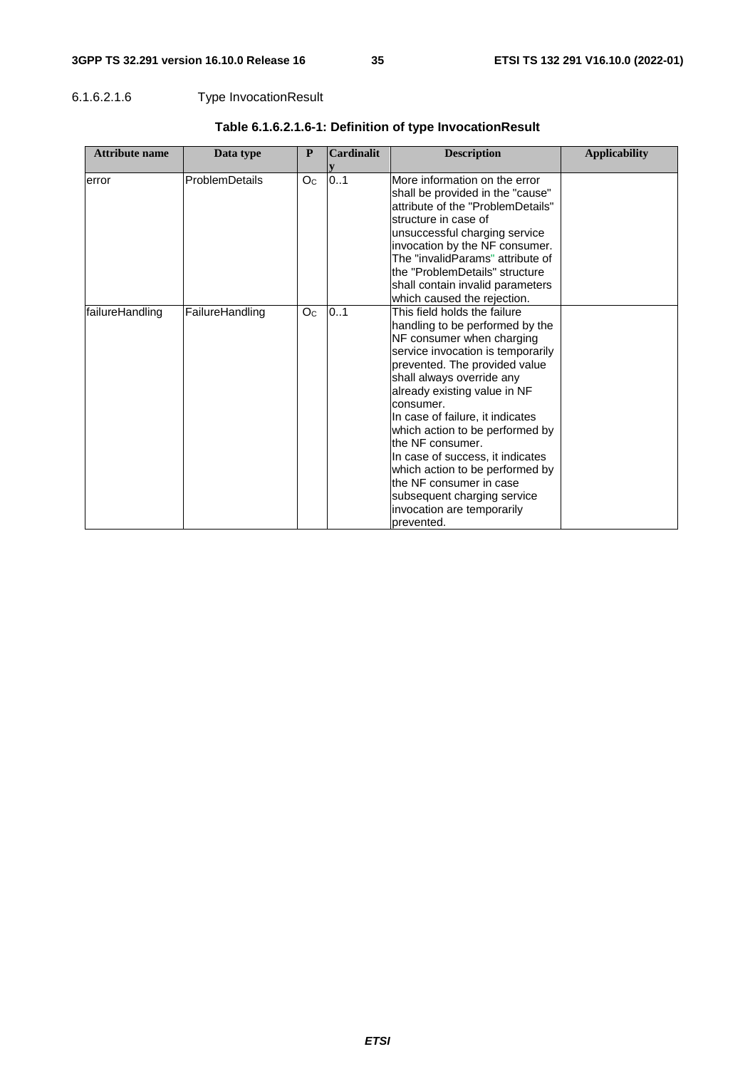#### 6.1.6.2.1.6 Type InvocationResult

**Table 6.1.6.2.1.6-1: Definition of type InvocationResult**

| Attribute name | Data type | P | Cardinality | Description | Applicability |
|---|---|---|---|---|---|
| error | ProblemDetails | $O_C$ | 0..1 | More information on the error shall be provided in the "cause" attribute of the "ProblemDetails" structure in case of unsuccessful charging service invocation by the NF consumer. The "invalidParams" attribute of the "ProblemDetails" structure shall contain invalid parameters which caused the rejection. | |
| failureHandling | FailureHandling | $O_C$ | 0..1 | This field holds the failure handling to be performed by the NF consumer when charging service invocation is temporarily prevented. The provided value shall always override any already existing value in NF consumer.<br>In case of failure, it indicates which action to be performed by the NF consumer.<br>In case of success, it indicates which action to be performed by the NF consumer in case subsequent charging service invocation are temporarily prevented. | |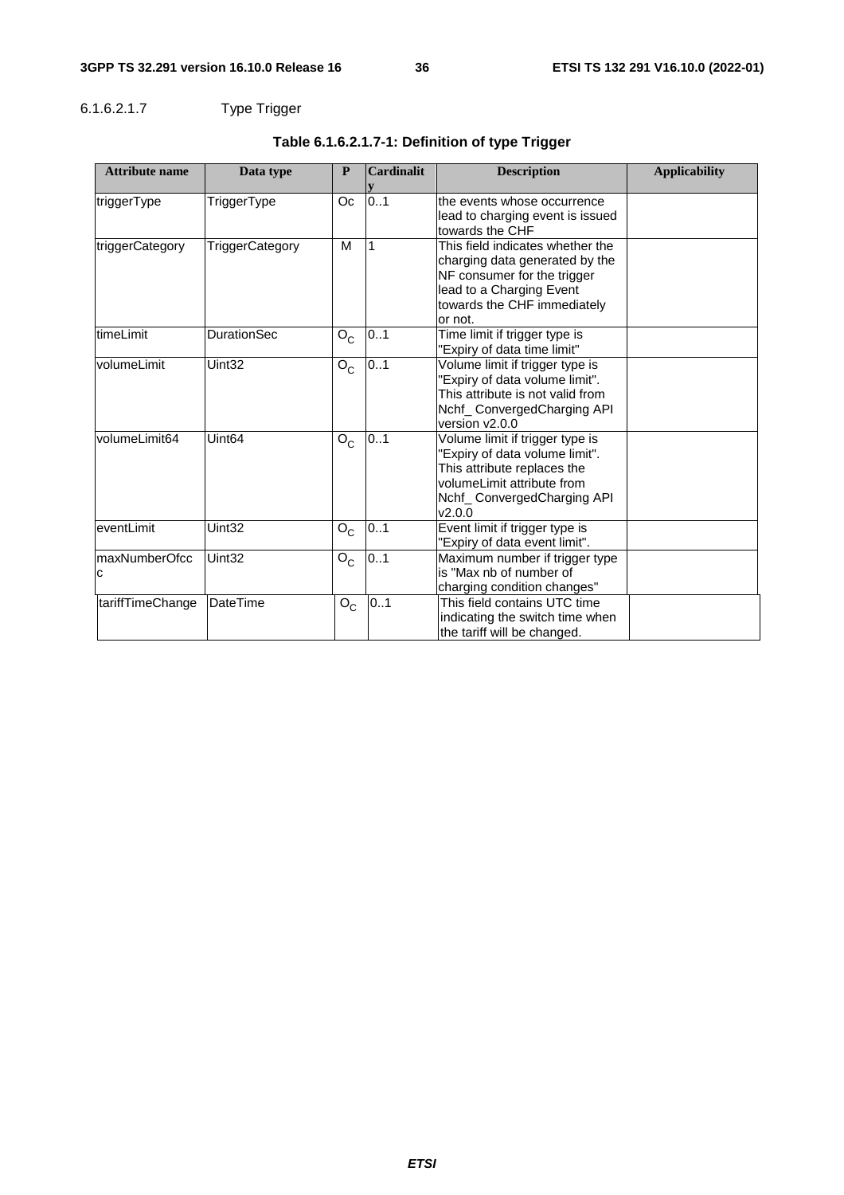#### 6.1.6.2.1.7 Type Trigger

**Table 6.1.6.2.1.7-1: Definition of type Trigger**

| Attribute name | Data type | P | Cardinality | Description | Applicability |
|---|---|---|---|---|---|
| triggerType | TriggerType | Oc | 0..1 | the events whose occurrence lead to charging event is issued towards the CHF | |
| triggerCategory | TriggerCategory | M | 1 | This field indicates whether the charging data generated by the NF consumer for the trigger lead to a Charging Event towards the CHF immediately or not. | |
| timeLimit | DurationSec | $O_C$ | 0..1 | Time limit if trigger type is "Expiry of data time limit" | |
| volumeLimit | Uint32 | $O_C$ | 0..1 | Volume limit if trigger type is "Expiry of data volume limit". This attribute is not valid from Nchf_ ConvergedCharging API version v2.0.0 | |
| volumeLimit64 | Uint64 | $O_C$ | 0..1 | Volume limit if trigger type is "Expiry of data volume limit". This attribute replaces the volumeLimit attribute from Nchf_ ConvergedCharging API v2.0.0 | |
| eventLimit | Uint32 | $O_C$ | 0..1 | Event limit if trigger type is "Expiry of data event limit". | |
| maxNumberOfccc | Uint32 | $O_C$ | 0..1 | Maximum number if trigger type is "Max nb of number of charging condition changes" | |
| tariffTimeChange | DateTime | $O_C$ | 0..1 | This field contains UTC time indicating the switch time when the tariff will be changed. | |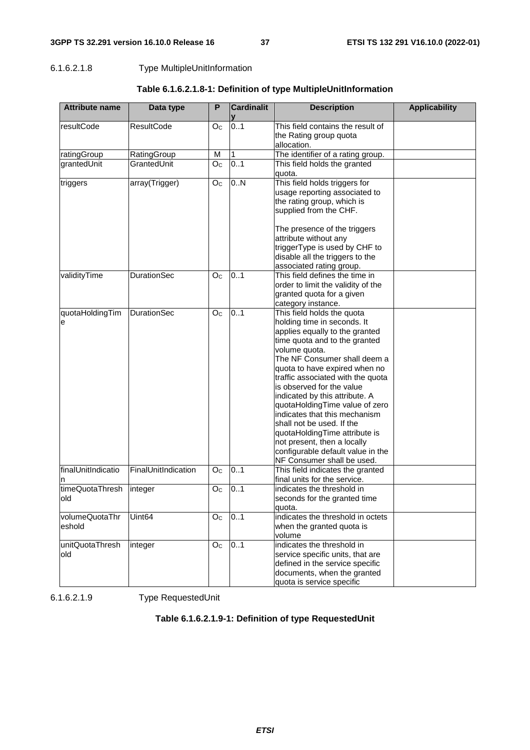#### 6.1.6.2.1.8 Type MultipleUnitInformation

**Table 6.1.6.2.1.8-1: Definition of type MultipleUnitInformation**

| Attribute name | Data type | P | Cardinality | Description | Applicability |
|---|---|---|---|---|---|
| resultCode | ResultCode | $O_C$ | 0..1 | This field contains the result of the Rating group quota allocation. | |
| ratingGroup | RatingGroup | M | 1 | The identifier of a rating group. | |
| grantedUnit | GrantedUnit | $O_C$ | 0..1 | This field holds the granted quota. | |
| triggers | array(Trigger) | $O_C$ | 0..N | This field holds triggers for usage reporting associated to the rating group, which is supplied from the CHF.<br><br>The presence of the triggers attribute without any triggerType is used by CHF to disable all the triggers to the associated rating group. | |
| validityTime | DurationSec | $O_C$ | 0..1 | This field defines the time in order to limit the validity of the granted quota for a given category instance. | |
| quotaHoldingTime | DurationSec | $O_C$ | 0..1 | This field holds the quota holding time in seconds. It applies equally to the granted time quota and to the granted volume quota.<br>The NF Consumer shall deem a quota to have expired when no traffic associated with the quota is observed for the value indicated by this attribute. A quotaHoldingTime value of zero indicates that this mechanism shall not be used. If the quotaHoldingTime attribute is not present, then a locally configurable default value in the NF Consumer shall be used. | |
| finalUnitIndication | FinalUnitIndication | $O_C$ | 0..1 | This field indicates the granted final units for the service. | |
| timeQuotaThreshold | integer | $O_C$ | 0..1 | indicates the threshold in seconds for the granted time quota. | |
| volumeQuotaThreshold | Uint64 | $O_C$ | 0..1 | indicates the threshold in octets when the granted quota is volume | |
| unitQuotaThreshold | integer | $O_C$ | 0..1 | indicates the threshold in service specific units, that are defined in the service specific documents, when the granted quota is service specific | |

#### 6.1.6.2.1.9 Type RequestedUnit

**Table 6.1.6.2.1.9-1: Definition of type RequestedUnit**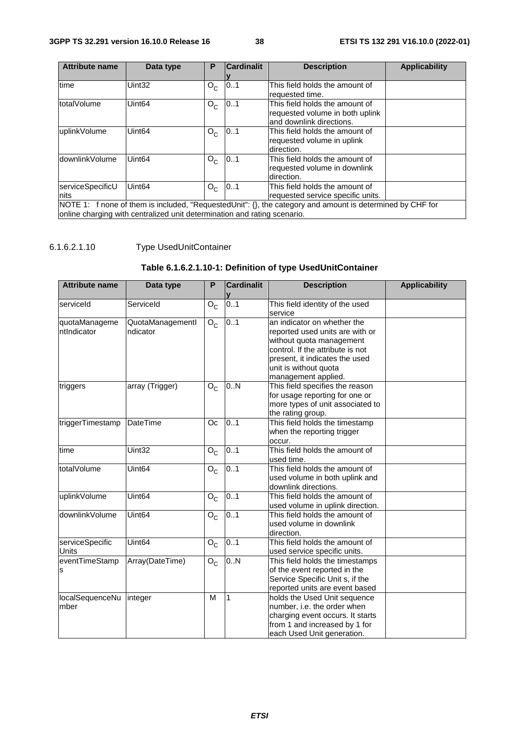| Attribute name | Data type | P | Cardinality | Description | Applicability |
| --- | --- | --- | --- | --- | --- |
| time | Uint32 | $O_C$ | 0..1 | This field holds the amount of requested time. | |
| totalVolume | Uint64 | $O_C$ | 0..1 | This field holds the amount of requested volume in both uplink and downlink directions. | |
| uplinkVolume | Uint64 | $O_C$ | 0..1 | This field holds the amount of requested volume in uplink direction. | |
| downlinkVolume | Uint64 | $O_C$ | 0..1 | This field holds the amount of requested volume in downlink direction. | |
| serviceSpecificUnits | Uint64 | $O_C$ | 0..1 | This field holds the amount of requested service specific units. | |
| NOTE 1: f none of them is included, "RequestedUnit": {}, the category and amount is determined by CHF for online charging with centralized unit determination and rating scenario. | | | | | |

6.1.6.2.1.10 Type UsedUnitContainer

**Table 6.1.6.2.1.10-1: Definition of type UsedUnitContainer**

| Attribute name | Data type | P | Cardinality | Description | Applicability |
| --- | --- | --- | --- | --- | --- |
| serviceId | ServiceId | $O_C$ | 0..1 | This field identity of the used service | |
| quotaManagementIndicator | QuotaManagementIndicator | $O_C$ | 0..1 | an indicator on whether the reported used units are with or without quota management control. If the attribute is not present, it indicates the used unit is without quota management applied. | |
| triggers | array (Trigger) | $O_C$ | 0..N | This field specifies the reason for usage reporting for one or more types of unit associated to the rating group. | |
| triggerTimestamp | DateTime | Oc | 0..1 | This field holds the timestamp when the reporting trigger occur. | |
| time | Uint32 | $O_C$ | 0..1 | This field holds the amount of used time. | |
| totalVolume | Uint64 | $O_C$ | 0..1 | This field holds the amount of used volume in both uplink and downlink directions. | |
| uplinkVolume | Uint64 | $O_C$ | 0..1 | This field holds the amount of used volume in uplink direction. | |
| downlinkVolume | Uint64 | $O_C$ | 0..1 | This field holds the amount of used volume in downlink direction. | |
| serviceSpecificUnits | Uint64 | $O_C$ | 0..1 | This field holds the amount of used service specific units. | |
| eventTimeStamps | Array(DateTime) | $O_C$ | 0..N | This field holds the timestamps of the event reported in the Service Specific Unit s, if the reported units are event based | |
| localSequenceNumber | integer | M | 1 | holds the Used Unit sequence number, i.e. the order when charging event occurs. It starts from 1 and increased by 1 for each Used Unit generation. | |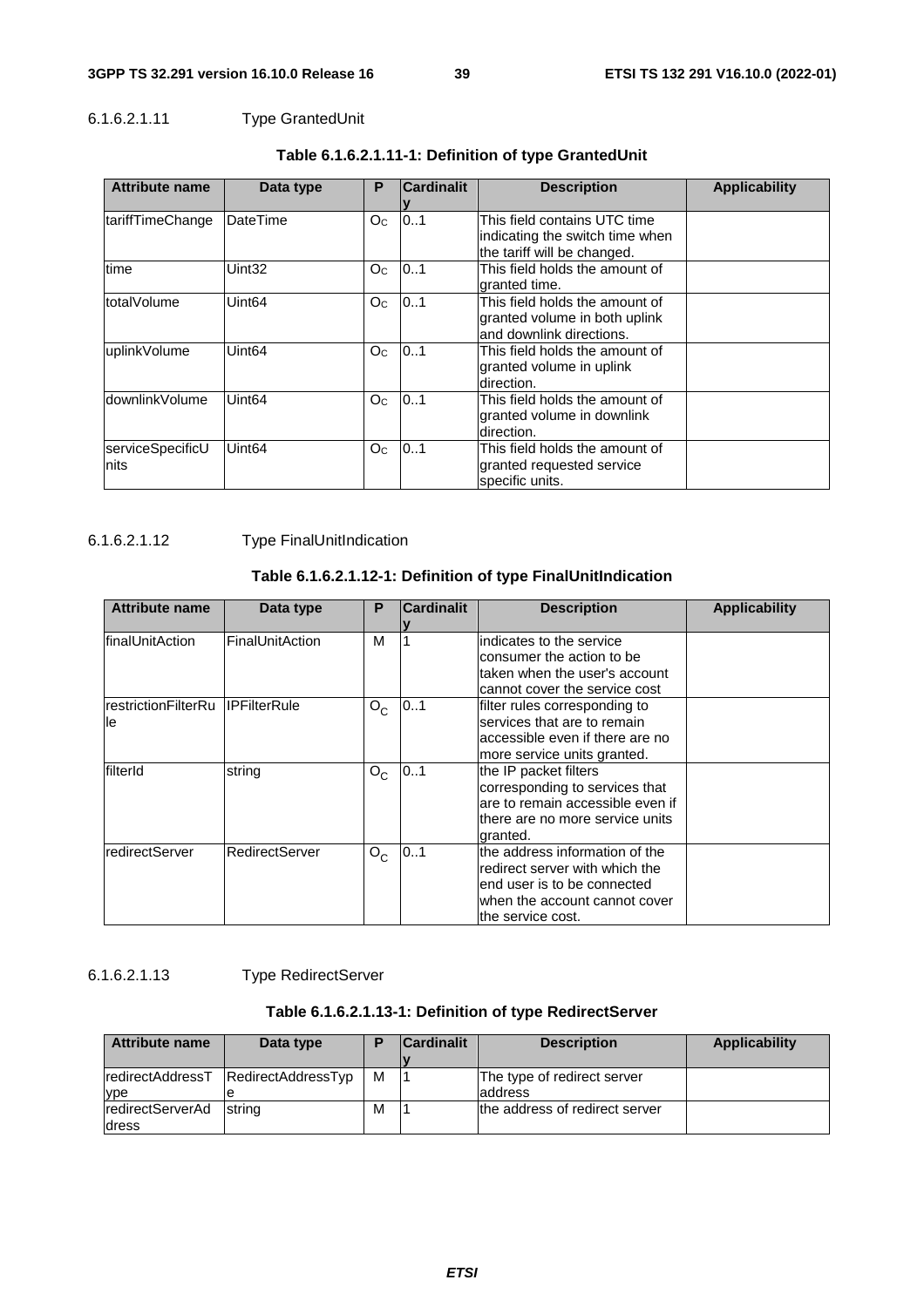#### 6.1.6.2.1.11 Type GrantedUnit

**Table 6.1.6.2.1.11-1: Definition of type GrantedUnit**

| Attribute name | Data type | P | Cardinality | Description | Applicability |
|---|---|---|---|---|---|
| tariffTimeChange | DateTime | $O_C$ | 0..1 | This field contains UTC time indicating the switch time when the tariff will be changed. | |
| time | Uint32 | $O_C$ | 0..1 | This field holds the amount of granted time. | |
| totalVolume | Uint64 | $O_C$ | 0..1 | This field holds the amount of granted volume in both uplink and downlink directions. | |
| uplinkVolume | Uint64 | $O_C$ | 0..1 | This field holds the amount of granted volume in uplink direction. | |
| downlinkVolume | Uint64 | $O_C$ | 0..1 | This field holds the amount of granted volume in downlink direction. | |
| serviceSpecificUnits | Uint64 | $O_C$ | 0..1 | This field holds the amount of granted requested service specific units. | |

#### 6.1.6.2.1.12 Type FinalUnitIndication

**Table 6.1.6.2.1.12-1: Definition of type FinalUnitIndication**

| Attribute name | Data type | P | Cardinality | Description | Applicability |
|---|---|---|---|---|---|
| finalUnitAction | FinalUnitAction | M | 1 | indicates to the service consumer the action to be taken when the user's account cannot cover the service cost | |
| restrictionFilterRule | IPFilterRule | $O_C$ | 0..1 | filter rules corresponding to services that are to remain accessible even if there are no more service units granted. | |
| filterId | string | $O_C$ | 0..1 | the IP packet filters corresponding to services that are to remain accessible even if there are no more service units granted. | |
| redirectServer | RedirectServer | $O_C$ | 0..1 | the address information of the redirect server with which the end user is to be connected when the account cannot cover the service cost. | |

#### 6.1.6.2.1.13 Type RedirectServer

**Table 6.1.6.2.1.13-1: Definition of type RedirectServer**

| Attribute name | Data type | P | Cardinality | Description | Applicability |
|---|---|---|---|---|---|
| redirectAddressType | RedirectAddressType | M | 1 | The type of redirect server address | |
| redirectServerAddress | string | M | 1 | the address of redirect server | |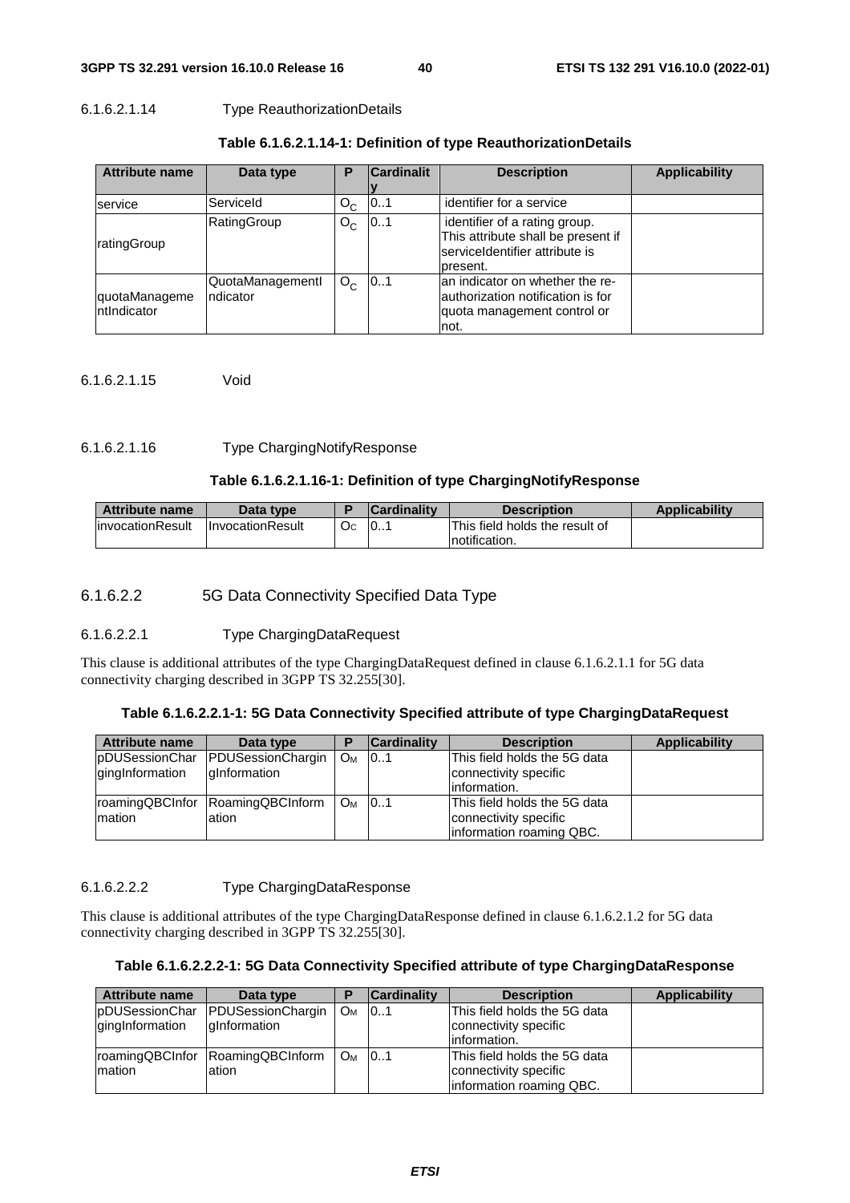#### 6.1.6.2.1.14 Type ReauthorizationDetails

**Table 6.1.6.2.1.14-1: Definition of type ReauthorizationDetails**

| Attribute name | Data type | P | Cardinality | Description | Applicability |
|---|---|---|---|---|---|
| service | ServiceId | $O_C$ | 0..1 | identifier for a service | |
| ratingGroup | RatingGroup | $O_C$ | 0..1 | identifier of a rating group. This attribute shall be present if serviceIdentifier attribute is present. | |
| quotaManagementIndicator | QuotaManagementIndicator | $O_C$ | 0..1 | an indicator on whether the re-authorization notification is for quota management control or not. | |

#### 6.1.6.2.1.15 Void

#### 6.1.6.2.1.16 Type ChargingNotifyResponse

**Table 6.1.6.2.1.16-1: Definition of type ChargingNotifyResponse**

| Attribute name | Data type | P | Cardinality | Description | Applicability |
|---|---|---|---|---|---|
| invocationResult | InvocationResult | $O_C$ | 0..1 | This field holds the result of notification. | |

### 6.1.6.2.2 5G Data Connectivity Specified Data Type

#### 6.1.6.2.2.1 Type ChargingDataRequest

This clause is additional attributes of the type ChargingDataRequest defined in clause 6.1.6.2.1.1 for 5G data connectivity charging described in 3GPP TS 32.255[30].

**Table 6.1.6.2.2.1-1: 5G Data Connectivity Specified attribute of type ChargingDataRequest**

| Attribute name | Data type | P | Cardinality | Description | Applicability |
|---|---|---|---|---|---|
| pDUSessionChargingInformation | PDUSessionChargingInformation | $O_M$ | 0..1 | This field holds the 5G data connectivity specific information. | |
| roamingQBCInformation | RoamingQBCInformation | $O_M$ | 0..1 | This field holds the 5G data connectivity specific information roaming QBC. | |

#### 6.1.6.2.2.2 Type ChargingDataResponse

This clause is additional attributes of the type ChargingDataResponse defined in clause 6.1.6.2.1.2 for 5G data connectivity charging described in 3GPP TS 32.255[30].

**Table 6.1.6.2.2.2-1: 5G Data Connectivity Specified attribute of type ChargingDataResponse**

| Attribute name | Data type | P | Cardinality | Description | Applicability |
|---|---|---|---|---|---|
| pDUSessionChargingInformation | PDUSessionChargingInformation | $O_M$ | 0..1 | This field holds the 5G data connectivity specific information. | |
| roamingQBCInformation | RoamingQBCInformation | $O_M$ | 0..1 | This field holds the 5G data connectivity specific information roaming QBC. | |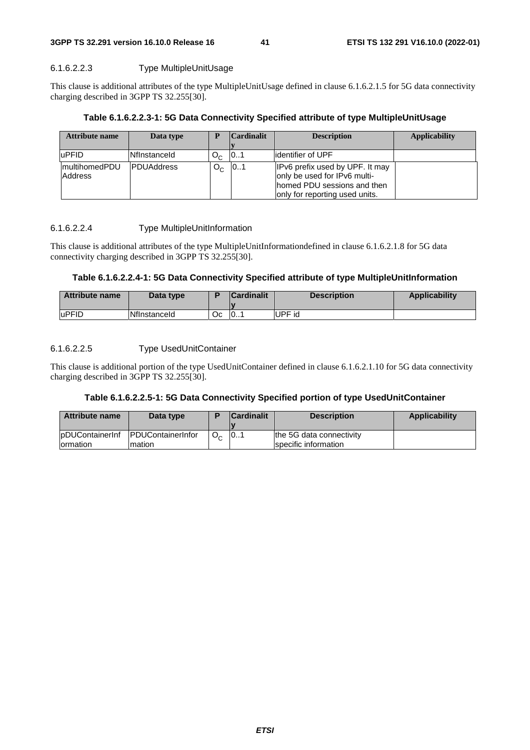#### 6.1.6.2.2.3 Type MultipleUnitUsage

This clause is additional attributes of the type MultipleUnitUsage defined in clause 6.1.6.2.1.5 for 5G data connectivity charging described in 3GPP TS 32.255[30].

**Table 6.1.6.2.2.3-1: 5G Data Connectivity Specified attribute of type MultipleUnitUsage**

| Attribute name | Data type | P | Cardinality | Description | Applicability |
|---|---|---|---|---|---|
| uPFID | NfInstanceId | $O_C$ | 0..1 | identifier of UPF | |
| multihomedPDUAddress | PDUAddress | $O_C$ | 0..1 | IPv6 prefix used by UPF. It may only be used for IPv6 multi-homed PDU sessions and then only for reporting used units. | |

#### 6.1.6.2.2.4 Type MultipleUnitInformation

This clause is additional attributes of the type MultipleUnitInformationdefined in clause 6.1.6.2.1.8 for 5G data connectivity charging described in 3GPP TS 32.255[30].

**Table 6.1.6.2.2.4-1: 5G Data Connectivity Specified attribute of type MultipleUnitInformation**

| Attribute name | Data type | P | Cardinality | Description | Applicability |
|---|---|---|---|---|---|
| uPFID | NfInstanceId | Oc | 0..1 | UPF id | |

#### 6.1.6.2.2.5 Type UsedUnitContainer

This clause is additional portion of the type UsedUnitContainer defined in clause 6.1.6.2.1.10 for 5G data connectivity charging described in 3GPP TS 32.255[30].

**Table 6.1.6.2.2.5-1: 5G Data Connectivity Specified portion of type UsedUnitContainer**

| Attribute name | Data type | P | Cardinality | Description | Applicability |
|---|---|---|---|---|---|
| pDUContainerInformation | PDUContainerInformation | $O_C$ | 0..1 | the 5G data connectivity specific information | |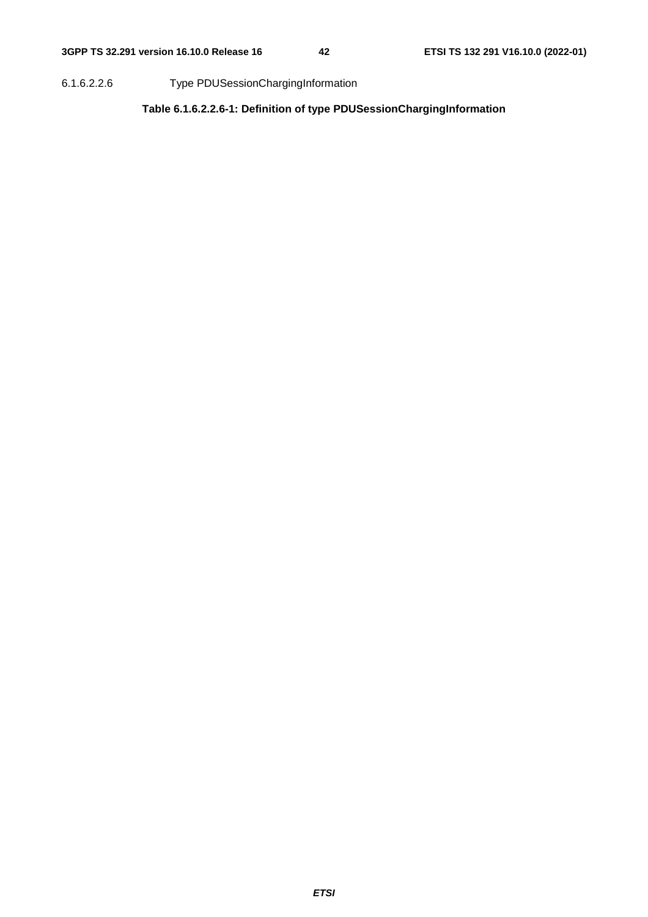##### 6.1.6.2.2.6 Type PDUSessionChargingInformation

**Table 6.1.6.2.2.6-1: Definition of type PDUSessionChargingInformation**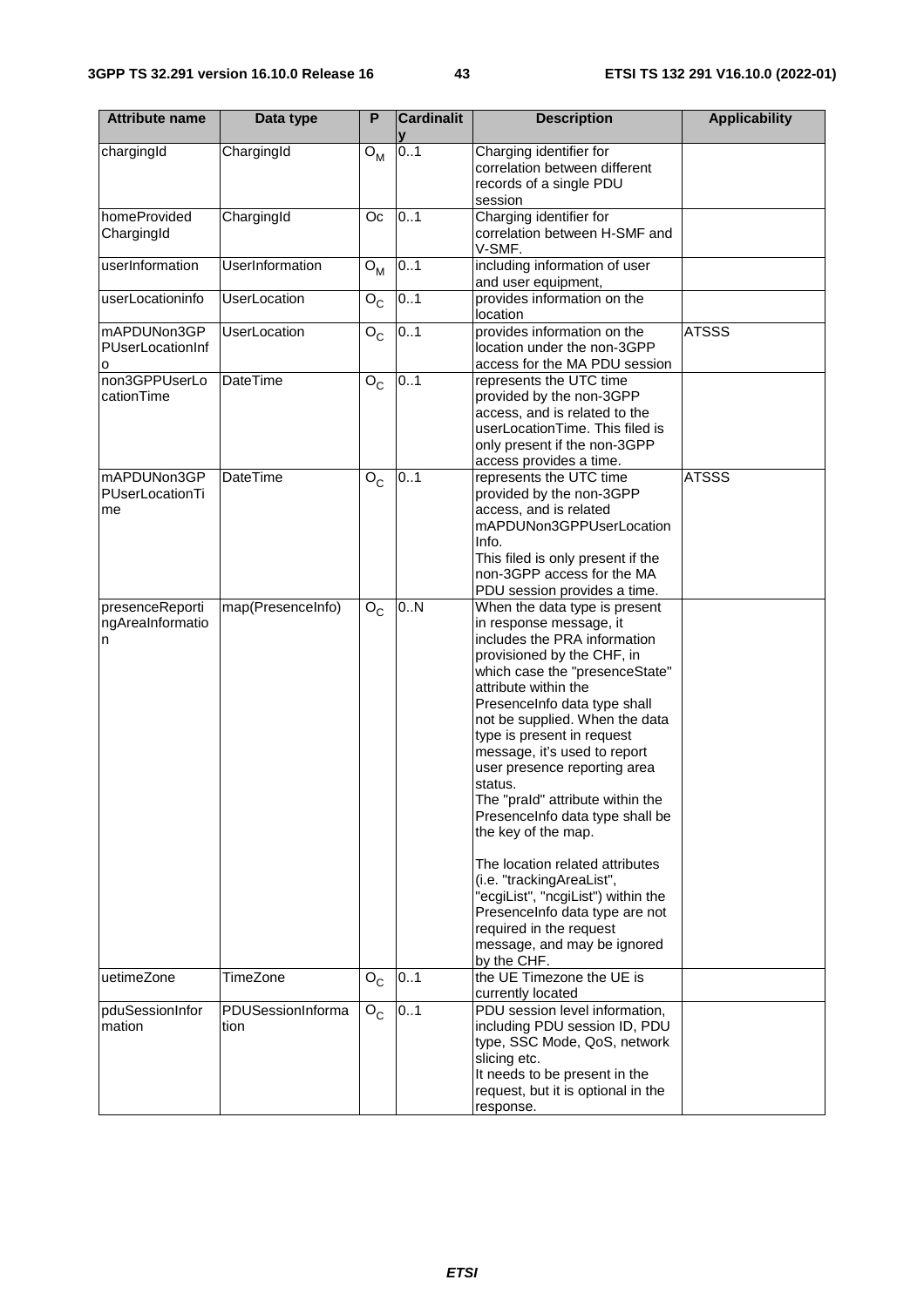| Attribute name | Data type | P | Cardinality | Description | Applicability |
| --- | --- | --- | --- | --- | --- |
| chargingId | ChargingId | $O_M$ | 0..1 | Charging identifier for correlation between different records of a single PDU session | |
| homeProvidedChargingId | ChargingId | Oc | 0..1 | Charging identifier for correlation between H-SMF and V-SMF. | |
| userInformation | UserInformation | $O_M$ | 0..1 | including information of user and user equipment, | |
| userLocationinfo | UserLocation | $O_C$ | 0..1 | provides information on the location | |
| mAPDUNon3GPPUserLocationInfo | UserLocation | $O_C$ | 0..1 | provides information on the location under the non-3GPP access for the MA PDU session | ATSSS |
| non3GPPUserLocationTime | DateTime | $O_C$ | 0..1 | represents the UTC time provided by the non-3GPP access, and is related to the userLocationTime. This filed is only present if the non-3GPP access provides a time. | |
| mAPDUNon3GPPUserLocationTime | DateTime | $O_C$ | 0..1 | represents the UTC time provided by the non-3GPP access, and is related mAPDUNon3GPPUserLocationInfo.<br>This filed is only present if the non-3GPP access for the MA PDU session provides a time. | ATSSS |
| presenceReportingAreaInformation | map(PresenceInfo) | $O_C$ | 0..N | When the data type is present in response message, it includes the PRA information provisioned by the CHF, in which case the "presenceState" attribute within the PresenceInfo data type shall not be supplied. When the data type is present in request message, it's used to report user presence reporting area status.<br>The "praId" attribute within the PresenceInfo data type shall be the key of the map.<br><br>The location related attributes (i.e. "trackingAreaList", "ecgiList", "ncgiList") within the PresenceInfo data type are not required in the request message, and may be ignored by the CHF. | |
| uetimeZone | TimeZone | $O_C$ | 0..1 | the UE Timezone the UE is currently located | |
| pduSessionInformation | PDUSessionInformation | $O_C$ | 0..1 | PDU session level information, including PDU session ID, PDU type, SSC Mode, QoS, network slicing etc.<br>It needs to be present in the request, but it is optional in the response. | |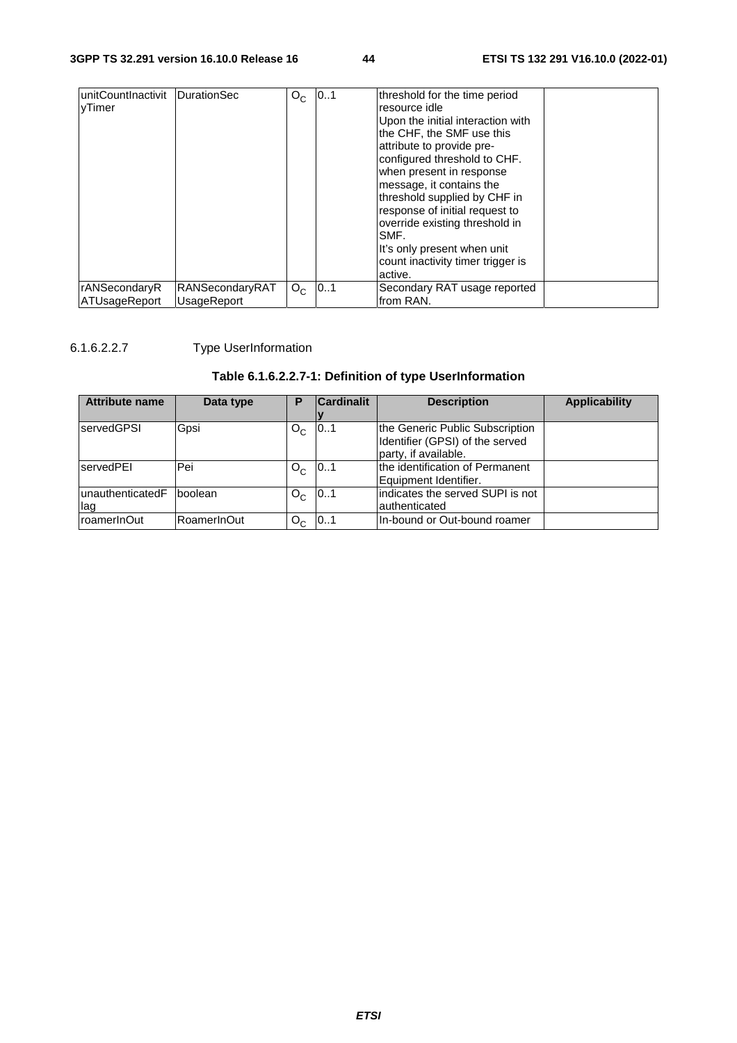| unitCountInactivityTimer | DurationSec | $O_C$ | 0..1 | threshold for the time period resource idle<br>Upon the initial interaction with the CHF, the SMF use this attribute to provide pre-configured threshold to CHF. when present in response message, it contains the threshold supplied by CHF in response of initial request to override existing threshold in SMF.<br>It's only present when unit count inactivity timer trigger is active. | |
|---|---|---|---|---|---|
| rANSecondaryRATUsageReport | RANSecondaryRATUsageReport | $O_C$ | 0..1 | Secondary RAT usage reported from RAN. | |

#### 6.1.6.2.2.7 Type UserInformation

**Table 6.1.6.2.2.7-1: Definition of type UserInformation**

| Attribute name | Data type | P | Cardinality | Description | Applicability |
|---|---|---|---|---|---|
| servedGPSI | Gpsi | $O_C$ | 0..1 | the Generic Public Subscription Identifier (GPSI) of the served party, if available. | |
| servedPEI | Pei | $O_C$ | 0..1 | the identification of Permanent Equipment Identifier. | |
| unauthenticatedFlag | boolean | $O_C$ | 0..1 | indicates the served SUPI is not authenticated | |
| roamerInOut | RoamerInOut | $O_C$ | 0..1 | In-bound or Out-bound roamer | |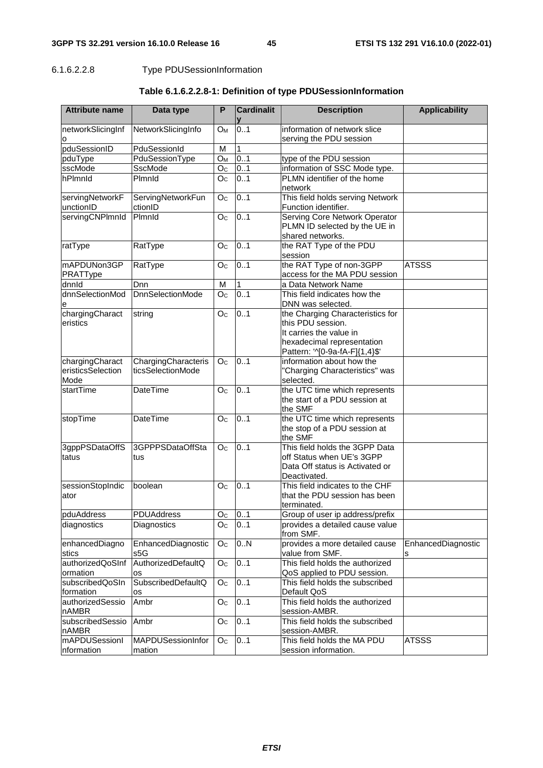#### 6.1.6.2.2.8 Type PDUSessionInformation

**Table 6.1.6.2.2.8-1: Definition of type PDUSessionInformation**

| Attribute name | Data type | P | Cardinality | Description | Applicability |
|---|---|---|---|---|---|
| networkSlicingInfo | NetworkSlicingInfo | $O_M$ | 0..1 | information of network slice serving the PDU session | |
| pduSessionID | PduSessionId | M | 1 | | |
| pduType | PduSessionType | $O_M$ | 0..1 | type of the PDU session | |
| sscMode | SscMode | $O_C$ | 0..1 | information of SSC Mode type. | |
| hPlmnId | PlmnId | $O_C$ | 0..1 | PLMN identifier of the home network | |
| servingNetworkFunctionID | ServingNetworkFunctionID | $O_C$ | 0..1 | This field holds serving Network Function identifier. | |
| servingCNPlmnId | PlmnId | $O_C$ | 0..1 | Serving Core Network Operator PLMN ID selected by the UE in shared networks. | |
| ratType | RatType | $O_C$ | 0..1 | the RAT Type of the PDU session | |
| mAPDUNon3GPPRATType | RatType | $O_C$ | 0..1 | the RAT Type of non-3GPP access for the MA PDU session | ATSSS |
| dnnId | Dnn | M | 1 | a Data Network Name | |
| dnnSelectionMode | DnnSelectionMode | $O_C$ | 0..1 | This field indicates how the DNN was selected. | |
| chargingCharacteristics | string | $O_C$ | 0..1 | the Charging Characteristics for this PDU session.<br>It carries the value in hexadecimal representation<br>Pattern: '^[0-9a-fA-F]{1,4}$' | |
| chargingCharacteristicsSelectionMode | ChargingCharacteristicsSelectionMode | $O_C$ | 0..1 | information about how the "Charging Characteristics" was selected. | |
| startTime | DateTime | $O_C$ | 0..1 | the UTC time which represents the start of a PDU session at the SMF | |
| stopTime | DateTime | $O_C$ | 0..1 | the UTC time which represents the stop of a PDU session at the SMF | |
| 3gppPSDataOffStatus | 3GPPPSDataOffStatus | $O_C$ | 0..1 | This field holds the 3GPP Data off Status when UE's 3GPP Data Off status is Activated or Deactivated. | |
| sessionStopIndicator | boolean | $O_C$ | 0..1 | This field indicates to the CHF that the PDU session has been terminated. | |
| pduAddress | PDUAddress | $O_C$ | 0..1 | Group of user ip address/prefix | |
| diagnostics | Diagnostics | $O_C$ | 0..1 | provides a detailed cause value from SMF. | |
| enhancedDiagnostics | EnhancedDiagnostics5G | $O_C$ | 0..N | provides a more detailed cause value from SMF. | EnhancedDiagnostics |
| authorizedQoSInformation | AuthorizedDefaultQos | $O_C$ | 0..1 | This field holds the authorized QoS applied to PDU session. | |
| subscribedQoSInformation | SubscribedDefaultQos | $O_C$ | 0..1 | This field holds the subscribed Default QoS | |
| authorizedSessionAMBR | Ambr | $O_C$ | 0..1 | This field holds the authorized session-AMBR. | |
| subscribedSessionAMBR | Ambr | $O_C$ | 0..1 | This field holds the subscribed session-AMBR. | |
| mAPDUSessionInformation | MAPDUSessionInformation | $O_C$ | 0..1 | This field holds the MA PDU session information. | ATSSS |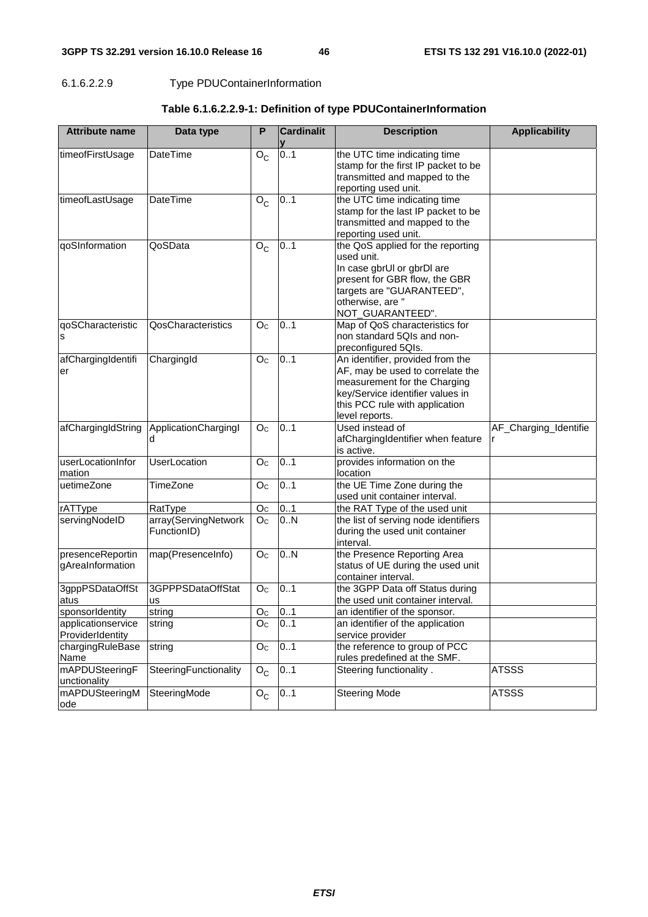#### 6.1.6.2.2.9 Type PDUContainerInformation

**Table 6.1.6.2.2.9-1: Definition of type PDUContainerInformation**

| Attribute name | Data type | P | Cardinality | Description | Applicability |
| --- | --- | --- | --- | --- | --- |
| timeofFirstUsage | DateTime | $O_C$ | 0..1 | the UTC time indicating time stamp for the first IP packet to be transmitted and mapped to the reporting used unit. | |
| timeofLastUsage | DateTime | $O_C$ | 0..1 | the UTC time indicating time stamp for the last IP packet to be transmitted and mapped to the reporting used unit. | |
| qoSInformation | QoSData | $O_C$ | 0..1 | the QoS applied for the reporting used unit.<br>In case gbrUl or gbrDl are present for GBR flow, the GBR targets are "GUARANTEED", otherwise, are " NOT_GUARANTEED". | |
| qoSCharacteristics | QosCharacteristics | $O_C$ | 0..1 | Map of QoS characteristics for non standard 5QIs and non-preconfigured 5QIs. | |
| afChargingIdentifier | ChargingId | $O_C$ | 0..1 | An identifier, provided from the AF, may be used to correlate the measurement for the Charging key/Service identifier values in this PCC rule with application level reports. | |
| afChargingIdString | ApplicationChargingId | $O_C$ | 0..1 | Used instead of afChargingIdentifier when feature is active. | AF_Charging_Identifier |
| userLocationInformation | UserLocation | $O_C$ | 0..1 | provides information on the location | |
| uetimeZone | TimeZone | $O_C$ | 0..1 | the UE Time Zone during the used unit container interval. | |
| rATType | RatType | $O_C$ | 0..1 | the RAT Type of the used unit | |
| servingNodeID | array(ServingNetworkFunctionID) | $O_C$ | 0..N | the list of serving node identifiers during the used unit container interval. | |
| presenceReportingAreaInformation | map(PresenceInfo) | $O_C$ | 0..N | the Presence Reporting Area status of UE during the used unit container interval. | |
| 3gppPSDataOffStatus | 3GPPPSDataOffStatus | $O_C$ | 0..1 | the 3GPP Data off Status during the used unit container interval. | |
| sponsorIdentity | string | $O_C$ | 0..1 | an identifier of the sponsor. | |
| applicationserviceProviderIdentity | string | $O_C$ | 0..1 | an identifier of the application service provider | |
| chargingRuleBaseName | string | $O_C$ | 0..1 | the reference to group of PCC rules predefined at the SMF. | |
| mAPDUSteeringFunctionality | SteeringFunctionality | $O_C$ | 0..1 | Steering functionality . | ATSSS |
| mAPDUSteeringMode | SteeringMode | $O_C$ | 0..1 | Steering Mode | ATSSS |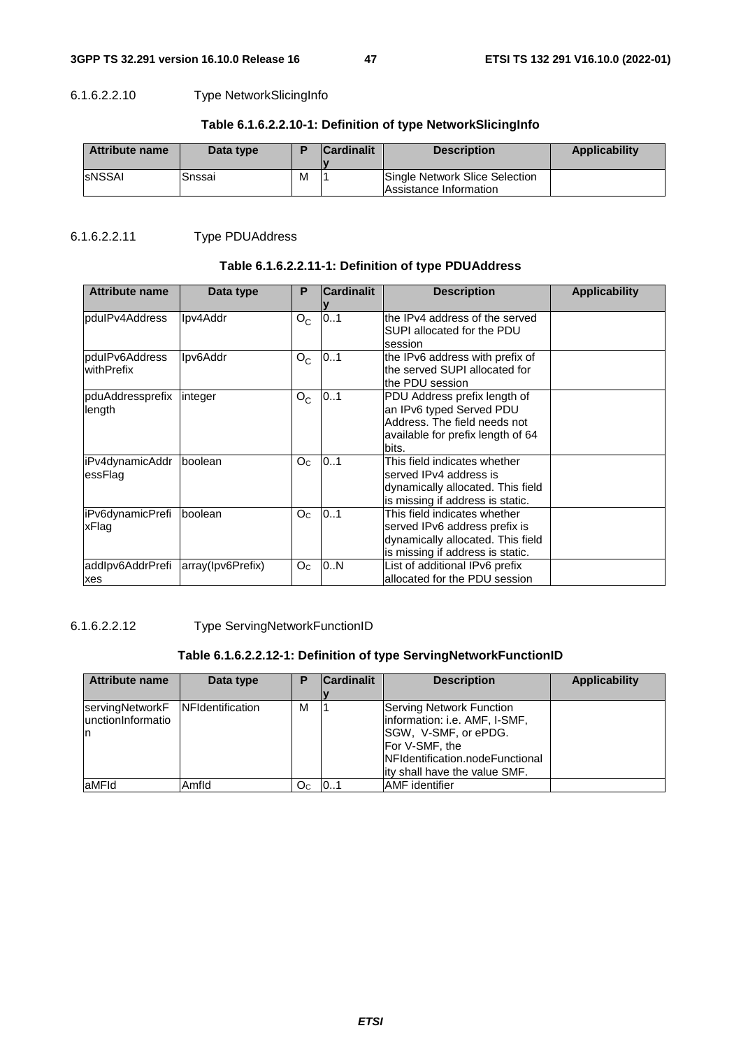#### 6.1.6.2.2.10 Type NetworkSlicingInfo

**Table 6.1.6.2.2.10-1: Definition of type NetworkSlicingInfo**

| Attribute name | Data type | P | Cardinality | Description | Applicability |
|---|---|---|---|---|---|
| sNSSAI | Snssai | M | 1 | Single Network Slice Selection Assistance Information | |

#### 6.1.6.2.2.11 Type PDUAddress

**Table 6.1.6.2.2.11-1: Definition of type PDUAddress**

| Attribute name | Data type | P | Cardinality | Description | Applicability |
|---|---|---|---|---|---|
| pduIPv4Address | Ipv4Addr | $O_C$ | 0..1 | the IPv4 address of the served SUPI allocated for the PDU session | |
| pduIPv6AddresswithPrefix | Ipv6Addr | $O_C$ | 0..1 | the IPv6 address with prefix of the served SUPI allocated for the PDU session | |
| pduAddressprefixlength | integer | $O_C$ | 0..1 | PDU Address prefix length of an IPv6 typed Served PDU Address. The field needs not available for prefix length of 64 bits. | |
| iPv4dynamicAddressFlag | boolean | $O_C$ | 0..1 | This field indicates whether served IPv4 address is dynamically allocated. This field is missing if address is static. | |
| iPv6dynamicPrefixFlag | boolean | $O_C$ | 0..1 | This field indicates whether served IPv6 address prefix is dynamically allocated. This field is missing if address is static. | |
| addIpv6AddrPrefixes | array(Ipv6Prefix) | $O_C$ | 0..N | List of additional IPv6 prefix allocated for the PDU session | |

#### 6.1.6.2.2.12 Type ServingNetworkFunctionID

**Table 6.1.6.2.2.12-1: Definition of type ServingNetworkFunctionID**

| Attribute name | Data type | P | Cardinality | Description | Applicability |
|---|---|---|---|---|---|
| servingNetworkFunctionInformation | NFIdentification | M | 1 | Serving Network Function information: i.e. AMF, I-SMF, SGW, V-SMF, or ePDG. For V-SMF, the NFIdentification.nodeFunctionality shall have the value SMF. | |
| aMFId | AmfId | $O_C$ | 0..1 | AMF identifier | |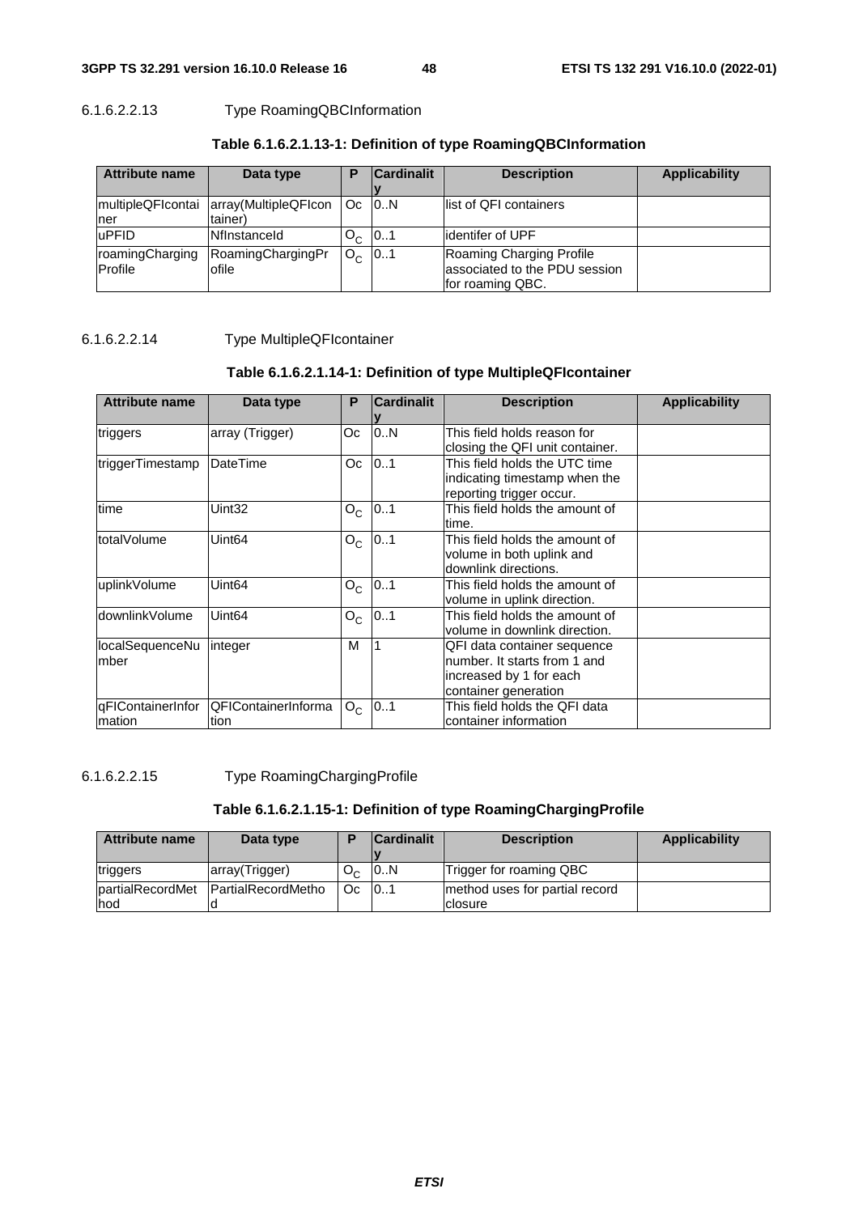#### 6.1.6.2.2.13 Type RoamingQBCInformation

**Table 6.1.6.2.1.13-1: Definition of type RoamingQBCInformation**

| Attribute name | Data type | P | Cardinality | Description | Applicability |
|---|---|---|---|---|---|
| multipleQFIcontainer | array(MultipleQFIcontainer) | Oc | 0..N | list of QFI containers | |
| uPFID | NfInstanceId | $O_C$ | 0..1 | identifer of UPF | |
| roamingChargingProfile | RoamingChargingProfile | $O_C$ | 0..1 | Roaming Charging Profile associated to the PDU session for roaming QBC. | |

#### 6.1.6.2.2.14 Type MultipleQFIcontainer

**Table 6.1.6.2.1.14-1: Definition of type MultipleQFIcontainer**

| Attribute name | Data type | P | Cardinality | Description | Applicability |
|---|---|---|---|---|---|
| triggers | array (Trigger) | Oc | 0..N | This field holds reason for closing the QFI unit container. | |
| triggerTimestamp | DateTime | Oc | 0..1 | This field holds the UTC time indicating timestamp when the reporting trigger occur. | |
| time | Uint32 | $O_C$ | 0..1 | This field holds the amount of time. | |
| totalVolume | Uint64 | $O_C$ | 0..1 | This field holds the amount of volume in both uplink and downlink directions. | |
| uplinkVolume | Uint64 | $O_C$ | 0..1 | This field holds the amount of volume in uplink direction. | |
| downlinkVolume | Uint64 | $O_C$ | 0..1 | This field holds the amount of volume in downlink direction. | |
| localSequenceNumber | integer | M | 1 | QFI data container sequence number. It starts from 1 and increased by 1 for each container generation | |
| qFIContainerInformation | QFIContainerInformation | $O_C$ | 0..1 | This field holds the QFI data container information | |

#### 6.1.6.2.2.15 Type RoamingChargingProfile

**Table 6.1.6.2.1.15-1: Definition of type RoamingChargingProfile**

| Attribute name | Data type | P | Cardinality | Description | Applicability |
|---|---|---|---|---|---|
| triggers | array(Trigger) | $O_C$ | 0..N | Trigger for roaming QBC | |
| partialRecordMethod | PartialRecordMethod | Oc | 0..1 | method uses for partial record closure | |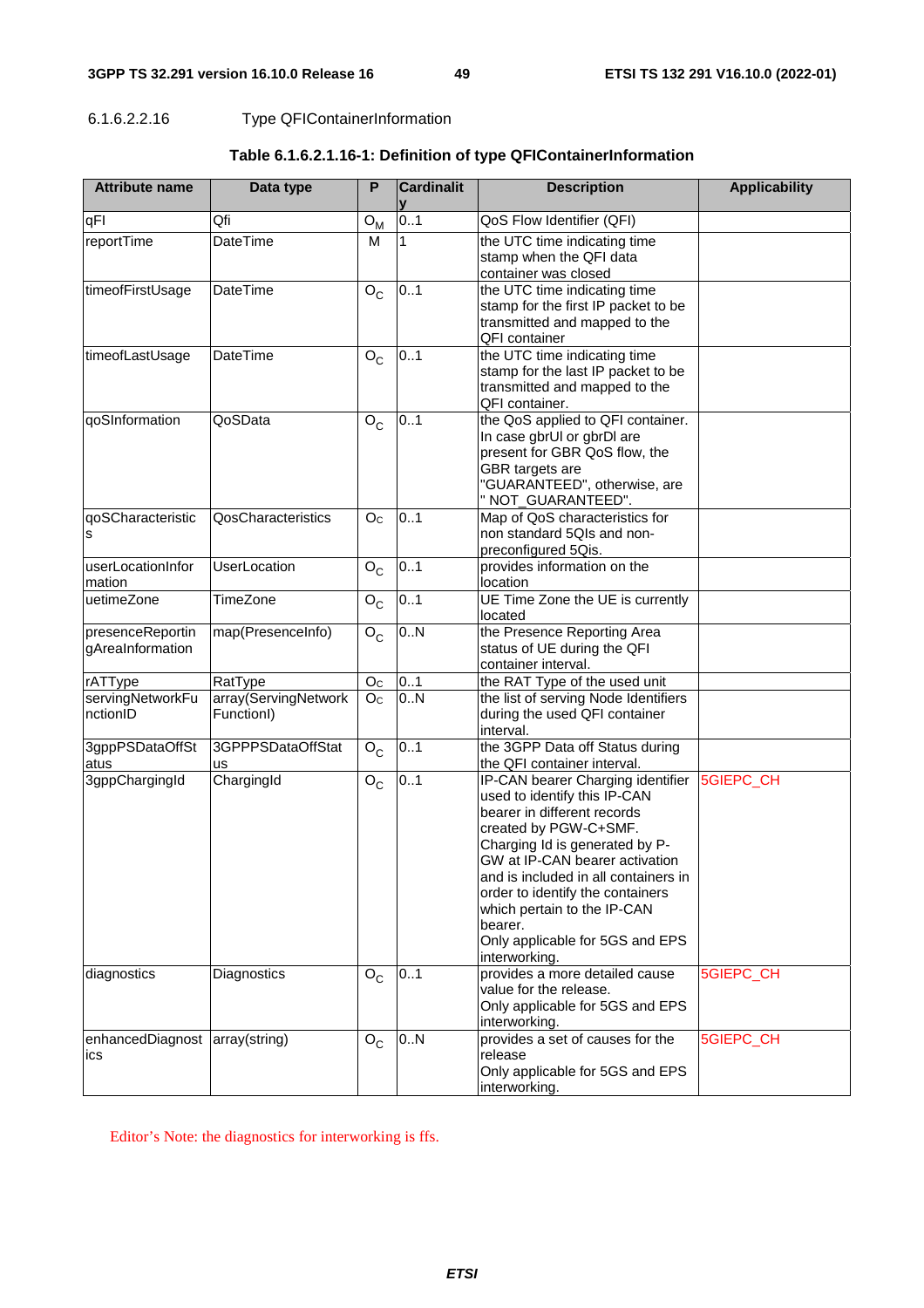#### 6.1.6.2.2.16 Type QFIContainerInformation

**Table 6.1.6.2.1.16-1: Definition of type QFIContainerInformation**

| Attribute name | Data type | P | Cardinality | Description | Applicability |
|---|---|---|---|---|---|
| qFI | Qfi | $O_M$ | 0..1 | QoS Flow Identifier (QFI) | |
| reportTime | DateTime | M | 1 | the UTC time indicating time stamp when the QFI data container was closed | |
| timeofFirstUsage | DateTime | $O_C$ | 0..1 | the UTC time indicating time stamp for the first IP packet to be transmitted and mapped to the QFI container | |
| timeofLastUsage | DateTime | $O_C$ | 0..1 | the UTC time indicating time stamp for the last IP packet to be transmitted and mapped to the QFI container. | |
| qoSInformation | QoSData | $O_C$ | 0..1 | the QoS applied to QFI container. In case gbrUl or gbrDl are present for GBR QoS flow, the GBR targets are "GUARANTEED", otherwise, are " NOT_GUARANTEED". | |
| qoSCharacteristics | QosCharacteristics | $O_C$ | 0..1 | Map of QoS characteristics for non standard 5QIs and non-preconfigured 5Qis. | |
| userLocationInformation | UserLocation | $O_C$ | 0..1 | provides information on the location | |
| uetimeZone | TimeZone | $O_C$ | 0..1 | UE Time Zone the UE is currently located | |
| presenceReportingAreaInformation | map(PresenceInfo) | $O_C$ | 0..N | the Presence Reporting Area status of UE during the QFI container interval. | |
| rATType | RatType | $O_C$ | 0..1 | the RAT Type of the used unit | |
| servingNetworkFunctionID | array(ServingNetworkFunctionI) | $O_C$ | 0..N | the list of serving Node Identifiers during the used QFI container interval. | |
| 3gppPSDataOffStatus | 3GPPPSDataOffStatus | $O_C$ | 0..1 | the 3GPP Data off Status during the QFI container interval. | |
| 3gppChargingId | ChargingId | $O_C$ | 0..1 | IP-CAN bearer Charging identifier used to identify this IP-CAN bearer in different records created by PGW-C+SMF. Charging Id is generated by P-GW at IP-CAN bearer activation and is included in all containers in order to identify the containers which pertain to the IP-CAN bearer. Only applicable for 5GS and EPS interworking. | 5GIEPC_CH |
| diagnostics | Diagnostics | $O_C$ | 0..1 | provides a more detailed cause value for the release. Only applicable for 5GS and EPS interworking. | 5GIEPC_CH |
| enhancedDiagnostics | array(string) | $O_C$ | 0..N | provides a set of causes for the release Only applicable for 5GS and EPS interworking. | 5GIEPC_CH |

Editor's Note: the diagnostics for interworking is ffs.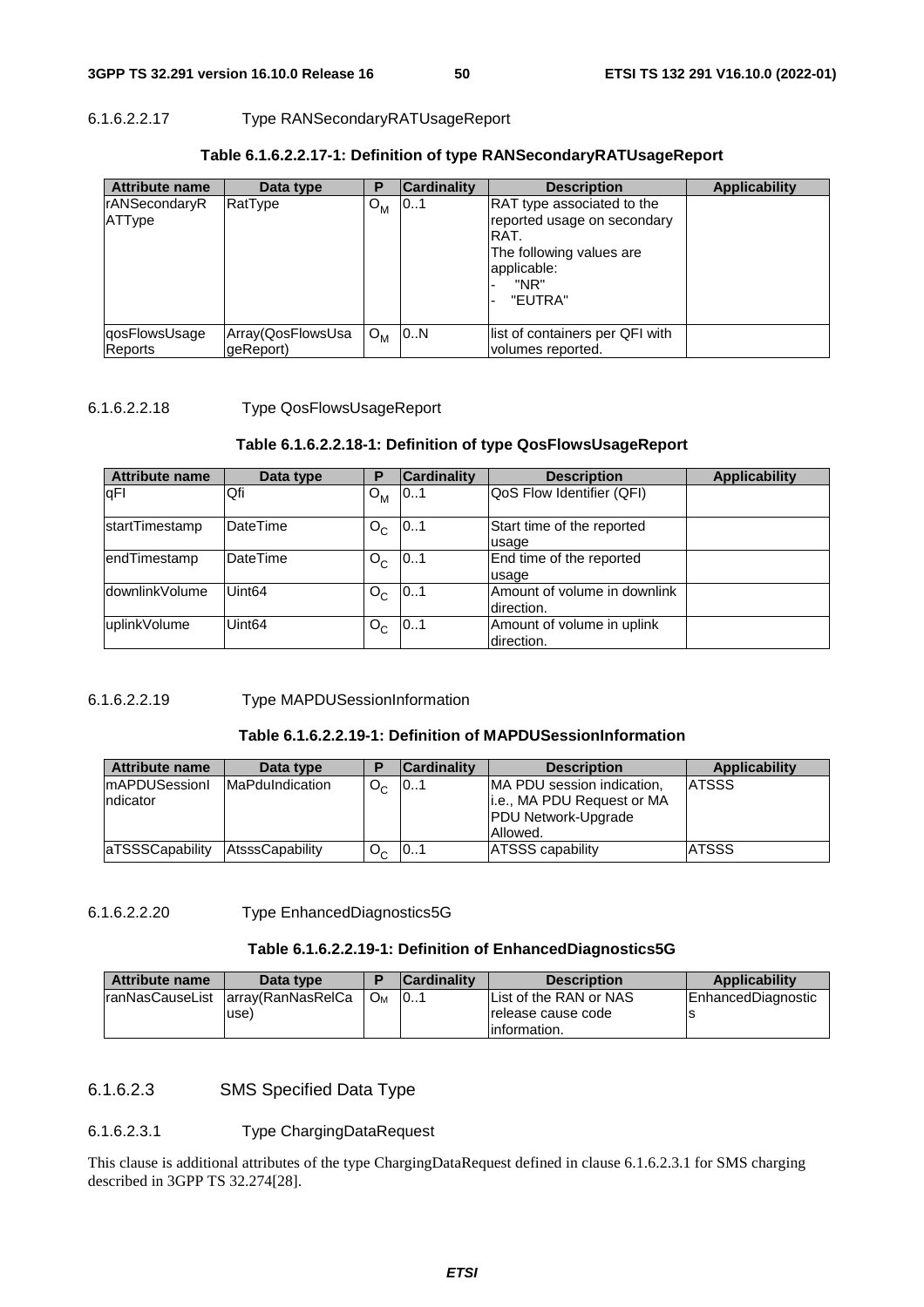#### 6.1.6.2.2.17 Type RANSecondaryRATUsageReport

**Table 6.1.6.2.2.17-1: Definition of type RANSecondaryRATUsageReport**

| Attribute name | Data type | P | Cardinality | Description | Applicability |
|---|---|---|---|---|---|
| rANSecondaryRATType | RatType | $O_M$ | 0..1 | RAT type associated to the reported usage on secondary RAT.<br>The following values are applicable:<br>- "NR"<br>- "EUTRA" | |
| qosFlowsUsageReports | Array(QosFlowsUsageReport) | $O_M$ | 0..N | list of containers per QFI with volumes reported. | |

#### 6.1.6.2.2.18 Type QosFlowsUsageReport

**Table 6.1.6.2.2.18-1: Definition of type QosFlowsUsageReport**

| Attribute name | Data type | P | Cardinality | Description | Applicability |
|---|---|---|---|---|---|
| qFI | Qfi | $O_M$ | 0..1 | QoS Flow Identifier (QFI) | |
| startTimestamp | DateTime | $O_C$ | 0..1 | Start time of the reported usage | |
| endTimestamp | DateTime | $O_C$ | 0..1 | End time of the reported usage | |
| downlinkVolume | Uint64 | $O_C$ | 0..1 | Amount of volume in downlink direction. | |
| uplinkVolume | Uint64 | $O_C$ | 0..1 | Amount of volume in uplink direction. | |

#### 6.1.6.2.2.19 Type MAPDUSessionInformation

**Table 6.1.6.2.2.19-1: Definition of MAPDUSessionInformation**

| Attribute name | Data type | P | Cardinality | Description | Applicability |
|---|---|---|---|---|---|
| mAPDUSessionIndicator | MaPduIndication | $O_C$ | 0..1 | MA PDU session indication, i.e., MA PDU Request or MA PDU Network-Upgrade Allowed. | ATSSS |
| aTSSSCapability | AtsssCapability | $O_C$ | 0..1 | ATSSS capability | ATSSS |

#### 6.1.6.2.2.20 Type EnhancedDiagnostics5G

**Table 6.1.6.2.2.19-1: Definition of EnhancedDiagnostics5G**

| Attribute name | Data type | P | Cardinality | Description | Applicability |
|---|---|---|---|---|---|
| ranNasCauseList | array(RanNasRelCause) | $O_M$ | 0..1 | List of the RAN or NAS release cause code information. | EnhancedDiagnostics |

### 6.1.6.2.3 SMS Specified Data Type

#### 6.1.6.2.3.1 Type ChargingDataRequest

This clause is additional attributes of the type ChargingDataRequest defined in clause 6.1.6.2.3.1 for SMS charging described in 3GPP TS 32.274[28].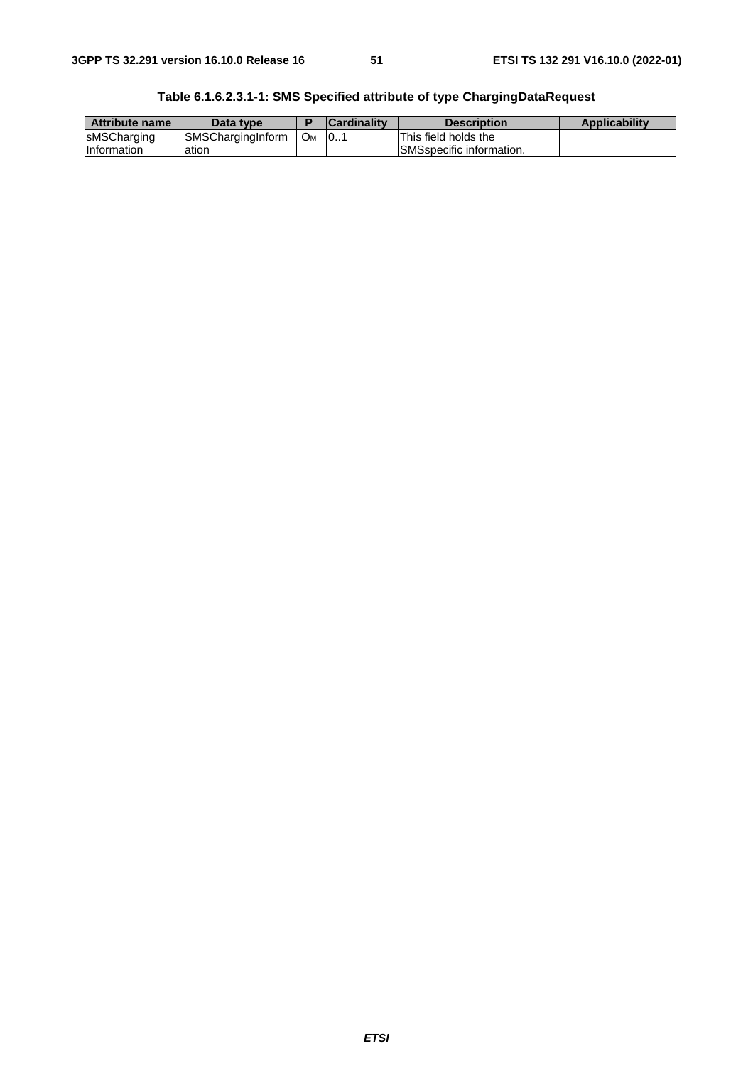**Table 6.1.6.2.3.1-1: SMS Specified attribute of type ChargingDataRequest**

| Attribute name | Data type | P | Cardinality | Description | Applicability |
| --- | --- | --- | --- | --- | --- |
| sMSCharging Information | SMSChargingInformation | $O_M$ | 0..1 | This field holds the SMSspecific information. | |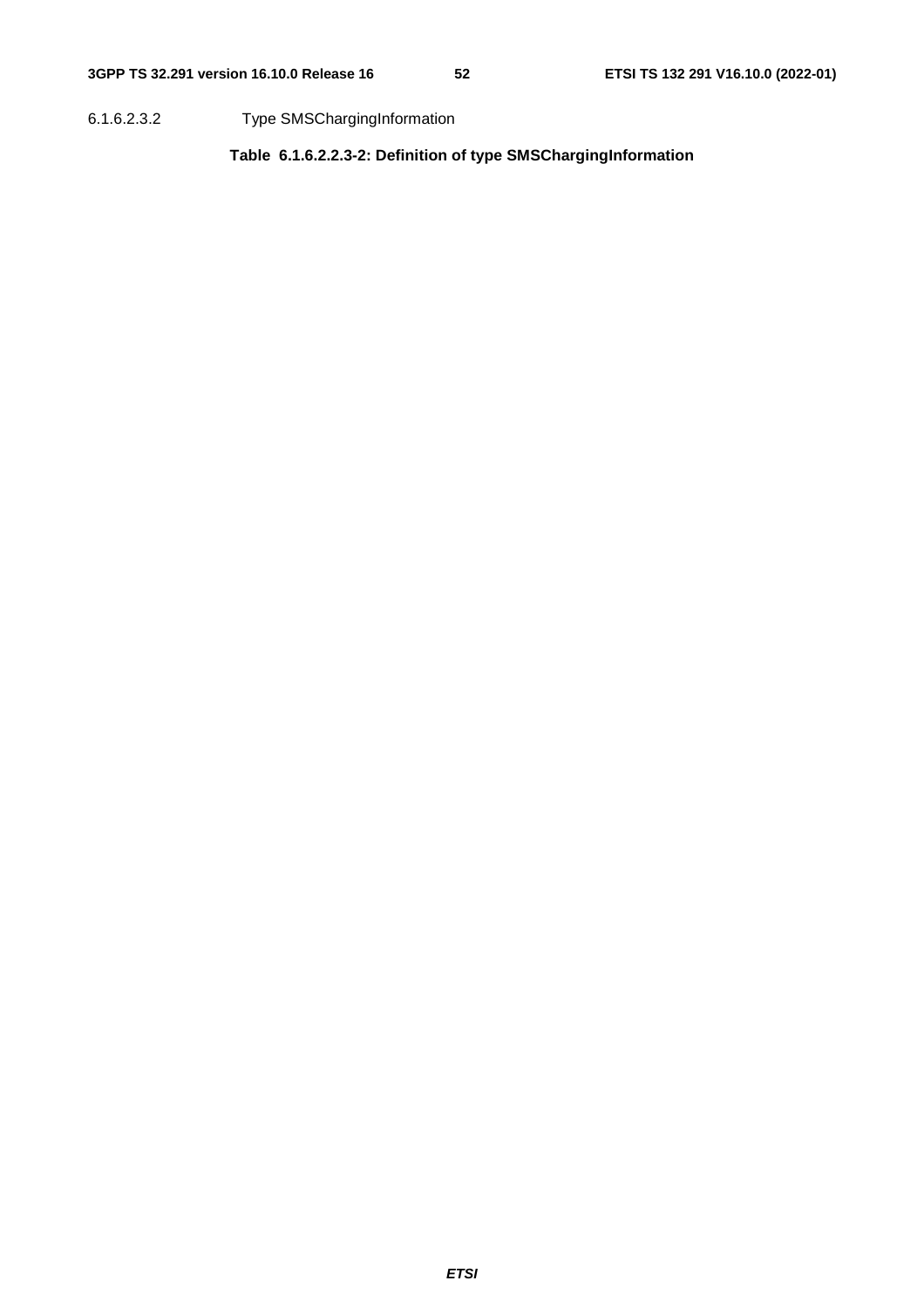6.1.6.2.3.2 Type SMSChargingInformation

**Table 6.1.6.2.2.3-2: Definition of type SMSChargingInformation**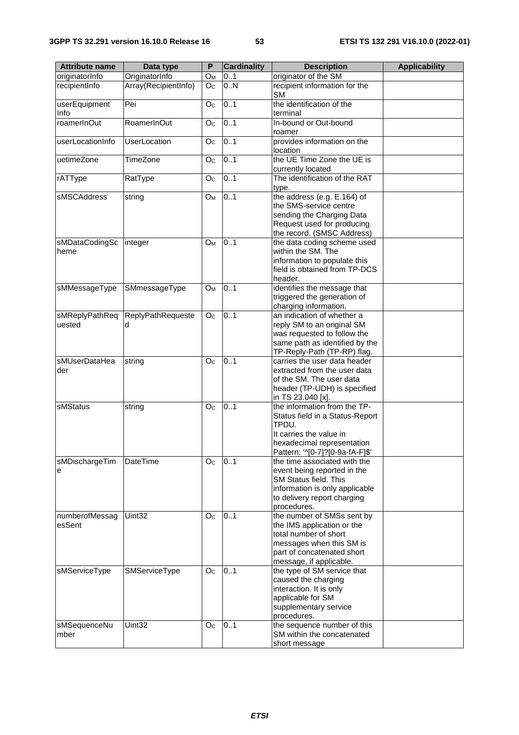| Attribute name | Data type | P | Cardinality | Description | Applicability |
|---|---|---|---|---|---|
| originatorInfo | OriginatorInfo | $O_M$ | 0..1 | originator of the SM | |
| recipientInfo | Array(RecipientInfo) | $O_C$ | 0..N | recipient information for the SM | |
| userEquipmentInfo | Pei | $O_C$ | 0..1 | the identification of the terminal | |
| roamerInOut | RoamerInOut | $O_C$ | 0..1 | In-bound or Out-bound roamer | |
| userLocationInfo | UserLocation | $O_C$ | 0..1 | provides information on the location | |
| uetimeZone | TimeZone | $O_C$ | 0..1 | the UE Time Zone the UE is currently located | |
| rATType | RatType | $O_C$ | 0..1 | The identification of the RAT type. | |
| sMSCAddress | string | $O_M$ | 0..1 | the address (e.g. E.164) of the SMS-service centre sending the Charging Data Request used for producing the record. (SMSC Address) | |
| sMDataCodingScheme | integer | $O_M$ | 0..1 | the data coding scheme used within the SM. The information to populate this field is obtained from TP-DCS header. | |
| sMMessageType | SMmessageType | $O_M$ | 0..1 | identifies the message that triggered the generation of charging information. | |
| sMReplyPathRequested | ReplyPathRequested | $O_C$ | 0..1 | an indication of whether a reply SM to an original SM was requested to follow the same path as identified by the TP-Reply-Path (TP-RP) flag. | |
| sMUserDataHeader | string | $O_C$ | 0..1 | carries the user data header extracted from the user data of the SM. The user data header (TP-UDH) is specified in TS 23.040 [x]. | |
| sMStatus | string | $O_C$ | 0..1 | the information from the TP-Status field in a Status-Report TPDU.<br>It carries the value in hexadecimal representation Pattern: '^[0-7]?[0-9a-fA-F]$' | |
| sMDischargeTime | DateTime | $O_C$ | 0..1 | the time associated with the event being reported in the SM Status field. This information is only applicable to delivery report charging procedures. | |
| numberofMessagesSent | Uint32 | $O_C$ | 0..1 | the number of SMSs sent by the IMS application or the total number of short messages when this SM is part of concatenated short message, if applicable. | |
| sMServiceType | SMServiceType | $O_C$ | 0..1 | the type of SM service that caused the charging interaction. It is only applicable for SM supplementary service procedures. | |
| sMSequenceNumber | Uint32 | $O_C$ | 0..1 | the sequence number of this SM within the concatenated short message | |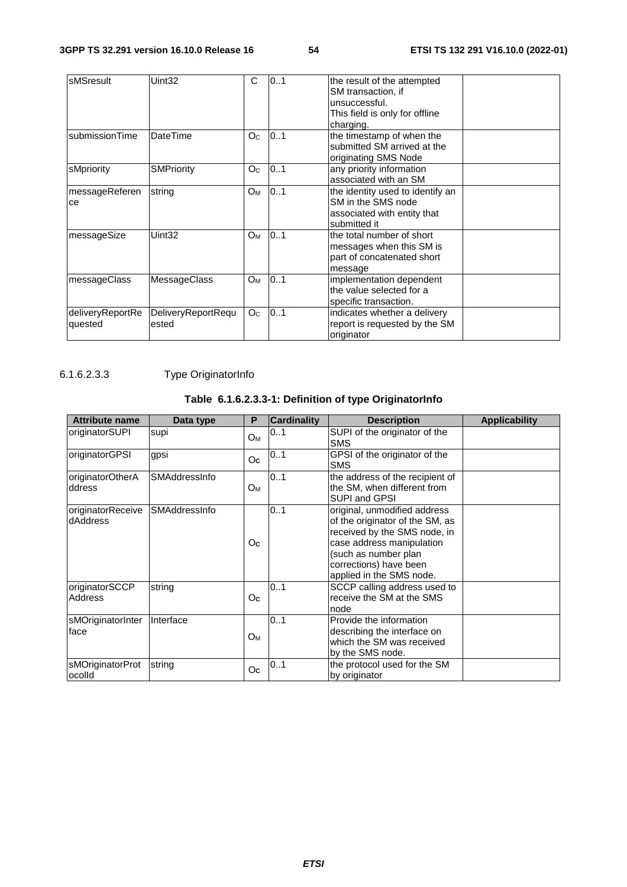| sMSresult | Uint32 | C | 0..1 | the result of the attempted SM transaction, if unsuccessful. This field is only for offline charging. | |
|---|---|---|---|---|---|
| submissionTime | DateTime | $O_C$ | 0..1 | the timestamp of when the submitted SM arrived at the originating SMS Node | |
| sMpriority | SMPriority | $O_C$ | 0..1 | any priority information associated with an SM | |
| messageReference | string | $O_M$ | 0..1 | the identity used to identify an SM in the SMS node associated with entity that submitted it | |
| messageSize | Uint32 | $O_M$ | 0..1 | the total number of short messages when this SM is part of concatenated short message | |
| messageClass | MessageClass | $O_M$ | 0..1 | implementation dependent the value selected for a specific transaction. | |
| deliveryReportRequested | DeliveryReportRequested | $O_C$ | 0..1 | indicates whether a delivery report is requested by the SM originator | |

#### 6.1.6.2.3.3 Type OriginatorInfo

**Table 6.1.6.2.3.3-1: Definition of type OriginatorInfo**

| Attribute name | Data type | P | Cardinality | Description | Applicability |
|---|---|---|---|---|---|
| originatorSUPI | supi | $O_M$ | 0..1 | SUPI of the originator of the SMS | |
| originatorGPSI | gpsi | $O_C$ | 0..1 | GPSI of the originator of the SMS | |
| originatorOtherAddress | SMAddressInfo | $O_M$ | 0..1 | the address of the recipient of the SM, when different from SUPI and GPSI | |
| originatorReceivedAddress | SMAddressInfo | $O_C$ | 0..1 | original, unmodified address of the originator of the SM, as received by the SMS node, in case address manipulation (such as number plan corrections) have been applied in the SMS node. | |
| originatorSCCPAddress | string | $O_C$ | 0..1 | SCCP calling address used to receive the SM at the SMS node | |
| sMOriginatorInterface | Interface | $O_M$ | 0..1 | Provide the information describing the interface on which the SM was received by the SMS node. | |
| sMOriginatorProtocolId | string | $O_C$ | 0..1 | the protocol used for the SM by originator | |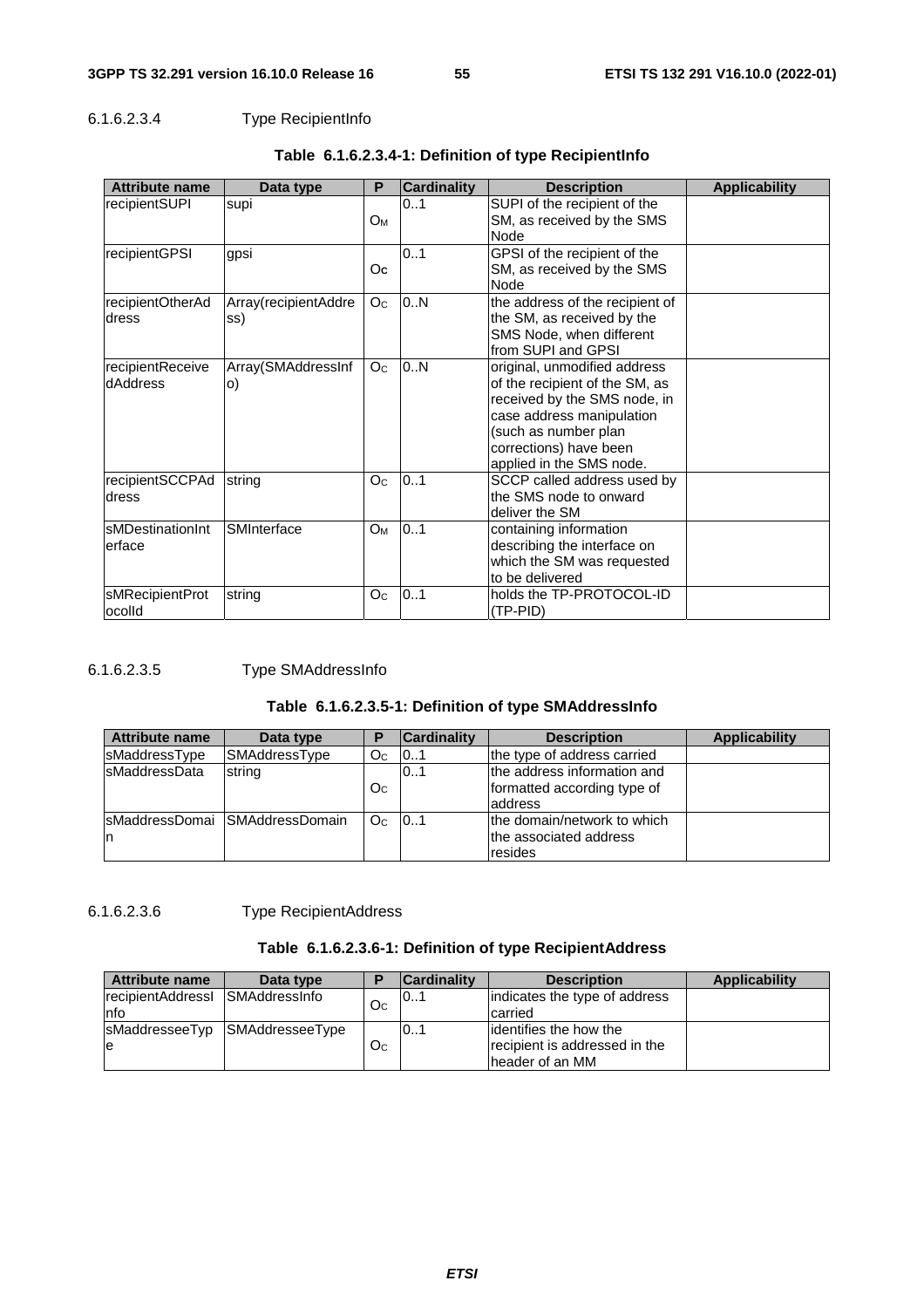#### 6.1.6.2.3.4 Type RecipientInfo

**Table 6.1.6.2.3.4-1: Definition of type RecipientInfo**

| Attribute name | Data type | P | Cardinality | Description | Applicability |
|---|---|---|---|---|---|
| recipientSUPI | supi | $O_M$ | 0..1 | SUPI of the recipient of the SM, as received by the SMS Node | |
| recipientGPSI | gpsi | Oc | 0..1 | GPSI of the recipient of the SM, as received by the SMS Node | |
| recipientOtherAddress | Array(recipientAddress) | $O_C$ | 0..N | the address of the recipient of the SM, as received by the SMS Node, when different from SUPI and GPSI | |
| recipientReceivedAddress | Array(SMAddressInfo) | $O_C$ | 0..N | original, unmodified address of the recipient of the SM, as received by the SMS node, in case address manipulation (such as number plan corrections) have been applied in the SMS node. | |
| recipientSCCPAddress | string | $O_C$ | 0..1 | SCCP called address used by the SMS node to onward deliver the SM | |
| sMDestinationInterface | SMInterface | $O_M$ | 0..1 | containing information describing the interface on which the SM was requested to be delivered | |
| sMRecipientProtocolId | string | $O_C$ | 0..1 | holds the TP-PROTOCOL-ID (TP-PID) | |

#### 6.1.6.2.3.5 Type SMAddressInfo

**Table 6.1.6.2.3.5-1: Definition of type SMAddressInfo**

| Attribute name | Data type | P | Cardinality | Description | Applicability |
|---|---|---|---|---|---|
| sMaddressType | SMAddressType | $O_C$ | 0..1 | the type of address carried | |
| sMaddressData | string | Oc | 0..1 | the address information and formatted according type of address | |
| sMaddressDomain | SMAddressDomain | $O_C$ | 0..1 | the domain/network to which the associated address resides | |

#### 6.1.6.2.3.6 Type RecipientAddress

**Table 6.1.6.2.3.6-1: Definition of type RecipientAddress**

| Attribute name | Data type | P | Cardinality | Description | Applicability |
|---|---|---|---|---|---|
| recipientAddressInfo | SMAddressInfo | $O_C$ | 0..1 | indicates the type of address carried | |
| sMaddresseeType | SMAddresseeType | $O_C$ | 0..1 | identifies the how the recipient is addressed in the header of an MM | |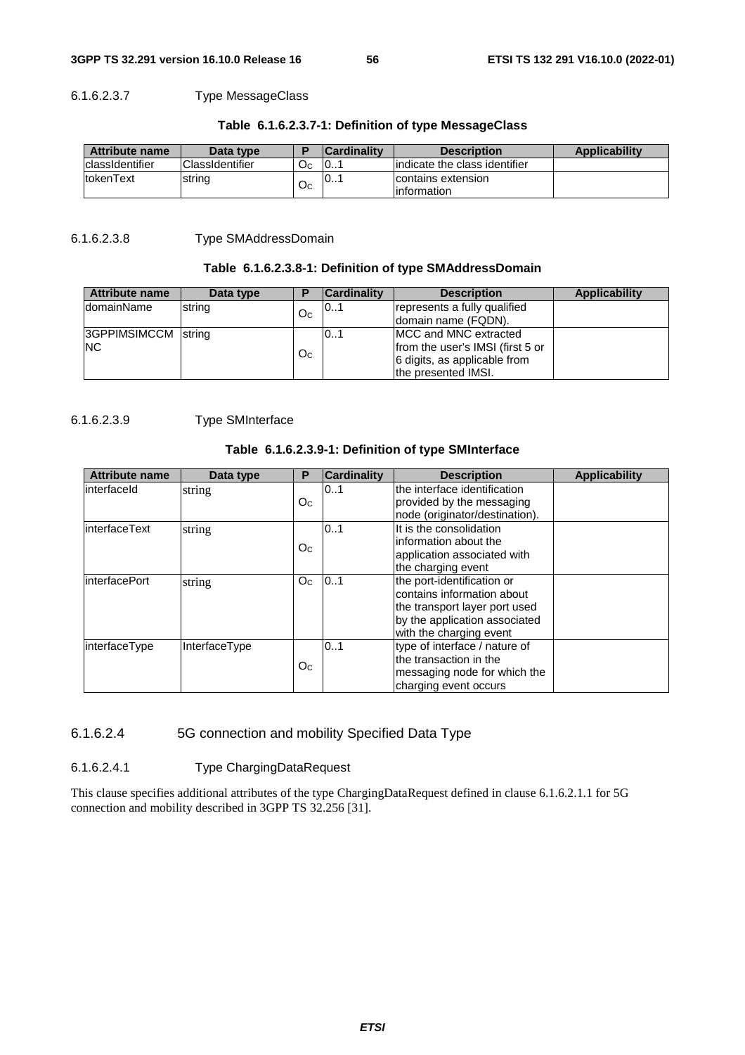#### 6.1.6.2.3.7 Type MessageClass

**Table 6.1.6.2.3.7-1: Definition of type MessageClass**

| Attribute name | Data type | P | Cardinality | Description | Applicability |
| --- | --- | --- | --- | --- | --- |
| classIdentifier | ClassIdentifier | $O_C$ | 0..1 | indicate the class identifier | |
| tokenText | string | $O_C$ | 0..1 | contains extension information | |

#### 6.1.6.2.3.8 Type SMAddressDomain

**Table 6.1.6.2.3.8-1: Definition of type SMAddressDomain**

| Attribute name | Data type | P | Cardinality | Description | Applicability |
| --- | --- | --- | --- | --- | --- |
| domainName | string | $O_C$ | 0..1 | represents a fully qualified domain name (FQDN). | |
| 3GPPIMSIMCCMNC | string | $O_C$ | 0..1 | MCC and MNC extracted from the user's IMSI (first 5 or 6 digits, as applicable from the presented IMSI. | |

#### 6.1.6.2.3.9 Type SMInterface

**Table 6.1.6.2.3.9-1: Definition of type SMInterface**

| Attribute name | Data type | P | Cardinality | Description | Applicability |
| --- | --- | --- | --- | --- | --- |
| interfaceId | string | $O_C$ | 0..1 | the interface identification provided by the messaging node (originator/destination). | |
| interfaceText | string | $O_C$ | 0..1 | It is the consolidation information about the application associated with the charging event | |
| interfacePort | string | $O_C$ | 0..1 | the port-identification or contains information about the transport layer port used by the application associated with the charging event | |
| interfaceType | InterfaceType | $O_C$ | 0..1 | type of interface / nature of the transaction in the messaging node for which the charging event occurs | |

### 6.1.6.2.4 5G connection and mobility Specified Data Type

#### 6.1.6.2.4.1 Type ChargingDataRequest

This clause specifies additional attributes of the type ChargingDataRequest defined in clause 6.1.6.2.1.1 for 5G connection and mobility described in 3GPP TS 32.256 [31].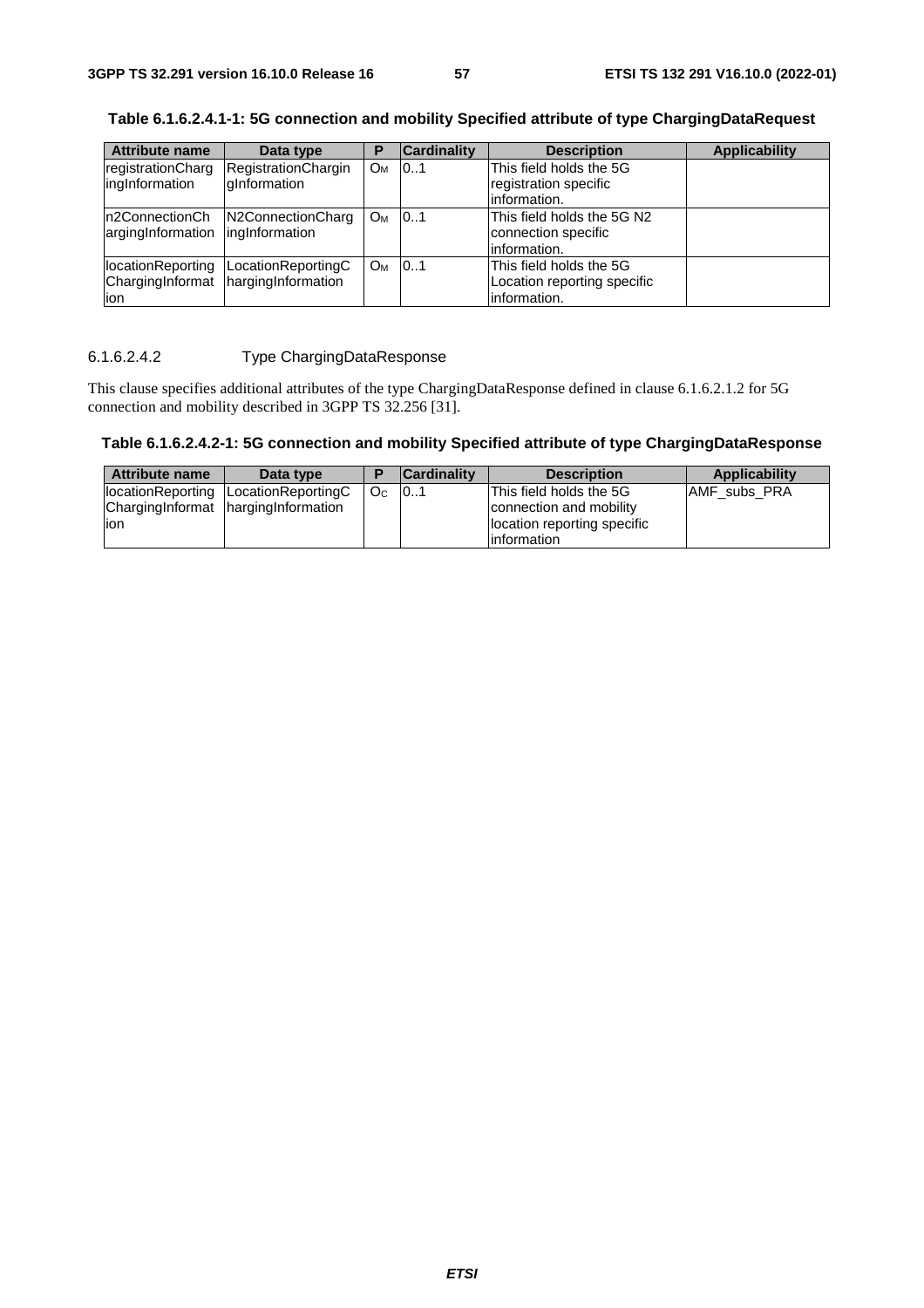**Table 6.1.6.2.4.1-1: 5G connection and mobility Specified attribute of type ChargingDataRequest**

| Attribute name | Data type | P | Cardinality | Description | Applicability |
|---|---|---|---|---|---|
| registrationChargingInformation | RegistrationChargingInformation | $O_M$ | 0..1 | This field holds the 5G registration specific information. | |
| n2ConnectionChargingInformation | N2ConnectionChargingInformation | $O_M$ | 0..1 | This field holds the 5G N2 connection specific information. | |
| locationReportingChargingInformation | LocationReportingChargingInformation | $O_M$ | 0..1 | This field holds the 5G Location reporting specific information. | |

#### 6.1.6.2.4.2 Type ChargingDataResponse

This clause specifies additional attributes of the type ChargingDataResponse defined in clause 6.1.6.2.1.2 for 5G connection and mobility described in 3GPP TS 32.256 [31].

**Table 6.1.6.2.4.2-1: 5G connection and mobility Specified attribute of type ChargingDataResponse**

| Attribute name | Data type | P | Cardinality | Description | Applicability |
|---|---|---|---|---|---|
| locationReportingChargingInformation | LocationReportingChargingInformation | $O_C$ | 0..1 | This field holds the 5G connection and mobility location reporting specific information | AMF_subs_PRA |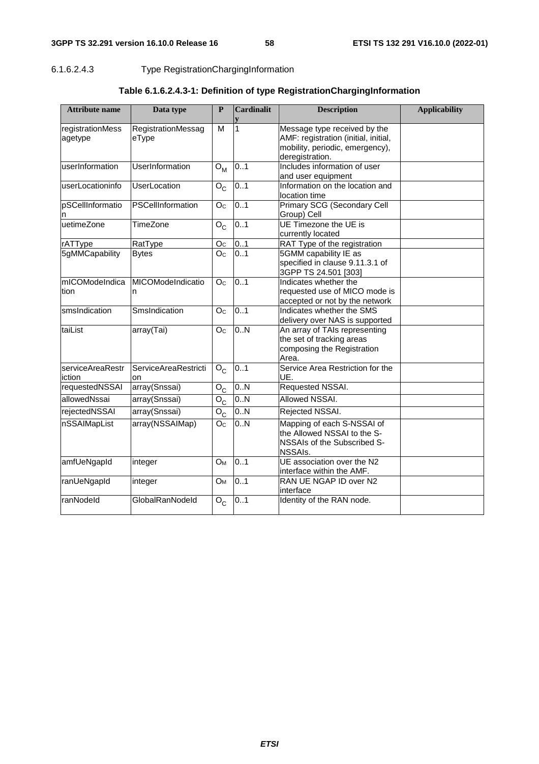6.1.6.2.4.3 Type RegistrationChargingInformation

**Table 6.1.6.2.4.3-1: Definition of type RegistrationChargingInformation**

| Attribute name | Data type | P | Cardinality | Description | Applicability |
|---|---|---|---|---|---|
| registrationMessagetype | RegistrationMessageType | M | 1 | Message type received by the AMF: registration (initial, initial, mobility, periodic, emergency), deregistration. | |
| userInformation | UserInformation | $O_M$ | 0..1 | Includes information of user and user equipment | |
| userLocationinfo | UserLocation | $O_C$ | 0..1 | Information on the location and location time | |
| pSCellInformation | PSCellInformation | $O_C$ | 0..1 | Primary SCG (Secondary Cell Group) Cell | |
| uetimeZone | TimeZone | $O_C$ | 0..1 | UE Timezone the UE is currently located | |
| rATType | RatType | $O_C$ | 0..1 | RAT Type of the registration | |
| 5gMMCapability | Bytes | $O_C$ | 0..1 | 5GMM capability IE as specified in clause 9.11.3.1 of 3GPP TS 24.501 [303] | |
| mICOModeIndication | MICOModeIndication | $O_C$ | 0..1 | Indicates whether the requested use of MICO mode is accepted or not by the network | |
| smsIndication | SmsIndication | $O_C$ | 0..1 | Indicates whether the SMS delivery over NAS is supported | |
| taiList | array(Tai) | $O_C$ | 0..N | An array of TAIs representing the set of tracking areas composing the Registration Area. | |
| serviceAreaRestriction | ServiceAreaRestriction | $O_C$ | 0..1 | Service Area Restriction for the UE. | |
| requestedNSSAI | array(Snssai) | $O_C$ | 0..N | Requested NSSAI. | |
| allowedNssai | array(Snssai) | $O_C$ | 0..N | Allowed NSSAI. | |
| rejectedNSSAI | array(Snssai) | $O_C$ | 0..N | Rejected NSSAI. | |
| nSSAIMapList | array(NSSAIMap) | $O_C$ | 0..N | Mapping of each S-NSSAI of the Allowed NSSAI to the S-NSSAIs of the Subscribed S-NSSAIs. | |
| amfUeNgapId | integer | $O_M$ | 0..1 | UE association over the N2 interface within the AMF. | |
| ranUeNgapId | integer | $O_M$ | 0..1 | RAN UE NGAP ID over N2 interface | |
| ranNodeId | GlobalRanNodeId | $O_C$ | 0..1 | Identity of the RAN node. | |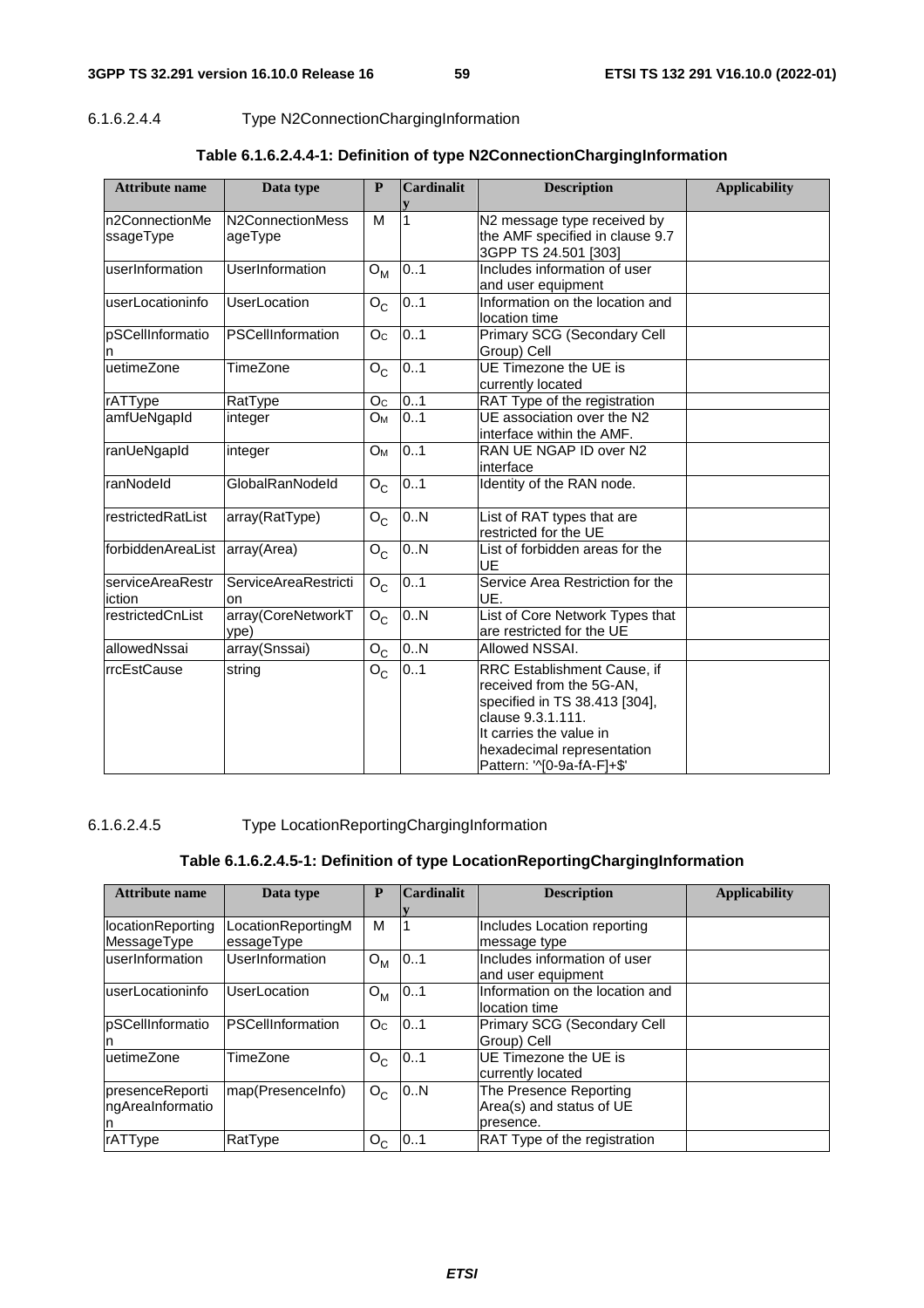#### 6.1.6.2.4.4 Type N2ConnectionChargingInformation

**Table 6.1.6.2.4.4-1: Definition of type N2ConnectionChargingInformation**

| Attribute name | Data type | P | Cardinality | Description | Applicability |
|---|---|---|---|---|---|
| n2ConnectionMessageType | N2ConnectionMessageType | M | 1 | N2 message type received by the AMF specified in clause 9.7 3GPP TS 24.501 [303] | |
| userInformation | UserInformation | $O_M$ | 0..1 | Includes information of user and user equipment | |
| userLocationinfo | UserLocation | $O_C$ | 0..1 | Information on the location and location time | |
| pSCellInformation | PSCellInformation | $O_C$ | 0..1 | Primary SCG (Secondary Cell Group) Cell | |
| uetimeZone | TimeZone | $O_C$ | 0..1 | UE Timezone the UE is currently located | |
| rATType | RatType | $O_C$ | 0..1 | RAT Type of the registration | |
| amfUeNgapId | integer | $O_M$ | 0..1 | UE association over the N2 interface within the AMF. | |
| ranUeNgapId | integer | $O_M$ | 0..1 | RAN UE NGAP ID over N2 interface | |
| ranNodeId | GlobalRanNodeId | $O_C$ | 0..1 | Identity of the RAN node. | |
| restrictedRatList | array(RatType) | $O_C$ | 0..N | List of RAT types that are restricted for the UE | |
| forbiddenAreaList | array(Area) | $O_C$ | 0..N | List of forbidden areas for the UE | |
| serviceAreaRestriction | ServiceAreaRestriction | $O_C$ | 0..1 | Service Area Restriction for the UE. | |
| restrictedCnList | array(CoreNetworkType) | $O_C$ | 0..N | List of Core Network Types that are restricted for the UE | |
| allowedNssai | array(Snssai) | $O_C$ | 0..N | Allowed NSSAI. | |
| rrcEstCause | string | $O_C$ | 0..1 | RRC Establishment Cause, if received from the 5G-AN, specified in TS 38.413 [304], clause 9.3.1.111. It carries the value in hexadecimal representation Pattern: '^[0-9a-fA-F]+$' | |

#### 6.1.6.2.4.5 Type LocationReportingChargingInformation

**Table 6.1.6.2.4.5-1: Definition of type LocationReportingChargingInformation**

| Attribute name | Data type | P | Cardinality | Description | Applicability |
|---|---|---|---|---|---|
| locationReportingMessageType | LocationReportingMessageType | M | 1 | Includes Location reporting message type | |
| userInformation | UserInformation | $O_M$ | 0..1 | Includes information of user and user equipment | |
| userLocationinfo | UserLocation | $O_M$ | 0..1 | Information on the location and location time | |
| pSCellInformation | PSCellInformation | $O_C$ | 0..1 | Primary SCG (Secondary Cell Group) Cell | |
| uetimeZone | TimeZone | $O_C$ | 0..1 | UE Timezone the UE is currently located | |
| presenceReportingAreaInformation | map(PresenceInfo) | $O_C$ | 0..N | The Presence Reporting Area(s) and status of UE presence. | |
| rATType | RatType | $O_C$ | 0..1 | RAT Type of the registration | |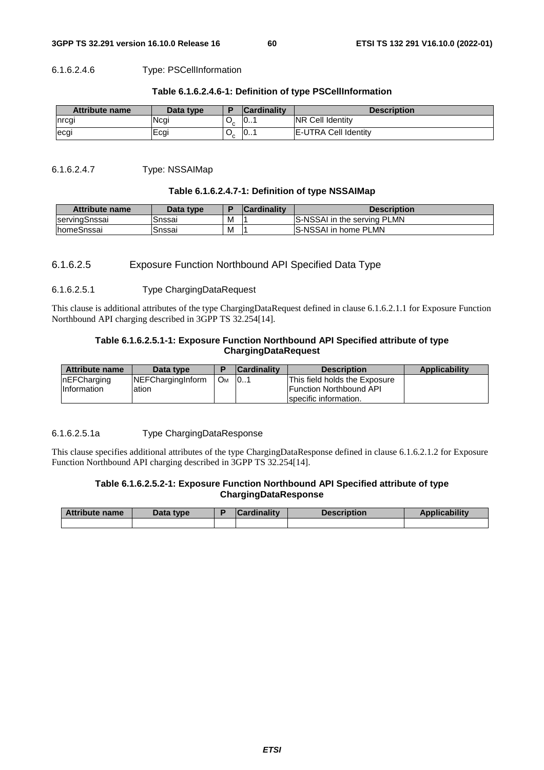#### 6.1.6.2.4.6 Type: PSCellInformation

**Table 6.1.6.2.4.6-1: Definition of type PSCellInformation**

| Attribute name | Data type | P | Cardinality | Description |
|---|---|---|---|---|
| nrcgi | Ncgi | $O_c$ | 0..1 | NR Cell Identity |
| ecgi | Ecgi | $O_c$ | 0..1 | E-UTRA Cell Identity |

#### 6.1.6.2.4.7 Type: NSSAIMap

**Table 6.1.6.2.4.7-1: Definition of type NSSAIMap**

| Attribute name | Data type | P | Cardinality | Description |
|---|---|---|---|---|
| servingSnssai | Snssai | M | 1 | S-NSSAI in the serving PLMN |
| homeSnssai | Snssai | M | 1 | S-NSSAI in home PLMN |

### 6.1.6.2.5 Exposure Function Northbound API Specified Data Type

#### 6.1.6.2.5.1 Type ChargingDataRequest

This clause is additional attributes of the type ChargingDataRequest defined in clause 6.1.6.2.1.1 for Exposure Function Northbound API charging described in 3GPP TS 32.254[14].

**Table 6.1.6.2.5.1-1: Exposure Function Northbound API Specified attribute of type ChargingDataRequest**

| Attribute name | Data type | P | Cardinality | Description | Applicability |
|---|---|---|---|---|---|
| nEFCharging Information | NEFChargingInformation | $O_M$ | 0..1 | This field holds the Exposure Function Northbound API specific information. | |

#### 6.1.6.2.5.1a Type ChargingDataResponse

This clause specifies additional attributes of the type ChargingDataResponse defined in clause 6.1.6.2.1.2 for Exposure Function Northbound API charging described in 3GPP TS 32.254[14].

**Table 6.1.6.2.5.2-1: Exposure Function Northbound API Specified attribute of type ChargingDataResponse**

| Attribute name | Data type | P | Cardinality | Description | Applicability |
|---|---|---|---|---|---|
| | | | | | |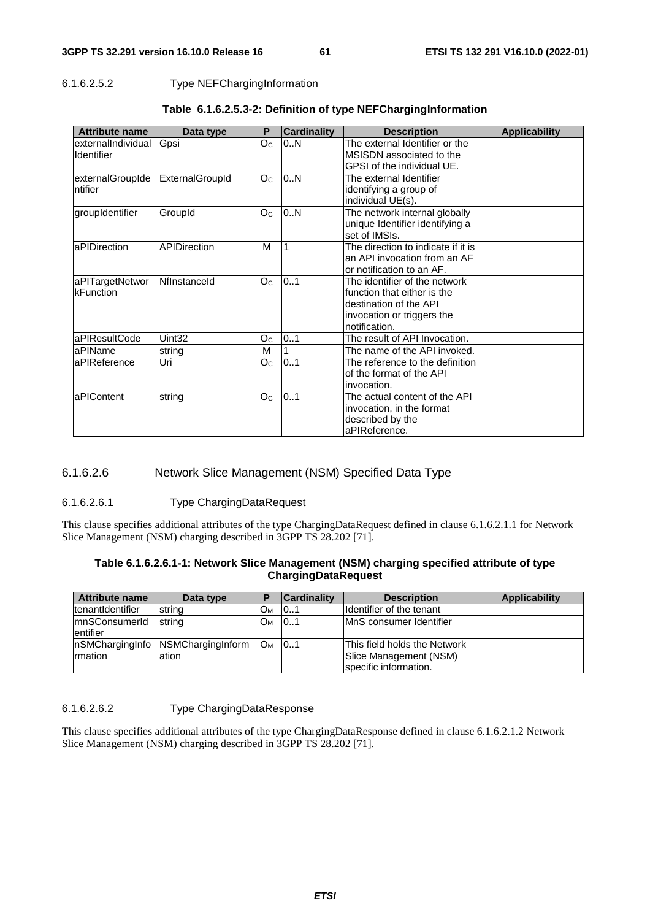#### 6.1.6.2.5.2 Type NEFChargingInformation

**Table 6.1.6.2.5.3-2: Definition of type NEFChargingInformation**

| Attribute name | Data type | P | Cardinality | Description | Applicability |
|---|---|---|---|---|---|
| externalIndividualIdentifier | Gpsi | $O_C$ | 0..N | The external Identifier or the MSISDN associated to the GPSI of the individual UE. | |
| externalGroupIdentifier | ExternalGroupId | $O_C$ | 0..N | The external Identifier identifying a group of individual UE(s). | |
| groupIdentifier | GroupId | $O_C$ | 0..N | The network internal globally unique Identifier identifying a set of IMSIs. | |
| aPIDirection | APIDirection | M | 1 | The direction to indicate if it is an API invocation from an AF or notification to an AF. | |
| aPITargetNetworkFunction | NfInstanceId | $O_C$ | 0..1 | The identifier of the network function that either is the destination of the API invocation or triggers the notification. | |
| aPIResultCode | Uint32 | $O_C$ | 0..1 | The result of API Invocation. | |
| aPIName | string | M | 1 | The name of the API invoked. | |
| aPIReference | Uri | $O_C$ | 0..1 | The reference to the definition of the format of the API invocation. | |
| aPIContent | string | $O_C$ | 0..1 | The actual content of the API invocation, in the format described by the aPIReference. | |

### 6.1.6.2.6 Network Slice Management (NSM) Specified Data Type

#### 6.1.6.2.6.1 Type ChargingDataRequest

This clause specifies additional attributes of the type ChargingDataRequest defined in clause 6.1.6.2.1.1 for Network Slice Management (NSM) charging described in 3GPP TS 28.202 [71].

**Table 6.1.6.2.6.1-1: Network Slice Management (NSM) charging specified attribute of type ChargingDataRequest**

| Attribute name | Data type | P | Cardinality | Description | Applicability |
|---|---|---|---|---|---|
| tenantIdentifier | string | $O_M$ | 0..1 | Identifier of the tenant | |
| mnSConsumerIdentifier | string | $O_M$ | 0..1 | MnS consumer Identifier | |
| nSMChargingInformation | NSMChargingInformation | $O_M$ | 0..1 | This field holds the Network Slice Management (NSM) specific information. | |

#### 6.1.6.2.6.2 Type ChargingDataResponse

This clause specifies additional attributes of the type ChargingDataResponse defined in clause 6.1.6.2.1.2 Network Slice Management (NSM) charging described in 3GPP TS 28.202 [71].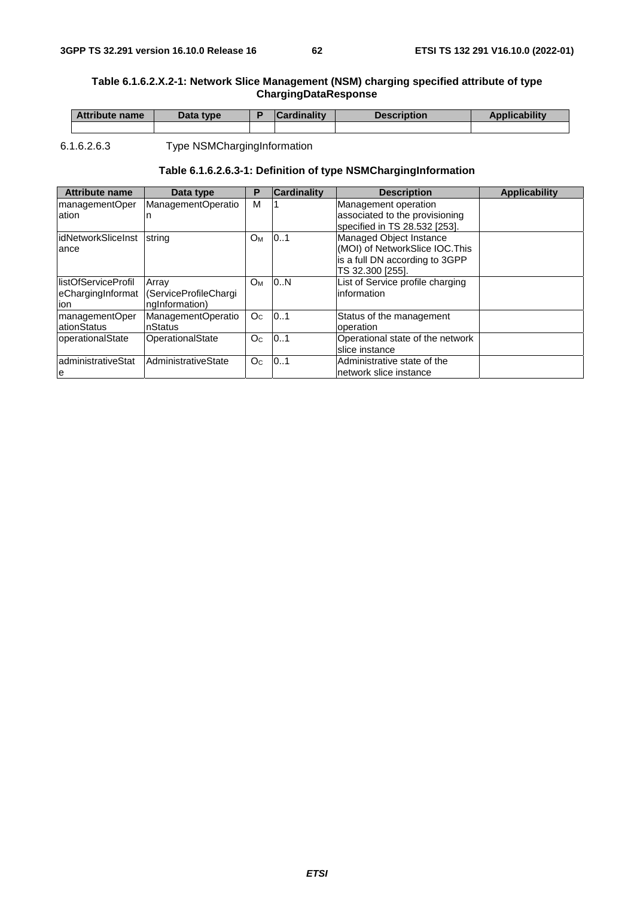**Table 6.1.6.2.X.2-1: Network Slice Management (NSM) charging specified attribute of type ChargingDataResponse**

| Attribute name | Data type | P | Cardinality | Description | Applicability |
|---|---|---|---|---|---|
| | | | | | |

#### 6.1.6.2.6.3 Type NSMChargingInformation

**Table 6.1.6.2.6.3-1: Definition of type NSMChargingInformation**

| Attribute name | Data type | P | Cardinality | Description | Applicability |
|---|---|---|---|---|---|
| managementOperation | ManagementOperation | M | 1 | Management operation associated to the provisioning specified in TS 28.532 [253]. | |
| idNetworkSliceInstance | string | $O_M$ | 0..1 | Managed Object Instance (MOI) of NetworkSlice IOC.This is a full DN according to 3GPP TS 32.300 [255]. | |
| listOfServiceProfileChargingInformation | Array (ServiceProfileChargingInformation) | $O_M$ | 0..N | List of Service profile charging information | |
| managementOperationStatus | ManagementOperationStatus | $O_C$ | 0..1 | Status of the management operation | |
| operationalState | OperationalState | $O_C$ | 0..1 | Operational state of the network slice instance | |
| administrativeState | AdministrativeState | $O_C$ | 0..1 | Administrative state of the network slice instance | |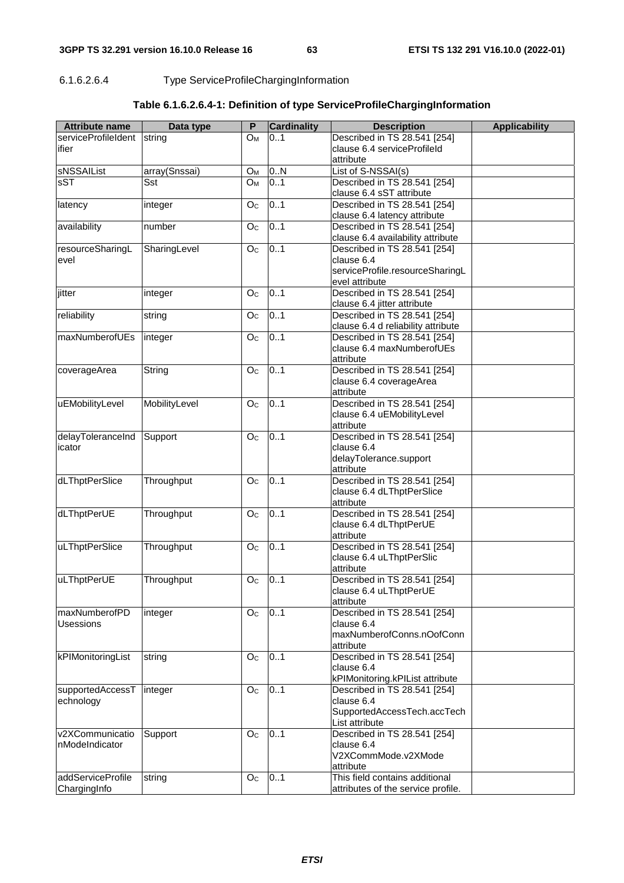#### 6.1.6.2.6.4 Type ServiceProfileChargingInformation

**Table 6.1.6.2.6.4-1: Definition of type ServiceProfileChargingInformation**

| Attribute name | Data type | P | Cardinality | Description | Applicability |
|---|---|---|---|---|---|
| serviceProfileIdentifier | string | $O_M$ | 0..1 | Described in TS 28.541 [254] clause 6.4 serviceProfileId attribute | |
| sNSSAIList | array(Snssai) | $O_M$ | 0..N | List of S-NSSAI(s) | |
| sST | Sst | $O_M$ | 0..1 | Described in TS 28.541 [254] clause 6.4 sST attribute | |
| latency | integer | $O_C$ | 0..1 | Described in TS 28.541 [254] clause 6.4 latency attribute | |
| availability | number | $O_C$ | 0..1 | Described in TS 28.541 [254] clause 6.4 availability attribute | |
| resourceSharingLevel | SharingLevel | $O_C$ | 0..1 | Described in TS 28.541 [254] clause 6.4 serviceProfile.resourceSharingLevel attribute | |
| jitter | integer | $O_C$ | 0..1 | Described in TS 28.541 [254] clause 6.4 jitter attribute | |
| reliability | string | $O_C$ | 0..1 | Described in TS 28.541 [254] clause 6.4 d reliability attribute | |
| maxNumberofUEs | integer | $O_C$ | 0..1 | Described in TS 28.541 [254] clause 6.4 maxNumberofUEs attribute | |
| coverageArea | String | $O_C$ | 0..1 | Described in TS 28.541 [254] clause 6.4 coverageArea attribute | |
| uEMobilityLevel | MobilityLevel | $O_C$ | 0..1 | Described in TS 28.541 [254] clause 6.4 uEMobilityLevel attribute | |
| delayToleranceIndicator | Support | $O_C$ | 0..1 | Described in TS 28.541 [254] clause 6.4 delayTolerance.support attribute | |
| dLThptPerSlice | Throughput | $O_C$ | 0..1 | Described in TS 28.541 [254] clause 6.4 dLThptPerSlice attribute | |
| dLThptPerUE | Throughput | $O_C$ | 0..1 | Described in TS 28.541 [254] clause 6.4 dLThptPerUE attribute | |
| uLThptPerSlice | Throughput | $O_C$ | 0..1 | Described in TS 28.541 [254] clause 6.4 uLThptPerSlic attribute | |
| uLThptPerUE | Throughput | $O_C$ | 0..1 | Described in TS 28.541 [254] clause 6.4 uLThptPerUE attribute | |
| maxNumberofPDUsessions | integer | $O_C$ | 0..1 | Described in TS 28.541 [254] clause 6.4 maxNumberofConns.nOofConn attribute | |
| kPIMonitoringList | string | $O_C$ | 0..1 | Described in TS 28.541 [254] clause 6.4 kPIMonitoring.kPIList attribute | |
| supportedAccessTechnology | integer | $O_C$ | 0..1 | Described in TS 28.541 [254] clause 6.4 SupportedAccessTech.accTechList attribute | |
| v2XCommunicationModeIndicator | Support | $O_C$ | 0..1 | Described in TS 28.541 [254] clause 6.4 V2XCommMode.v2XMode attribute | |
| addServiceProfileChargingInfo | string | $O_C$ | 0..1 | This field contains additional attributes of the service profile. | |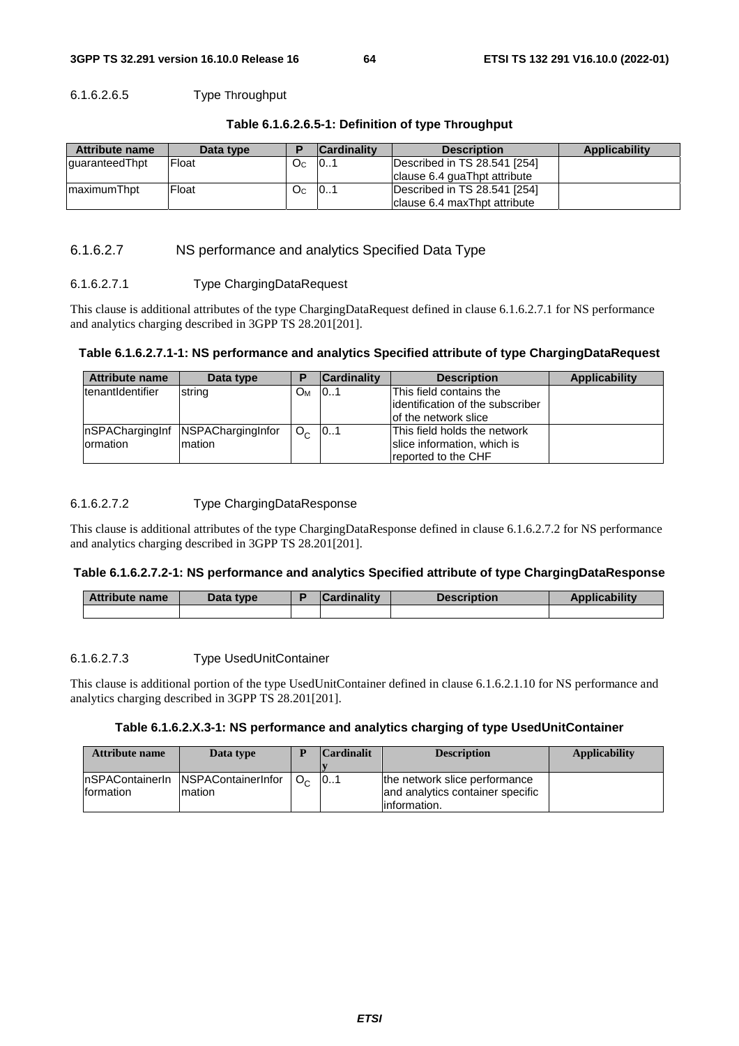#### 6.1.6.2.6.5 Type Throughput

**Table 6.1.6.2.6.5-1: Definition of type Throughput**

| Attribute name | Data type | P | Cardinality | Description | Applicability |
|---|---|---|---|---|---|
| guaranteedThpt | Float | $O_C$ | 0..1 | Described in TS 28.541 [254] clause 6.4 guaThpt attribute | |
| maximumThpt | Float | $O_C$ | 0..1 | Described in TS 28.541 [254] clause 6.4 maxThpt attribute | |

### 6.1.6.2.7 NS performance and analytics Specified Data Type

#### 6.1.6.2.7.1 Type ChargingDataRequest

This clause is additional attributes of the type ChargingDataRequest defined in clause 6.1.6.2.7.1 for NS performance and analytics charging described in 3GPP TS 28.201[201].

**Table 6.1.6.2.7.1-1: NS performance and analytics Specified attribute of type ChargingDataRequest**

| Attribute name | Data type | P | Cardinality | Description | Applicability |
|---|---|---|---|---|---|
| tenantIdentifier | string | $O_M$ | 0..1 | This field contains the identification of the subscriber of the network slice | |
| nSPAChargingInformation | NSPAChargingInformation | $O_C$ | 0..1 | This field holds the network slice information, which is reported to the CHF | |

#### 6.1.6.2.7.2 Type ChargingDataResponse

This clause is additional attributes of the type ChargingDataResponse defined in clause 6.1.6.2.7.2 for NS performance and analytics charging described in 3GPP TS 28.201[201].

**Table 6.1.6.2.7.2-1: NS performance and analytics Specified attribute of type ChargingDataResponse**

| Attribute name | Data type | P | Cardinality | Description | Applicability |
|---|---|---|---|---|---|
| | | | | | |

#### 6.1.6.2.7.3 Type UsedUnitContainer

This clause is additional portion of the type UsedUnitContainer defined in clause 6.1.6.2.1.10 for NS performance and analytics charging described in 3GPP TS 28.201[201].

**Table 6.1.6.2.X.3-1: NS performance and analytics charging of type UsedUnitContainer**

| Attribute name | Data type | P | Cardinality | Description | Applicability |
|---|---|---|---|---|---|
| nSPAContainerInformation | NSPAContainerInformation | $O_C$ | 0..1 | the network slice performance and analytics container specific information. | |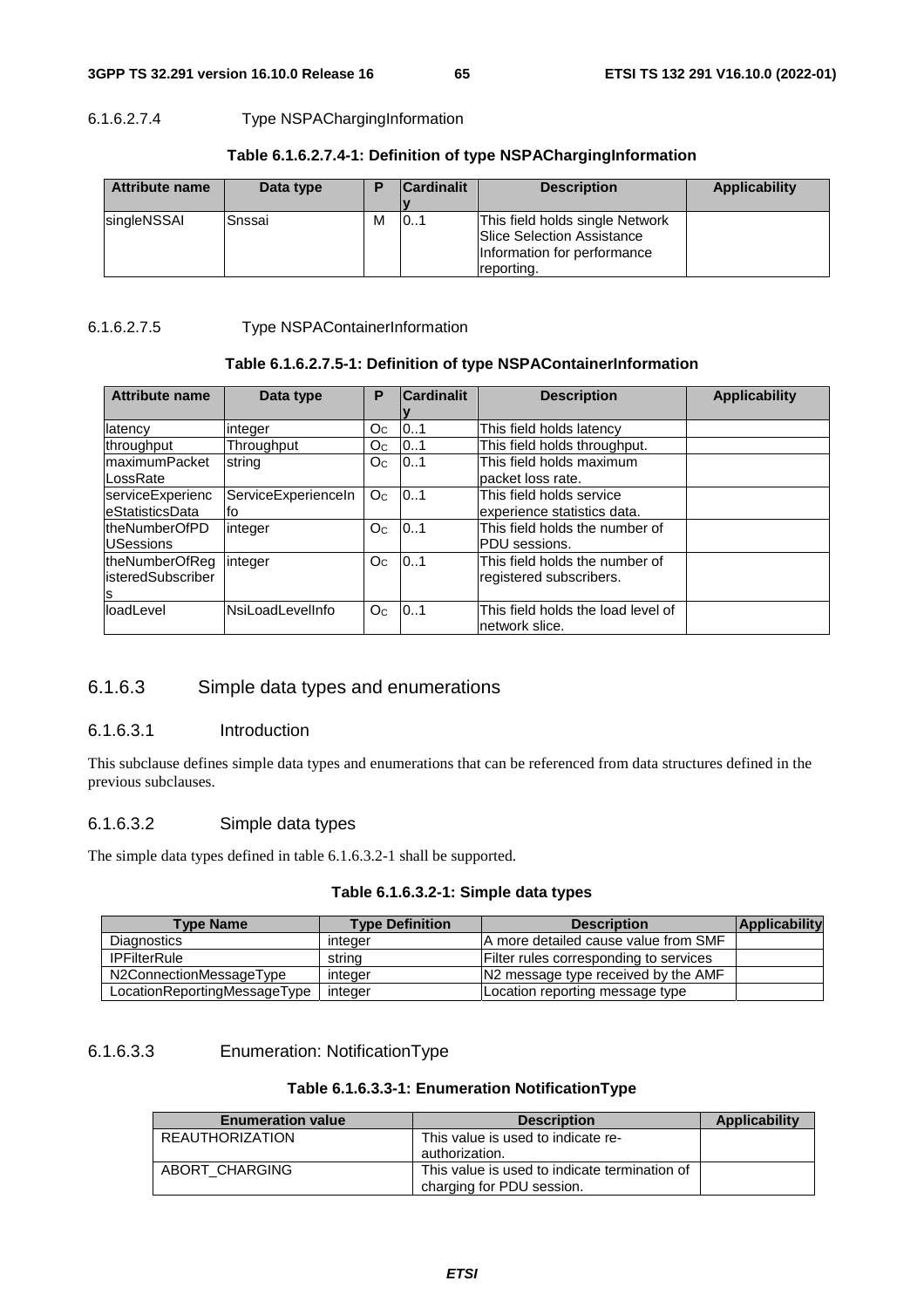#### 6.1.6.2.7.4 Type NSPAChargingInformation

**Table 6.1.6.2.7.4-1: Definition of type NSPAChargingInformation**

| Attribute name | Data type | P | Cardinality | Description | Applicability |
|---|---|---|---|---|---|
| singleNSSAI | Snssai | M | 0..1 | This field holds single Network Slice Selection Assistance Information for performance reporting. | |

#### 6.1.6.2.7.5 Type NSPAContainerInformation

**Table 6.1.6.2.7.5-1: Definition of type NSPAContainerInformation**

| Attribute name | Data type | P | Cardinality | Description | Applicability |
|---|---|---|---|---|---|
| latency | integer | $O_C$ | 0..1 | This field holds latency | |
| throughput | Throughput | $O_C$ | 0..1 | This field holds throughput. | |
| maximumPacketLossRate | string | $O_C$ | 0..1 | This field holds maximum packet loss rate. | |
| serviceExperienceStatisticsData | ServiceExperienceInfo | $O_C$ | 0..1 | This field holds service experience statistics data. | |
| theNumberOfPDUSessions | integer | $O_C$ | 0..1 | This field holds the number of PDU sessions. | |
| theNumberOfRegisteredSubscribers | integer | $O_C$ | 0..1 | This field holds the number of registered subscribers. | |
| loadLevel | NsiLoadLevelInfo | $O_C$ | 0..1 | This field holds the load level of network slice. | |

### 6.1.6.3 Simple data types and enumerations

#### 6.1.6.3.1 Introduction

This subclause defines simple data types and enumerations that can be referenced from data structures defined in the previous subclauses.

#### 6.1.6.3.2 Simple data types

The simple data types defined in table 6.1.6.3.2-1 shall be supported.

**Table 6.1.6.3.2-1: Simple data types**

| Type Name | Type Definition | Description | Applicability |
|---|---|---|---|
| Diagnostics | integer | A more detailed cause value from SMF | |
| IPFilterRule | string | Filter rules corresponding to services | |
| N2ConnectionMessageType | integer | N2 message type received by the AMF | |
| LocationReportingMessageType | integer | Location reporting message type | |

#### 6.1.6.3.3 Enumeration: NotificationType

**Table 6.1.6.3.3-1: Enumeration NotificationType**

| Enumeration value | Description | Applicability |
|---|---|---|
| REAUTHORIZATION | This value is used to indicate re-authorization. | |
| ABORT_CHARGING | This value is used to indicate termination of charging for PDU session. | |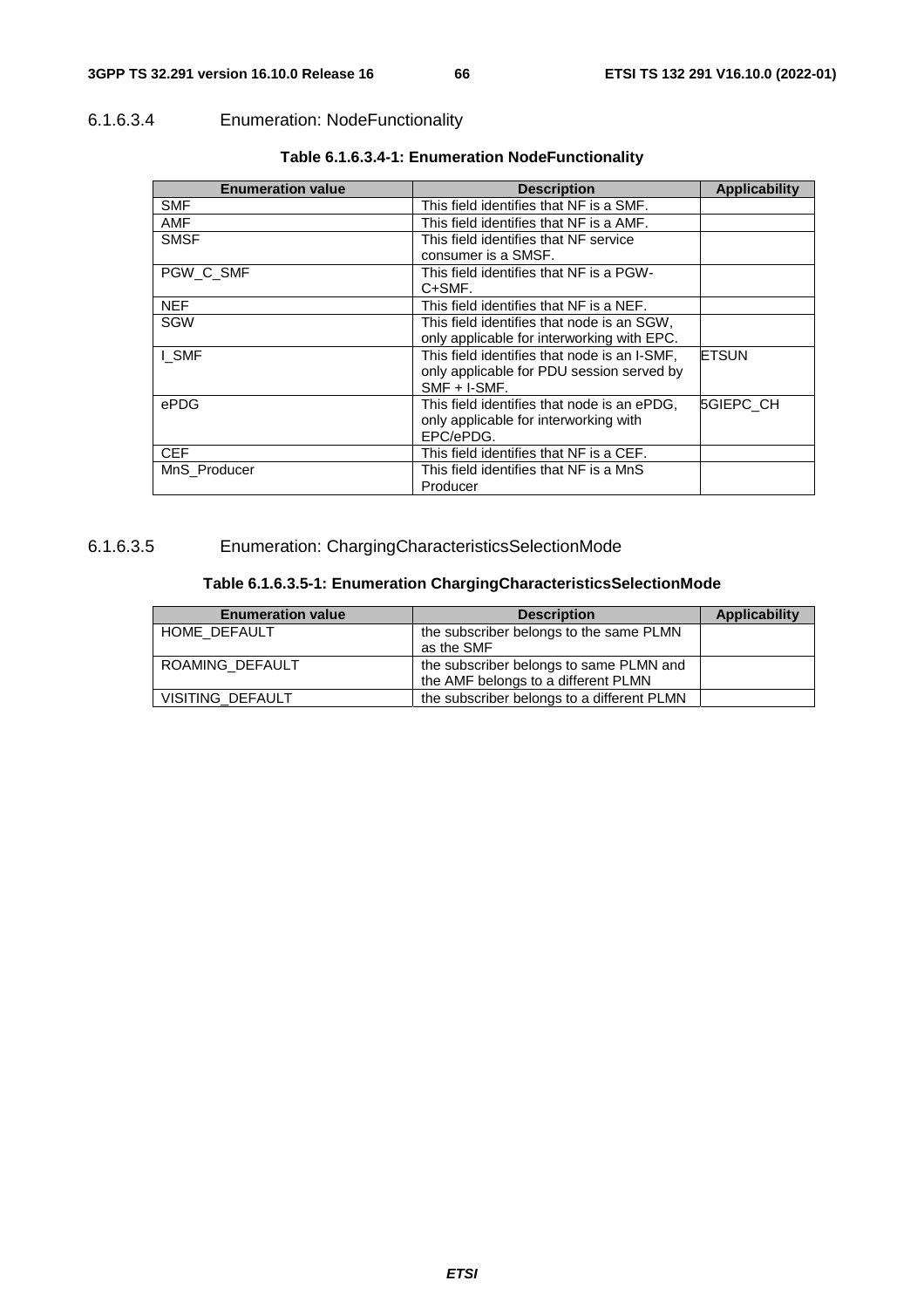#### 6.1.6.3.4 Enumeration: NodeFunctionality

**Table 6.1.6.3.4-1: Enumeration NodeFunctionality**

| Enumeration value | Description | Applicability |
|---|---|---|
| SMF | This field identifies that NF is a SMF. | |
| AMF | This field identifies that NF is a AMF. | |
| SMSF | This field identifies that NF service consumer is a SMSF. | |
| PGW_C_SMF | This field identifies that NF is a PGW-C+SMF. | |
| NEF | This field identifies that NF is a NEF. | |
| SGW | This field identifies that node is an SGW, only applicable for interworking with EPC. | |
| I_SMF | This field identifies that node is an I-SMF, only applicable for PDU session served by SMF + I-SMF. | ETSUN |
| ePDG | This field identifies that node is an ePDG, only applicable for interworking with EPC/ePDG. | 5GIEPC_CH |
| CEF | This field identifies that NF is a CEF. | |
| MnS_Producer | This field identifies that NF is a MnS Producer | |

#### 6.1.6.3.5 Enumeration: ChargingCharacteristicsSelectionMode

**Table 6.1.6.3.5-1: Enumeration ChargingCharacteristicsSelectionMode**

| Enumeration value | Description | Applicability |
|---|---|---|
| HOME_DEFAULT | the subscriber belongs to the same PLMN as the SMF | |
| ROAMING_DEFAULT | the subscriber belongs to same PLMN and the AMF belongs to a different PLMN | |
| VISITING_DEFAULT | the subscriber belongs to a different PLMN | |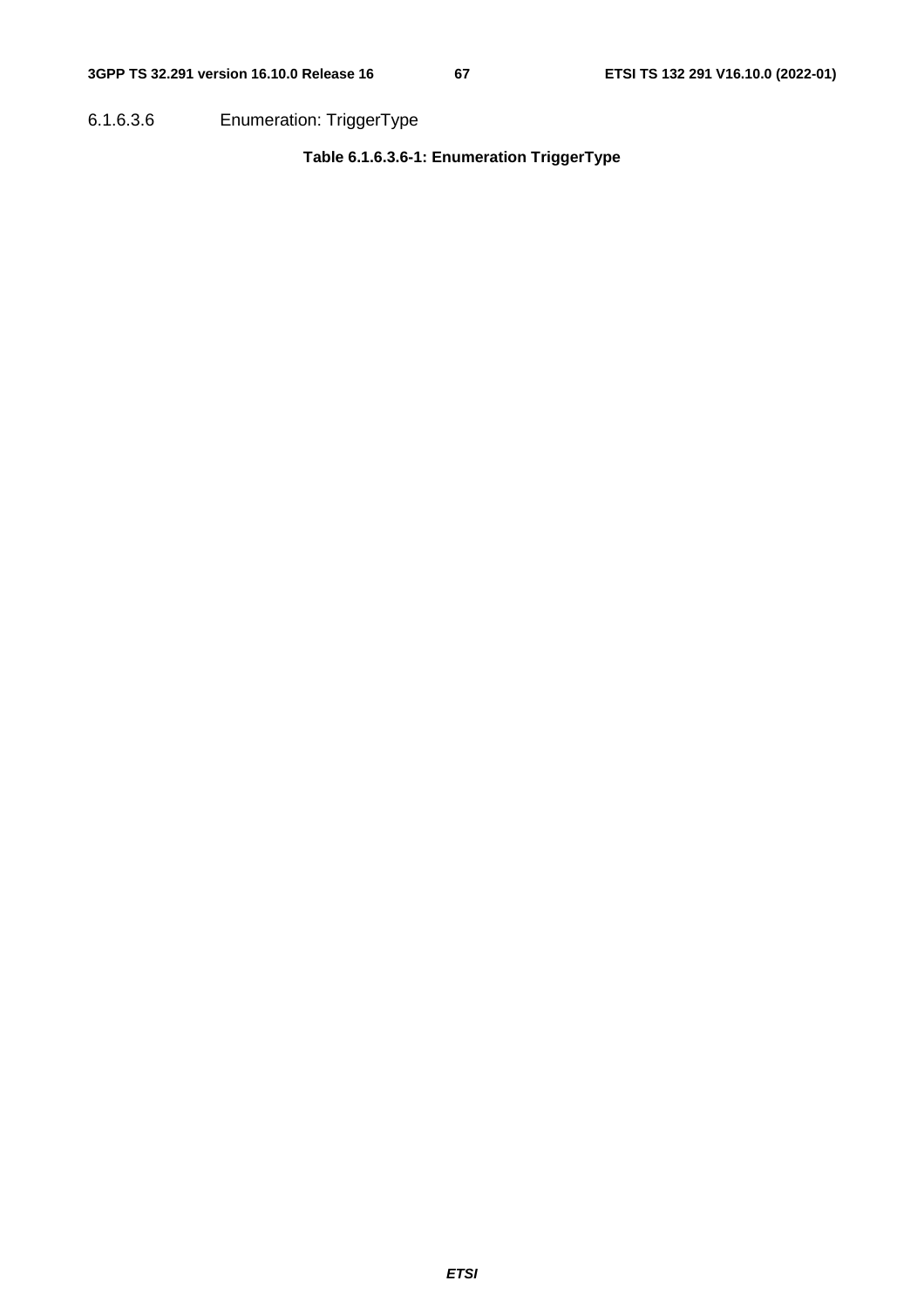#### 6.1.6.3.6 Enumeration: TriggerType

**Table 6.1.6.3.6-1: Enumeration TriggerType**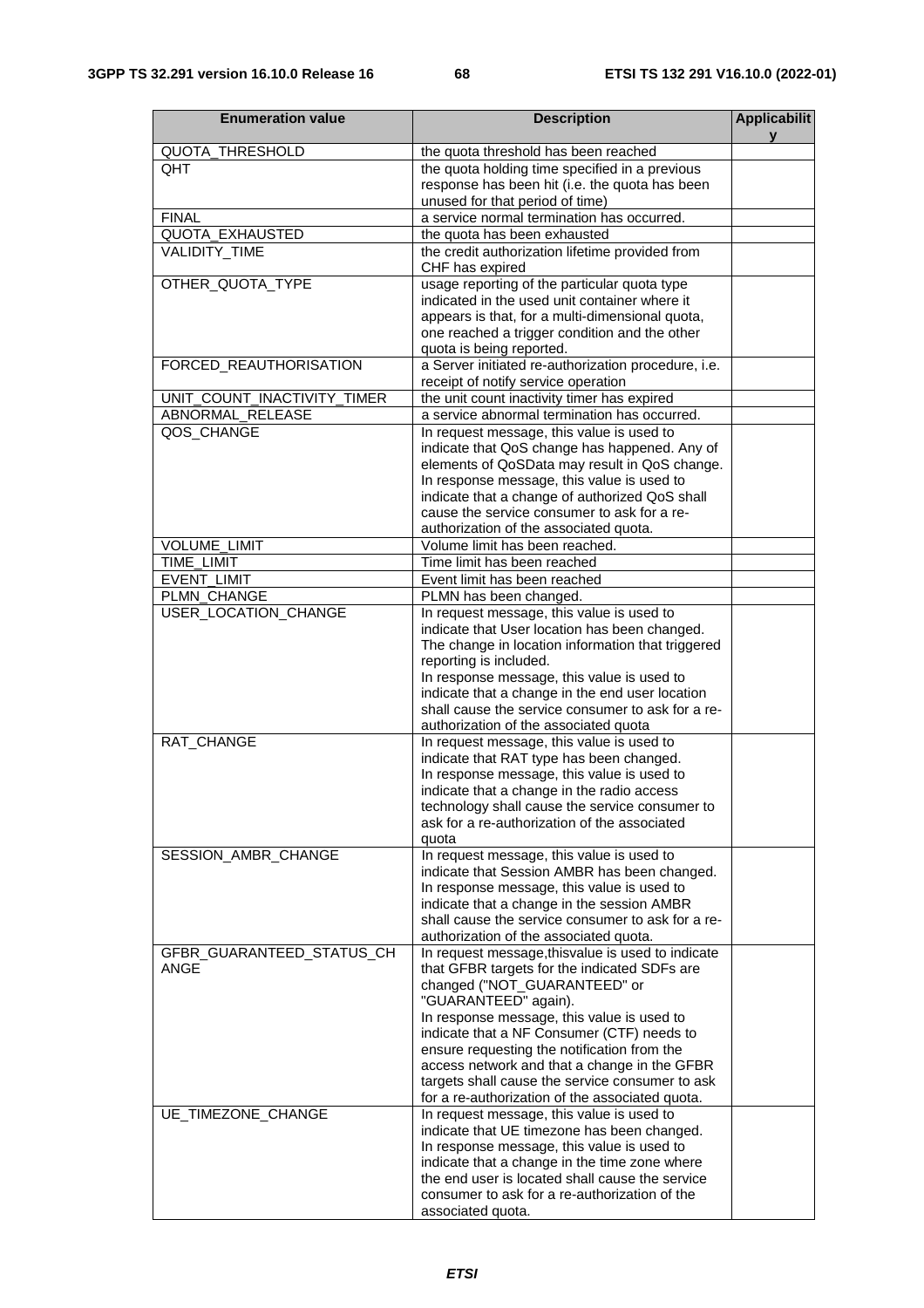| Enumeration value | Description | Applicability |
|---|---|---|
| QUOTA_THRESHOLD | the quota threshold has been reached | |
| QHT | the quota holding time specified in a previous response has been hit (i.e. the quota has been unused for that period of time) | |
| FINAL | a service normal termination has occurred. | |
| QUOTA_EXHAUSTED | the quota has been exhausted | |
| VALIDITY_TIME | the credit authorization lifetime provided from CHF has expired | |
| OTHER_QUOTA_TYPE | usage reporting of the particular quota type indicated in the used unit container where it appears is that, for a multi-dimensional quota, one reached a trigger condition and the other quota is being reported. | |
| FORCED_REAUTHORISATION | a Server initiated re-authorization procedure, i.e. receipt of notify service operation | |
| UNIT_COUNT_INACTIVITY_TIMER | the unit count inactivity timer has expired | |
| ABNORMAL_RELEASE | a service abnormal termination has occurred. | |
| QOS_CHANGE | In request message, this value is used to indicate that QoS change has happened. Any of elements of QoSData may result in QoS change.<br>In response message, this value is used to indicate that a change of authorized QoS shall cause the service consumer to ask for a re-authorization of the associated quota. | |
| VOLUME_LIMIT | Volume limit has been reached. | |
| TIME_LIMIT | Time limit has been reached | |
| EVENT_LIMIT | Event limit has been reached | |
| PLMN_CHANGE | PLMN has been changed. | |
| USER_LOCATION_CHANGE | In request message, this value is used to indicate that User location has been changed. The change in location information that triggered reporting is included.<br>In response message, this value is used to indicate that a change in the end user location shall cause the service consumer to ask for a re-authorization of the associated quota | |
| RAT_CHANGE | In request message, this value is used to indicate that RAT type has been changed.<br>In response message, this value is used to indicate that a change in the radio access technology shall cause the service consumer to ask for a re-authorization of the associated quota | |
| SESSION_AMBR_CHANGE | In request message, this value is used to indicate that Session AMBR has been changed.<br>In response message, this value is used to indicate that a change in the session AMBR shall cause the service consumer to ask for a re-authorization of the associated quota. | |
| GFBR_GUARANTEED_STATUS_CHANGE | In request message,thisvalue is used to indicate that GFBR targets for the indicated SDFs are changed ("NOT_GUARANTEED" or "GUARANTEED" again).<br>In response message, this value is used to indicate that a NF Consumer (CTF) needs to ensure requesting the notification from the access network and that a change in the GFBR targets shall cause the service consumer to ask for a re-authorization of the associated quota. | |
| UE_TIMEZONE_CHANGE | In request message, this value is used to indicate that UE timezone has been changed.<br>In response message, this value is used to indicate that a change in the time zone where the end user is located shall cause the service consumer to ask for a re-authorization of the associated quota. | |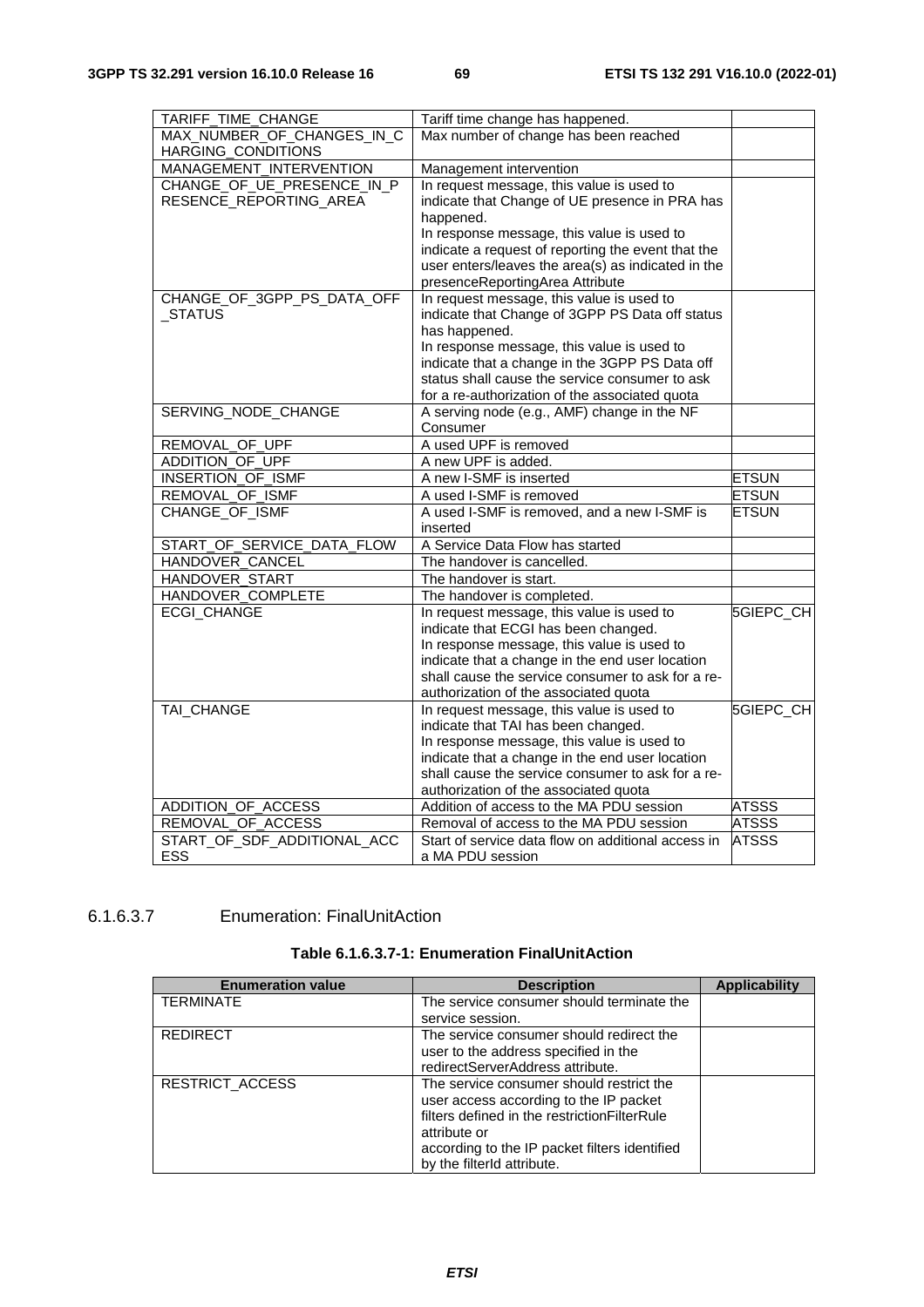| | | |
|---|---|---|
| TARIFF_TIME_CHANGE | Tariff time change has happened. | |
| MAX_NUMBER_OF_CHANGES_IN_CHARGING_CONDITIONS | Max number of change has been reached | |
| MANAGEMENT_INTERVENTION | Management intervention | |
| CHANGE_OF_UE_PRESENCE_IN_PRESENCE_REPORTING_AREA | In request message, this value is used to indicate that Change of UE presence in PRA has happened.<br>In response message, this value is used to indicate a request of reporting the event that the user enters/leaves the area(s) as indicated in the presenceReportingArea Attribute | |
| CHANGE_OF_3GPP_PS_DATA_OFF_STATUS | In request message, this value is used to indicate that Change of 3GPP PS Data off status has happened.<br>In response message, this value is used to indicate that a change in the 3GPP PS Data off status shall cause the service consumer to ask for a re-authorization of the associated quota | |
| SERVING_NODE_CHANGE | A serving node (e.g., AMF) change in the NF Consumer | |
| REMOVAL_OF_UPF | A used UPF is removed | |
| ADDITION_OF_UPF | A new UPF is added. | |
| INSERTION_OF_ISMF | A new I-SMF is inserted | ETSUN |
| REMOVAL_OF_ISMF | A used I-SMF is removed | ETSUN |
| CHANGE_OF_ISMF | A used I-SMF is removed, and a new I-SMF is inserted | ETSUN |
| START_OF_SERVICE_DATA_FLOW | A Service Data Flow has started | |
| HANDOVER_CANCEL | The handover is cancelled. | |
| HANDOVER_START | The handover is start. | |
| HANDOVER_COMPLETE | The handover is completed. | |
| ECGI_CHANGE | In request message, this value is used to indicate that ECGI has been changed.<br>In response message, this value is used to indicate that a change in the end user location shall cause the service consumer to ask for a re-authorization of the associated quota | 5GIEPC_CH |
| TAI_CHANGE | In request message, this value is used to indicate that TAI has been changed.<br>In response message, this value is used to indicate that a change in the end user location shall cause the service consumer to ask for a re-authorization of the associated quota | 5GIEPC_CH |
| ADDITION_OF_ACCESS | Addition of access to the MA PDU session | ATSSS |
| REMOVAL_OF_ACCESS | Removal of access to the MA PDU session | ATSSS |
| START_OF_SDF_ADDITIONAL_ACCESS | Start of service data flow on additional access in a MA PDU session | ATSSS |

#### 6.1.6.3.7 Enumeration: FinalUnitAction

**Table 6.1.6.3.7-1: Enumeration FinalUnitAction**

| Enumeration value | Description | Applicability |
|---|---|---|
| TERMINATE | The service consumer should terminate the service session. | |
| REDIRECT | The service consumer should redirect the user to the address specified in the redirectServerAddress attribute. | |
| RESTRICT_ACCESS | The service consumer should restrict the user access according to the IP packet filters defined in the restrictionFilterRule attribute or<br>according to the IP packet filters identified by the filterId attribute. | |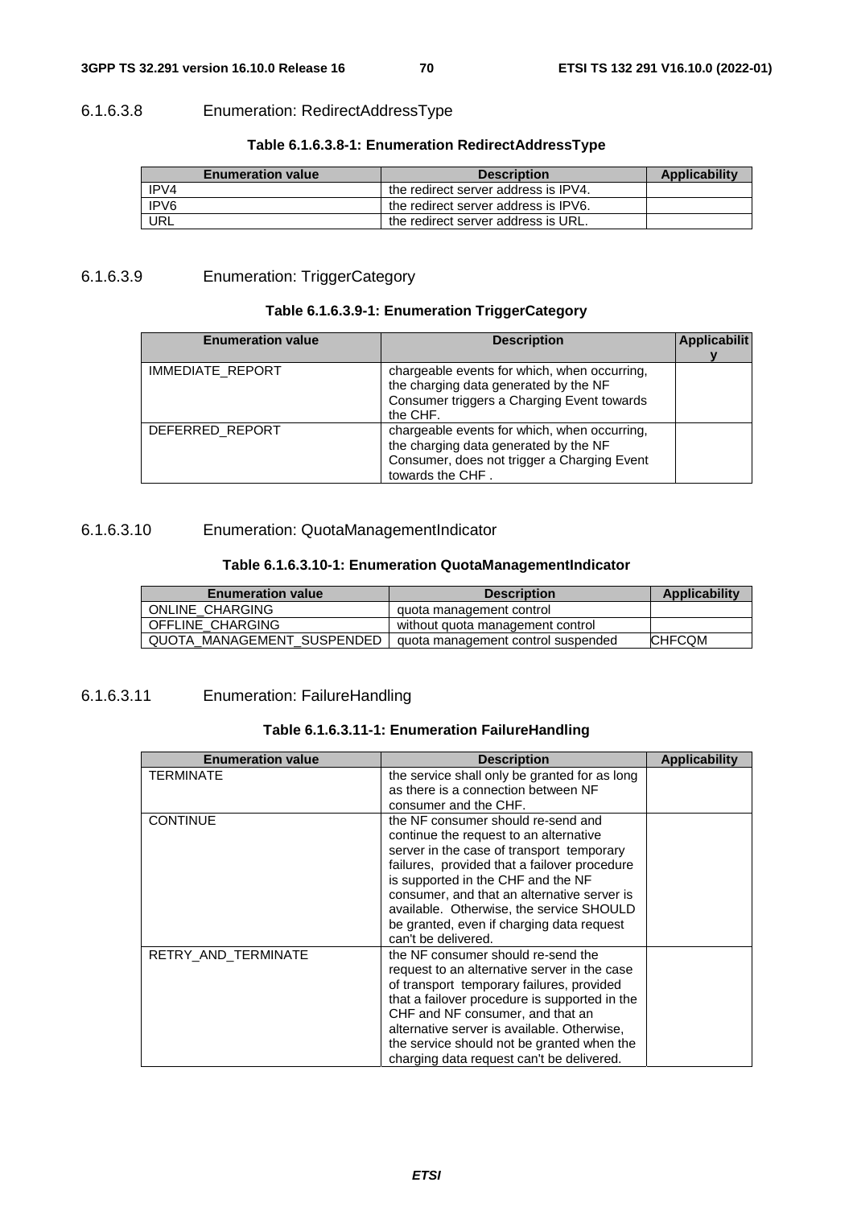#### 6.1.6.3.8 Enumeration: RedirectAddressType

**Table 6.1.6.3.8-1: Enumeration RedirectAddressType**

| Enumeration value | Description | Applicability |
|---|---|---|
| IPV4 | the redirect server address is IPV4. | |
| IPV6 | the redirect server address is IPV6. | |
| URL | the redirect server address is URL. | |

#### 6.1.6.3.9 Enumeration: TriggerCategory

**Table 6.1.6.3.9-1: Enumeration TriggerCategory**

| Enumeration value | Description | Applicability |
|---|---|---|
| IMMEDIATE_REPORT | chargeable events for which, when occurring, the charging data generated by the NF Consumer triggers a Charging Event towards the CHF. | |
| DEFERRED_REPORT | chargeable events for which, when occurring, the charging data generated by the NF Consumer, does not trigger a Charging Event towards the CHF . | |

#### 6.1.6.3.10 Enumeration: QuotaManagementIndicator

**Table 6.1.6.3.10-1: Enumeration QuotaManagementIndicator**

| Enumeration value | Description | Applicability |
|---|---|---|
| ONLINE_CHARGING | quota management control | |
| OFFLINE_CHARGING | without quota management control | |
| QUOTA_MANAGEMENT_SUSPENDED | quota management control suspended | CHFCQM |

#### 6.1.6.3.11 Enumeration: FailureHandling

**Table 6.1.6.3.11-1: Enumeration FailureHandling**

| Enumeration value | Description | Applicability |
|---|---|---|
| TERMINATE | the service shall only be granted for as long as there is a connection between NF consumer and the CHF. | |
| CONTINUE | the NF consumer should re-send and continue the request to an alternative server in the case of transport temporary failures, provided that a failover procedure is supported in the CHF and the NF consumer, and that an alternative server is available. Otherwise, the service SHOULD be granted, even if charging data request can't be delivered. | |
| RETRY_AND_TERMINATE | the NF consumer should re-send the request to an alternative server in the case of transport temporary failures, provided that a failover procedure is supported in the CHF and NF consumer, and that an alternative server is available. Otherwise, the service should not be granted when the charging data request can't be delivered. | |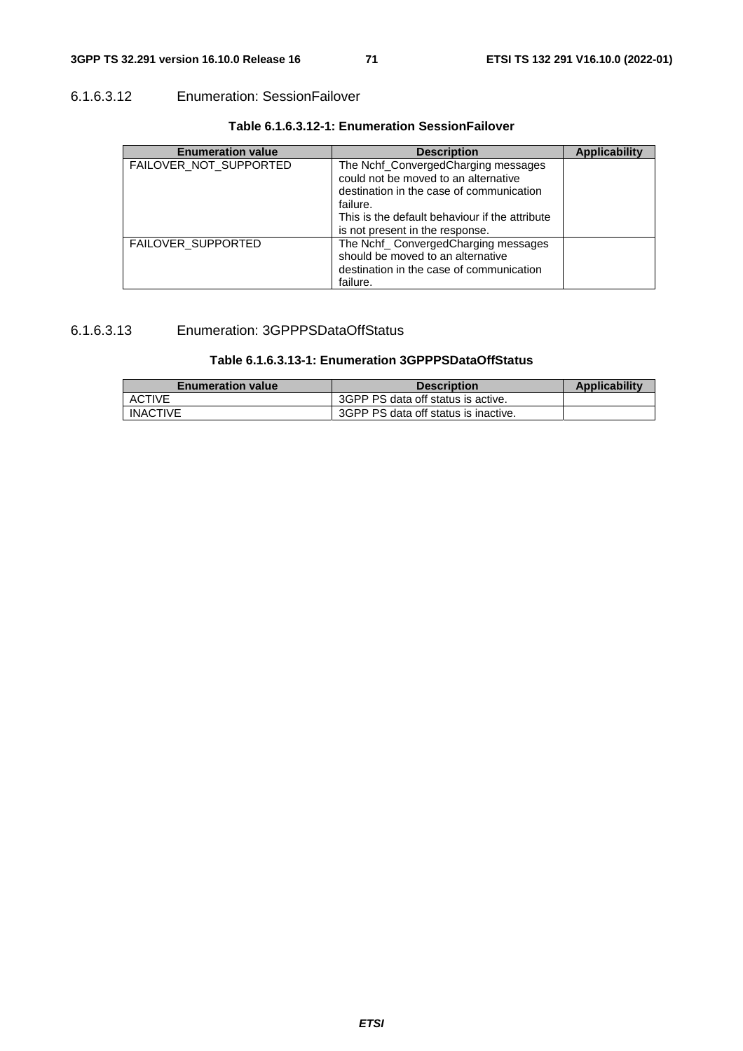#### 6.1.6.3.12 Enumeration: SessionFailover

**Table 6.1.6.3.12-1: Enumeration SessionFailover**

| Enumeration value | Description | Applicability |
| --- | --- | --- |
| FAILOVER_NOT_SUPPORTED | The Nchf_ConvergedCharging messages could not be moved to an alternative destination in the case of communication failure.<br>This is the default behaviour if the attribute is not present in the response. | |
| FAILOVER_SUPPORTED | The Nchf_ ConvergedCharging messages should be moved to an alternative destination in the case of communication failure. | |

#### 6.1.6.3.13 Enumeration: 3GPPPSDataOffStatus

**Table 6.1.6.3.13-1: Enumeration 3GPPPSDataOffStatus**

| Enumeration value | Description | Applicability |
| --- | --- | --- |
| ACTIVE | 3GPP PS data off status is active. | |
| INACTIVE | 3GPP PS data off status is inactive. | |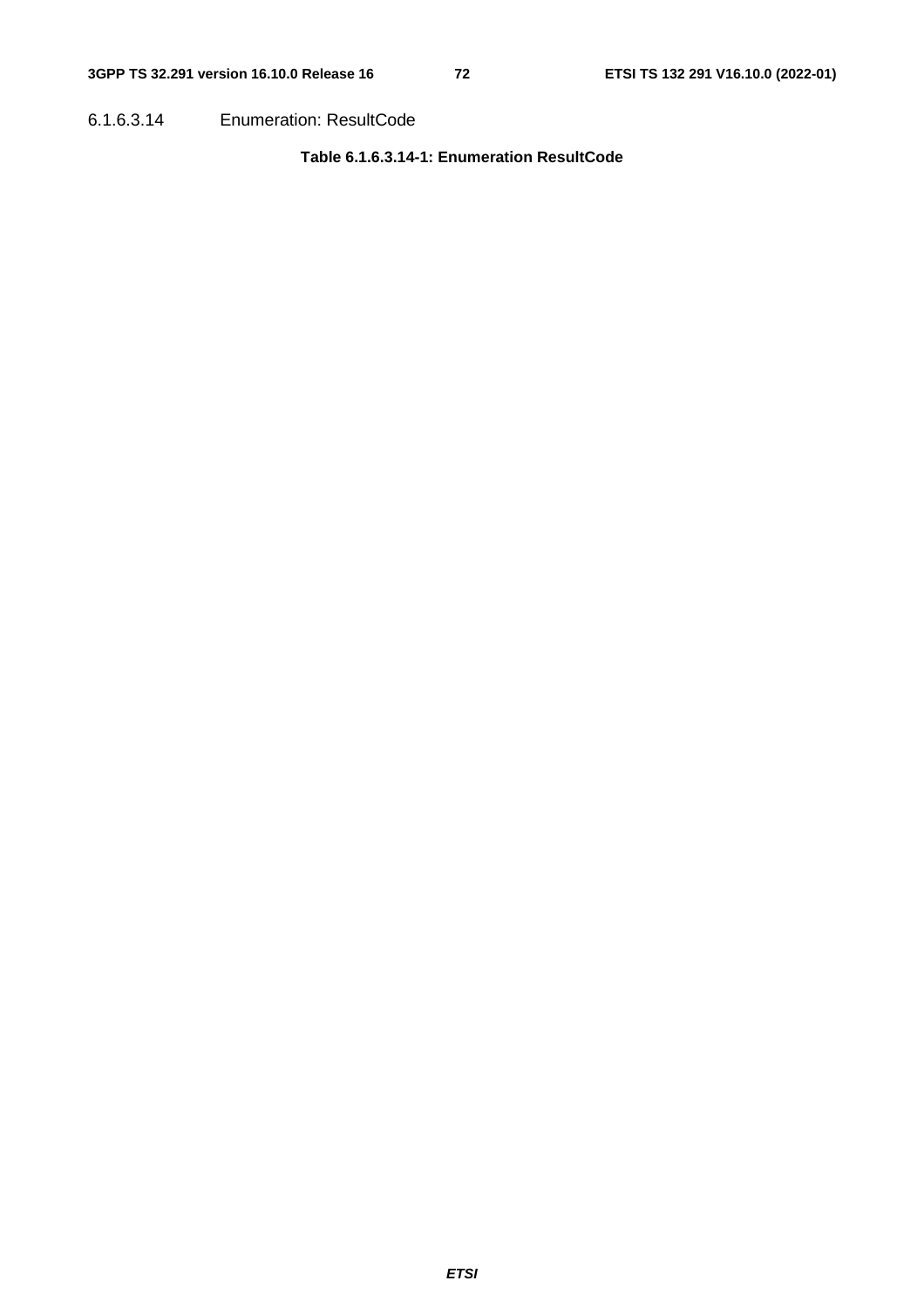#### 6.1.6.3.14 Enumeration: ResultCode

**Table 6.1.6.3.14-1: Enumeration ResultCode**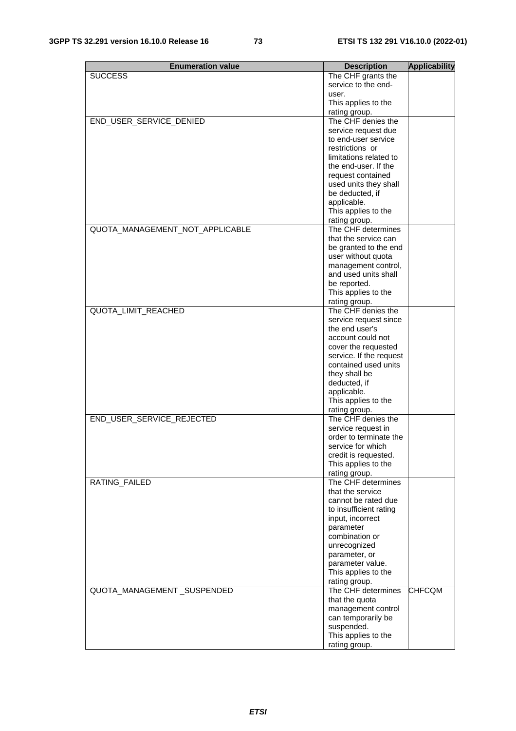| Enumeration value | Description | Applicability |
|---|---|---|
| SUCCESS | The CHF grants the service to the end-user. This applies to the rating group. | |
| END_USER_SERVICE_DENIED | The CHF denies the service request due to end-user service restrictions or limitations related to the end-user. If the request contained used units they shall be deducted, if applicable. This applies to the rating group. | |
| QUOTA_MANAGEMENT_NOT_APPLICABLE | The CHF determines that the service can be granted to the end user without quota management control, and used units shall be reported. This applies to the rating group. | |
| QUOTA_LIMIT_REACHED | The CHF denies the service request since the end user's account could not cover the requested service. If the request contained used units they shall be deducted, if applicable. This applies to the rating group. | |
| END_USER_SERVICE_REJECTED | The CHF denies the service request in order to terminate the service for which credit is requested. This applies to the rating group. | |
| RATING_FAILED | The CHF determines that the service cannot be rated due to insufficient rating input, incorrect parameter combination or unrecognized parameter, or parameter value. This applies to the rating group. | |
| QUOTA_MANAGEMENT _SUSPENDED | The CHF determines that the quota management control can temporarily be suspended. This applies to the rating group. | CHFCQM |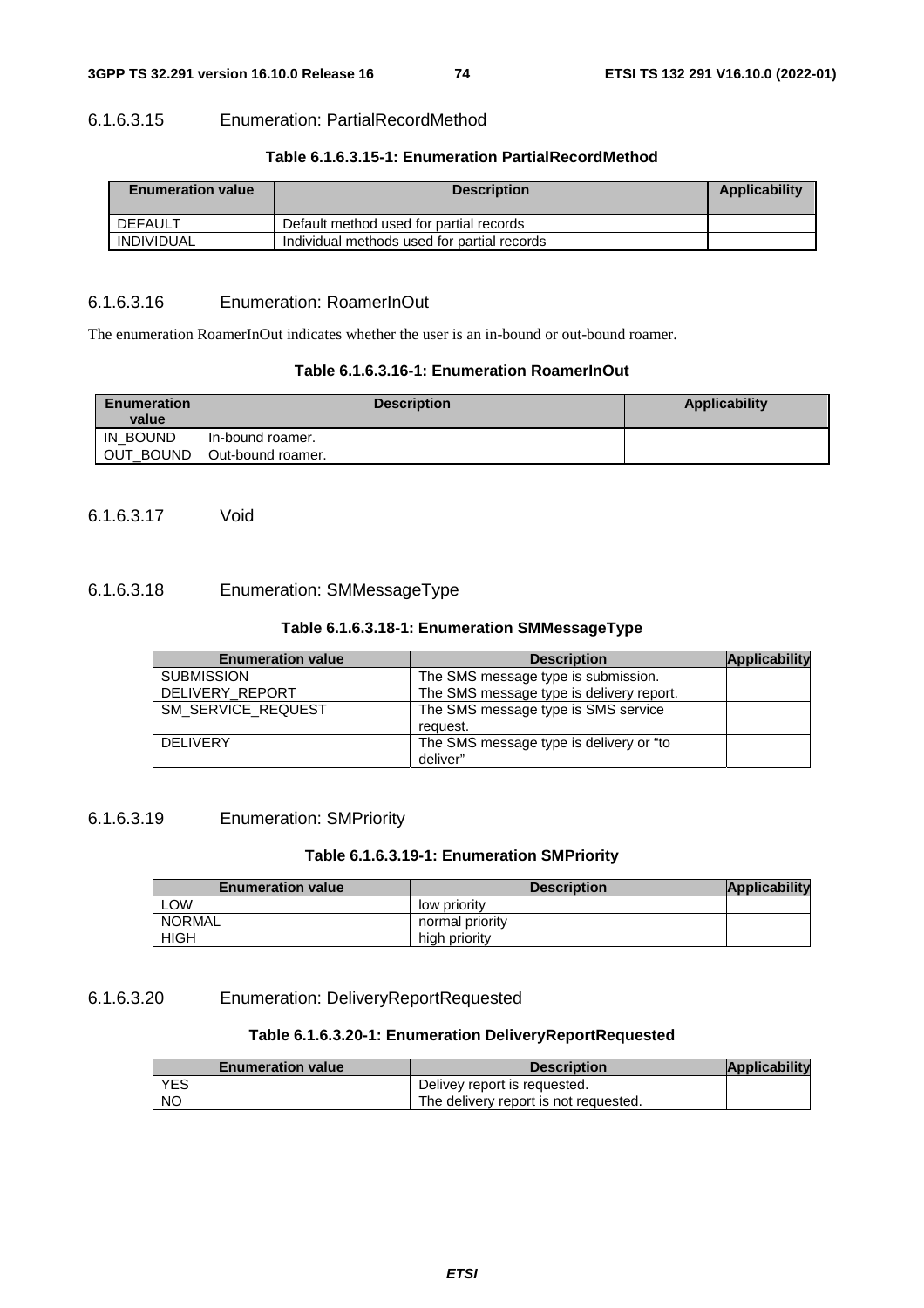#### 6.1.6.3.15 Enumeration: PartialRecordMethod

**Table 6.1.6.3.15-1: Enumeration PartialRecordMethod**

| Enumeration value | Description | Applicability |
|---|---|---|
| DEFAULT | Default method used for partial records | |
| INDIVIDUAL | Individual methods used for partial records | |

#### 6.1.6.3.16 Enumeration: RoamerInOut

The enumeration RoamerInOut indicates whether the user is an in-bound or out-bound roamer.

**Table 6.1.6.3.16-1: Enumeration RoamerInOut**

| Enumeration value | Description | Applicability |
|---|---|---|
| IN_BOUND | In-bound roamer. | |
| OUT_BOUND | Out-bound roamer. | |

#### 6.1.6.3.17 Void

#### 6.1.6.3.18 Enumeration: SMMessageType

**Table 6.1.6.3.18-1: Enumeration SMMessageType**

| Enumeration value | Description | Applicability |
|---|---|---|
| SUBMISSION | The SMS message type is submission. | |
| DELIVERY_REPORT | The SMS message type is delivery report. | |
| SM_SERVICE_REQUEST | The SMS message type is SMS service request. | |
| DELIVERY | The SMS message type is delivery or "to deliver" | |

#### 6.1.6.3.19 Enumeration: SMPriority

**Table 6.1.6.3.19-1: Enumeration SMPriority**

| Enumeration value | Description | Applicability |
|---|---|---|
| LOW | low priority | |
| NORMAL | normal priority | |
| HIGH | high priority | |

#### 6.1.6.3.20 Enumeration: DeliveryReportRequested

**Table 6.1.6.3.20-1: Enumeration DeliveryReportRequested**

| Enumeration value | Description | Applicability |
|---|---|---|
| YES | Delivey report is requested. | |
| NO | The delivery report is not requested. | |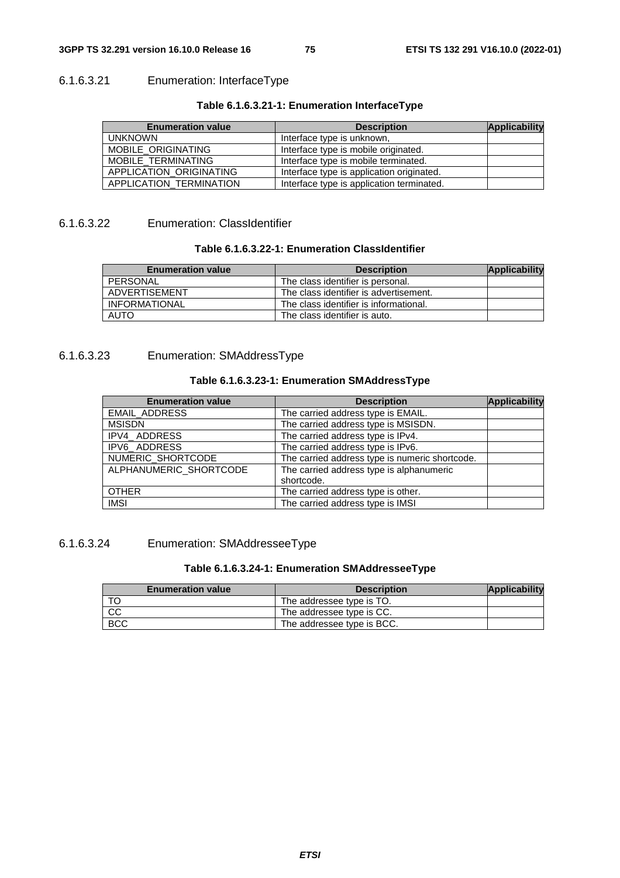#### 6.1.6.3.21 Enumeration: InterfaceType

**Table 6.1.6.3.21-1: Enumeration InterfaceType**

| Enumeration value | Description | Applicability |
|---|---|---|
| UNKNOWN | Interface type is unknown, | |
| MOBILE_ORIGINATING | Interface type is mobile originated. | |
| MOBILE_TERMINATING | Interface type is mobile terminated. | |
| APPLICATION_ORIGINATING | Interface type is application originated. | |
| APPLICATION_TERMINATION | Interface type is application terminated. | |

#### 6.1.6.3.22 Enumeration: ClassIdentifier

**Table 6.1.6.3.22-1: Enumeration ClassIdentifier**

| Enumeration value | Description | Applicability |
|---|---|---|
| PERSONAL | The class identifier is personal. | |
| ADVERTISEMENT | The class identifier is advertisement. | |
| INFORMATIONAL | The class identifier is informational. | |
| AUTO | The class identifier is auto. | |

#### 6.1.6.3.23 Enumeration: SMAddressType

**Table 6.1.6.3.23-1: Enumeration SMAddressType**

| Enumeration value | Description | Applicability |
|---|---|---|
| EMAIL_ADDRESS | The carried address type is EMAIL. | |
| MSISDN | The carried address type is MSISDN. | |
| IPV4_ ADDRESS | The carried address type is IPv4. | |
| IPV6_ ADDRESS | The carried address type is IPv6. | |
| NUMERIC_SHORTCODE | The carried address type is numeric shortcode. | |
| ALPHANUMERIC_SHORTCODE | The carried address type is alphanumeric shortcode. | |
| OTHER | The carried address type is other. | |
| IMSI | The carried address type is IMSI | |

#### 6.1.6.3.24 Enumeration: SMAddresseeType

**Table 6.1.6.3.24-1: Enumeration SMAddresseeType**

| Enumeration value | Description | Applicability |
|---|---|---|
| TO | The addressee type is TO. | |
| CC | The addressee type is CC. | |
| BCC | The addressee type is BCC. | |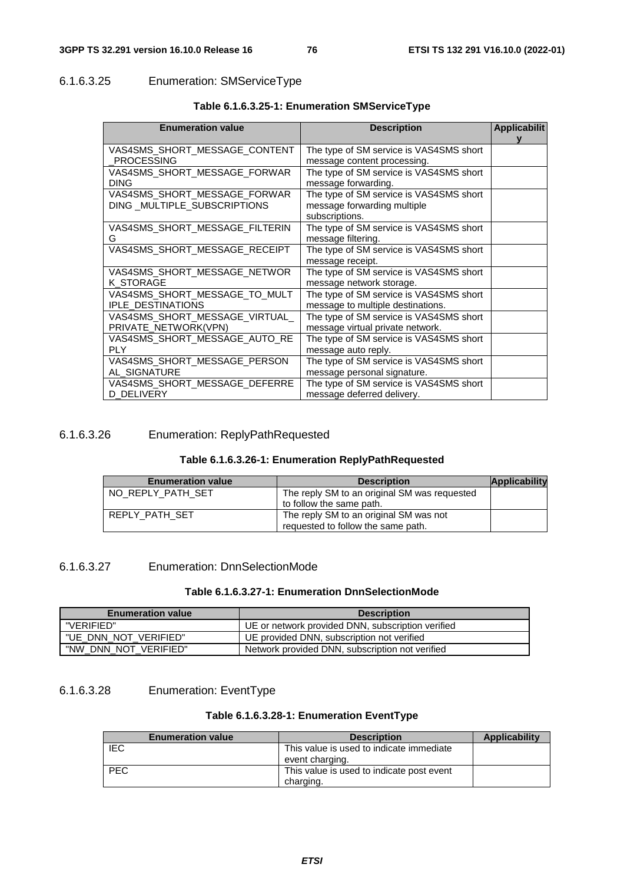#### 6.1.6.3.25 Enumeration: SMServiceType

**Table 6.1.6.3.25-1: Enumeration SMServiceType**

| Enumeration value | Description | Applicability |
|---|---|---|
| VAS4SMS_SHORT_MESSAGE_CONTENT_PROCESSING | The type of SM service is VAS4SMS short message content processing. | |
| VAS4SMS_SHORT_MESSAGE_FORWARDING | The type of SM service is VAS4SMS short message forwarding. | |
| VAS4SMS_SHORT_MESSAGE_FORWARDING _MULTIPLE_SUBSCRIPTIONS | The type of SM service is VAS4SMS short message forwarding multiple subscriptions. | |
| VAS4SMS_SHORT_MESSAGE_FILTERING | The type of SM service is VAS4SMS short message filtering. | |
| VAS4SMS_SHORT_MESSAGE_RECEIPT | The type of SM service is VAS4SMS short message receipt. | |
| VAS4SMS_SHORT_MESSAGE_NETWORK_STORAGE | The type of SM service is VAS4SMS short message network storage. | |
| VAS4SMS_SHORT_MESSAGE_TO_MULTIPLE_DESTINATIONS | The type of SM service is VAS4SMS short message to multiple destinations. | |
| VAS4SMS_SHORT_MESSAGE_VIRTUAL_PRIVATE_NETWORK(VPN) | The type of SM service is VAS4SMS short message virtual private network. | |
| VAS4SMS_SHORT_MESSAGE_AUTO_REPLY | The type of SM service is VAS4SMS short message auto reply. | |
| VAS4SMS_SHORT_MESSAGE_PERSONAL_SIGNATURE | The type of SM service is VAS4SMS short message personal signature. | |
| VAS4SMS_SHORT_MESSAGE_DEFERRED_DELIVERY | The type of SM service is VAS4SMS short message deferred delivery. | |

#### 6.1.6.3.26 Enumeration: ReplyPathRequested

**Table 6.1.6.3.26-1: Enumeration ReplyPathRequested**

| Enumeration value | Description | Applicability |
|---|---|---|
| NO_REPLY_PATH_SET | The reply SM to an original SM was requested to follow the same path. | |
| REPLY_PATH_SET | The reply SM to an original SM was not requested to follow the same path. | |

#### 6.1.6.3.27 Enumeration: DnnSelectionMode

**Table 6.1.6.3.27-1: Enumeration DnnSelectionMode**

| Enumeration value | Description |
|---|---|
| "VERIFIED" | UE or network provided DNN, subscription verified |
| "UE_DNN_NOT_VERIFIED" | UE provided DNN, subscription not verified |
| "NW_DNN_NOT_VERIFIED" | Network provided DNN, subscription not verified |

#### 6.1.6.3.28 Enumeration: EventType

**Table 6.1.6.3.28-1: Enumeration EventType**

| Enumeration value | Description | Applicability |
|---|---|---|
| IEC | This value is used to indicate immediate event charging. | |
| PEC | This value is used to indicate post event charging. | |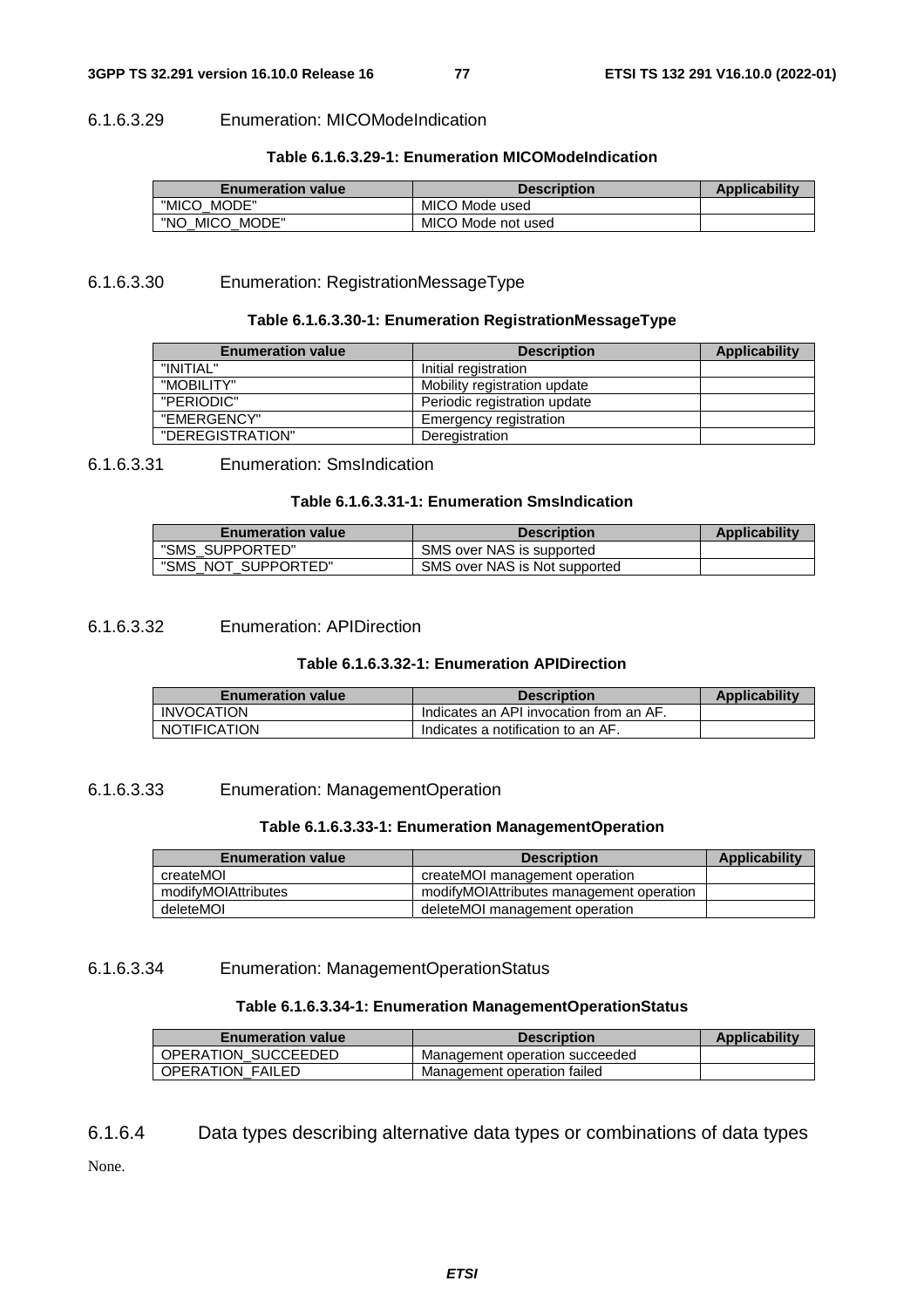#### 6.1.6.3.29 Enumeration: MICOModeIndication

**Table 6.1.6.3.29-1: Enumeration MICOModeIndication**

| Enumeration value | Description | Applicability |
| --- | --- | --- |
| "MICO_MODE" | MICO Mode used | |
| "NO_MICO_MODE" | MICO Mode not used | |

#### 6.1.6.3.30 Enumeration: RegistrationMessageType

**Table 6.1.6.3.30-1: Enumeration RegistrationMessageType**

| Enumeration value | Description | Applicability |
| --- | --- | --- |
| "INITIAL" | Initial registration | |
| "MOBILITY" | Mobility registration update | |
| "PERIODIC" | Periodic registration update | |
| "EMERGENCY" | Emergency registration | |
| "DEREGISTRATION" | Deregistration | |

#### 6.1.6.3.31 Enumeration: SmsIndication

**Table 6.1.6.3.31-1: Enumeration SmsIndication**

| Enumeration value | Description | Applicability |
| --- | --- | --- |
| "SMS_SUPPORTED" | SMS over NAS is supported | |
| "SMS_NOT_SUPPORTED" | SMS over NAS is Not supported | |

#### 6.1.6.3.32 Enumeration: APIDirection

**Table 6.1.6.3.32-1: Enumeration APIDirection**

| Enumeration value | Description | Applicability |
| --- | --- | --- |
| INVOCATION | Indicates an API invocation from an AF. | |
| NOTIFICATION | Indicates a notification to an AF. | |

#### 6.1.6.3.33 Enumeration: ManagementOperation

**Table 6.1.6.3.33-1: Enumeration ManagementOperation**

| Enumeration value | Description | Applicability |
| --- | --- | --- |
| createMOI | createMOI management operation | |
| modifyMOIAttributes | modifyMOIAttributes management operation | |
| deleteMOI | deleteMOI management operation | |

#### 6.1.6.3.34 Enumeration: ManagementOperationStatus

**Table 6.1.6.3.34-1: Enumeration ManagementOperationStatus**

| Enumeration value | Description | Applicability |
| --- | --- | --- |
| OPERATION_SUCCEEDED | Management operation succeeded | |
| OPERATION_FAILED | Management operation failed | |

### 6.1.6.4 Data types describing alternative data types or combinations of data types

None.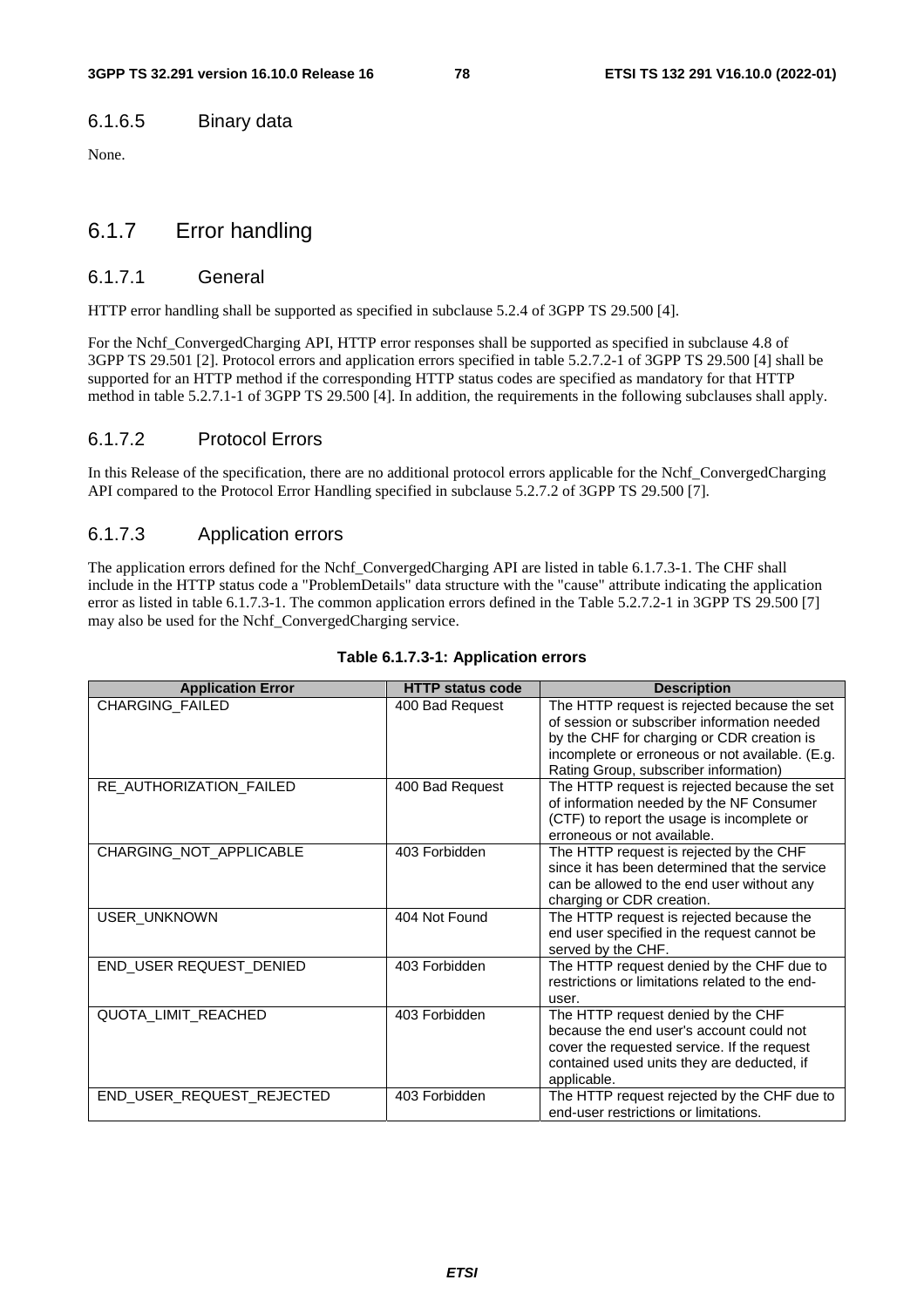#### 6.1.6.5 Binary data

None.

### 6.1.7 Error handling

#### 6.1.7.1 General

HTTP error handling shall be supported as specified in subclause 5.2.4 of 3GPP TS 29.500 [4].

For the Nchf_ConvergedCharging API, HTTP error responses shall be supported as specified in subclause 4.8 of 3GPP TS 29.501 [2]. Protocol errors and application errors specified in table 5.2.7.2-1 of 3GPP TS 29.500 [4] shall be supported for an HTTP method if the corresponding HTTP status codes are specified as mandatory for that HTTP method in table 5.2.7.1-1 of 3GPP TS 29.500 [4]. In addition, the requirements in the following subclauses shall apply.

#### 6.1.7.2 Protocol Errors

In this Release of the specification, there are no additional protocol errors applicable for the Nchf_ConvergedCharging API compared to the Protocol Error Handling specified in subclause 5.2.7.2 of 3GPP TS 29.500 [7].

#### 6.1.7.3 Application errors

The application errors defined for the Nchf_ConvergedCharging API are listed in table 6.1.7.3-1. The CHF shall include in the HTTP status code a "ProblemDetails" data structure with the "cause" attribute indicating the application error as listed in table 6.1.7.3-1. The common application errors defined in the Table 5.2.7.2-1 in 3GPP TS 29.500 [7] may also be used for the Nchf_ConvergedCharging service.

**Table 6.1.7.3-1: Application errors**

| Application Error | HTTP status code | Description |
| --- | --- | --- |
| CHARGING_FAILED | 400 Bad Request | The HTTP request is rejected because the set of session or subscriber information needed by the CHF for charging or CDR creation is incomplete or erroneous or not available. (E.g. Rating Group, subscriber information) |
| RE_AUTHORIZATION_FAILED | 400 Bad Request | The HTTP request is rejected because the set of information needed by the NF Consumer (CTF) to report the usage is incomplete or erroneous or not available. |
| CHARGING_NOT_APPLICABLE | 403 Forbidden | The HTTP request is rejected by the CHF since it has been determined that the service can be allowed to the end user without any charging or CDR creation. |
| USER_UNKNOWN | 404 Not Found | The HTTP request is rejected because the end user specified in the request cannot be served by the CHF. |
| END_USER REQUEST_DENIED | 403 Forbidden | The HTTP request denied by the CHF due to restrictions or limitations related to the end-user. |
| QUOTA_LIMIT_REACHED | 403 Forbidden | The HTTP request denied by the CHF because the end user's account could not cover the requested service. If the request contained used units they are deducted, if applicable. |
| END_USER_REQUEST_REJECTED | 403 Forbidden | The HTTP request rejected by the CHF due to end-user restrictions or limitations. |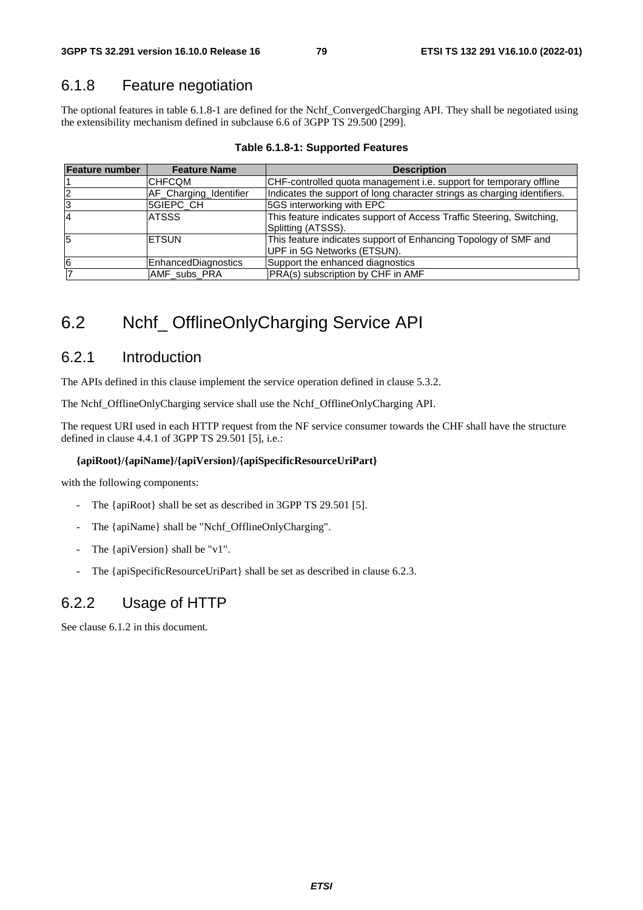### 6.1.8 Feature negotiation

The optional features in table 6.1.8-1 are defined for the Nchf_ConvergedCharging API. They shall be negotiated using the extensibility mechanism defined in subclause 6.6 of 3GPP TS 29.500 [299].

**Table 6.1.8-1: Supported Features**

| Feature number | Feature Name | Description |
| --- | --- | --- |
| 1 | CHFCQM | CHF-controlled quota management i.e. support for temporary offline |
| 2 | AF_Charging_Identifier | Indicates the support of long character strings as charging identifiers. |
| 3 | 5GIEPC_CH | 5GS interworking with EPC |
| 4 | ATSSS | This feature indicates support of Access Traffic Steering, Switching, Splitting (ATSSS). |
| 5 | ETSUN | This feature indicates support of Enhancing Topology of SMF and UPF in 5G Networks (ETSUN). |
| 6 | EnhancedDiagnostics | Support the enhanced diagnostics |
| 7 | AMF_subs_PRA | PRA(s) subscription by CHF in AMF |

## 6.2 Nchf_ OfflineOnlyCharging Service API

### 6.2.1 Introduction

The APIs defined in this clause implement the service operation defined in clause 5.3.2.

The Nchf_OfflineOnlyCharging service shall use the Nchf_OfflineOnlyCharging API.

The request URI used in each HTTP request from the NF service consumer towards the CHF shall have the structure defined in clause 4.4.1 of 3GPP TS 29.501 [5], i.e.:

**{apiRoot}/{apiName}/{apiVersion}/{apiSpecificResourceUriPart}**

with the following components:

- The {apiRoot} shall be set as described in 3GPP TS 29.501 [5].
- The {apiName} shall be "Nchf_OfflineOnlyCharging".
- The {apiVersion} shall be "v1".
- The {apiSpecificResourceUriPart} shall be set as described in clause 6.2.3.

### 6.2.2 Usage of HTTP

See clause 6.1.2 in this document.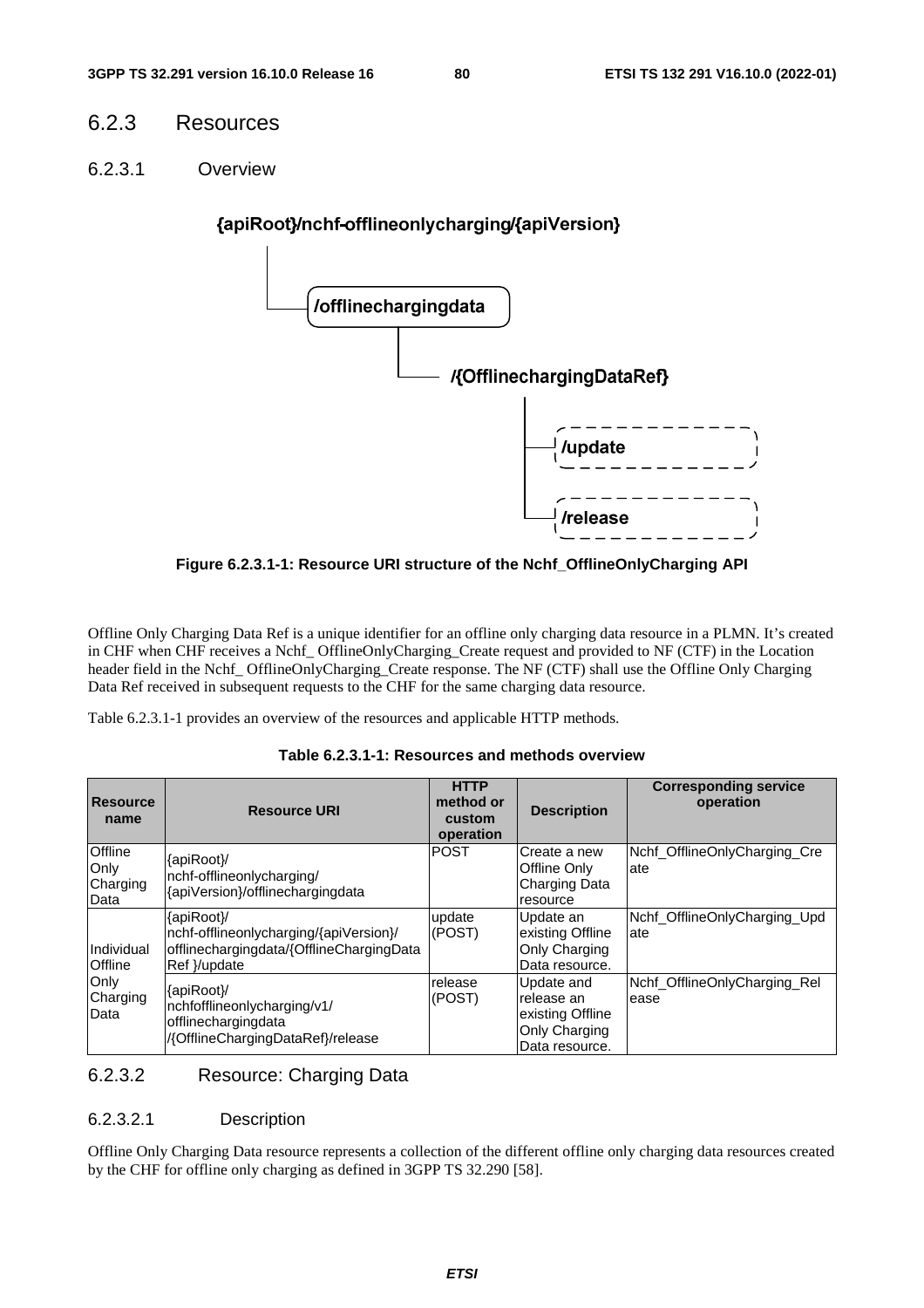### 6.2.3 Resources

#### 6.2.3.1 Overview

{apiRoot}/nchf-offlineonlycharging/{apiVersion}

/offlinechargingdata

/{OfflinechargingDataRef}

/update

/release

**Figure 6.2.3.1-1: Resource URI structure of the Nchf_OfflineOnlyCharging API**

Offline Only Charging Data Ref is a unique identifier for an offline only charging data resource in a PLMN. It's created in CHF when CHF receives a Nchf_ OfflineOnlyCharging_Create request and provided to NF (CTF) in the Location header field in the Nchf_ OfflineOnlyCharging_Create response. The NF (CTF) shall use the Offline Only Charging Data Ref received in subsequent requests to the CHF for the same charging data resource.

Table 6.2.3.1-1 provides an overview of the resources and applicable HTTP methods.

**Table 6.2.3.1-1: Resources and methods overview**

| Resource name | Resource URI | HTTP method or custom operation | Description | Corresponding service operation |
|---|---|---|---|---|
| Offline Only Charging Data | {apiRoot}/ nchf-offlineonlycharging/ {apiVersion}/offlinechargingdata | POST | Create a new Offline Only Charging Data resource | Nchf_OfflineOnlyCharging_Create |
| Individual Offline Only Charging Data | {apiRoot}/ nchf-offlineonlycharging/{apiVersion}/ offlinechargingdata/{OfflineChargingData Ref }/update | update (POST) | Update an existing Offline Only Charging Data resource. | Nchf_OfflineOnlyCharging_Update |
| | {apiRoot}/ nchfofflineonlycharging/v1/ offlinechargingdata /{OfflineChargingDataRef}/release | release (POST) | Update and release an existing Offline Only Charging Data resource. | Nchf_OfflineOnlyCharging_Release |

#### 6.2.3.2 Resource: Charging Data

##### 6.2.3.2.1 Description

Offline Only Charging Data resource represents a collection of the different offline only charging data resources created by the CHF for offline only charging as defined in 3GPP TS 32.290 [58].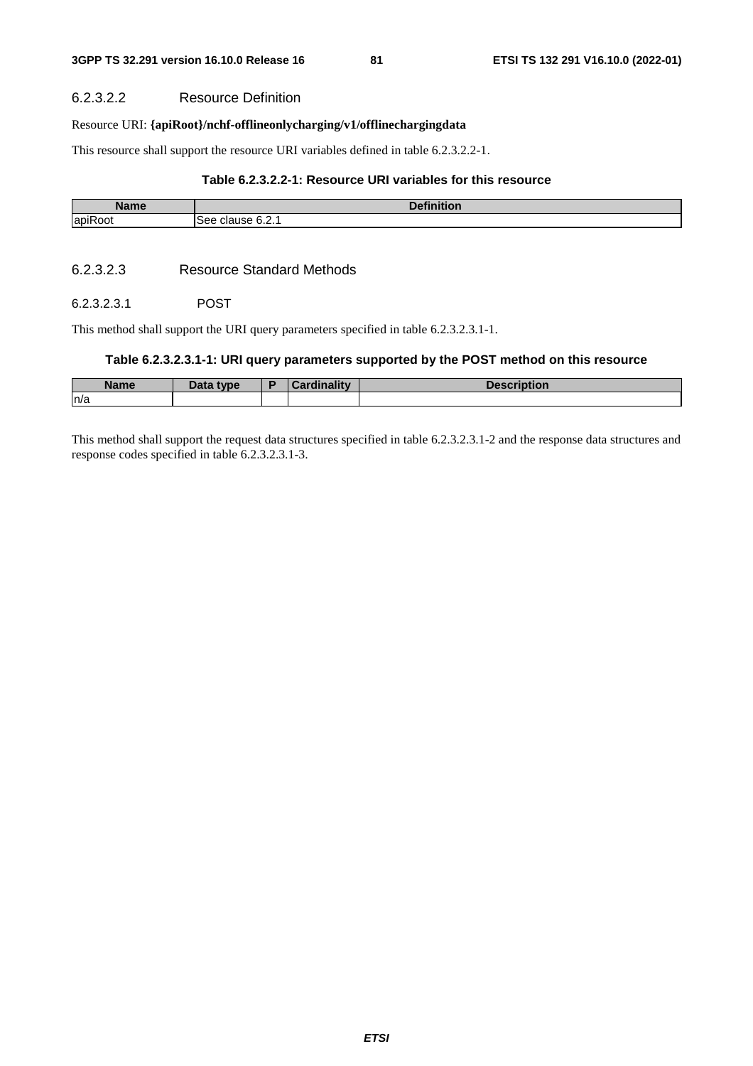#### 6.2.3.2.2 Resource Definition

Resource URI: **{apiRoot}/nchf-offlineonlycharging/v1/offlinechargingdata**

This resource shall support the resource URI variables defined in table 6.2.3.2.2-1.

**Table 6.2.3.2.2-1: Resource URI variables for this resource**

| Name | Definition |
|---|---|
| apiRoot | See clause 6.2.1 |

#### 6.2.3.2.3 Resource Standard Methods

##### 6.2.3.2.3.1 POST

This method shall support the URI query parameters specified in table 6.2.3.2.3.1-1.

**Table 6.2.3.2.3.1-1: URI query parameters supported by the POST method on this resource**

| Name | Data type | P | Cardinality | Description |
|---|---|---|---|---|
| n/a | | | | |

This method shall support the request data structures specified in table 6.2.3.2.3.1-2 and the response data structures and response codes specified in table 6.2.3.2.3.1-3.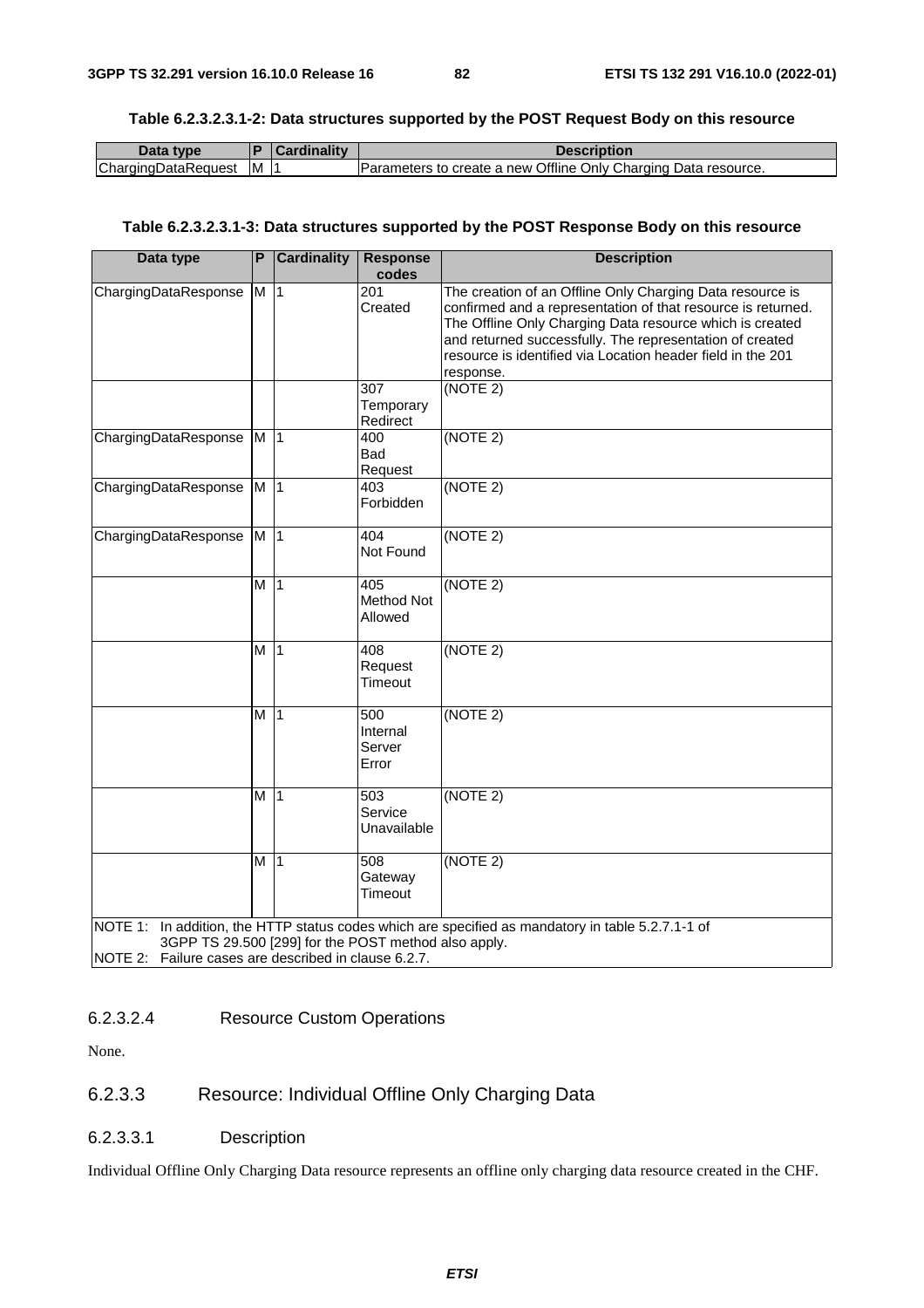**Table 6.2.3.2.3.1-2: Data structures supported by the POST Request Body on this resource**

| Data type | P | Cardinality | Description |
|---|---|---|---|
| ChargingDataRequest | M | 1 | Parameters to create a new Offline Only Charging Data resource. |

**Table 6.2.3.2.3.1-3: Data structures supported by the POST Response Body on this resource**

| Data type | P | Cardinality | Response codes | Description |
|---|---|---|---|---|
| ChargingDataResponse | M | 1 | 201 Created | The creation of an Offline Only Charging Data resource is confirmed and a representation of that resource is returned. The Offline Only Charging Data resource which is created and returned successfully. The representation of created resource is identified via Location header field in the 201 response. |
| | | | 307 Temporary Redirect | (NOTE 2) |
| ChargingDataResponse | M | 1 | 400 Bad Request | (NOTE 2) |
| ChargingDataResponse | M | 1 | 403 Forbidden | (NOTE 2) |
| ChargingDataResponse | M | 1 | 404 Not Found | (NOTE 2) |
| | M | 1 | 405 Method Not Allowed | (NOTE 2) |
| | M | 1 | 408 Request Timeout | (NOTE 2) |
| | M | 1 | 500 Internal Server Error | (NOTE 2) |
| | M | 1 | 503 Service Unavailable | (NOTE 2) |
| | M | 1 | 508 Gateway Timeout | (NOTE 2) |
| NOTE 1: In addition, the HTTP status codes which are specified as mandatory in table 5.2.7.1-1 of 3GPP TS 29.500 [299] for the POST method also apply.<br>NOTE 2: Failure cases are described in clause 6.2.7. | | | | |

#### 6.2.3.2.4 Resource Custom Operations

None.

### 6.2.3.3 Resource: Individual Offline Only Charging Data

#### 6.2.3.3.1 Description

Individual Offline Only Charging Data resource represents an offline only charging data resource created in the CHF.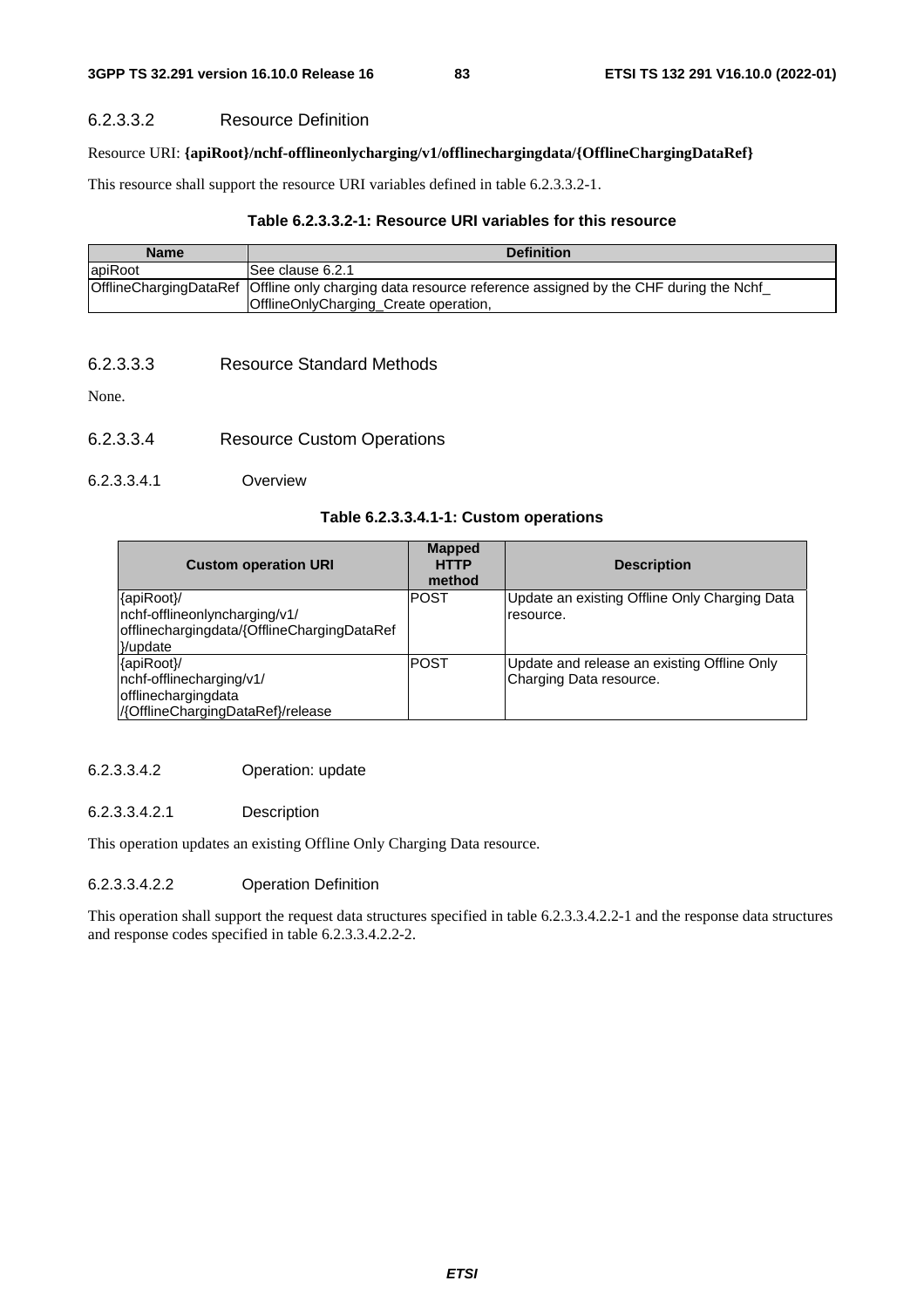#### 6.2.3.3.2 Resource Definition

Resource URI: **{apiRoot}/nchf-offlineonlycharging/v1/offlinechargingdata/{OfflineChargingDataRef}**

This resource shall support the resource URI variables defined in table 6.2.3.3.2-1.

**Table 6.2.3.3.2-1: Resource URI variables for this resource**

| Name | Definition |
|---|---|
| apiRoot | See clause 6.2.1 |
| OfflineChargingDataRef | Offline only charging data resource reference assigned by the CHF during the Nchf_ OfflineOnlyCharging_Create operation, |

#### 6.2.3.3.3 Resource Standard Methods

None.

#### 6.2.3.3.4 Resource Custom Operations

##### 6.2.3.3.4.1 Overview

**Table 6.2.3.3.4.1-1: Custom operations**

| Custom operation URI | Mapped HTTP method | Description |
|---|---|---|
| {apiRoot}/ nchf-offlineonlyncharging/v1/ offlinechargingdata/{OfflineChargingDataRef }/update | POST | Update an existing Offline Only Charging Data resource. |
| {apiRoot}/ nchf-offlinecharging/v1/ offlinechargingdata /{OfflineChargingDataRef}/release | POST | Update and release an existing Offline Only Charging Data resource. |

##### 6.2.3.3.4.2 Operation: update

###### 6.2.3.3.4.2.1 Description

This operation updates an existing Offline Only Charging Data resource.

###### 6.2.3.3.4.2.2 Operation Definition

This operation shall support the request data structures specified in table 6.2.3.3.4.2.2-1 and the response data structures and response codes specified in table 6.2.3.3.4.2.2-2.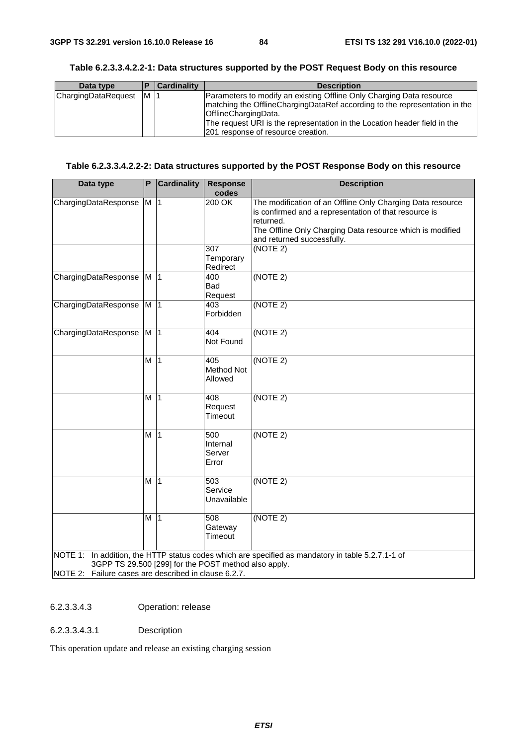**Table 6.2.3.3.4.2.2-1: Data structures supported by the POST Request Body on this resource**

| Data type | P | Cardinality | Description |
| --- | --- | --- | --- |
| ChargingDataRequest | M | 1 | Parameters to modify an existing Offline Only Charging Data resource matching the OfflineChargingDataRef according to the representation in the OfflineChargingData.<br>The request URI is the representation in the Location header field in the 201 response of resource creation. |

**Table 6.2.3.3.4.2.2-2: Data structures supported by the POST Response Body on this resource**

| Data type | P | Cardinality | Response codes | Description |
| --- | --- | --- | --- | --- |
| ChargingDataResponse | M | 1 | 200 OK | The modification of an Offline Only Charging Data resource is confirmed and a representation of that resource is returned.<br>The Offline Only Charging Data resource which is modified and returned successfully. |
| | | | 307 Temporary Redirect | (NOTE 2) |
| ChargingDataResponse | M | 1 | 400 Bad Request | (NOTE 2) |
| ChargingDataResponse | M | 1 | 403 Forbidden | (NOTE 2) |
| ChargingDataResponse | M | 1 | 404 Not Found | (NOTE 2) |
| | M | 1 | 405 Method Not Allowed | (NOTE 2) |
| | M | 1 | 408 Request Timeout | (NOTE 2) |
| | M | 1 | 500 Internal Server Error | (NOTE 2) |
| | M | 1 | 503 Service Unavailable | (NOTE 2) |
| | M | 1 | 508 Gateway Timeout | (NOTE 2) |
| NOTE 1: In addition, the HTTP status codes which are specified as mandatory in table 5.2.7.1-1 of 3GPP TS 29.500 [299] for the POST method also apply.<br>NOTE 2: Failure cases are described in clause 6.2.7. | | | | |

##### 6.2.3.3.4.3 Operation: release

###### 6.2.3.3.4.3.1 Description

This operation update and release an existing charging session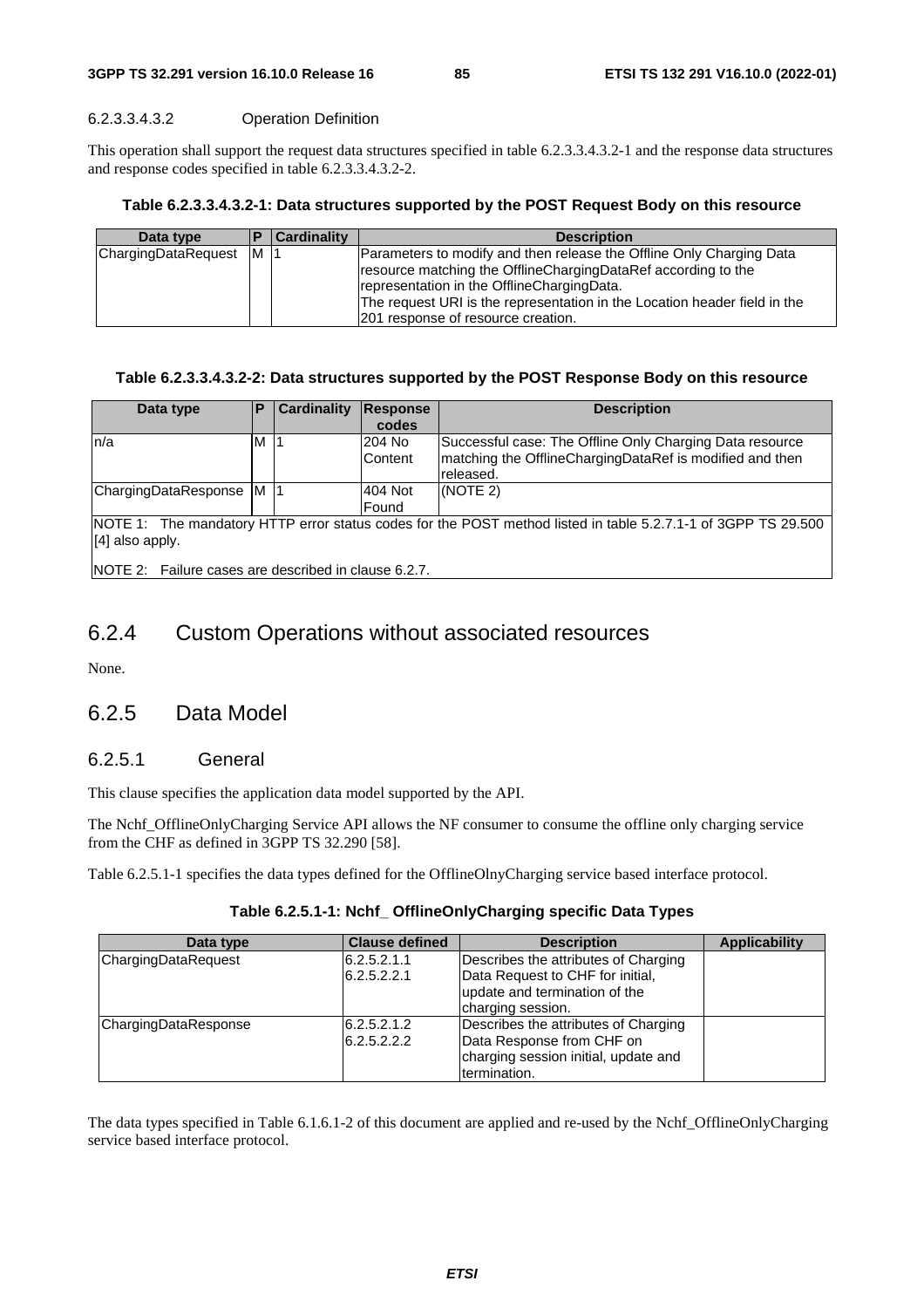##### 6.2.3.3.4.3.2 Operation Definition

This operation shall support the request data structures specified in table 6.2.3.3.4.3.2-1 and the response data structures and response codes specified in table 6.2.3.3.4.3.2-2.

**Table 6.2.3.3.4.3.2-1: Data structures supported by the POST Request Body on this resource**

| Data type | P | Cardinality | Description |
| --- | --- | --- | --- |
| ChargingDataRequest | M | 1 | Parameters to modify and then release the Offline Only Charging Data resource matching the OfflineChargingDataRef according to the representation in the OfflineChargingData.<br>The request URI is the representation in the Location header field in the 201 response of resource creation. |

**Table 6.2.3.3.4.3.2-2: Data structures supported by the POST Response Body on this resource**

| Data type | P | Cardinality | Response codes | Description |
| --- | --- | --- | --- | --- |
| n/a | M | 1 | 204 No Content | Successful case: The Offline Only Charging Data resource matching the OfflineChargingDataRef is modified and then released. |
| ChargingDataResponse | M | 1 | 404 Not Found | (NOTE 2) |
| NOTE 1: The mandatory HTTP error status codes for the POST method listed in table 5.2.7.1-1 of 3GPP TS 29.500 [4] also apply.<br>NOTE 2: Failure cases are described in clause 6.2.7. | | | | |

## 6.2.4 Custom Operations without associated resources

None.

## 6.2.5 Data Model

### 6.2.5.1 General

This clause specifies the application data model supported by the API.

The Nchf_OfflineOnlyCharging Service API allows the NF consumer to consume the offline only charging service from the CHF as defined in 3GPP TS 32.290 [58].

Table 6.2.5.1-1 specifies the data types defined for the OfflineOlnyCharging service based interface protocol.

**Table 6.2.5.1-1: Nchf_ OfflineOnlyCharging specific Data Types**

| Data type | Clause defined | Description | Applicability |
| --- | --- | --- | --- |
| ChargingDataRequest | 6.2.5.2.1.1<br>6.2.5.2.2.1 | Describes the attributes of Charging Data Request to CHF for initial, update and termination of the charging session. | |
| ChargingDataResponse | 6.2.5.2.1.2<br>6.2.5.2.2.2 | Describes the attributes of Charging Data Response from CHF on charging session initial, update and termination. | |

The data types specified in Table 6.1.6.1-2 of this document are applied and re-used by the Nchf_OfflineOnlyCharging service based interface protocol.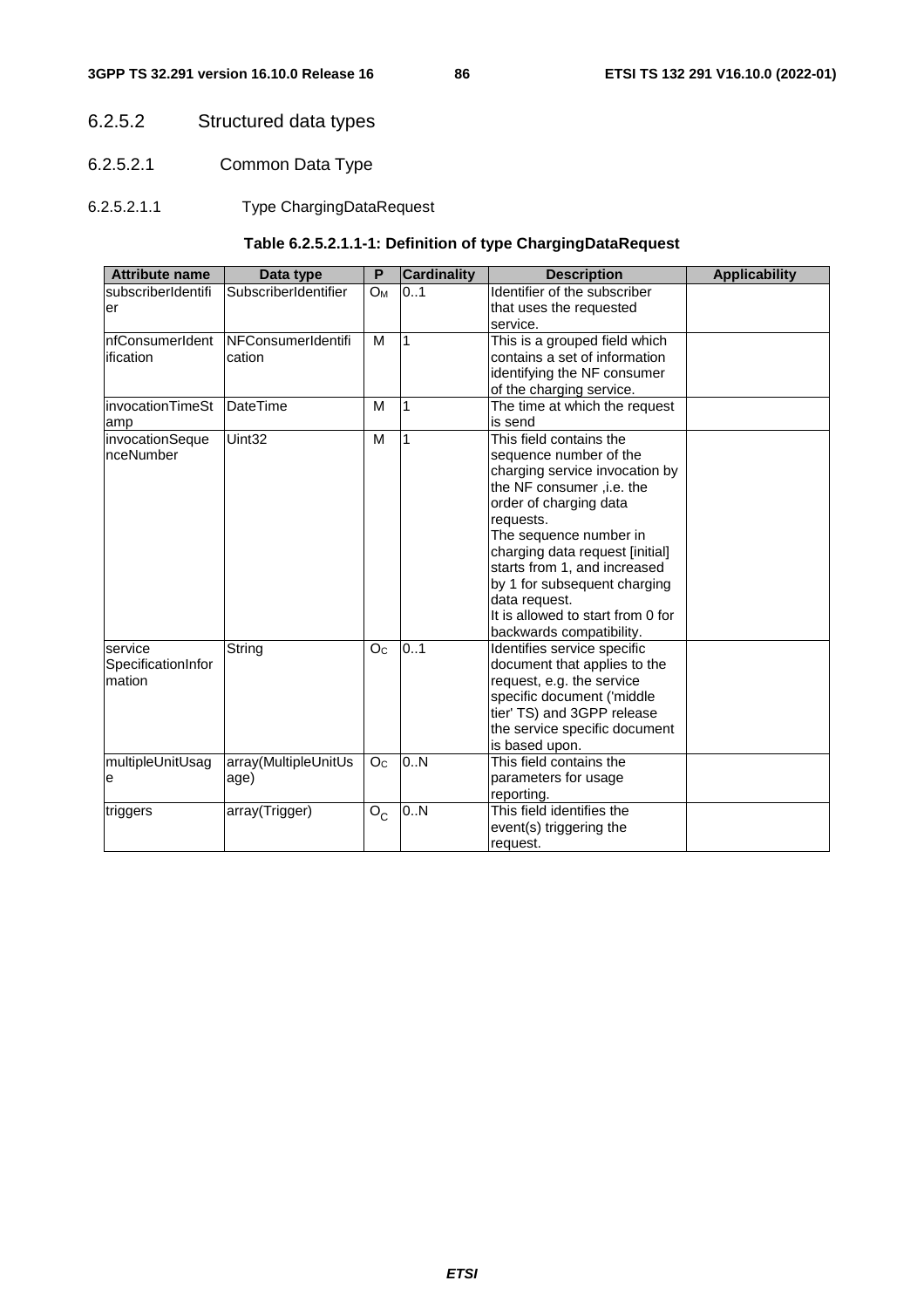### 6.2.5.2 Structured data types

#### 6.2.5.2.1 Common Data Type

##### 6.2.5.2.1.1 Type ChargingDataRequest

**Table 6.2.5.2.1.1-1: Definition of type ChargingDataRequest**

| Attribute name | Data type | P | Cardinality | Description | Applicability |
|---|---|---|---|---|---|
| subscriberIdentifier | SubscriberIdentifier | $O_M$ | 0..1 | Identifier of the subscriber that uses the requested service. | |
| nfConsumerIdentification | NFConsumerIdentification | M | 1 | This is a grouped field which contains a set of information identifying the NF consumer of the charging service. | |
| invocationTimeStamp | DateTime | M | 1 | The time at which the request is send | |
| invocationSequenceNumber | Uint32 | M | 1 | This field contains the sequence number of the charging service invocation by the NF consumer ,i.e. the order of charging data requests.<br>The sequence number in charging data request [initial] starts from 1, and increased by 1 for subsequent charging data request.<br>It is allowed to start from 0 for backwards compatibility. | |
| serviceSpecificationInformation | String | $O_C$ | 0..1 | Identifies service specific document that applies to the request, e.g. the service specific document ('middle tier' TS) and 3GPP release the service specific document is based upon. | |
| multipleUnitUsage | array(MultipleUnitUsage) | $O_C$ | 0..N | This field contains the parameters for usage reporting. | |
| triggers | array(Trigger) | $O_C$ | 0..N | This field identifies the event(s) triggering the request. | |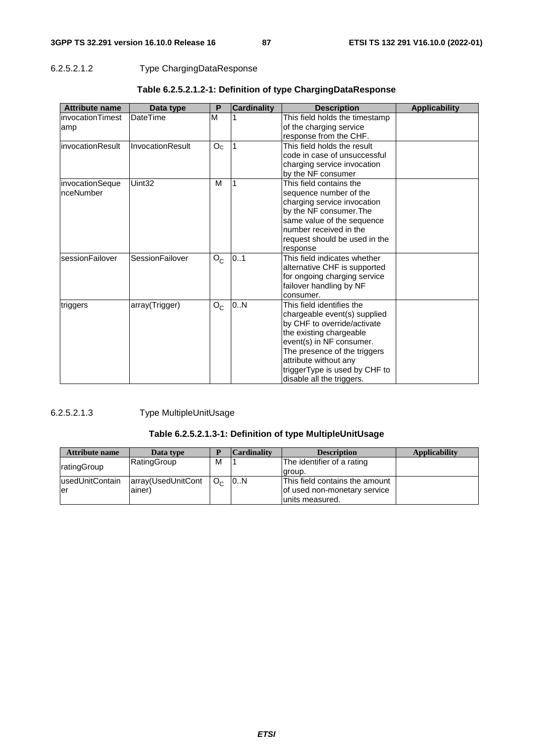#### 6.2.5.2.1.2 Type ChargingDataResponse

**Table 6.2.5.2.1.2-1: Definition of type ChargingDataResponse**

| Attribute name | Data type | P | Cardinality | Description | Applicability |
|---|---|---|---|---|---|
| invocationTimestamp | DateTime | M | 1 | This field holds the timestamp of the charging service response from the CHF. | |
| invocationResult | InvocationResult | $O_C$ | 1 | This field holds the result code in case of unsuccessful charging service invocation by the NF consumer | |
| invocationSequenceNumber | Uint32 | M | 1 | This field contains the sequence number of the charging service invocation by the NF consumer.The same value of the sequence number received in the request should be used in the response | |
| sessionFailover | SessionFailover | $O_C$ | 0..1 | This field indicates whether alternative CHF is supported for ongoing charging service failover handling by NF consumer. | |
| triggers | array(Trigger) | $O_C$ | 0..N | This field identifies the chargeable event(s) supplied by CHF to override/activate the existing chargeable event(s) in NF consumer. The presence of the triggers attribute without any triggerType is used by CHF to disable all the triggers. | |

#### 6.2.5.2.1.3 Type MultipleUnitUsage

**Table 6.2.5.2.1.3-1: Definition of type MultipleUnitUsage**

| Attribute name | Data type | P | Cardinality | Description | Applicability |
|---|---|---|---|---|---|
| ratingGroup | RatingGroup | M | 1 | The identifier of a rating group. | |
| usedUnitContainer | array(UsedUnitContainer) | $O_C$ | 0..N | This field contains the amount of used non-monetary service units measured. | |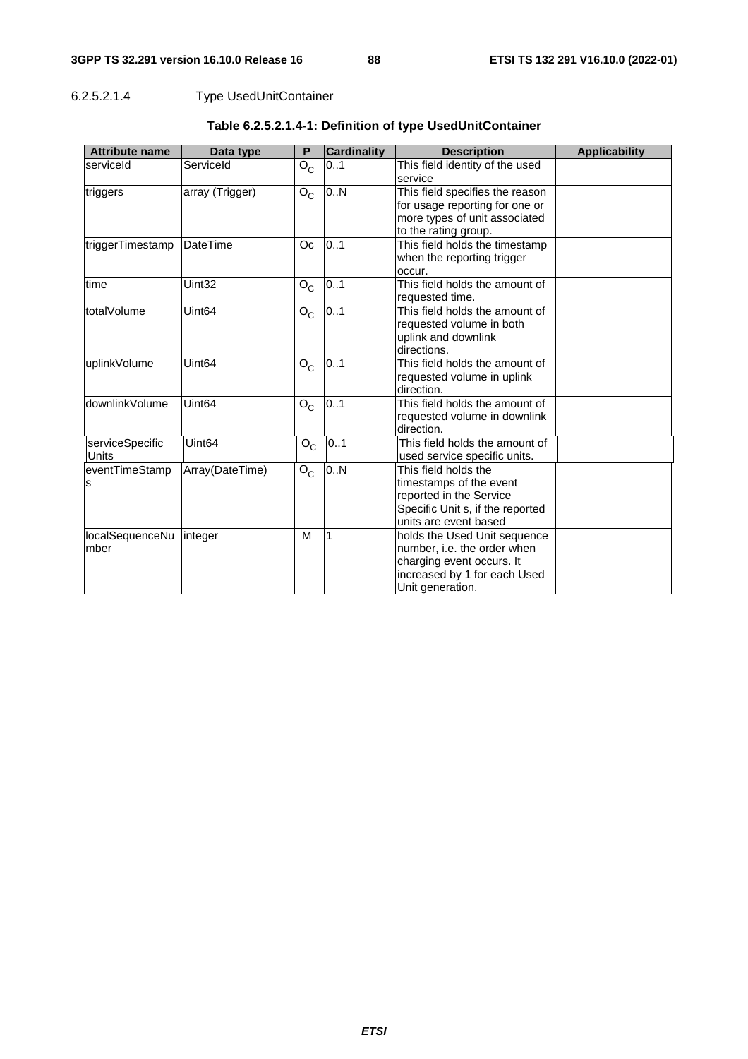#### 6.2.5.2.1.4 Type UsedUnitContainer

**Table 6.2.5.2.1.4-1: Definition of type UsedUnitContainer**

| Attribute name | Data type | P | Cardinality | Description | Applicability |
|---|---|---|---|---|---|
| serviceId | ServiceId | $O_C$ | 0..1 | This field identity of the used service | |
| triggers | array (Trigger) | $O_C$ | 0..N | This field specifies the reason for usage reporting for one or more types of unit associated to the rating group. | |
| triggerTimestamp | DateTime | Oc | 0..1 | This field holds the timestamp when the reporting trigger occur. | |
| time | Uint32 | $O_C$ | 0..1 | This field holds the amount of requested time. | |
| totalVolume | Uint64 | $O_C$ | 0..1 | This field holds the amount of requested volume in both uplink and downlink directions. | |
| uplinkVolume | Uint64 | $O_C$ | 0..1 | This field holds the amount of requested volume in uplink direction. | |
| downlinkVolume | Uint64 | $O_C$ | 0..1 | This field holds the amount of requested volume in downlink direction. | |
| serviceSpecificUnits | Uint64 | $O_C$ | 0..1 | This field holds the amount of used service specific units. | |
| eventTimeStamps | Array(DateTime) | $O_C$ | 0..N | This field holds the timestamps of the event reported in the Service Specific Unit s, if the reported units are event based | |
| localSequenceNumber | integer | M | 1 | holds the Used Unit sequence number, i.e. the order when charging event occurs. It increased by 1 for each Used Unit generation. | |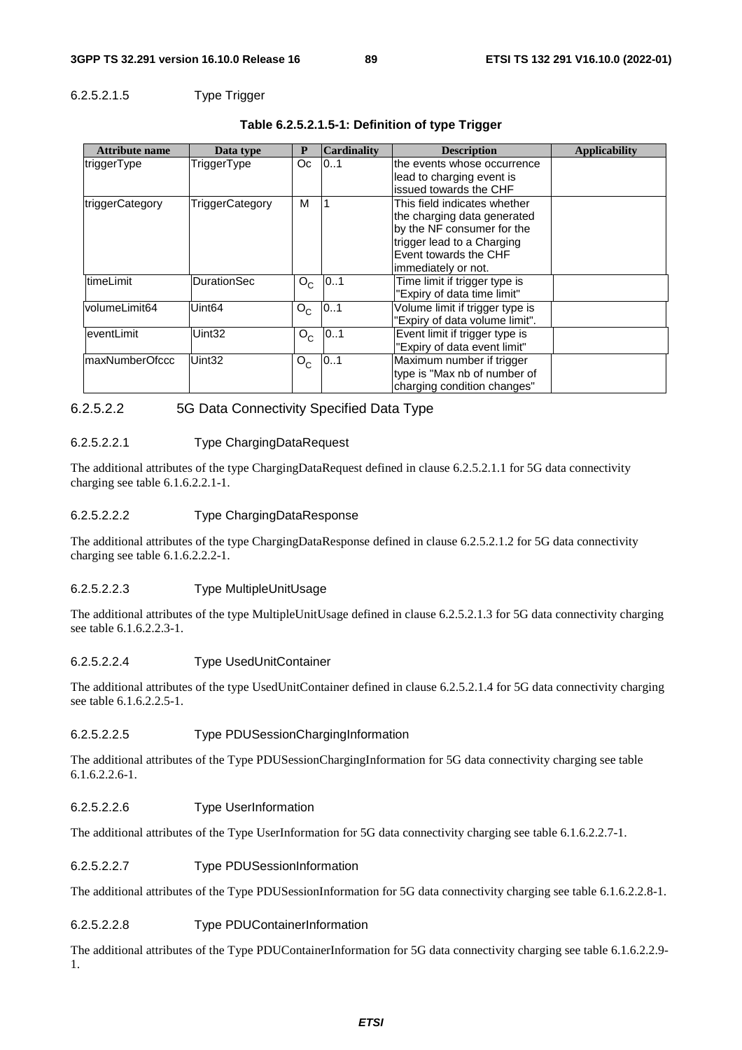#### 6.2.5.2.1.5 Type Trigger

**Table 6.2.5.2.1.5-1: Definition of type Trigger**

| Attribute name | Data type | P | Cardinality | Description | Applicability |
|---|---|---|---|---|---|
| triggerType | TriggerType | Oc | 0..1 | the events whose occurrence lead to charging event is issued towards the CHF | |
| triggerCategory | TriggerCategory | M | 1 | This field indicates whether the charging data generated by the NF consumer for the trigger lead to a Charging Event towards the CHF immediately or not. | |
| timeLimit | DurationSec | $O_C$ | 0..1 | Time limit if trigger type is "Expiry of data time limit" | |
| volumeLimit64 | Uint64 | $O_C$ | 0..1 | Volume limit if trigger type is "Expiry of data volume limit". | |
| eventLimit | Uint32 | $O_C$ | 0..1 | Event limit if trigger type is "Expiry of data event limit" | |
| maxNumberOfccc | Uint32 | $O_C$ | 0..1 | Maximum number if trigger type is "Max nb of number of charging condition changes" | |

### 6.2.5.2.2 5G Data Connectivity Specified Data Type

#### 6.2.5.2.2.1 Type ChargingDataRequest

The additional attributes of the type ChargingDataRequest defined in clause 6.2.5.2.1.1 for 5G data connectivity charging see table 6.1.6.2.2.1-1.

#### 6.2.5.2.2.2 Type ChargingDataResponse

The additional attributes of the type ChargingDataResponse defined in clause 6.2.5.2.1.2 for 5G data connectivity charging see table 6.1.6.2.2.2-1.

#### 6.2.5.2.2.3 Type MultipleUnitUsage

The additional attributes of the type MultipleUnitUsage defined in clause 6.2.5.2.1.3 for 5G data connectivity charging see table 6.1.6.2.2.3-1.

#### 6.2.5.2.2.4 Type UsedUnitContainer

The additional attributes of the type UsedUnitContainer defined in clause 6.2.5.2.1.4 for 5G data connectivity charging see table 6.1.6.2.2.5-1.

#### 6.2.5.2.2.5 Type PDUSessionChargingInformation

The additional attributes of the Type PDUSessionChargingInformation for 5G data connectivity charging see table 6.1.6.2.2.6-1.

#### 6.2.5.2.2.6 Type UserInformation

The additional attributes of the Type UserInformation for 5G data connectivity charging see table 6.1.6.2.2.7-1.

#### 6.2.5.2.2.7 Type PDUSessionInformation

The additional attributes of the Type PDUSessionInformation for 5G data connectivity charging see table 6.1.6.2.2.8-1.

#### 6.2.5.2.2.8 Type PDUContainerInformation

The additional attributes of the Type PDUContainerInformation for 5G data connectivity charging see table 6.1.6.2.2.9-1.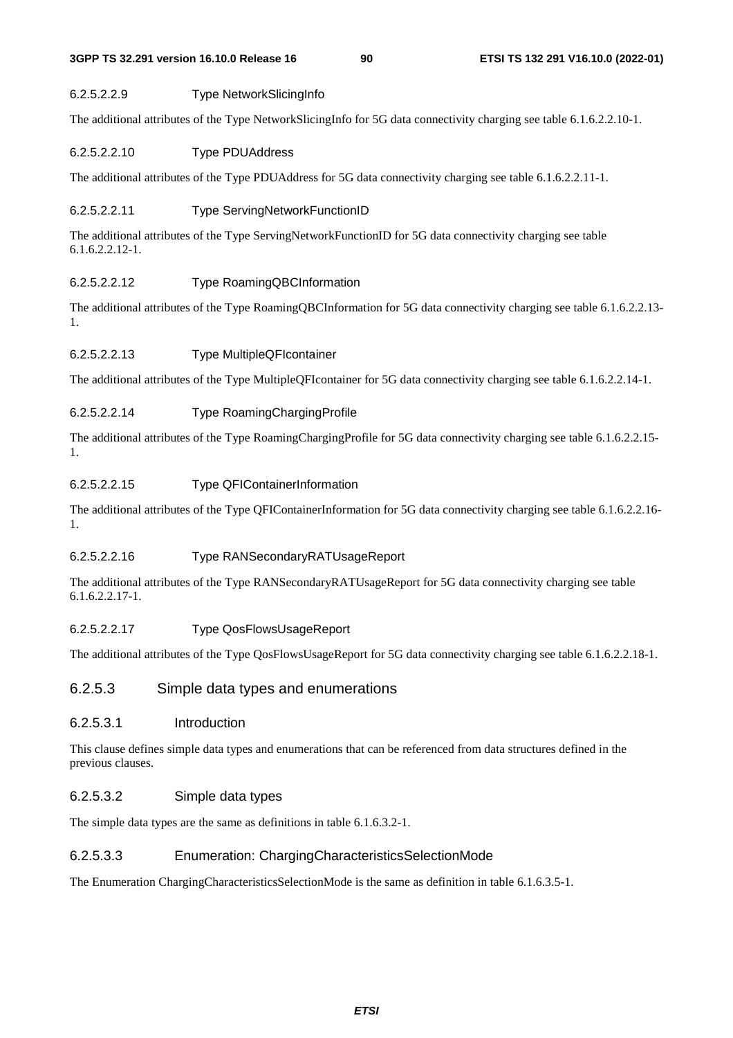##### 6.2.5.2.2.9 Type NetworkSlicingInfo

The additional attributes of the Type NetworkSlicingInfo for 5G data connectivity charging see table 6.1.6.2.2.10-1.

##### 6.2.5.2.2.10 Type PDUAddress

The additional attributes of the Type PDUAddress for 5G data connectivity charging see table 6.1.6.2.2.11-1.

##### 6.2.5.2.2.11 Type ServingNetworkFunctionID

The additional attributes of the Type ServingNetworkFunctionID for 5G data connectivity charging see table 6.1.6.2.2.12-1.

##### 6.2.5.2.2.12 Type RoamingQBCInformation

The additional attributes of the Type RoamingQBCInformation for 5G data connectivity charging see table 6.1.6.2.2.13-1.

##### 6.2.5.2.2.13 Type MultipleQFIcontainer

The additional attributes of the Type MultipleQFIcontainer for 5G data connectivity charging see table 6.1.6.2.2.14-1.

##### 6.2.5.2.2.14 Type RoamingChargingProfile

The additional attributes of the Type RoamingChargingProfile for 5G data connectivity charging see table 6.1.6.2.2.15-1.

##### 6.2.5.2.2.15 Type QFIContainerInformation

The additional attributes of the Type QFIContainerInformation for 5G data connectivity charging see table 6.1.6.2.2.16-1.

##### 6.2.5.2.2.16 Type RANSecondaryRATUsageReport

The additional attributes of the Type RANSecondaryRATUsageReport for 5G data connectivity charging see table 6.1.6.2.2.17-1.

##### 6.2.5.2.2.17 Type QosFlowsUsageReport

The additional attributes of the Type QosFlowsUsageReport for 5G data connectivity charging see table 6.1.6.2.2.18-1.

### 6.2.5.3 Simple data types and enumerations

#### 6.2.5.3.1 Introduction

This clause defines simple data types and enumerations that can be referenced from data structures defined in the previous clauses.

#### 6.2.5.3.2 Simple data types

The simple data types are the same as definitions in table 6.1.6.3.2-1.

#### 6.2.5.3.3 Enumeration: ChargingCharacteristicsSelectionMode

The Enumeration ChargingCharacteristicsSelectionMode is the same as definition in table 6.1.6.3.5-1.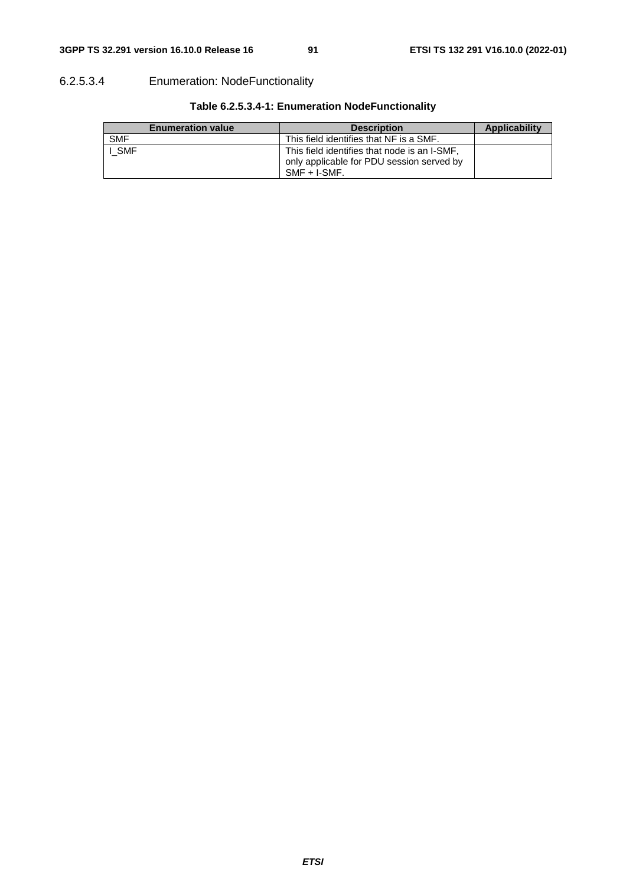#### 6.2.5.3.4 Enumeration: NodeFunctionality

**Table 6.2.5.3.4-1: Enumeration NodeFunctionality**

| Enumeration value | Description | Applicability |
|---|---|---|
| SMF | This field identifies that NF is a SMF. | |
| I_SMF | This field identifies that node is an I-SMF, only applicable for PDU session served by SMF + I-SMF. | |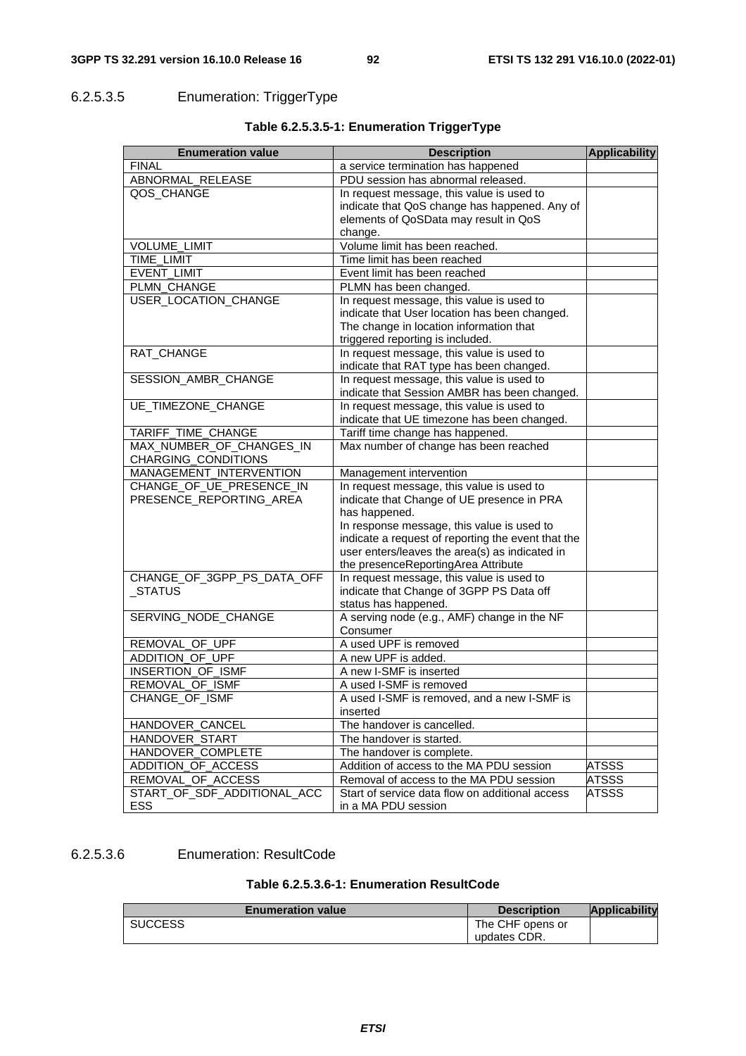#### 6.2.5.3.5 Enumeration: TriggerType

**Table 6.2.5.3.5-1: Enumeration TriggerType**

| Enumeration value | Description | Applicability |
|---|---|---|
| FINAL | a service termination has happened | |
| ABNORMAL_RELEASE | PDU session has abnormal released. | |
| QOS_CHANGE | In request message, this value is used to indicate that QoS change has happened. Any of elements of QoSData may result in QoS change. | |
| VOLUME_LIMIT | Volume limit has been reached. | |
| TIME_LIMIT | Time limit has been reached | |
| EVENT_LIMIT | Event limit has been reached | |
| PLMN_CHANGE | PLMN has been changed. | |
| USER_LOCATION_CHANGE | In request message, this value is used to indicate that User location has been changed. The change in location information that triggered reporting is included. | |
| RAT_CHANGE | In request message, this value is used to indicate that RAT type has been changed. | |
| SESSION_AMBR_CHANGE | In request message, this value is used to indicate that Session AMBR has been changed. | |
| UE_TIMEZONE_CHANGE | In request message, this value is used to indicate that UE timezone has been changed. | |
| TARIFF_TIME_CHANGE | Tariff time change has happened. | |
| MAX_NUMBER_OF_CHANGES_IN CHARGING_CONDITIONS | Max number of change has been reached | |
| MANAGEMENT_INTERVENTION | Management intervention | |
| CHANGE_OF_UE_PRESENCE_IN PRESENCE_REPORTING_AREA | In request message, this value is used to indicate that Change of UE presence in PRA has happened.<br>In response message, this value is used to indicate a request of reporting the event that the user enters/leaves the area(s) as indicated in the presenceReportingArea Attribute | |
| CHANGE_OF_3GPP_PS_DATA_OFF _STATUS | In request message, this value is used to indicate that Change of 3GPP PS Data off status has happened. | |
| SERVING_NODE_CHANGE | A serving node (e.g., AMF) change in the NF Consumer | |
| REMOVAL_OF_UPF | A used UPF is removed | |
| ADDITION_OF_UPF | A new UPF is added. | |
| INSERTION_OF_ISMF | A new I-SMF is inserted | |
| REMOVAL_OF_ISMF | A used I-SMF is removed | |
| CHANGE_OF_ISMF | A used I-SMF is removed, and a new I-SMF is inserted | |
| HANDOVER_CANCEL | The handover is cancelled. | |
| HANDOVER_START | The handover is started. | |
| HANDOVER_COMPLETE | The handover is complete. | |
| ADDITION_OF_ACCESS | Addition of access to the MA PDU session | ATSSS |
| REMOVAL_OF_ACCESS | Removal of access to the MA PDU session | ATSSS |
| START_OF_SDF_ADDITIONAL_ACC ESS | Start of service data flow on additional access in a MA PDU session | ATSSS |

#### 6.2.5.3.6 Enumeration: ResultCode

**Table 6.2.5.3.6-1: Enumeration ResultCode**

| Enumeration value | Description | Applicability |
|---|---|---|
| SUCCESS | The CHF opens or updates CDR. | |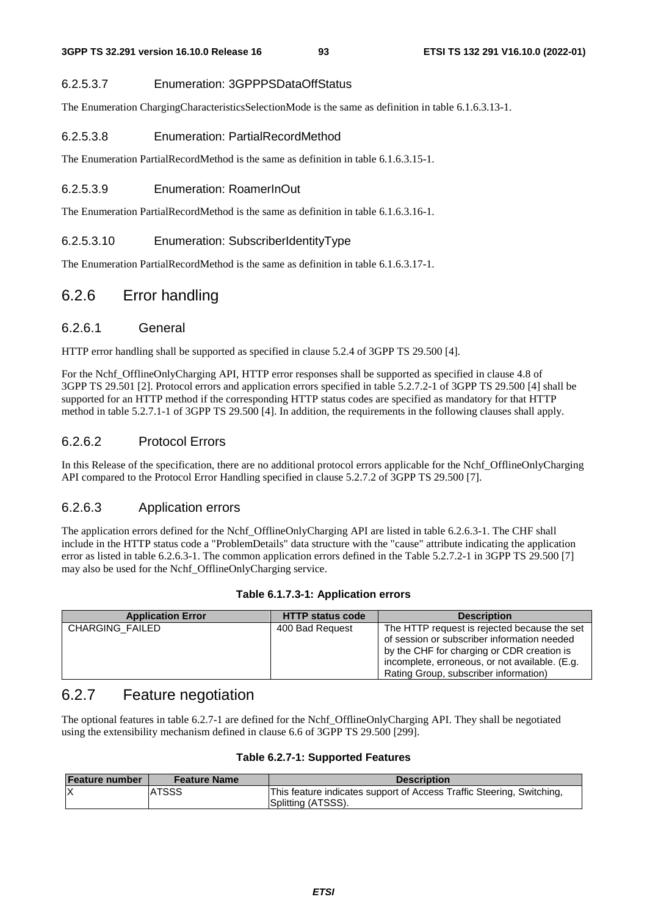#### 6.2.5.3.7 Enumeration: 3GPPPSDataOffStatus

The Enumeration ChargingCharacteristicsSelectionMode is the same as definition in table 6.1.6.3.13-1.

#### 6.2.5.3.8 Enumeration: PartialRecordMethod

The Enumeration PartialRecordMethod is the same as definition in table 6.1.6.3.15-1.

#### 6.2.5.3.9 Enumeration: RoamerInOut

The Enumeration PartialRecordMethod is the same as definition in table 6.1.6.3.16-1.

#### 6.2.5.3.10 Enumeration: SubscriberIdentityType

The Enumeration PartialRecordMethod is the same as definition in table 6.1.6.3.17-1.

## 6.2.6 Error handling

### 6.2.6.1 General

HTTP error handling shall be supported as specified in clause 5.2.4 of 3GPP TS 29.500 [4].

For the Nchf_OfflineOnlyCharging API, HTTP error responses shall be supported as specified in clause 4.8 of 3GPP TS 29.501 [2]. Protocol errors and application errors specified in table 5.2.7.2-1 of 3GPP TS 29.500 [4] shall be supported for an HTTP method if the corresponding HTTP status codes are specified as mandatory for that HTTP method in table 5.2.7.1-1 of 3GPP TS 29.500 [4]. In addition, the requirements in the following clauses shall apply.

### 6.2.6.2 Protocol Errors

In this Release of the specification, there are no additional protocol errors applicable for the Nchf_OfflineOnlyCharging API compared to the Protocol Error Handling specified in clause 5.2.7.2 of 3GPP TS 29.500 [7].

### 6.2.6.3 Application errors

The application errors defined for the Nchf_OfflineOnlyCharging API are listed in table 6.2.6.3-1. The CHF shall include in the HTTP status code a "ProblemDetails" data structure with the "cause" attribute indicating the application error as listed in table 6.2.6.3-1. The common application errors defined in the Table 5.2.7.2-1 in 3GPP TS 29.500 [7] may also be used for the Nchf_OfflineOnlyCharging service.

**Table 6.1.7.3-1: Application errors**

| Application Error | HTTP status code | Description |
|---|---|---|
| CHARGING_FAILED | 400 Bad Request | The HTTP request is rejected because the set of session or subscriber information needed by the CHF for charging or CDR creation is incomplete, erroneous, or not available. (E.g. Rating Group, subscriber information) |

## 6.2.7 Feature negotiation

The optional features in table 6.2.7-1 are defined for the Nchf_OfflineOnlyCharging API. They shall be negotiated using the extensibility mechanism defined in clause 6.6 of 3GPP TS 29.500 [299].

**Table 6.2.7-1: Supported Features**

| Feature number | Feature Name | Description |
|---|---|---|
| X | ATSSS | This feature indicates support of Access Traffic Steering, Switching, Splitting (ATSSS). |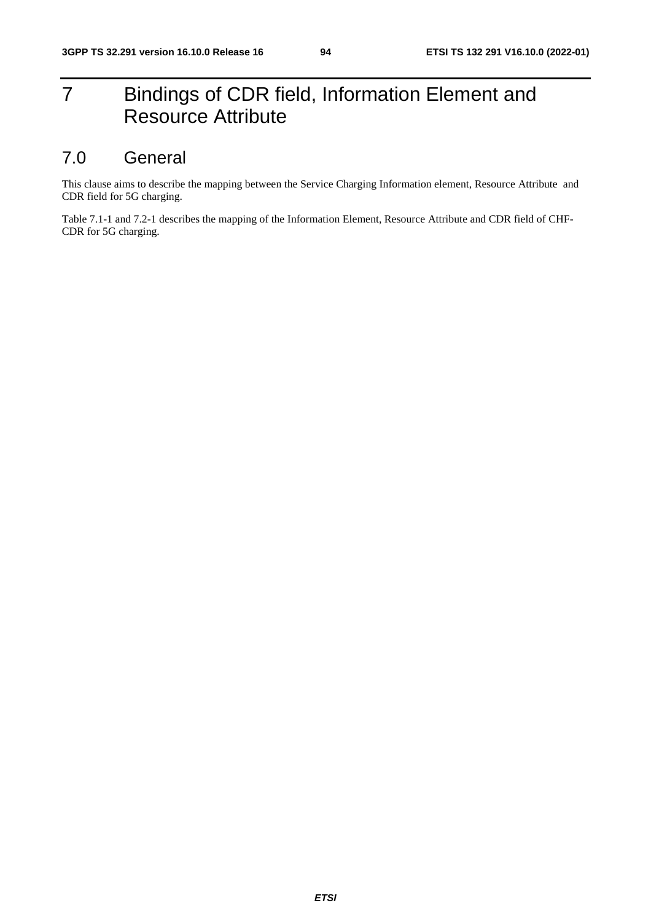# 7 Bindings of CDR field, Information Element and Resource Attribute

## 7.0 General

This clause aims to describe the mapping between the Service Charging Information element, Resource Attribute and CDR field for 5G charging.

Table 7.1-1 and 7.2-1 describes the mapping of the Information Element, Resource Attribute and CDR field of CHF-CDR for 5G charging.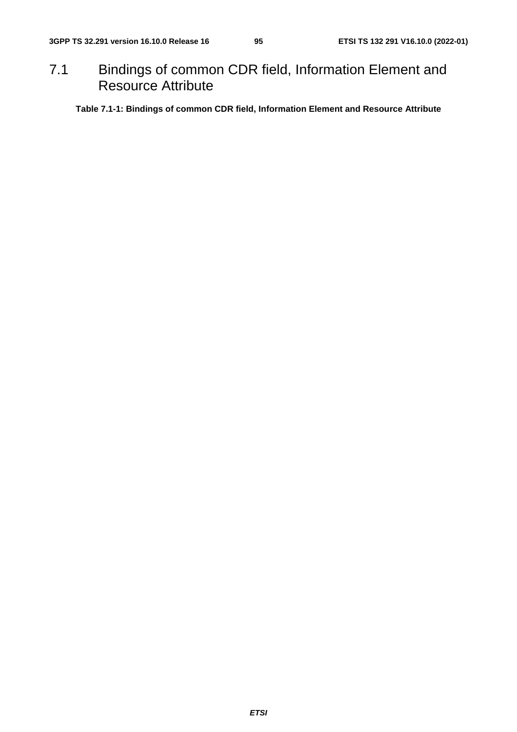# 7.1 Bindings of common CDR field, Information Element and Resource Attribute

**Table 7.1-1: Bindings of common CDR field, Information Element and Resource Attribute**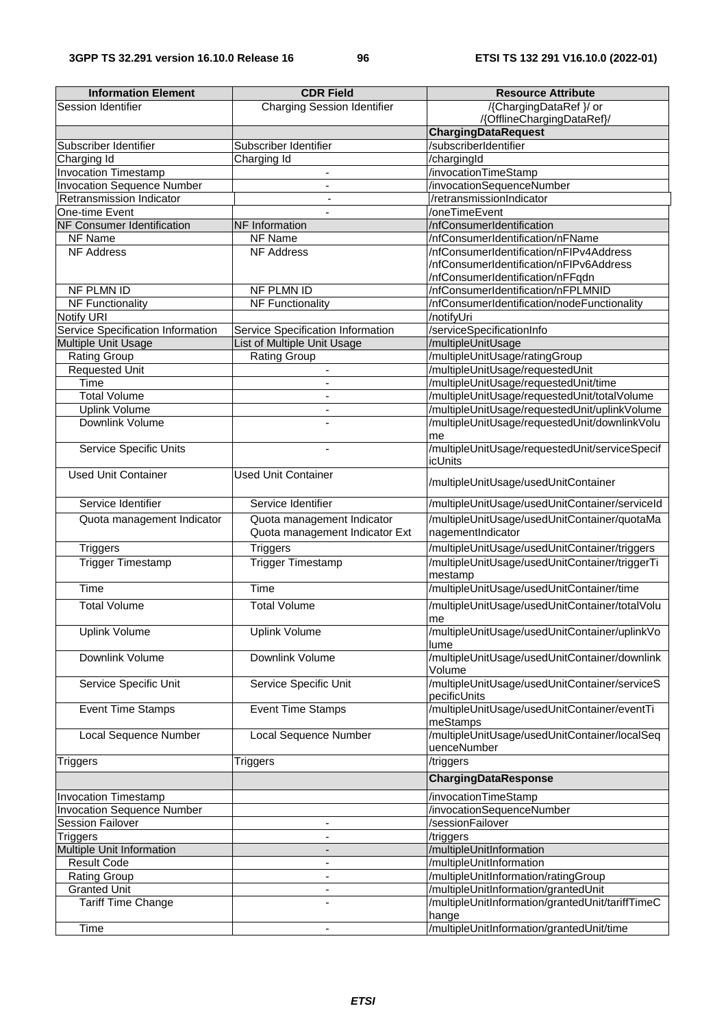| Information Element | CDR Field | Resource Attribute |
|---|---|---|
| Session Identifier | Charging Session Identifier | /{ChargingDataRef }/ or /{OfflineChargingDataRef}/ |
| | | **ChargingDataRequest** |
| Subscriber Identifier | Subscriber Identifier | /subscriberIdentifier |
| Charging Id | Charging Id | /chargingId |
| Invocation Timestamp | - | /invocationTimeStamp |
| Invocation Sequence Number | - | /invocationSequenceNumber |
| Retransmission Indicator | - | /retransmissionIndicator |
| One-time Event | - | /oneTimeEvent |
| NF Consumer Identification | NF Information | /nfConsumerIdentification |
| NF Name | NF Name | /nfConsumerIdentification/nFName |
| NF Address | NF Address | /nfConsumerIdentification/nFIPv4Address /nfConsumerIdentification/nFIPv6Address /nfConsumerIdentification/nFFqdn |
| NF PLMN ID | NF PLMN ID | /nfConsumerIdentification/nFPLMNID |
| NF Functionality | NF Functionality | /nfConsumerIdentification/nodeFunctionality |
| Notify URI | | /notifyUri |
| Service Specification Information | Service Specification Information | /serviceSpecificationInfo |
| Multiple Unit Usage | List of Multiple Unit Usage | /multipleUnitUsage |
| Rating Group | Rating Group | /multipleUnitUsage/ratingGroup |
| Requested Unit | - | /multipleUnitUsage/requestedUnit |
| Time | - | /multipleUnitUsage/requestedUnit/time |
| Total Volume | - | /multipleUnitUsage/requestedUnit/totalVolume |
| Uplink Volume | - | /multipleUnitUsage/requestedUnit/uplinkVolume |
| Downlink Volume | - | /multipleUnitUsage/requestedUnit/downlinkVolume |
| Service Specific Units | - | /multipleUnitUsage/requestedUnit/serviceSpecificUnits |
| Used Unit Container | Used Unit Container | /multipleUnitUsage/usedUnitContainer |
| Service Identifier | Service Identifier | /multipleUnitUsage/usedUnitContainer/serviceId |
| Quota management Indicator | Quota management Indicator Quota management Indicator Ext | /multipleUnitUsage/usedUnitContainer/quotaManagementIndicator |
| Triggers | Triggers | /multipleUnitUsage/usedUnitContainer/triggers |
| Trigger Timestamp | Trigger Timestamp | /multipleUnitUsage/usedUnitContainer/triggerTimestamp |
| Time | Time | /multipleUnitUsage/usedUnitContainer/time |
| Total Volume | Total Volume | /multipleUnitUsage/usedUnitContainer/totalVolume |
| Uplink Volume | Uplink Volume | /multipleUnitUsage/usedUnitContainer/uplinkVolume |
| Downlink Volume | Downlink Volume | /multipleUnitUsage/usedUnitContainer/downlinkVolume |
| Service Specific Unit | Service Specific Unit | /multipleUnitUsage/usedUnitContainer/serviceSpecificUnits |
| Event Time Stamps | Event Time Stamps | /multipleUnitUsage/usedUnitContainer/eventTimeStamps |
| Local Sequence Number | Local Sequence Number | /multipleUnitUsage/usedUnitContainer/localSequenceNumber |
| Triggers | Triggers | /triggers |
| | | **ChargingDataResponse** |
| Invocation Timestamp | | /invocationTimeStamp |
| Invocation Sequence Number | | /invocationSequenceNumber |
| Session Failover | - | /sessionFailover |
| Triggers | - | /triggers |
| Multiple Unit Information | - | /multipleUnitInformation |
| Result Code | - | /multipleUnitInformation |
| Rating Group | - | /multipleUnitInformation/ratingGroup |
| Granted Unit | - | /multipleUnitInformation/grantedUnit |
| Tariff Time Change | - | /multipleUnitInformation/grantedUnit/tariffTimeChange |
| Time | - | /multipleUnitInformation/grantedUnit/time |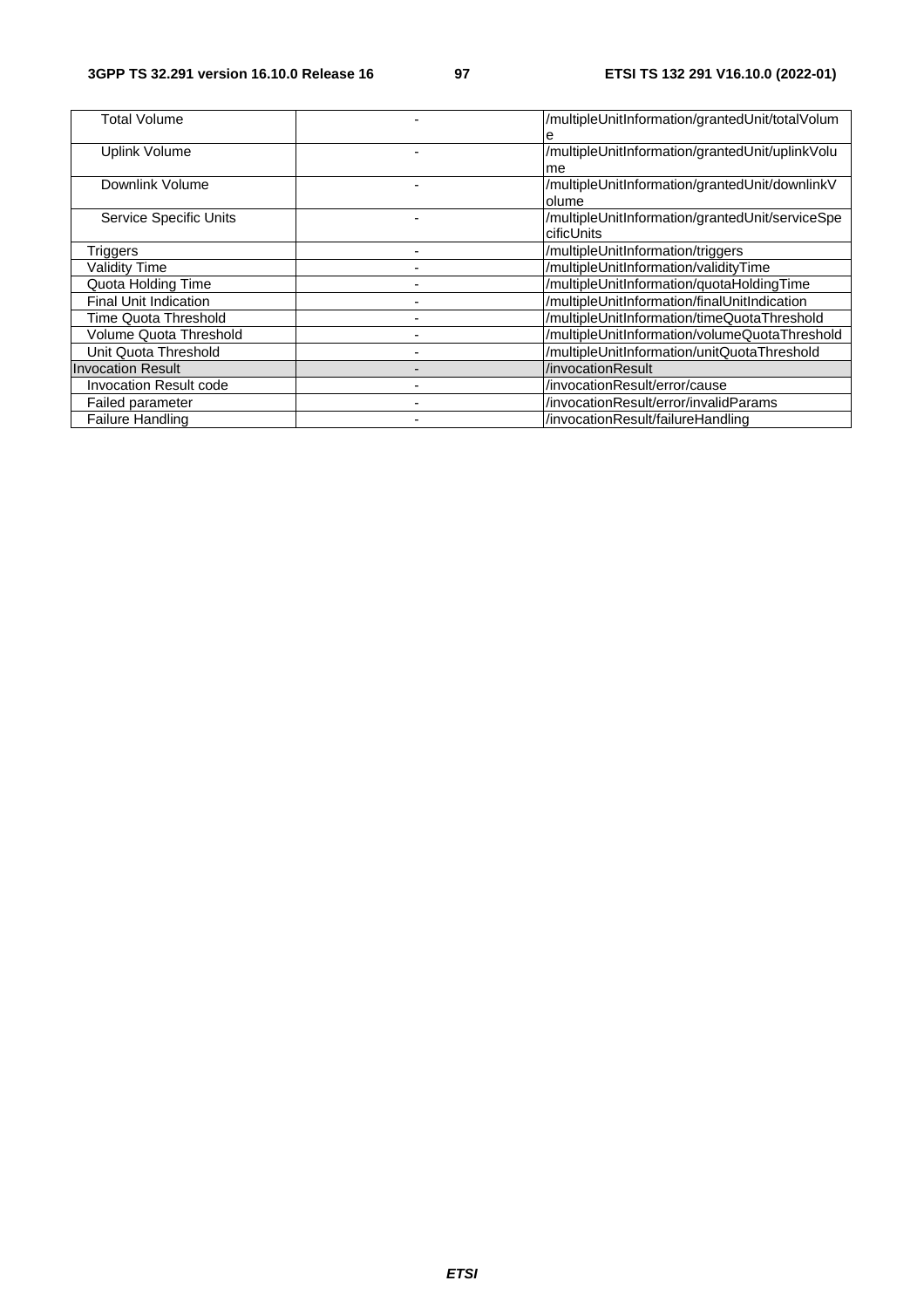| | | |
|---|---|---|
| Total Volume | - | /multipleUnitInformation/grantedUnit/totalVolume |
| Uplink Volume | - | /multipleUnitInformation/grantedUnit/uplinkVolume |
| Downlink Volume | - | /multipleUnitInformation/grantedUnit/downlinkVolume |
| Service Specific Units | - | /multipleUnitInformation/grantedUnit/serviceSpecificUnits |
| Triggers | - | /multipleUnitInformation/triggers |
| Validity Time | - | /multipleUnitInformation/validityTime |
| Quota Holding Time | - | /multipleUnitInformation/quotaHoldingTime |
| Final Unit Indication | - | /multipleUnitInformation/finalUnitIndication |
| Time Quota Threshold | - | /multipleUnitInformation/timeQuotaThreshold |
| Volume Quota Threshold | - | /multipleUnitInformation/volumeQuotaThreshold |
| Unit Quota Threshold | - | /multipleUnitInformation/unitQuotaThreshold |
| Invocation Result | - | /invocationResult |
| Invocation Result code | - | /invocationResult/error/cause |
| Failed parameter | - | /invocationResult/error/invalidParams |
| Failure Handling | - | /invocationResult/failureHandling |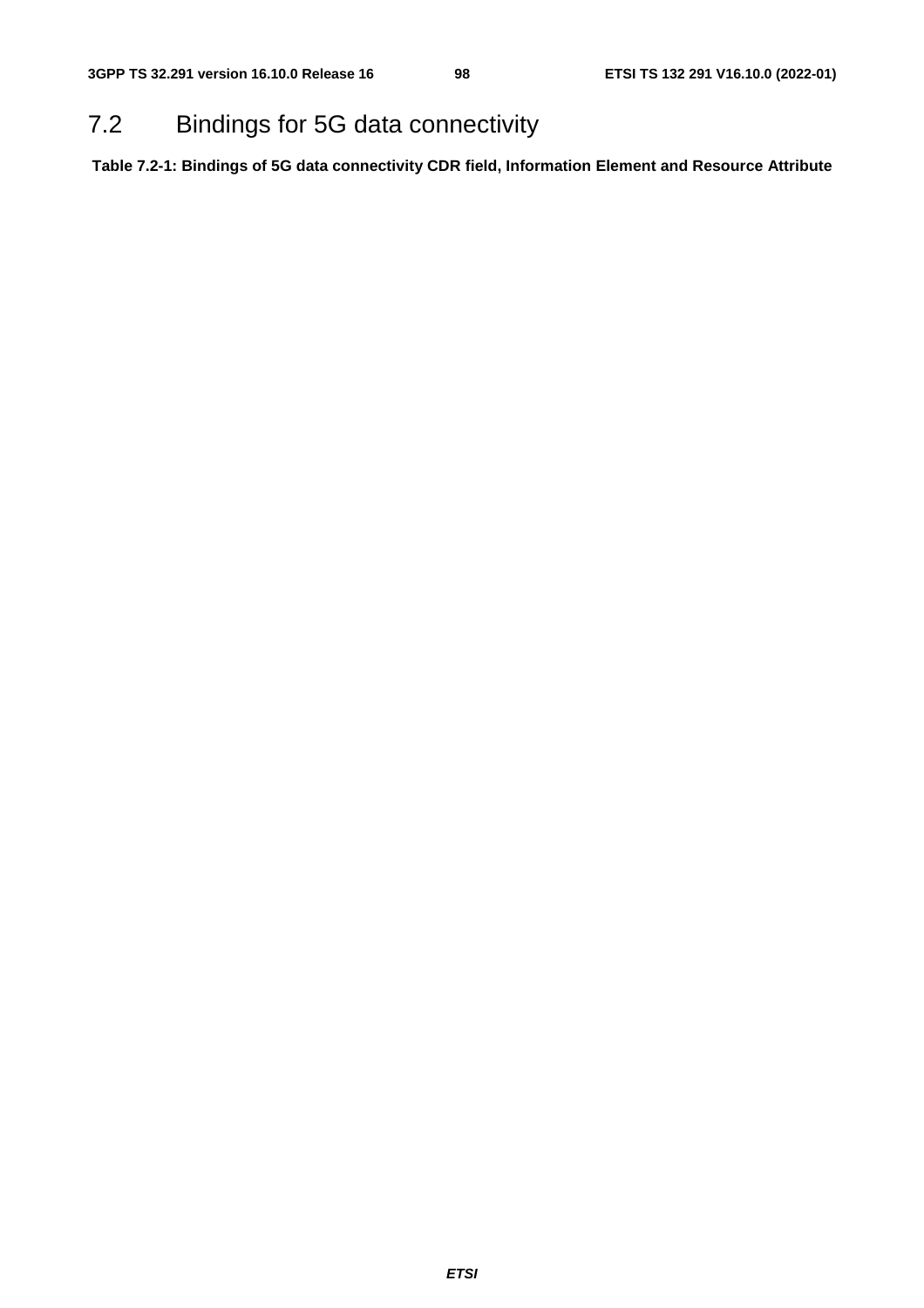## 7.2 Bindings for 5G data connectivity

**Table 7.2-1: Bindings of 5G data connectivity CDR field, Information Element and Resource Attribute**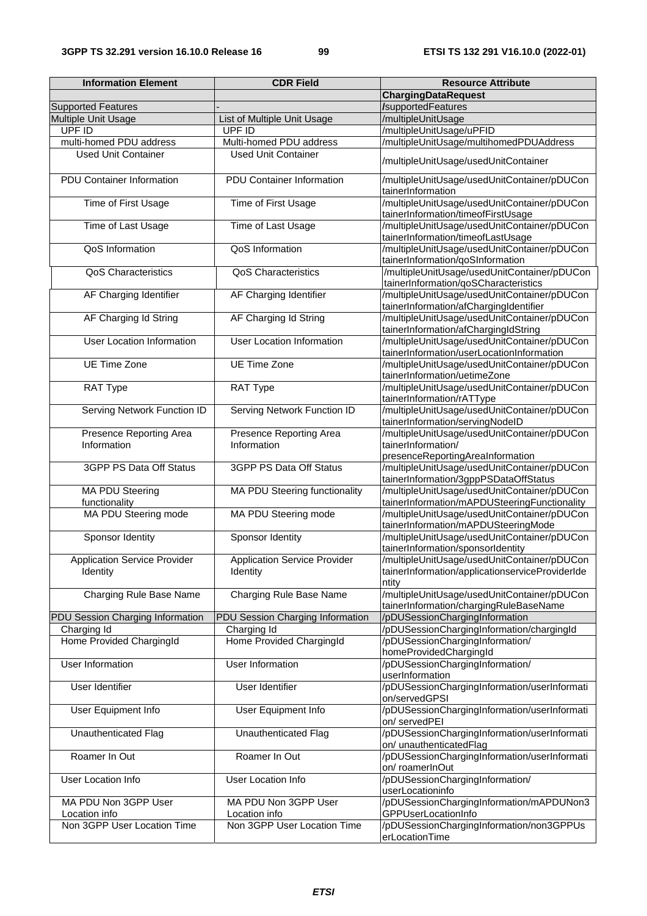| Information Element | CDR Field | Resource Attribute |
|---|---|---|
| | | **ChargingDataRequest** |
| Supported Features | - | /supportedFeatures |
| Multiple Unit Usage | List of Multiple Unit Usage | /multipleUnitUsage |
| UPF ID | UPF ID | /multipleUnitUsage/uPFID |
| multi-homed PDU address | Multi-homed PDU address | /multipleUnitUsage/multihomedPDUAddress |
| Used Unit Container | Used Unit Container | /multipleUnitUsage/usedUnitContainer |
| PDU Container Information | PDU Container Information | /multipleUnitUsage/usedUnitContainer/pDUContainerInformation |
| Time of First Usage | Time of First Usage | /multipleUnitUsage/usedUnitContainer/pDUContainerInformation/timeofFirstUsage |
| Time of Last Usage | Time of Last Usage | /multipleUnitUsage/usedUnitContainer/pDUContainerInformation/timeofLastUsage |
| QoS Information | QoS Information | /multipleUnitUsage/usedUnitContainer/pDUContainerInformation/qoSInformation |
| QoS Characteristics | QoS Characteristics | /multipleUnitUsage/usedUnitContainer/pDUContainerInformation/qoSCharacteristics |
| AF Charging Identifier | AF Charging Identifier | /multipleUnitUsage/usedUnitContainer/pDUContainerInformation/afChargingIdentifier |
| AF Charging Id String | AF Charging Id String | /multipleUnitUsage/usedUnitContainer/pDUContainerInformation/afChargingIdString |
| User Location Information | User Location Information | /multipleUnitUsage/usedUnitContainer/pDUContainerInformation/userLocationInformation |
| UE Time Zone | UE Time Zone | /multipleUnitUsage/usedUnitContainer/pDUContainerInformation/uetimeZone |
| RAT Type | RAT Type | /multipleUnitUsage/usedUnitContainer/pDUContainerInformation/rATType |
| Serving Network Function ID | Serving Network Function ID | /multipleUnitUsage/usedUnitContainer/pDUContainerInformation/servingNodeID |
| Presence Reporting Area Information | Presence Reporting Area Information | /multipleUnitUsage/usedUnitContainer/pDUContainerInformation/ presenceReportingAreaInformation |
| 3GPP PS Data Off Status | 3GPP PS Data Off Status | /multipleUnitUsage/usedUnitContainer/pDUContainerInformation/3gppPSDataOffStatus |
| MA PDU Steering functionality | MA PDU Steering functionality | /multipleUnitUsage/usedUnitContainer/pDUContainerInformation/mAPDUSteeringFunctionality |
| MA PDU Steering mode | MA PDU Steering mode | /multipleUnitUsage/usedUnitContainer/pDUContainerInformation/mAPDUSteeringMode |
| Sponsor Identity | Sponsor Identity | /multipleUnitUsage/usedUnitContainer/pDUContainerInformation/sponsorIdentity |
| Application Service Provider Identity | Application Service Provider Identity | /multipleUnitUsage/usedUnitContainer/pDUContainerInformation/applicationserviceProviderIdentity |
| Charging Rule Base Name | Charging Rule Base Name | /multipleUnitUsage/usedUnitContainer/pDUContainerInformation/chargingRuleBaseName |
| PDU Session Charging Information | PDU Session Charging Information | /pDUSessionChargingInformation |
| Charging Id | Charging Id | /pDUSessionChargingInformation/chargingId |
| Home Provided ChargingId | Home Provided ChargingId | /pDUSessionChargingInformation/ homeProvidedChargingId |
| User Information | User Information | /pDUSessionChargingInformation/ userInformation |
| User Identifier | User Identifier | /pDUSessionChargingInformation/userInformation/servedGPSI |
| User Equipment Info | User Equipment Info | /pDUSessionChargingInformation/userInformation/ servedPEI |
| Unauthenticated Flag | Unauthenticated Flag | /pDUSessionChargingInformation/userInformation/ unauthenticatedFlag |
| Roamer In Out | Roamer In Out | /pDUSessionChargingInformation/userInformation/ roamerInOut |
| User Location Info | User Location Info | /pDUSessionChargingInformation/ userLocationinfo |
| MA PDU Non 3GPP User Location info | MA PDU Non 3GPP User Location info | /pDUSessionChargingInformation/mAPDUNon3GPPUserLocationInfo |
| Non 3GPP User Location Time | Non 3GPP User Location Time | /pDUSessionChargingInformation/non3GPPUserLocationTime |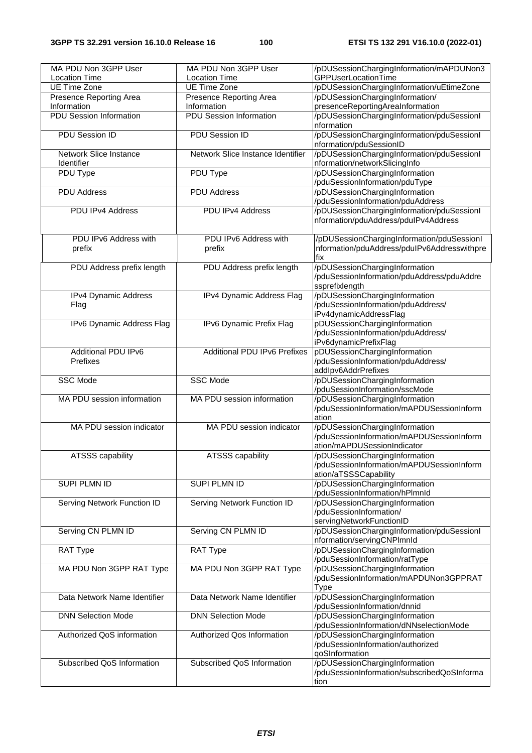| MA PDU Non 3GPP User Location Time | MA PDU Non 3GPP User Location Time | /pDUSessionChargingInformation/mAPDUNon3GPPUserLocationTime |
|---|---|---|
| UE Time Zone | UE Time Zone | /pDUSessionChargingInformation/uEtimeZone |
| Presence Reporting Area Information | Presence Reporting Area Information | /pDUSessionChargingInformation/ presenceReportingAreaInformation |
| PDU Session Information | PDU Session Information | /pDUSessionChargingInformation/pduSessionInformation |
| PDU Session ID | PDU Session ID | /pDUSessionChargingInformation/pduSessionInformation/pduSessionID |
| Network Slice Instance Identifier | Network Slice Instance Identifier | /pDUSessionChargingInformation/pduSessionInformation/networkSlicingInfo |
| PDU Type | PDU Type | /pDUSessionChargingInformation /pduSessionInformation/pduType |
| PDU Address | PDU Address | /pDUSessionChargingInformation /pduSessionInformation/pduAddress |
| PDU IPv4 Address | PDU IPv4 Address | /pDUSessionChargingInformation/pduSessionInformation/pduAddress/pduIPv4Address |
| PDU IPv6 Address with prefix | PDU IPv6 Address with prefix | /pDUSessionChargingInformation/pduSessionInformation/pduAddress/pduIPv6Addresswithprefix |
| PDU Address prefix length | PDU Address prefix length | /pDUSessionChargingInformation /pduSessionInformation/pduAddress/pduAddressprefixlength |
| IPv4 Dynamic Address Flag | IPv4 Dynamic Address Flag | /pDUSessionChargingInformation /pduSessionInformation/pduAddress/ iPv4dynamicAddressFlag |
| IPv6 Dynamic Address Flag | IPv6 Dynamic Prefix Flag | pDUSessionChargingInformation /pduSessionInformation/pduAddress/ iPv6dynamicPrefixFlag |
| Additional PDU IPv6 Prefixes | Additional PDU IPv6 Prefixes | pDUSessionChargingInformation /pduSessionInformation/pduAddress/ addIpv6AddrPrefixes |
| SSC Mode | SSC Mode | /pDUSessionChargingInformation /pduSessionInformation/sscMode |
| MA PDU session information | MA PDU session information | /pDUSessionChargingInformation /pduSessionInformation/mAPDUSessionInformation |
| MA PDU session indicator | MA PDU session indicator | /pDUSessionChargingInformation /pduSessionInformation/mAPDUSessionInformation/mAPDUSessionIndicator |
| ATSSS capability | ATSSS capability | /pDUSessionChargingInformation /pduSessionInformation/mAPDUSessionInformation/aTSSSCapability |
| SUPI PLMN ID | SUPI PLMN ID | /pDUSessionChargingInformation /pduSessionInformation/hPlmnId |
| Serving Network Function ID | Serving Network Function ID | /pDUSessionChargingInformation /pduSessionInformation/ servingNetworkFunctionID |
| Serving CN PLMN ID | Serving CN PLMN ID | /pDUSessionChargingInformation/pduSessionInformation/servingCNPlmnId |
| RAT Type | RAT Type | /pDUSessionChargingInformation /pduSessionInformation/ratType |
| MA PDU Non 3GPP RAT Type | MA PDU Non 3GPP RAT Type | /pDUSessionChargingInformation /pduSessionInformation/mAPDUNon3GPPRATType |
| Data Network Name Identifier | Data Network Name Identifier | /pDUSessionChargingInformation /pduSessionInformation/dnnid |
| DNN Selection Mode | DNN Selection Mode | /pDUSessionChargingInformation /pduSessionInformation/dNNselectionMode |
| Authorized QoS information | Authorized Qos Information | /pDUSessionChargingInformation /pduSessionInformation/authorized qoSInformation |
| Subscribed QoS Information | Subscribed QoS Information | /pDUSessionChargingInformation /pduSessionInformation/subscribedQoSInformation |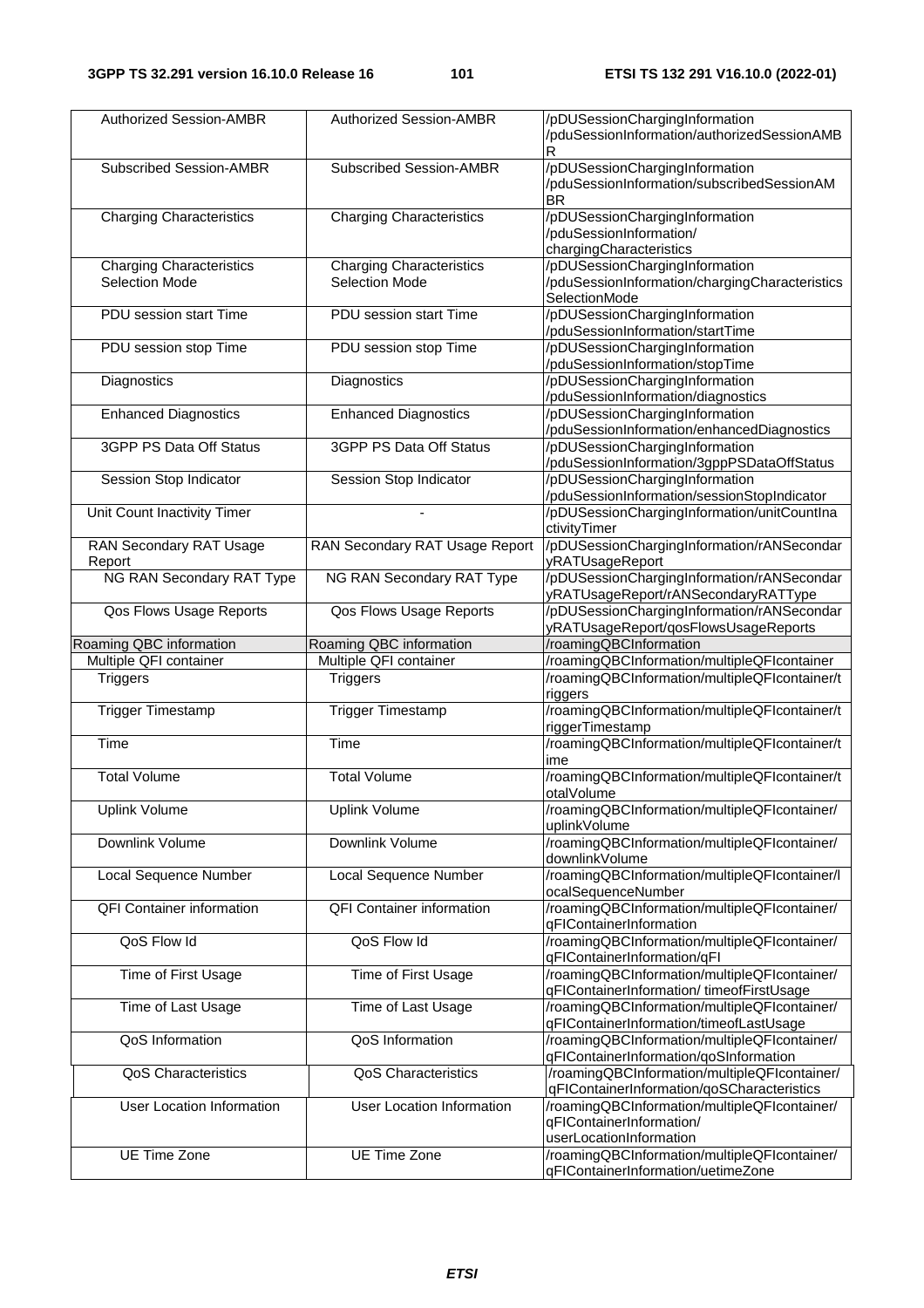| | | |
|---|---|---|
| Authorized Session-AMBR | Authorized Session-AMBR | /pDUSessionChargingInformation /pduSessionInformation/authorizedSessionAMBR |
| Subscribed Session-AMBR | Subscribed Session-AMBR | /pDUSessionChargingInformation /pduSessionInformation/subscribedSessionAMBR |
| Charging Characteristics | Charging Characteristics | /pDUSessionChargingInformation /pduSessionInformation/ chargingCharacteristics |
| Charging Characteristics Selection Mode | Charging Characteristics Selection Mode | /pDUSessionChargingInformation /pduSessionInformation/chargingCharacteristicsSelectionMode |
| PDU session start Time | PDU session start Time | /pDUSessionChargingInformation /pduSessionInformation/startTime |
| PDU session stop Time | PDU session stop Time | /pDUSessionChargingInformation /pduSessionInformation/stopTime |
| Diagnostics | Diagnostics | /pDUSessionChargingInformation /pduSessionInformation/diagnostics |
| Enhanced Diagnostics | Enhanced Diagnostics | /pDUSessionChargingInformation /pduSessionInformation/enhancedDiagnostics |
| 3GPP PS Data Off Status | 3GPP PS Data Off Status | /pDUSessionChargingInformation /pduSessionInformation/3gppPSDataOffStatus |
| Session Stop Indicator | Session Stop Indicator | /pDUSessionChargingInformation /pduSessionInformation/sessionStopIndicator |
| Unit Count Inactivity Timer | - | /pDUSessionChargingInformation/unitCountInactivityTimer |
| RAN Secondary RAT Usage Report | RAN Secondary RAT Usage Report | /pDUSessionChargingInformation/rANSecondaryRATUsageReport |
| NG RAN Secondary RAT Type | NG RAN Secondary RAT Type | /pDUSessionChargingInformation/rANSecondaryRATUsageReport/rANSecondaryRATType |
| Qos Flows Usage Reports | Qos Flows Usage Reports | /pDUSessionChargingInformation/rANSecondaryRATUsageReport/qosFlowsUsageReports |
| Roaming QBC information | Roaming QBC information | /roamingQBCInformation |
| Multiple QFI container | Multiple QFI container | /roamingQBCInformation/multipleQFIcontainer |
| Triggers | Triggers | /roamingQBCInformation/multipleQFIcontainer/triggers |
| Trigger Timestamp | Trigger Timestamp | /roamingQBCInformation/multipleQFIcontainer/triggerTimestamp |
| Time | Time | /roamingQBCInformation/multipleQFIcontainer/time |
| Total Volume | Total Volume | /roamingQBCInformation/multipleQFIcontainer/totalVolume |
| Uplink Volume | Uplink Volume | /roamingQBCInformation/multipleQFIcontainer/ uplinkVolume |
| Downlink Volume | Downlink Volume | /roamingQBCInformation/multipleQFIcontainer/ downlinkVolume |
| Local Sequence Number | Local Sequence Number | /roamingQBCInformation/multipleQFIcontainer/localSequenceNumber |
| QFI Container information | QFI Container information | /roamingQBCInformation/multipleQFIcontainer/ qFIContainerInformation |
| QoS Flow Id | QoS Flow Id | /roamingQBCInformation/multipleQFIcontainer/ qFIContainerInformation/qFI |
| Time of First Usage | Time of First Usage | /roamingQBCInformation/multipleQFIcontainer/ qFIContainerInformation/ timeofFirstUsage |
| Time of Last Usage | Time of Last Usage | /roamingQBCInformation/multipleQFIcontainer/ qFIContainerInformation/timeofLastUsage |
| QoS Information | QoS Information | /roamingQBCInformation/multipleQFIcontainer/ qFIContainerInformation/qoSInformation |
| QoS Characteristics | QoS Characteristics | /roamingQBCInformation/multipleQFIcontainer/ qFIContainerInformation/qoSCharacteristics |
| User Location Information | User Location Information | /roamingQBCInformation/multipleQFIcontainer/ qFIContainerInformation/ userLocationInformation |
| UE Time Zone | UE Time Zone | /roamingQBCInformation/multipleQFIcontainer/ qFIContainerInformation/uetimeZone |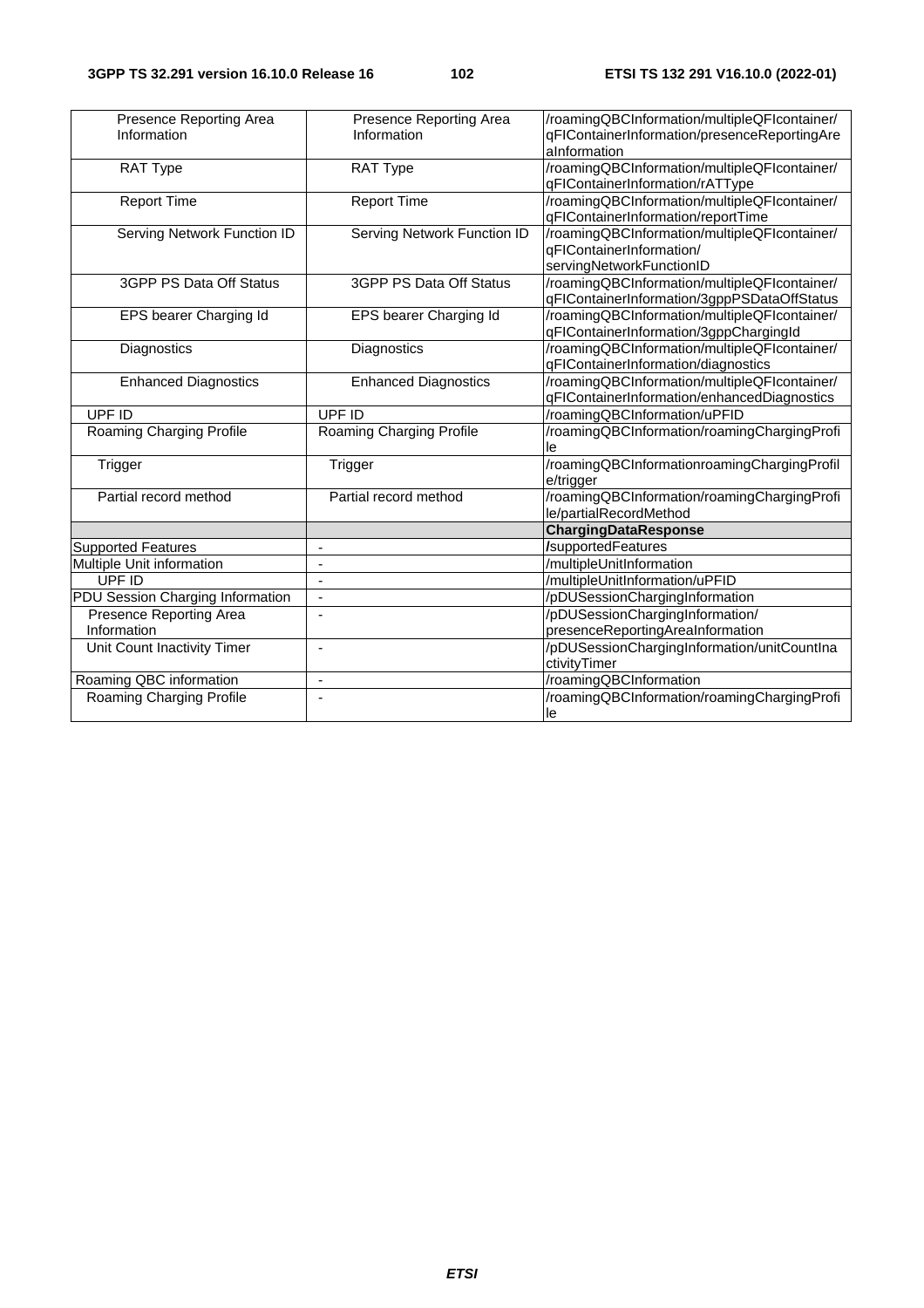| | | |
|---|---|---|
| Presence Reporting Area Information | Presence Reporting Area Information | /roamingQBCInformation/multipleQFIcontainer/qFIContainerInformation/presenceReportingAreaInformation |
| RAT Type | RAT Type | /roamingQBCInformation/multipleQFIcontainer/qFIContainerInformation/rATType |
| Report Time | Report Time | /roamingQBCInformation/multipleQFIcontainer/qFIContainerInformation/reportTime |
| Serving Network Function ID | Serving Network Function ID | /roamingQBCInformation/multipleQFIcontainer/qFIContainerInformation/servingNetworkFunctionID |
| 3GPP PS Data Off Status | 3GPP PS Data Off Status | /roamingQBCInformation/multipleQFIcontainer/qFIContainerInformation/3gppPSDataOffStatus |
| EPS bearer Charging Id | EPS bearer Charging Id | /roamingQBCInformation/multipleQFIcontainer/qFIContainerInformation/3gppChargingId |
| Diagnostics | Diagnostics | /roamingQBCInformation/multipleQFIcontainer/qFIContainerInformation/diagnostics |
| Enhanced Diagnostics | Enhanced Diagnostics | /roamingQBCInformation/multipleQFIcontainer/qFIContainerInformation/enhancedDiagnostics |
| UPF ID | UPF ID | /roamingQBCInformation/uPFID |
| Roaming Charging Profile | Roaming Charging Profile | /roamingQBCInformation/roamingChargingProfile |
| Trigger | Trigger | /roamingQBCInformationroamingChargingProfile/trigger |
| Partial record method | Partial record method | /roamingQBCInformation/roamingChargingProfile/partialRecordMethod |
| | | **ChargingDataResponse** |
| Supported Features | - | /supportedFeatures |
| Multiple Unit information | - | /multipleUnitInformation |
| UPF ID | - | /multipleUnitInformation/uPFID |
| PDU Session Charging Information | - | /pDUSessionChargingInformation |
| Presence Reporting Area Information | - | /pDUSessionChargingInformation/presenceReportingAreaInformation |
| Unit Count Inactivity Timer | - | /pDUSessionChargingInformation/unitCountInactivityTimer |
| Roaming QBC information | - | /roamingQBCInformation |
| Roaming Charging Profile | - | /roamingQBCInformation/roamingChargingProfile |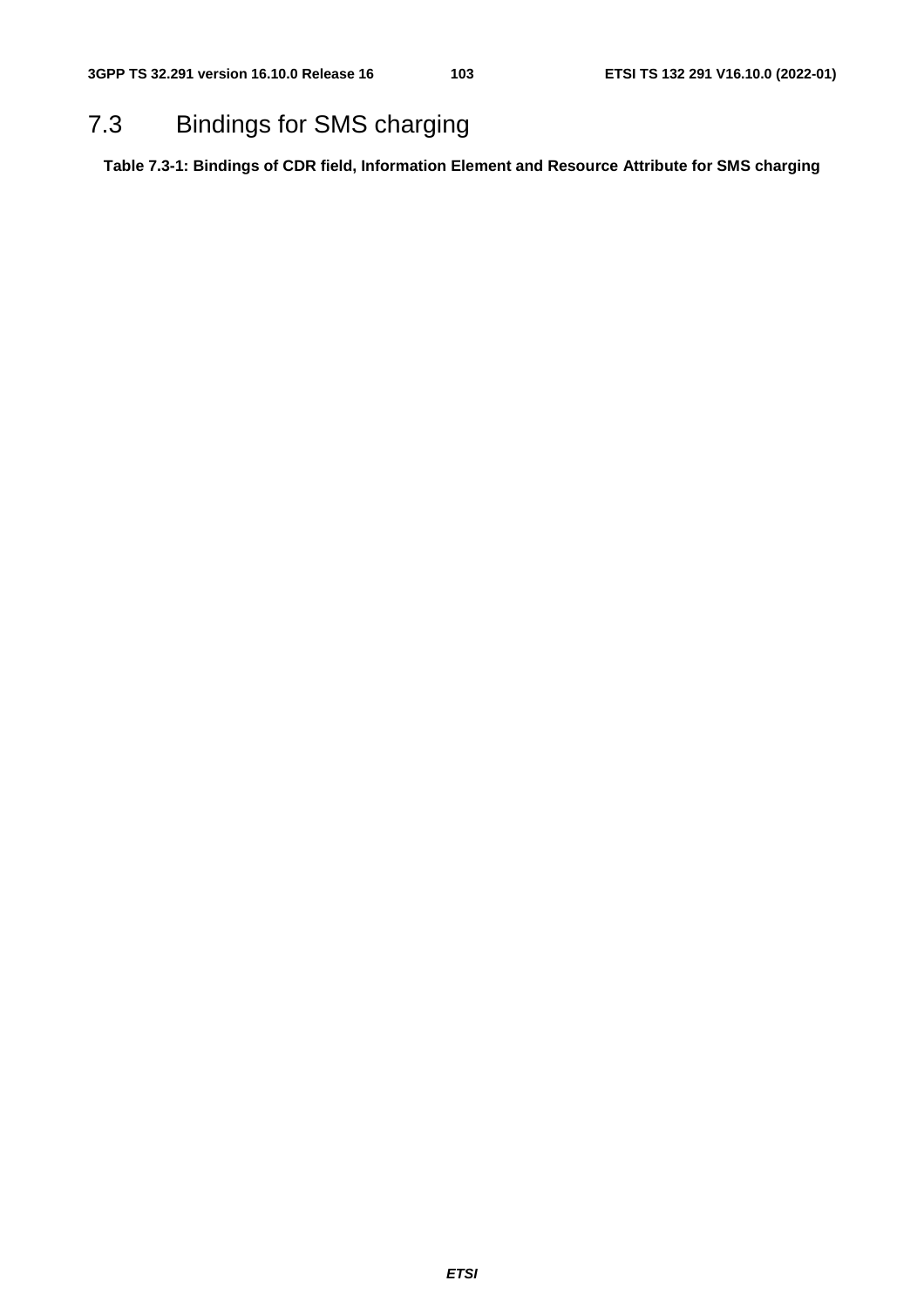## 7.3 Bindings for SMS charging

**Table 7.3-1: Bindings of CDR field, Information Element and Resource Attribute for SMS charging**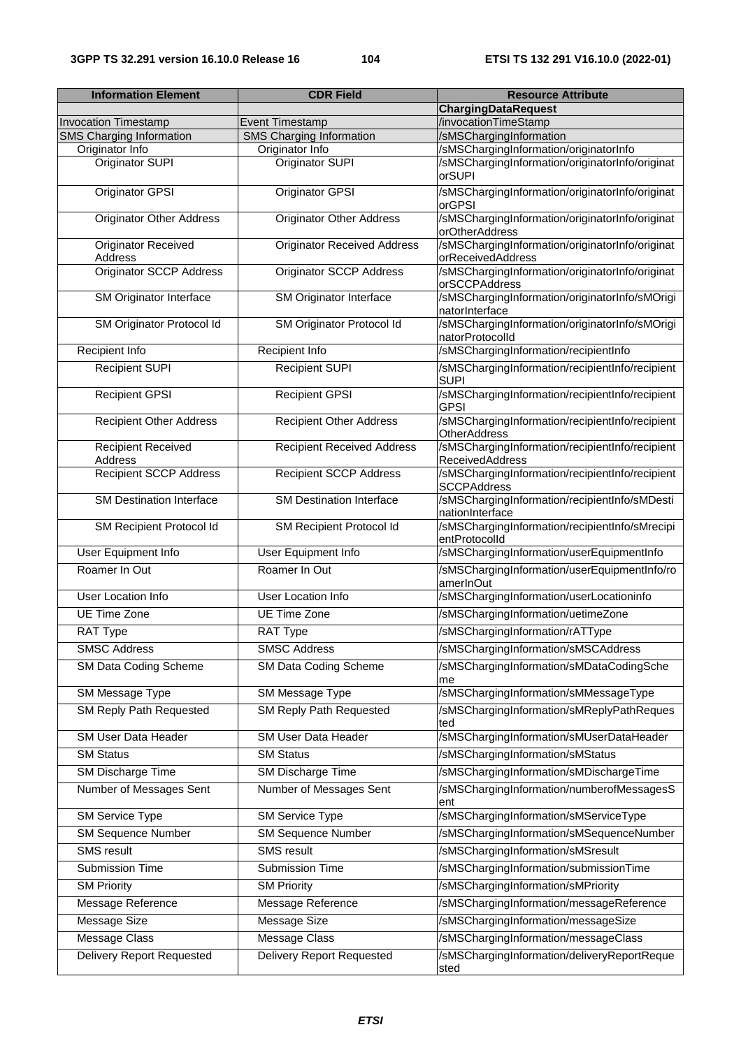| Information Element | CDR Field | Resource Attribute |
|---|---|---|
| | | **ChargingDataRequest** |
| Invocation Timestamp | Event Timestamp | /invocationTimeStamp |
| SMS Charging Information | SMS Charging Information | /sMSChargingInformation |
| Originator Info | Originator Info | /sMSChargingInformation/originatorInfo |
| Originator SUPI | Originator SUPI | /sMSChargingInformation/originatorInfo/originatorSUPI |
| Originator GPSI | Originator GPSI | /sMSChargingInformation/originatorInfo/originatorGPSI |
| Originator Other Address | Originator Other Address | /sMSChargingInformation/originatorInfo/originatorOtherAddress |
| Originator Received Address | Originator Received Address | /sMSChargingInformation/originatorInfo/originatorReceivedAddress |
| Originator SCCP Address | Originator SCCP Address | /sMSChargingInformation/originatorInfo/originatorSCCPAddress |
| SM Originator Interface | SM Originator Interface | /sMSChargingInformation/originatorInfo/sMOriginatorInterface |
| SM Originator Protocol Id | SM Originator Protocol Id | /sMSChargingInformation/originatorInfo/sMOriginatorProtocolId |
| Recipient Info | Recipient Info | /sMSChargingInformation/recipientInfo |
| Recipient SUPI | Recipient SUPI | /sMSChargingInformation/recipientInfo/recipientSUPI |
| Recipient GPSI | Recipient GPSI | /sMSChargingInformation/recipientInfo/recipientGPSI |
| Recipient Other Address | Recipient Other Address | /sMSChargingInformation/recipientInfo/recipientOtherAddress |
| Recipient Received Address | Recipient Received Address | /sMSChargingInformation/recipientInfo/recipientReceivedAddress |
| Recipient SCCP Address | Recipient SCCP Address | /sMSChargingInformation/recipientInfo/recipientSCCPAddress |
| SM Destination Interface | SM Destination Interface | /sMSChargingInformation/recipientInfo/sMDestinationInterface |
| SM Recipient Protocol Id | SM Recipient Protocol Id | /sMSChargingInformation/recipientInfo/sMrecipientProtocolId |
| User Equipment Info | User Equipment Info | /sMSChargingInformation/userEquipmentInfo |
| Roamer In Out | Roamer In Out | /sMSChargingInformation/userEquipmentInfo/roamerInOut |
| User Location Info | User Location Info | /sMSChargingInformation/userLocationinfo |
| UE Time Zone | UE Time Zone | /sMSChargingInformation/uetimeZone |
| RAT Type | RAT Type | /sMSChargingInformation/rATType |
| SMSC Address | SMSC Address | /sMSChargingInformation/sMSCAddress |
| SM Data Coding Scheme | SM Data Coding Scheme | /sMSChargingInformation/sMDataCodingScheme |
| SM Message Type | SM Message Type | /sMSChargingInformation/sMMessageType |
| SM Reply Path Requested | SM Reply Path Requested | /sMSChargingInformation/sMReplyPathRequested |
| SM User Data Header | SM User Data Header | /sMSChargingInformation/sMUserDataHeader |
| SM Status | SM Status | /sMSChargingInformation/sMStatus |
| SM Discharge Time | SM Discharge Time | /sMSChargingInformation/sMDischargeTime |
| Number of Messages Sent | Number of Messages Sent | /sMSChargingInformation/numberofMessagesSent |
| SM Service Type | SM Service Type | /sMSChargingInformation/sMServiceType |
| SM Sequence Number | SM Sequence Number | /sMSChargingInformation/sMSequenceNumber |
| SMS result | SMS result | /sMSChargingInformation/sMSresult |
| Submission Time | Submission Time | /sMSChargingInformation/submissionTime |
| SM Priority | SM Priority | /sMSChargingInformation/sMPriority |
| Message Reference | Message Reference | /sMSChargingInformation/messageReference |
| Message Size | Message Size | /sMSChargingInformation/messageSize |
| Message Class | Message Class | /sMSChargingInformation/messageClass |
| Delivery Report Requested | Delivery Report Requested | /sMSChargingInformation/deliveryReportRequested |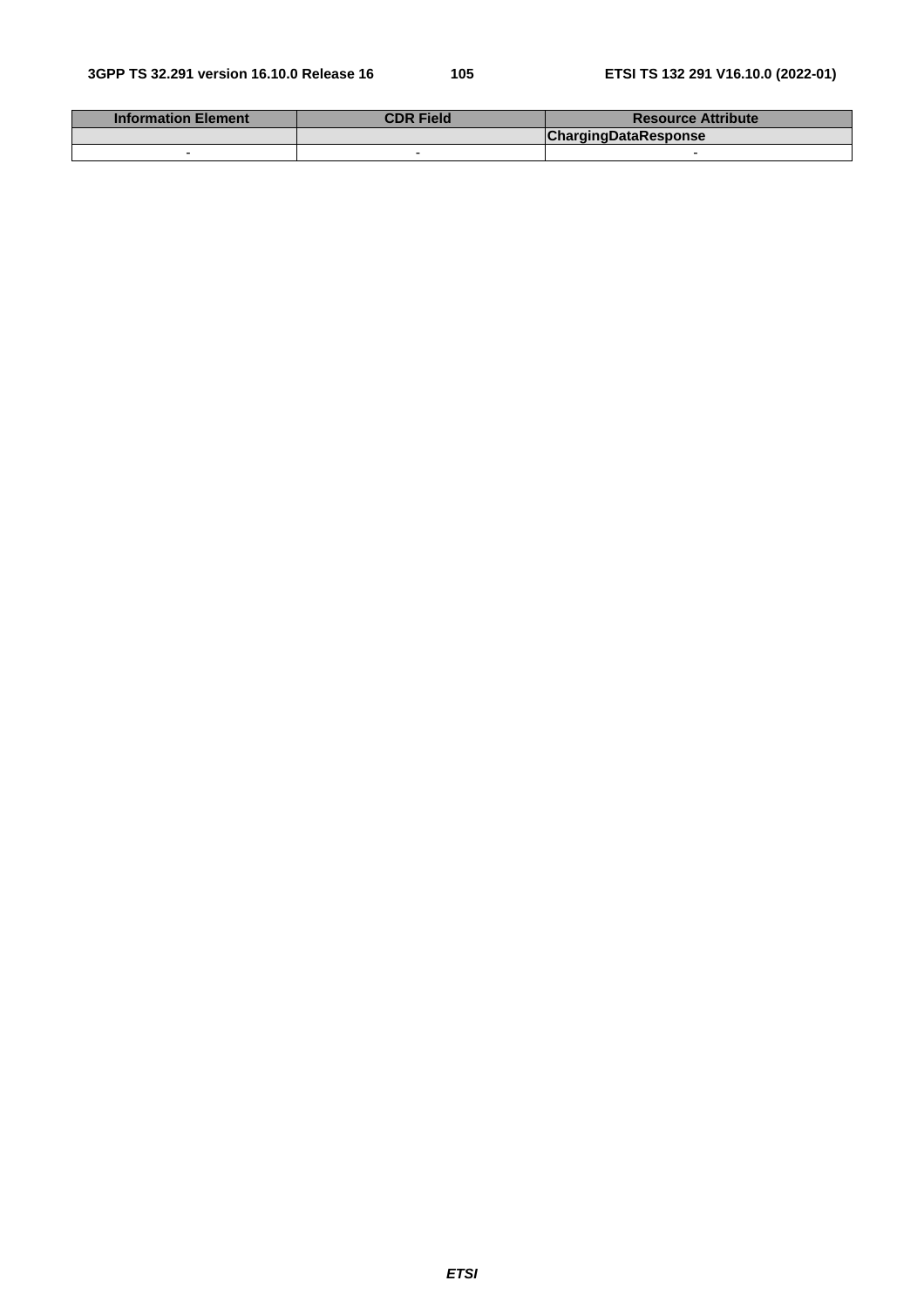| Information Element | CDR Field | Resource Attribute |
|---|---|---|
| | | **ChargingDataResponse** |
| - | - | - |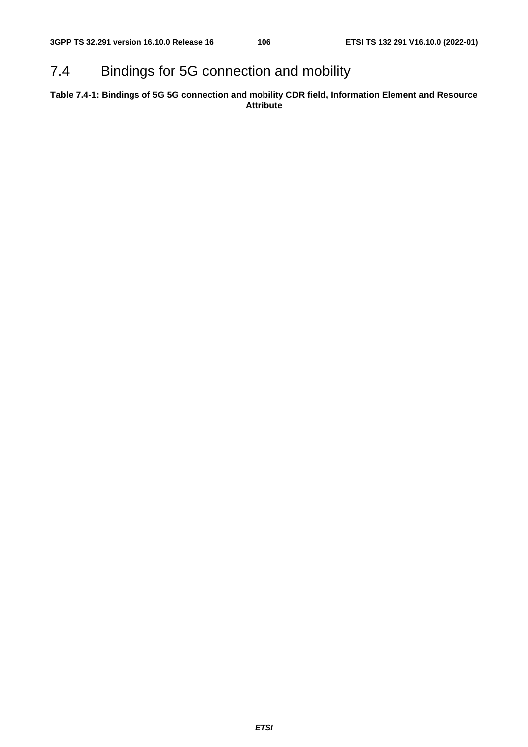## 7.4 Bindings for 5G connection and mobility

**Table 7.4-1: Bindings of 5G 5G connection and mobility CDR field, Information Element and Resource Attribute**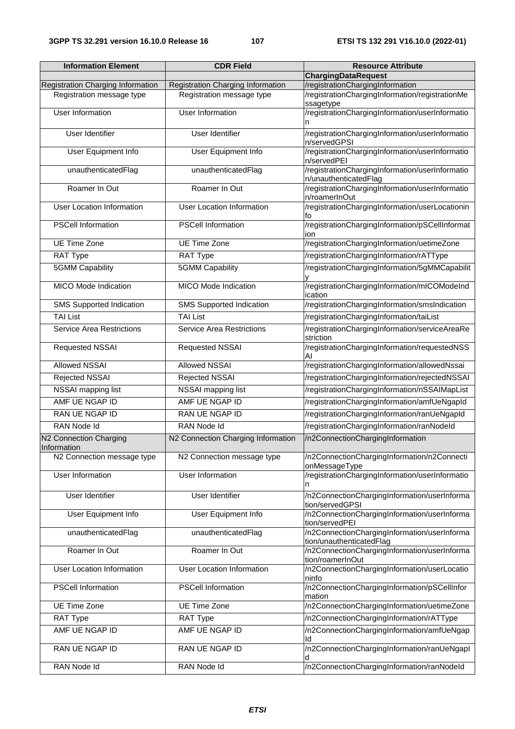| Information Element | CDR Field | Resource Attribute |
|---|---|---|
| | | **ChargingDataRequest** |
| Registration Charging Information | Registration Charging Information | /registrationChargingInformation |
| Registration message type | Registration message type | /registrationChargingInformation/registrationMessagetype |
| User Information | User Information | /registrationChargingInformation/userInformation |
| User Identifier | User Identifier | /registrationChargingInformation/userInformation/servedGPSI |
| User Equipment Info | User Equipment Info | /registrationChargingInformation/userInformation/servedPEI |
| unauthenticatedFlag | unauthenticatedFlag | /registrationChargingInformation/userInformation/unauthenticatedFlag |
| Roamer In Out | Roamer In Out | /registrationChargingInformation/userInformation/roamerInOut |
| User Location Information | User Location Information | /registrationChargingInformation/userLocationinfo |
| PSCell Information | PSCell Information | /registrationChargingInformation/pSCellInformation |
| UE Time Zone | UE Time Zone | /registrationChargingInformation/uetimeZone |
| RAT Type | RAT Type | /registrationChargingInformation/rATType |
| 5GMM Capability | 5GMM Capability | /registrationChargingInformation/5gMMCapability |
| MICO Mode Indication | MICO Mode Indication | /registrationChargingInformation/mICOModeIndication |
| SMS Supported Indication | SMS Supported Indication | /registrationChargingInformation/smsIndication |
| TAI List | TAI List | /registrationChargingInformation/taiList |
| Service Area Restrictions | Service Area Restrictions | /registrationChargingInformation/serviceAreaRestriction |
| Requested NSSAI | Requested NSSAI | /registrationChargingInformation/requestedNSSAI |
| Allowed NSSAI | Allowed NSSAI | /registrationChargingInformation/allowedNssai |
| Rejected NSSAI | Rejected NSSAI | /registrationChargingInformation/rejectedNSSAI |
| NSSAI mapping list | NSSAI mapping list | /registrationChargingInformation/nSSAIMapList |
| AMF UE NGAP ID | AMF UE NGAP ID | /registrationChargingInformation/amfUeNgapId |
| RAN UE NGAP ID | RAN UE NGAP ID | /registrationChargingInformation/ranUeNgapId |
| RAN Node Id | RAN Node Id | /registrationChargingInformation/ranNodeId |
| N2 Connection Charging Information | N2 Connection Charging Information | /n2ConnectionChargingInformation |
| N2 Connection message type | N2 Connection message type | /n2ConnectionChargingInformation/n2ConnectionMessageType |
| User Information | User Information | /registrationChargingInformation/userInformation |
| User Identifier | User Identifier | /n2ConnectionChargingInformation/userInformation/servedGPSI |
| User Equipment Info | User Equipment Info | /n2ConnectionChargingInformation/userInformation/servedPEI |
| unauthenticatedFlag | unauthenticatedFlag | /n2ConnectionChargingInformation/userInformation/unauthenticatedFlag |
| Roamer In Out | Roamer In Out | /n2ConnectionChargingInformation/userInformation/roamerInOut |
| User Location Information | User Location Information | /n2ConnectionChargingInformation/userLocationinfo |
| PSCell Information | PSCell Information | /n2ConnectionChargingInformation/pSCellInformation |
| UE Time Zone | UE Time Zone | /n2ConnectionChargingInformation/uetimeZone |
| RAT Type | RAT Type | /n2ConnectionChargingInformation/rATType |
| AMF UE NGAP ID | AMF UE NGAP ID | /n2ConnectionChargingInformation/amfUeNgapId |
| RAN UE NGAP ID | RAN UE NGAP ID | /n2ConnectionChargingInformation/ranUeNgapId |
| RAN Node Id | RAN Node Id | /n2ConnectionChargingInformation/ranNodeId |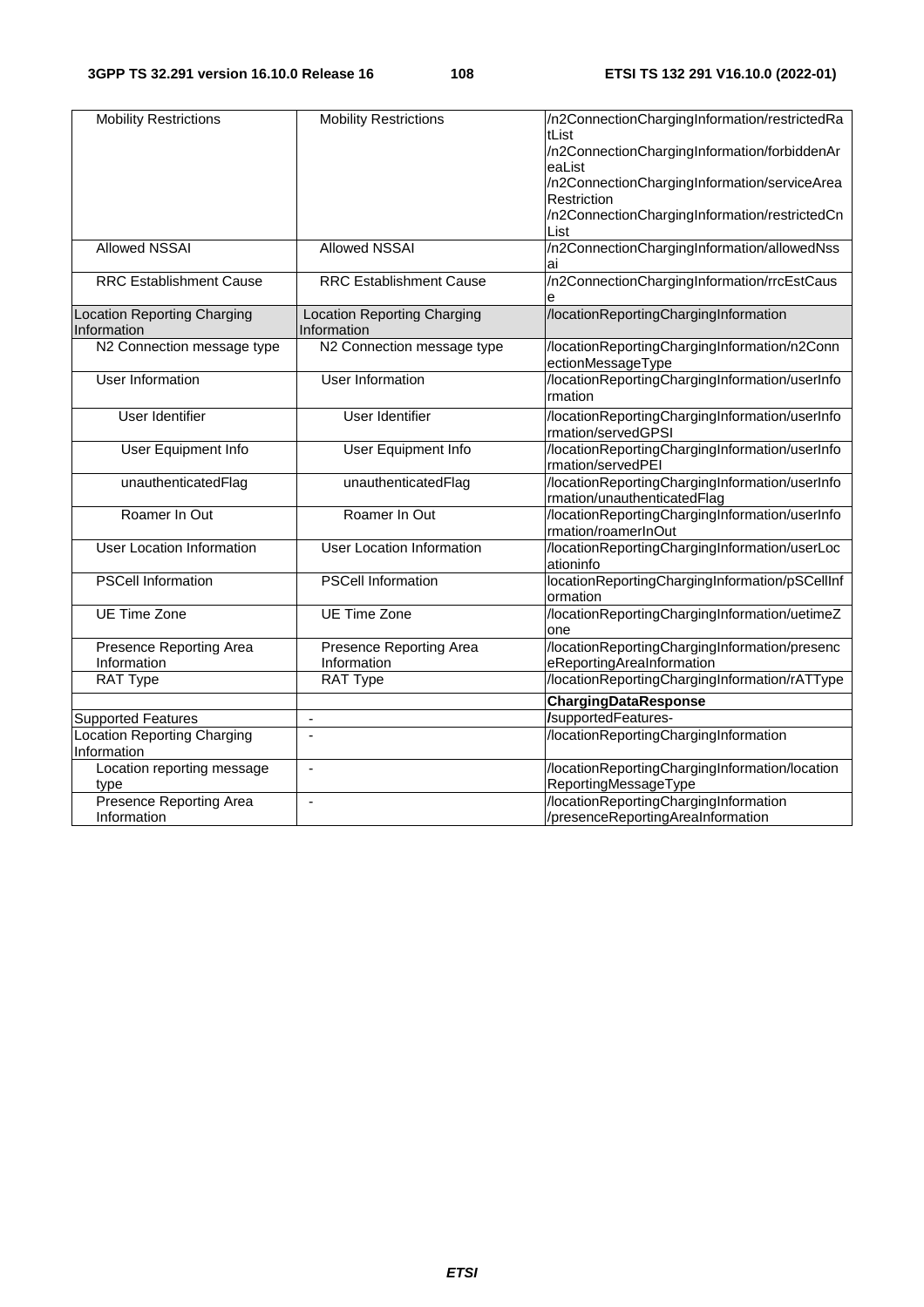| | | |
|---|---|---|
| Mobility Restrictions | Mobility Restrictions | /n2ConnectionChargingInformation/restrictedRatList<br>/n2ConnectionChargingInformation/forbiddenAreaList<br>/n2ConnectionChargingInformation/serviceAreaRestriction<br>/n2ConnectionChargingInformation/restrictedCnList |
| Allowed NSSAI | Allowed NSSAI | /n2ConnectionChargingInformation/allowedNssai |
| RRC Establishment Cause | RRC Establishment Cause | /n2ConnectionChargingInformation/rrcEstCause |
| Location Reporting Charging Information | Location Reporting Charging Information | /locationReportingChargingInformation |
| N2 Connection message type | N2 Connection message type | /locationReportingChargingInformation/n2ConnectionMessageType |
| User Information | User Information | /locationReportingChargingInformation/userInformation |
| User Identifier | User Identifier | /locationReportingChargingInformation/userInformation/servedGPSI |
| User Equipment Info | User Equipment Info | /locationReportingChargingInformation/userInformation/servedPEI |
| unauthenticatedFlag | unauthenticatedFlag | /locationReportingChargingInformation/userInformation/unauthenticatedFlag |
| Roamer In Out | Roamer In Out | /locationReportingChargingInformation/userInformation/roamerInOut |
| User Location Information | User Location Information | /locationReportingChargingInformation/userLocationinfo |
| PSCell Information | PSCell Information | locationReportingChargingInformation/pSCellInformation |
| UE Time Zone | UE Time Zone | /locationReportingChargingInformation/uetimeZone |
| Presence Reporting Area Information | Presence Reporting Area Information | /locationReportingChargingInformation/presenceReportingAreaInformation |
| RAT Type | RAT Type | /locationReportingChargingInformation/rATType |
| | | **ChargingDataResponse** |
| Supported Features | - | /supportedFeatures- |
| Location Reporting Charging Information | - | /locationReportingChargingInformation |
| Location reporting message type | - | /locationReportingChargingInformation/locationReportingMessageType |
| Presence Reporting Area Information | - | /locationReportingChargingInformation /presenceReportingAreaInformation |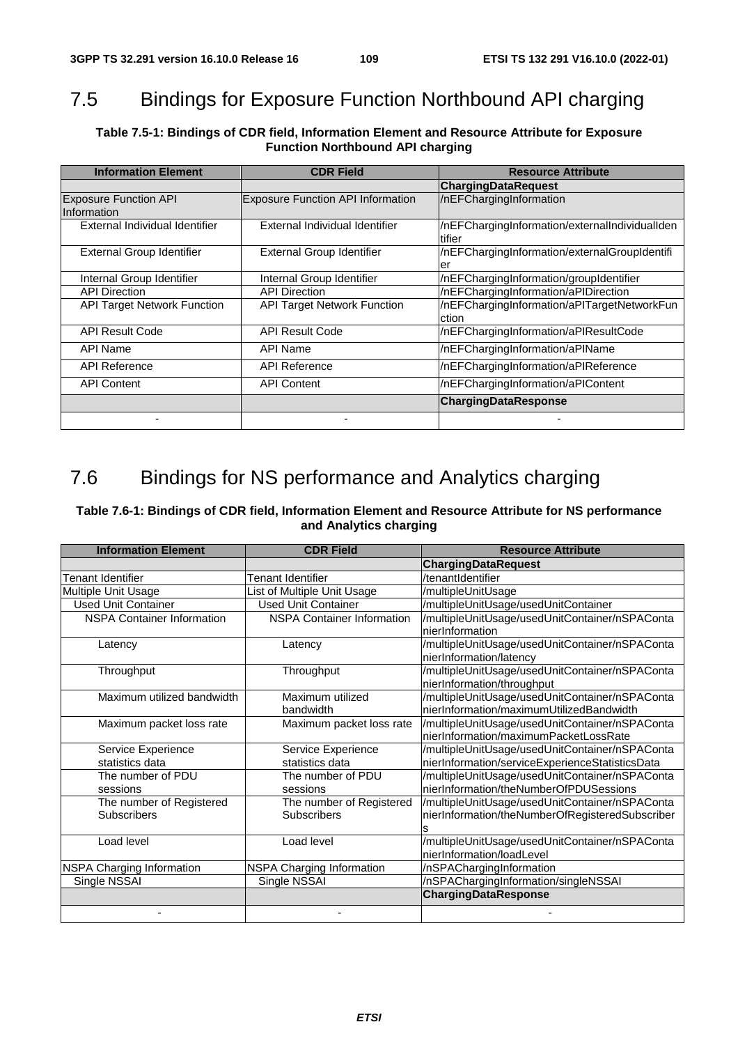# 7.5 Bindings for Exposure Function Northbound API charging

**Table 7.5-1: Bindings of CDR field, Information Element and Resource Attribute for Exposure Function Northbound API charging**

| Information Element | CDR Field | Resource Attribute |
|---|---|---|
| | | **ChargingDataRequest** |
| Exposure Function API Information | Exposure Function API Information | /nEFChargingInformation |
| External Individual Identifier | External Individual Identifier | /nEFChargingInformation/externalIndividualIdentifier |
| External Group Identifier | External Group Identifier | /nEFChargingInformation/externalGroupIdentifier |
| Internal Group Identifier | Internal Group Identifier | /nEFChargingInformation/groupIdentifier |
| API Direction | API Direction | /nEFChargingInformation/aPIDirection |
| API Target Network Function | API Target Network Function | /nEFChargingInformation/aPITargetNetworkFunction |
| API Result Code | API Result Code | /nEFChargingInformation/aPIResultCode |
| API Name | API Name | /nEFChargingInformation/aPIName |
| API Reference | API Reference | /nEFChargingInformation/aPIReference |
| API Content | API Content | /nEFChargingInformation/aPIContent |
| | | **ChargingDataResponse** |
| - | - | - |

# 7.6 Bindings for NS performance and Analytics charging

**Table 7.6-1: Bindings of CDR field, Information Element and Resource Attribute for NS performance and Analytics charging**

| Information Element | CDR Field | Resource Attribute |
|---|---|---|
| | | **ChargingDataRequest** |
| Tenant Identifier | Tenant Identifier | /tenantIdentifier |
| Multiple Unit Usage | List of Multiple Unit Usage | /multipleUnitUsage |
| Used Unit Container | Used Unit Container | /multipleUnitUsage/usedUnitContainer |
| NSPA Container Information | NSPA Container Information | /multipleUnitUsage/usedUnitContainer/nSPAContainerInformation |
| Latency | Latency | /multipleUnitUsage/usedUnitContainer/nSPAContainerInformation/latency |
| Throughput | Throughput | /multipleUnitUsage/usedUnitContainer/nSPAContainerInformation/throughput |
| Maximum utilized bandwidth | Maximum utilized bandwidth | /multipleUnitUsage/usedUnitContainer/nSPAContainerInformation/maximumUtilizedBandwidth |
| Maximum packet loss rate | Maximum packet loss rate | /multipleUnitUsage/usedUnitContainer/nSPAContainerInformation/maximumPacketLossRate |
| Service Experience statistics data | Service Experience statistics data | /multipleUnitUsage/usedUnitContainer/nSPAContainerInformation/serviceExperienceStatisticsData |
| The number of PDU sessions | The number of PDU sessions | /multipleUnitUsage/usedUnitContainer/nSPAContainerInformation/theNumberOfPDUSessions |
| The number of Registered Subscribers | The number of Registered Subscribers | /multipleUnitUsage/usedUnitContainer/nSPAContainerInformation/theNumberOfRegisteredSubscribers |
| Load level | Load level | /multipleUnitUsage/usedUnitContainer/nSPAContainerInformation/loadLevel |
| NSPA Charging Information | NSPA Charging Information | /nSPAChargingInformation |
| Single NSSAI | Single NSSAI | /nSPAChargingInformation/singleNSSAI |
| | | **ChargingDataResponse** |
| - | - | - |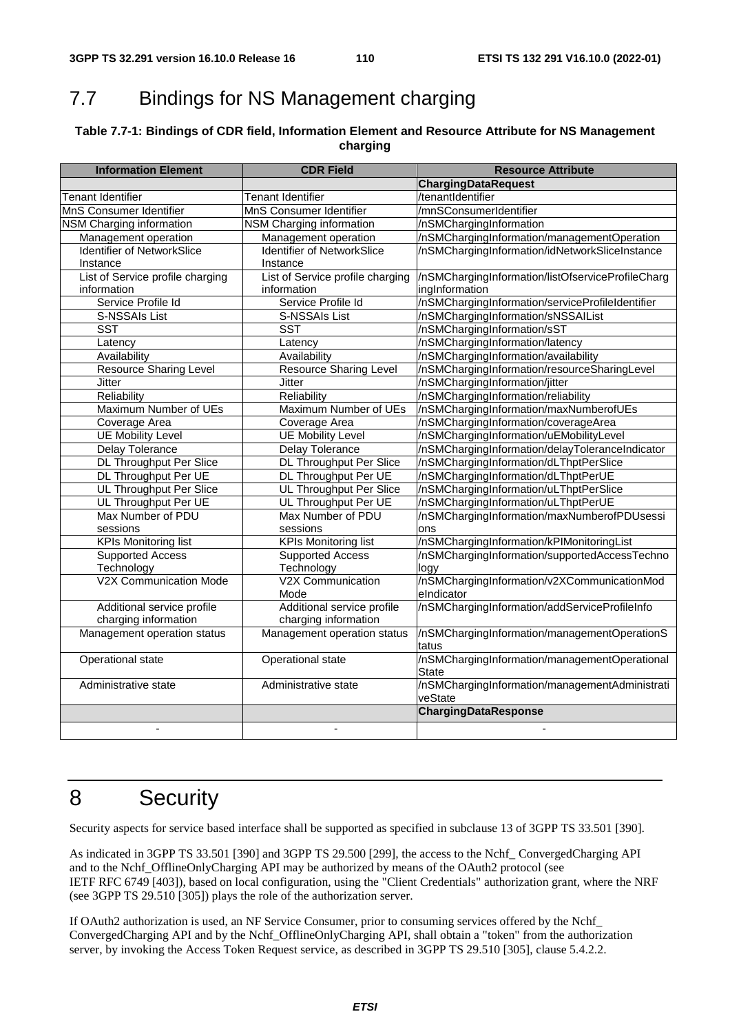# 7.7 Bindings for NS Management charging

**Table 7.7-1: Bindings of CDR field, Information Element and Resource Attribute for NS Management charging**

| Information Element | CDR Field | Resource Attribute |
|---|---|---|
| | | **ChargingDataRequest** |
| Tenant Identifier | Tenant Identifier | /tenantIdentifier |
| MnS Consumer Identifier | MnS Consumer Identifier | /mnSConsumerIdentifier |
| NSM Charging information | NSM Charging information | /nSMChargingInformation |
| Management operation | Management operation | /nSMChargingInformation/managementOperation |
| Identifier of NetworkSlice Instance | Identifier of NetworkSlice Instance | /nSMChargingInformation/idNetworkSliceInstance |
| List of Service profile charging information | List of Service profile charging information | /nSMChargingInformation/listOfserviceProfileChargingInformation |
| Service Profile Id | Service Profile Id | /nSMChargingInformation/serviceProfileIdentifier |
| S-NSSAIs List | S-NSSAIs List | /nSMChargingInformation/sNSSAIList |
| SST | SST | /nSMChargingInformation/sST |
| Latency | Latency | /nSMChargingInformation/latency |
| Availability | Availability | /nSMChargingInformation/availability |
| Resource Sharing Level | Resource Sharing Level | /nSMChargingInformation/resourceSharingLevel |
| Jitter | Jitter | /nSMChargingInformation/jitter |
| Reliability | Reliability | /nSMChargingInformation/reliability |
| Maximum Number of UEs | Maximum Number of UEs | /nSMChargingInformation/maxNumberofUEs |
| Coverage Area | Coverage Area | /nSMChargingInformation/coverageArea |
| UE Mobility Level | UE Mobility Level | /nSMChargingInformation/uEMobilityLevel |
| Delay Tolerance | Delay Tolerance | /nSMChargingInformation/delayToleranceIndicator |
| DL Throughput Per Slice | DL Throughput Per Slice | /nSMChargingInformation/dLThptPerSlice |
| DL Throughput Per UE | DL Throughput Per UE | /nSMChargingInformation/dLThptPerUE |
| UL Throughput Per Slice | UL Throughput Per Slice | /nSMChargingInformation/uLThptPerSlice |
| UL Throughput Per UE | UL Throughput Per UE | /nSMChargingInformation/uLThptPerUE |
| Max Number of PDU sessions | Max Number of PDU sessions | /nSMChargingInformation/maxNumberofPDUsessions |
| KPIs Monitoring list | KPIs Monitoring list | /nSMChargingInformation/kPIMonitoringList |
| Supported Access Technology | Supported Access Technology | /nSMChargingInformation/supportedAccessTechnology |
| V2X Communication Mode | V2X Communication Mode | /nSMChargingInformation/v2XCommunicationModeIndicator |
| Additional service profile charging information | Additional service profile charging information | /nSMChargingInformation/addServiceProfileInfo |
| Management operation status | Management operation status | /nSMChargingInformation/managementOperationStatus |
| Operational state | Operational state | /nSMChargingInformation/managementOperationalState |
| Administrative state | Administrative state | /nSMChargingInformation/managementAdministrativeState |
| | | **ChargingDataResponse** |
| - | - | - |

# 8 Security

Security aspects for service based interface shall be supported as specified in subclause 13 of 3GPP TS 33.501 [390].

As indicated in 3GPP TS 33.501 [390] and 3GPP TS 29.500 [299], the access to the Nchf_ ConvergedCharging API and to the Nchf_OfflineOnlyCharging API may be authorized by means of the OAuth2 protocol (see IETF RFC 6749 [403]), based on local configuration, using the "Client Credentials" authorization grant, where the NRF (see 3GPP TS 29.510 [305]) plays the role of the authorization server.

If OAuth2 authorization is used, an NF Service Consumer, prior to consuming services offered by the Nchf_ ConvergedCharging API and by the Nchf_OfflineOnlyCharging API, shall obtain a "token" from the authorization server, by invoking the Access Token Request service, as described in 3GPP TS 29.510 [305], clause 5.4.2.2.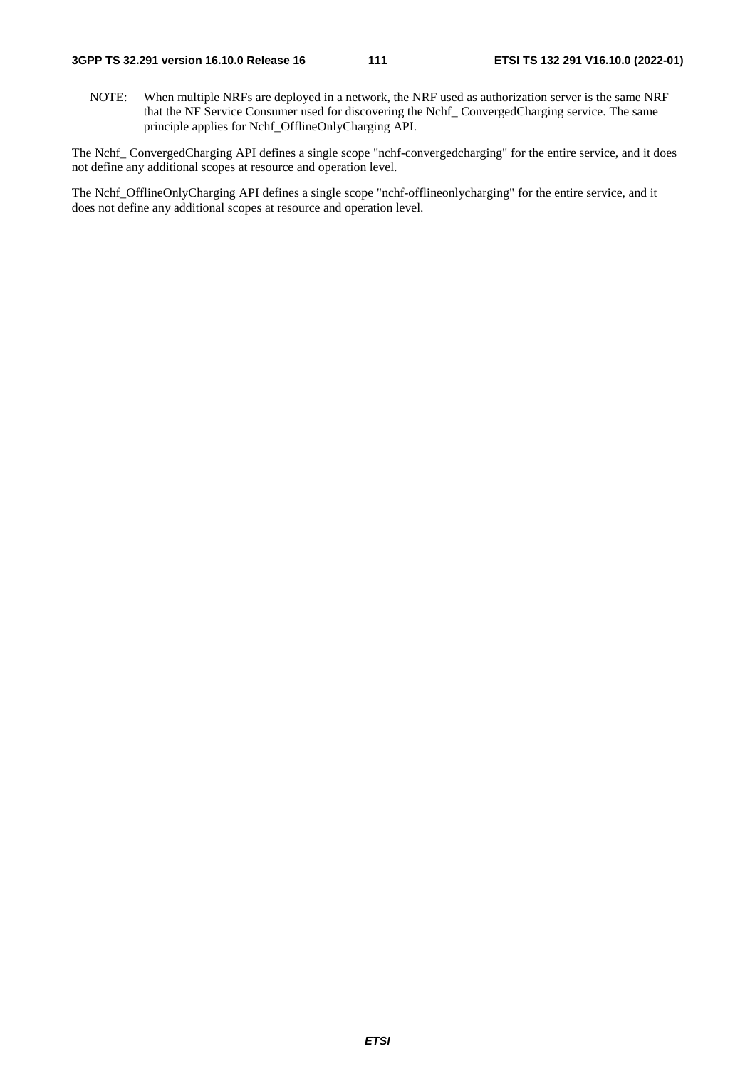NOTE: When multiple NRFs are deployed in a network, the NRF used as authorization server is the same NRF that the NF Service Consumer used for discovering the Nchf_ ConvergedCharging service. The same principle applies for Nchf_OfflineOnlyCharging API.

The Nchf_ ConvergedCharging API defines a single scope "nchf-convergedcharging" for the entire service, and it does not define any additional scopes at resource and operation level.

The Nchf_OfflineOnlyCharging API defines a single scope "nchf-offlineonlycharging" for the entire service, and it does not define any additional scopes at resource and operation level.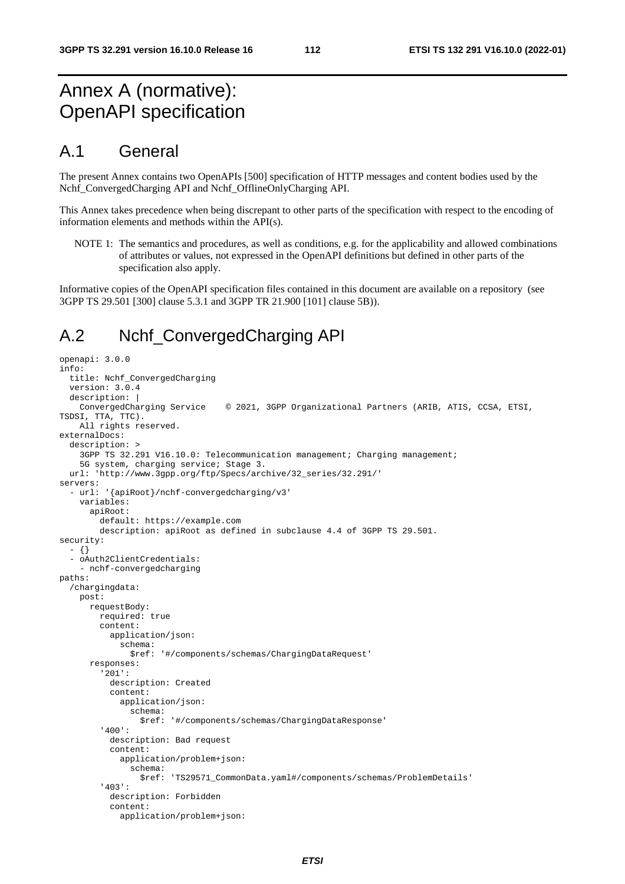# Annex A (normative): OpenAPI specification

## A.1 General

The present Annex contains two OpenAPIs [500] specification of HTTP messages and content bodies used by the Nchf_ConvergedCharging API and Nchf_OfflineOnlyCharging API.

This Annex takes precedence when being discrepant to other parts of the specification with respect to the encoding of information elements and methods within the API(s).

NOTE 1: The semantics and procedures, as well as conditions, e.g. for the applicability and allowed combinations of attributes or values, not expressed in the OpenAPI definitions but defined in other parts of the specification also apply.

Informative copies of the OpenAPI specification files contained in this document are available on a repository (see 3GPP TS 29.501 [300] clause 5.3.1 and 3GPP TR 21.900 [101] clause 5B)).

## A.2 Nchf_ConvergedCharging API

```
openapi: 3.0.0
info:
  title: Nchf_ConvergedCharging
  version: 3.0.4
  description: |
    ConvergedCharging Service    © 2021, 3GPP Organizational Partners (ARIB, ATIS, CCSA, ETSI, 
TSDSI, TTA, TTC).
    All rights reserved.
externalDocs:
  description: >
    3GPP TS 32.291 V16.10.0: Telecommunication management; Charging management;
    5G system, charging service; Stage 3.
  url: 'http://www.3gpp.org/ftp/Specs/archive/32_series/32.291/'
servers:
  - url: '{apiRoot}/nchf-convergedcharging/v3'
    variables:
      apiRoot:
        default: https://example.com
        description: apiRoot as defined in subclause 4.4 of 3GPP TS 29.501.
security:
  - {}
  - oAuth2ClientCredentials:
    - nchf-convergedcharging
paths:
  /chargingdata:
    post:
      requestBody:
        required: true
        content:
          application/json:
            schema:
              $ref: '#/components/schemas/ChargingDataRequest'
      responses:
        '201':
          description: Created
          content:
            application/json:
              schema:
                $ref: '#/components/schemas/ChargingDataResponse'
        '400':
          description: Bad request
          content:
            application/problem+json:
              schema:
                $ref: 'TS29571_CommonData.yaml#/components/schemas/ProblemDetails'
        '403':
          description: Forbidden
          content:
            application/problem+json:
```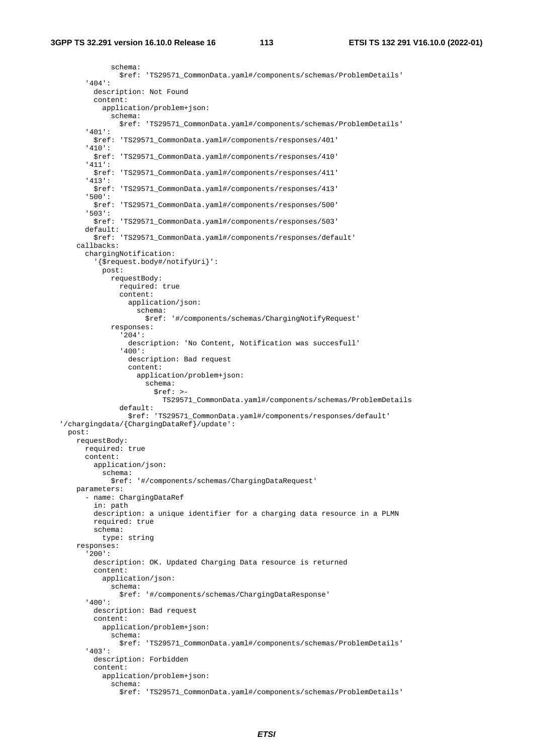```
            schema:
              $ref: 'TS29571_CommonData.yaml#/components/schemas/ProblemDetails'
      '404':
        description: Not Found
        content:
          application/problem+json:
            schema:
              $ref: 'TS29571_CommonData.yaml#/components/schemas/ProblemDetails'
      '401':
        $ref: 'TS29571_CommonData.yaml#/components/responses/401'
      '410':
        $ref: 'TS29571_CommonData.yaml#/components/responses/410'
      '411':
        $ref: 'TS29571_CommonData.yaml#/components/responses/411'
      '413':
        $ref: 'TS29571_CommonData.yaml#/components/responses/413'
      '500':
        $ref: 'TS29571_CommonData.yaml#/components/responses/500'
      '503':
        $ref: 'TS29571_CommonData.yaml#/components/responses/503'
      default:
        $ref: 'TS29571_CommonData.yaml#/components/responses/default'
    callbacks:
      chargingNotification:
        '{$request.body#/notifyUri}':
          post:
            requestBody:
              required: true
              content:
                application/json:
                  schema:
                    $ref: '#/components/schemas/ChargingNotifyRequest'
            responses:
              '204':
                description: 'No Content, Notification was succesfull'
              '400':
                description: Bad request
                content:
                  application/problem+json:
                    schema:
                      $ref: >-
                        TS29571_CommonData.yaml#/components/schemas/ProblemDetails
              default:
                $ref: 'TS29571_CommonData.yaml#/components/responses/default'
  '/chargingdata/{ChargingDataRef}/update':
    post:
      requestBody:
        required: true
        content:
          application/json:
            schema:
              $ref: '#/components/schemas/ChargingDataRequest'
      parameters:
        - name: ChargingDataRef
          in: path
          description: a unique identifier for a charging data resource in a PLMN
          required: true
          schema:
            type: string
      responses:
        '200':
          description: OK. Updated Charging Data resource is returned
          content:
            application/json:
              schema:
                $ref: '#/components/schemas/ChargingDataResponse'
        '400':
          description: Bad request
          content:
            application/problem+json:
              schema:
                $ref: 'TS29571_CommonData.yaml#/components/schemas/ProblemDetails'
        '403':
          description: Forbidden
          content:
            application/problem+json:
              schema:
                $ref: 'TS29571_CommonData.yaml#/components/schemas/ProblemDetails'
```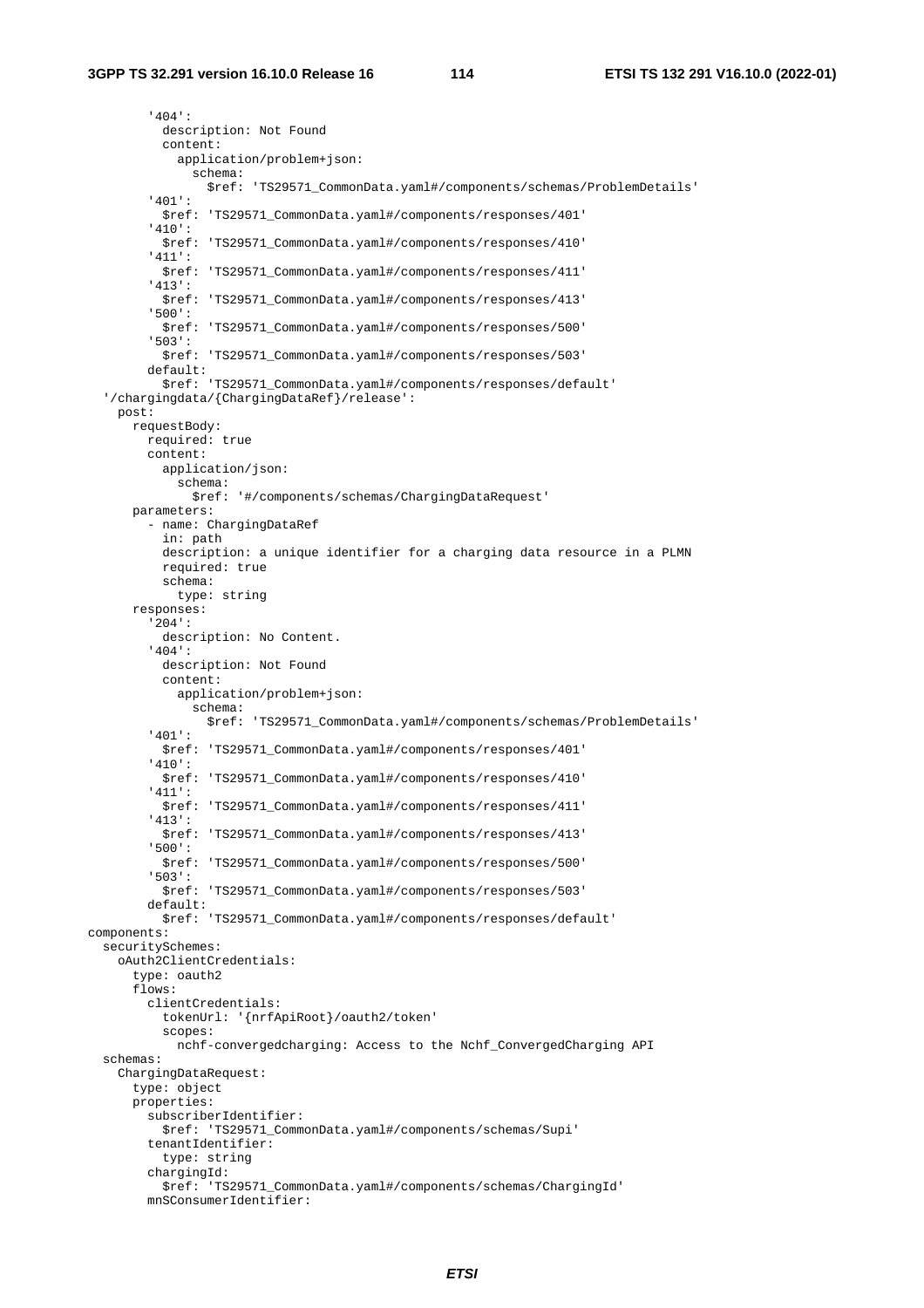```
        '404':
          description: Not Found
          content:
            application/problem+json:
              schema:
                $ref: 'TS29571_CommonData.yaml#/components/schemas/ProblemDetails'
        '401':
          $ref: 'TS29571_CommonData.yaml#/components/responses/401'
        '410':
          $ref: 'TS29571_CommonData.yaml#/components/responses/410'
        '411':
          $ref: 'TS29571_CommonData.yaml#/components/responses/411'
        '413':
          $ref: 'TS29571_CommonData.yaml#/components/responses/413'
        '500':
          $ref: 'TS29571_CommonData.yaml#/components/responses/500'
        '503':
          $ref: 'TS29571_CommonData.yaml#/components/responses/503'
        default:
          $ref: 'TS29571_CommonData.yaml#/components/responses/default'
  '/chargingdata/{ChargingDataRef}/release':
    post:
      requestBody:
        required: true
        content:
          application/json:
            schema:
              $ref: '#/components/schemas/ChargingDataRequest'
      parameters:
        - name: ChargingDataRef
          in: path
          description: a unique identifier for a charging data resource in a PLMN
          required: true
          schema:
            type: string
      responses:
        '204':
          description: No Content.
        '404':
          description: Not Found
          content:
            application/problem+json:
              schema:
                $ref: 'TS29571_CommonData.yaml#/components/schemas/ProblemDetails'
        '401':
          $ref: 'TS29571_CommonData.yaml#/components/responses/401'
        '410':
          $ref: 'TS29571_CommonData.yaml#/components/responses/410'
        '411':
          $ref: 'TS29571_CommonData.yaml#/components/responses/411'
        '413':
          $ref: 'TS29571_CommonData.yaml#/components/responses/413'
        '500':
          $ref: 'TS29571_CommonData.yaml#/components/responses/500'
        '503':
          $ref: 'TS29571_CommonData.yaml#/components/responses/503'
        default:
          $ref: 'TS29571_CommonData.yaml#/components/responses/default'
components:
  securitySchemes:
    oAuth2ClientCredentials:
      type: oauth2
      flows:
        clientCredentials:
          tokenUrl: '{nrfApiRoot}/oauth2/token'
          scopes:
            nchf-convergedcharging: Access to the Nchf_ConvergedCharging API
  schemas:
    ChargingDataRequest:
      type: object
      properties:
        subscriberIdentifier:
          $ref: 'TS29571_CommonData.yaml#/components/schemas/Supi'
        tenantIdentifier:
          type: string
        chargingId:
          $ref: 'TS29571_CommonData.yaml#/components/schemas/ChargingId'
        mnSConsumerIdentifier:
```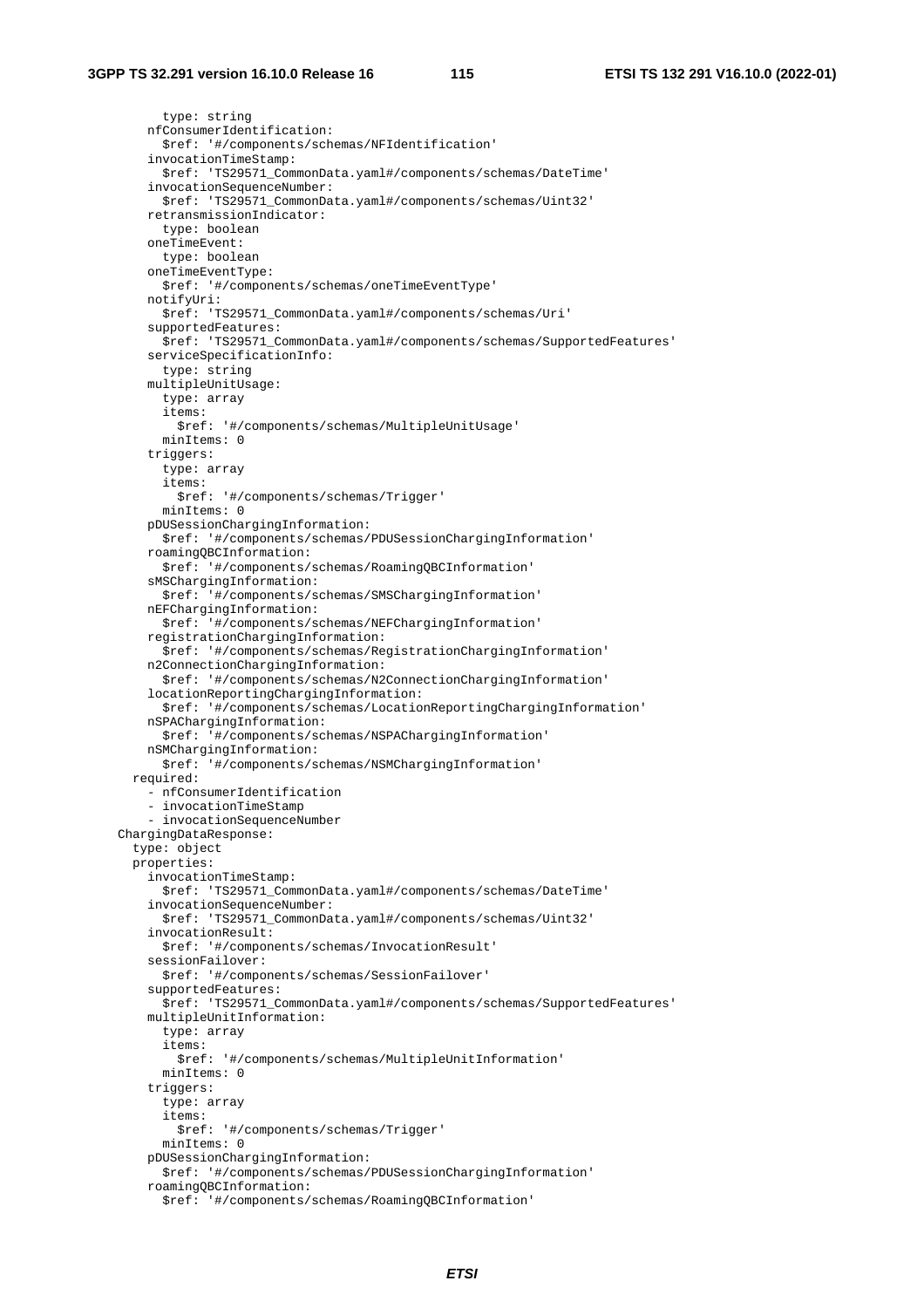```
          type: string
        nfConsumerIdentification:
          $ref: '#/components/schemas/NFIdentification'
        invocationTimeStamp:
          $ref: 'TS29571_CommonData.yaml#/components/schemas/DateTime'
        invocationSequenceNumber:
          $ref: 'TS29571_CommonData.yaml#/components/schemas/Uint32'
        retransmissionIndicator:
          type: boolean
        oneTimeEvent:
          type: boolean
        oneTimeEventType:
          $ref: '#/components/schemas/oneTimeEventType'
        notifyUri:
          $ref: 'TS29571_CommonData.yaml#/components/schemas/Uri'
        supportedFeatures:
          $ref: 'TS29571_CommonData.yaml#/components/schemas/SupportedFeatures'
        serviceSpecificationInfo:
          type: string
        multipleUnitUsage:
          type: array
          items:
            $ref: '#/components/schemas/MultipleUnitUsage'
          minItems: 0
        triggers:
          type: array
          items:
            $ref: '#/components/schemas/Trigger'
          minItems: 0
        pDUSessionChargingInformation:
          $ref: '#/components/schemas/PDUSessionChargingInformation'
        roamingQBCInformation:
          $ref: '#/components/schemas/RoamingQBCInformation'
        sMSChargingInformation:
          $ref: '#/components/schemas/SMSChargingInformation'
        nEFChargingInformation:
          $ref: '#/components/schemas/NEFChargingInformation'
        registrationChargingInformation:
          $ref: '#/components/schemas/RegistrationChargingInformation'
        n2ConnectionChargingInformation:
          $ref: '#/components/schemas/N2ConnectionChargingInformation'
        locationReportingChargingInformation:
          $ref: '#/components/schemas/LocationReportingChargingInformation'
        nSPAChargingInformation:
          $ref: '#/components/schemas/NSPAChargingInformation'
        nSMChargingInformation:
          $ref: '#/components/schemas/NSMChargingInformation'
      required:
        - nfConsumerIdentification
        - invocationTimeStamp
        - invocationSequenceNumber
    ChargingDataResponse:
      type: object
      properties:
        invocationTimeStamp:
          $ref: 'TS29571_CommonData.yaml#/components/schemas/DateTime'
        invocationSequenceNumber:
          $ref: 'TS29571_CommonData.yaml#/components/schemas/Uint32'
        invocationResult:
          $ref: '#/components/schemas/InvocationResult'
        sessionFailover:
          $ref: '#/components/schemas/SessionFailover'
        supportedFeatures:
          $ref: 'TS29571_CommonData.yaml#/components/schemas/SupportedFeatures'
        multipleUnitInformation:
          type: array
          items:
            $ref: '#/components/schemas/MultipleUnitInformation'
          minItems: 0
        triggers:
          type: array
          items:
            $ref: '#/components/schemas/Trigger'
          minItems: 0
        pDUSessionChargingInformation:
          $ref: '#/components/schemas/PDUSessionChargingInformation'
        roamingQBCInformation:
          $ref: '#/components/schemas/RoamingQBCInformation'
```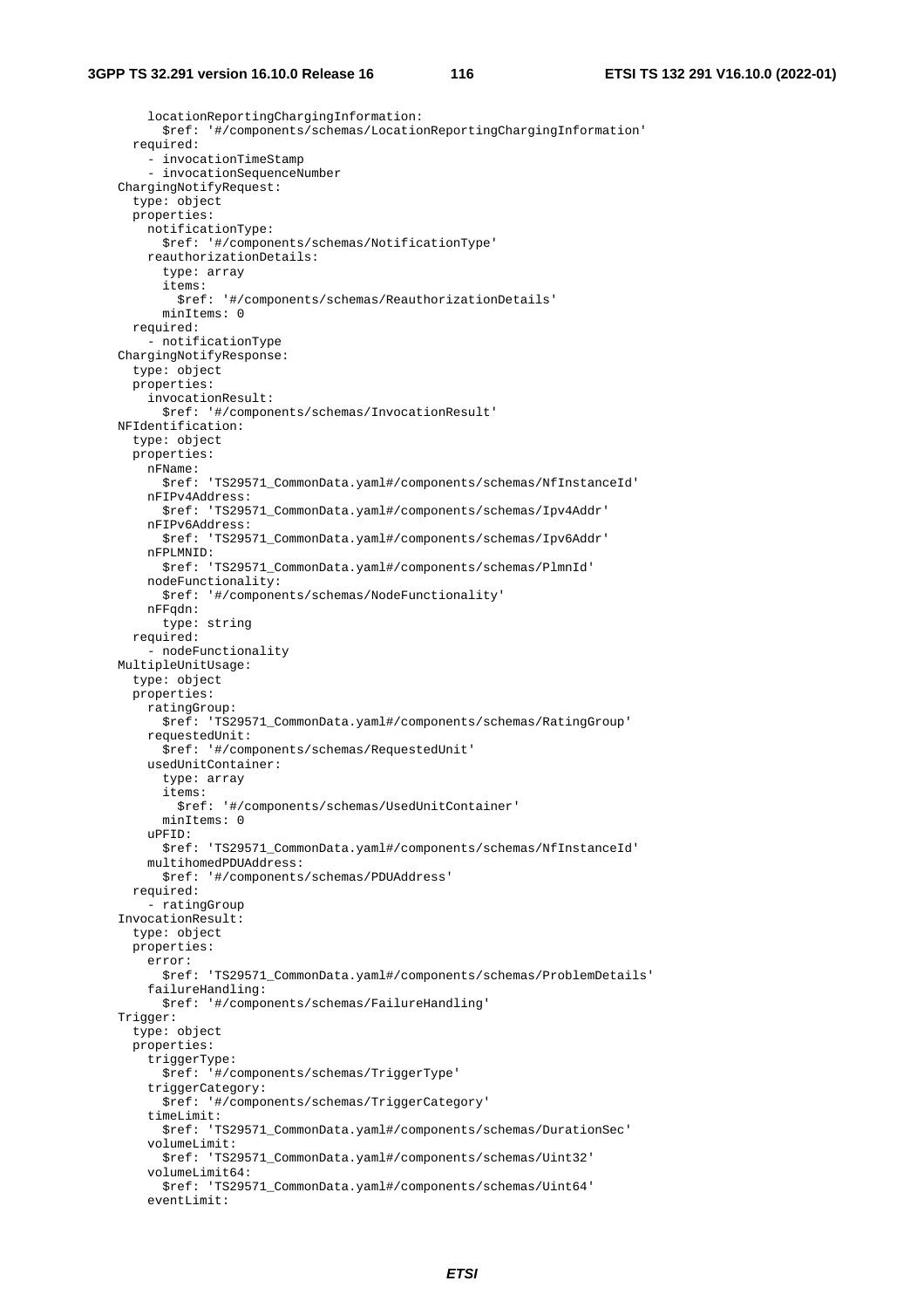```
        locationReportingChargingInformation:
          $ref: '#/components/schemas/LocationReportingChargingInformation'
      required:
        - invocationTimeStamp
        - invocationSequenceNumber
    ChargingNotifyRequest:
      type: object
      properties:
        notificationType:
          $ref: '#/components/schemas/NotificationType'
        reauthorizationDetails:
          type: array
          items:
            $ref: '#/components/schemas/ReauthorizationDetails'
          minItems: 0
      required:
        - notificationType
    ChargingNotifyResponse:
      type: object
      properties:
        invocationResult:
          $ref: '#/components/schemas/InvocationResult'
    NFIdentification:
      type: object
      properties:
        nFName:
          $ref: 'TS29571_CommonData.yaml#/components/schemas/NfInstanceId'
        nFIPv4Address:
          $ref: 'TS29571_CommonData.yaml#/components/schemas/Ipv4Addr'
        nFIPv6Address:
          $ref: 'TS29571_CommonData.yaml#/components/schemas/Ipv6Addr'
        nFPLMNID:
          $ref: 'TS29571_CommonData.yaml#/components/schemas/PlmnId'
        nodeFunctionality:
          $ref: '#/components/schemas/NodeFunctionality'
        nFFqdn:
          type: string
      required:
        - nodeFunctionality
    MultipleUnitUsage:
      type: object
      properties:
        ratingGroup:
          $ref: 'TS29571_CommonData.yaml#/components/schemas/RatingGroup'
        requestedUnit:
          $ref: '#/components/schemas/RequestedUnit'
        usedUnitContainer:
          type: array
          items:
            $ref: '#/components/schemas/UsedUnitContainer'
          minItems: 0
        uPFID:
          $ref: 'TS29571_CommonData.yaml#/components/schemas/NfInstanceId'
        multihomedPDUAddress:
          $ref: '#/components/schemas/PDUAddress'
      required:
        - ratingGroup
    InvocationResult:
      type: object
      properties:
        error:
          $ref: 'TS29571_CommonData.yaml#/components/schemas/ProblemDetails'
        failureHandling:
          $ref: '#/components/schemas/FailureHandling'
    Trigger:
      type: object
      properties:
        triggerType:
          $ref: '#/components/schemas/TriggerType'
        triggerCategory:
          $ref: '#/components/schemas/TriggerCategory'
        timeLimit:
          $ref: 'TS29571_CommonData.yaml#/components/schemas/DurationSec'
        volumeLimit:
          $ref: 'TS29571_CommonData.yaml#/components/schemas/Uint32'
        volumeLimit64:
          $ref: 'TS29571_CommonData.yaml#/components/schemas/Uint64'
        eventLimit:
```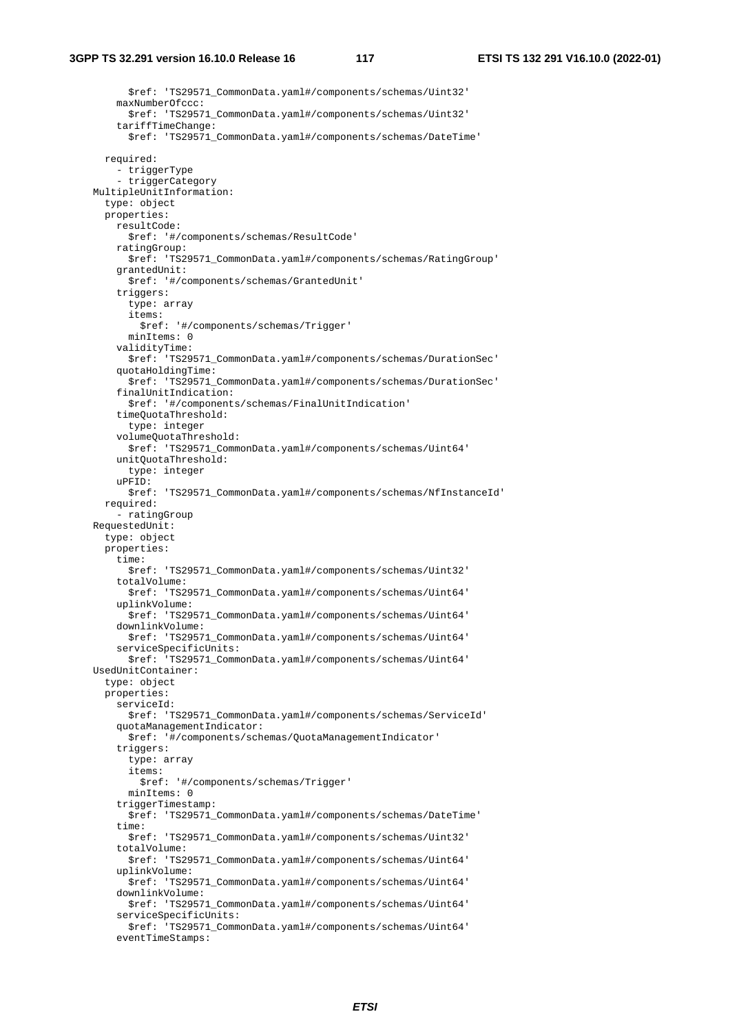```
          $ref: 'TS29571_CommonData.yaml#/components/schemas/Uint32'
        maxNumberOfccc:
          $ref: 'TS29571_CommonData.yaml#/components/schemas/Uint32'
        tariffTimeChange:
          $ref: 'TS29571_CommonData.yaml#/components/schemas/DateTime'

      required:
        - triggerType
        - triggerCategory
    MultipleUnitInformation:
      type: object
      properties:
        resultCode:
          $ref: '#/components/schemas/ResultCode'
        ratingGroup:
          $ref: 'TS29571_CommonData.yaml#/components/schemas/RatingGroup'
        grantedUnit:
          $ref: '#/components/schemas/GrantedUnit'
        triggers:
          type: array
          items:
            $ref: '#/components/schemas/Trigger'
          minItems: 0
        validityTime:
          $ref: 'TS29571_CommonData.yaml#/components/schemas/DurationSec'
        quotaHoldingTime:
          $ref: 'TS29571_CommonData.yaml#/components/schemas/DurationSec'
        finalUnitIndication:
          $ref: '#/components/schemas/FinalUnitIndication'
        timeQuotaThreshold:
          type: integer
        volumeQuotaThreshold:
          $ref: 'TS29571_CommonData.yaml#/components/schemas/Uint64'
        unitQuotaThreshold:
          type: integer
        uPFID:
          $ref: 'TS29571_CommonData.yaml#/components/schemas/NfInstanceId'
      required:
        - ratingGroup
    RequestedUnit:
      type: object
      properties:
        time:
          $ref: 'TS29571_CommonData.yaml#/components/schemas/Uint32'
        totalVolume:
          $ref: 'TS29571_CommonData.yaml#/components/schemas/Uint64'
        uplinkVolume:
          $ref: 'TS29571_CommonData.yaml#/components/schemas/Uint64'
        downlinkVolume:
          $ref: 'TS29571_CommonData.yaml#/components/schemas/Uint64'
        serviceSpecificUnits:
          $ref: 'TS29571_CommonData.yaml#/components/schemas/Uint64'
    UsedUnitContainer:
      type: object
      properties:
        serviceId:
          $ref: 'TS29571_CommonData.yaml#/components/schemas/ServiceId'
        quotaManagementIndicator:
          $ref: '#/components/schemas/QuotaManagementIndicator'
        triggers:
          type: array
          items:
            $ref: '#/components/schemas/Trigger'
          minItems: 0
        triggerTimestamp:
          $ref: 'TS29571_CommonData.yaml#/components/schemas/DateTime'
        time:
          $ref: 'TS29571_CommonData.yaml#/components/schemas/Uint32'
        totalVolume:
          $ref: 'TS29571_CommonData.yaml#/components/schemas/Uint64'
        uplinkVolume:
          $ref: 'TS29571_CommonData.yaml#/components/schemas/Uint64'
        downlinkVolume:
          $ref: 'TS29571_CommonData.yaml#/components/schemas/Uint64'
        serviceSpecificUnits:
          $ref: 'TS29571_CommonData.yaml#/components/schemas/Uint64'
        eventTimeStamps:
```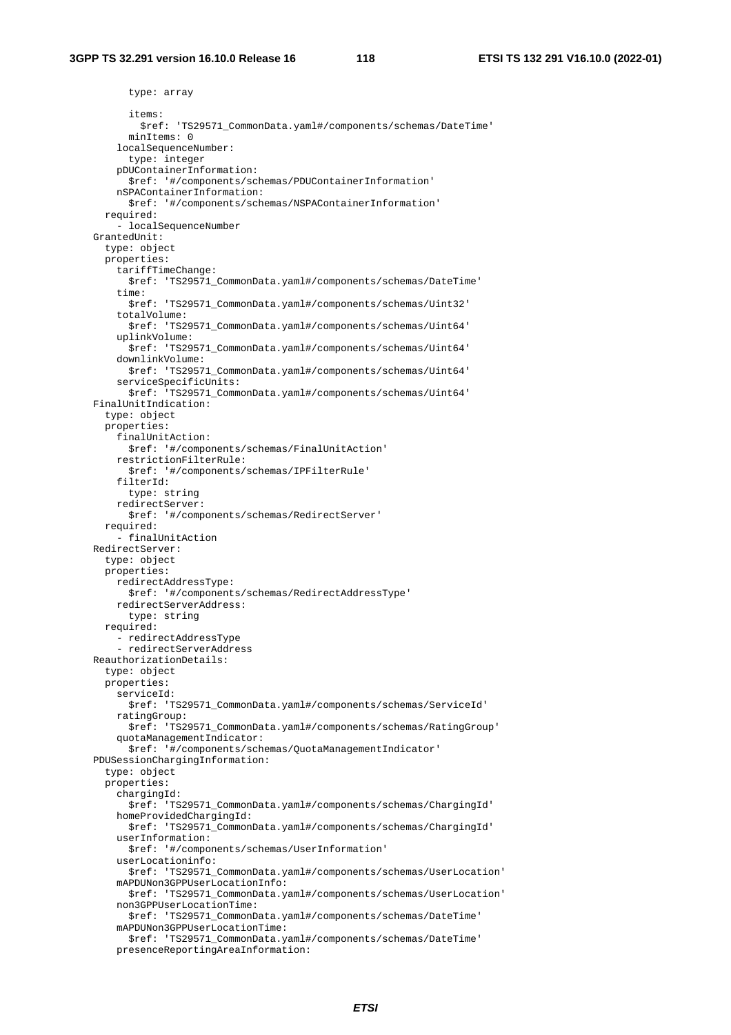```
          type: array
          items:
            $ref: 'TS29571_CommonData.yaml#/components/schemas/DateTime'
          minItems: 0
        localSequenceNumber:
          type: integer
        pDUContainerInformation:
          $ref: '#/components/schemas/PDUContainerInformation'
        nSPAContainerInformation:
          $ref: '#/components/schemas/NSPAContainerInformation'
      required:
        - localSequenceNumber
    GrantedUnit:
      type: object
      properties:
        tariffTimeChange:
          $ref: 'TS29571_CommonData.yaml#/components/schemas/DateTime'
        time:
          $ref: 'TS29571_CommonData.yaml#/components/schemas/Uint32'
        totalVolume:
          $ref: 'TS29571_CommonData.yaml#/components/schemas/Uint64'
        uplinkVolume:
          $ref: 'TS29571_CommonData.yaml#/components/schemas/Uint64'
        downlinkVolume:
          $ref: 'TS29571_CommonData.yaml#/components/schemas/Uint64'
        serviceSpecificUnits:
          $ref: 'TS29571_CommonData.yaml#/components/schemas/Uint64'
    FinalUnitIndication:
      type: object
      properties:
        finalUnitAction:
          $ref: '#/components/schemas/FinalUnitAction'
        restrictionFilterRule:
          $ref: '#/components/schemas/IPFilterRule'
        filterId:
          type: string
        redirectServer:
          $ref: '#/components/schemas/RedirectServer'
      required:
        - finalUnitAction
    RedirectServer:
      type: object
      properties:
        redirectAddressType:
          $ref: '#/components/schemas/RedirectAddressType'
        redirectServerAddress:
          type: string
      required:
        - redirectAddressType
        - redirectServerAddress
    ReauthorizationDetails:
      type: object
      properties:
        serviceId:
          $ref: 'TS29571_CommonData.yaml#/components/schemas/ServiceId'
        ratingGroup:
          $ref: 'TS29571_CommonData.yaml#/components/schemas/RatingGroup'
        quotaManagementIndicator:
          $ref: '#/components/schemas/QuotaManagementIndicator'
    PDUSessionChargingInformation:
      type: object
      properties:
        chargingId:
          $ref: 'TS29571_CommonData.yaml#/components/schemas/ChargingId'
        homeProvidedChargingId:
          $ref: 'TS29571_CommonData.yaml#/components/schemas/ChargingId'
        userInformation:
          $ref: '#/components/schemas/UserInformation'
        userLocationinfo:
          $ref: 'TS29571_CommonData.yaml#/components/schemas/UserLocation'
        mAPDUNon3GPPUserLocationInfo:
          $ref: 'TS29571_CommonData.yaml#/components/schemas/UserLocation'
        non3GPPUserLocationTime:
          $ref: 'TS29571_CommonData.yaml#/components/schemas/DateTime'
        mAPDUNon3GPPUserLocationTime:
          $ref: 'TS29571_CommonData.yaml#/components/schemas/DateTime'
        presenceReportingAreaInformation:
```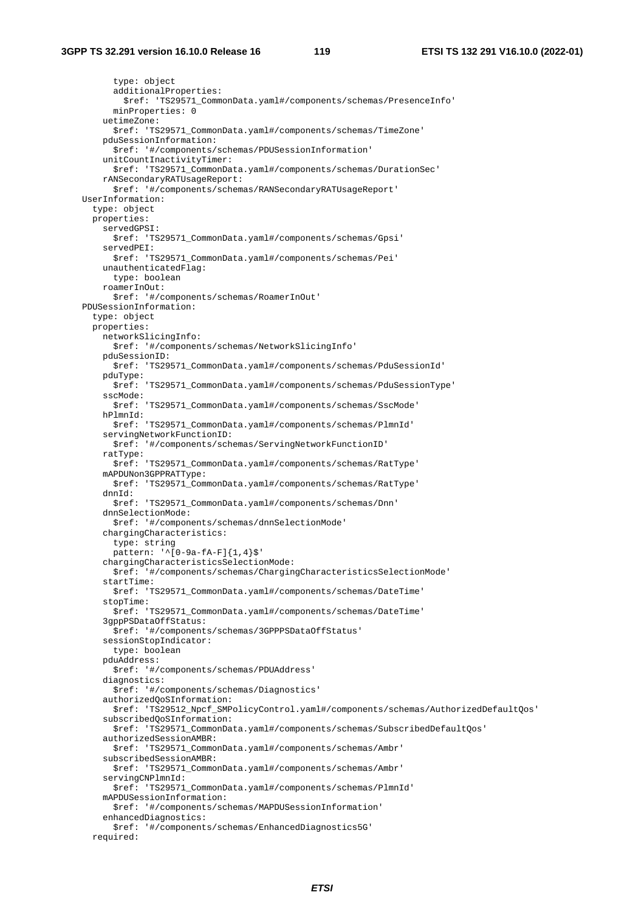```
          type: object
          additionalProperties:
            $ref: 'TS29571_CommonData.yaml#/components/schemas/PresenceInfo'
          minProperties: 0
        uetimeZone:
          $ref: 'TS29571_CommonData.yaml#/components/schemas/TimeZone'
        pduSessionInformation:
          $ref: '#/components/schemas/PDUSessionInformation'
        unitCountInactivityTimer:
          $ref: 'TS29571_CommonData.yaml#/components/schemas/DurationSec'
        rANSecondaryRATUsageReport:
          $ref: '#/components/schemas/RANSecondaryRATUsageReport'
    UserInformation:
      type: object
      properties:
        servedGPSI:
          $ref: 'TS29571_CommonData.yaml#/components/schemas/Gpsi'
        servedPEI:
          $ref: 'TS29571_CommonData.yaml#/components/schemas/Pei'
        unauthenticatedFlag:
          type: boolean
        roamerInOut:
          $ref: '#/components/schemas/RoamerInOut'
    PDUSessionInformation:
      type: object
      properties:
        networkSlicingInfo:
          $ref: '#/components/schemas/NetworkSlicingInfo'
        pduSessionID:
          $ref: 'TS29571_CommonData.yaml#/components/schemas/PduSessionId'
        pduType:
          $ref: 'TS29571_CommonData.yaml#/components/schemas/PduSessionType'
        sscMode:
          $ref: 'TS29571_CommonData.yaml#/components/schemas/SscMode'
        hPlmnId:
          $ref: 'TS29571_CommonData.yaml#/components/schemas/PlmnId'
        servingNetworkFunctionID:
          $ref: '#/components/schemas/ServingNetworkFunctionID'
        ratType:
          $ref: 'TS29571_CommonData.yaml#/components/schemas/RatType'
        mAPDUNon3GPPRATType:
          $ref: 'TS29571_CommonData.yaml#/components/schemas/RatType'
        dnnId:
          $ref: 'TS29571_CommonData.yaml#/components/schemas/Dnn'
        dnnSelectionMode:
          $ref: '#/components/schemas/dnnSelectionMode'
        chargingCharacteristics:
          type: string
          pattern: '^[0-9a-fA-F]{1,4}$'
        chargingCharacteristicsSelectionMode:
          $ref: '#/components/schemas/ChargingCharacteristicsSelectionMode'
        startTime:
          $ref: 'TS29571_CommonData.yaml#/components/schemas/DateTime'
        stopTime:
          $ref: 'TS29571_CommonData.yaml#/components/schemas/DateTime'
        3gppPSDataOffStatus:
          $ref: '#/components/schemas/3GPPPSDataOffStatus'
        sessionStopIndicator:
          type: boolean
        pduAddress:
          $ref: '#/components/schemas/PDUAddress'
        diagnostics:
          $ref: '#/components/schemas/Diagnostics'
        authorizedQoSInformation:
          $ref: 'TS29512_Npcf_SMPolicyControl.yaml#/components/schemas/AuthorizedDefaultQos'
        subscribedQoSInformation:
          $ref: 'TS29571_CommonData.yaml#/components/schemas/SubscribedDefaultQos'
        authorizedSessionAMBR:
          $ref: 'TS29571_CommonData.yaml#/components/schemas/Ambr'
        subscribedSessionAMBR:
          $ref: 'TS29571_CommonData.yaml#/components/schemas/Ambr'
        servingCNPlmnId:
          $ref: 'TS29571_CommonData.yaml#/components/schemas/PlmnId'
        mAPDUSessionInformation:
          $ref: '#/components/schemas/MAPDUSessionInformation'
        enhancedDiagnostics:
          $ref: '#/components/schemas/EnhancedDiagnostics5G'
      required:
```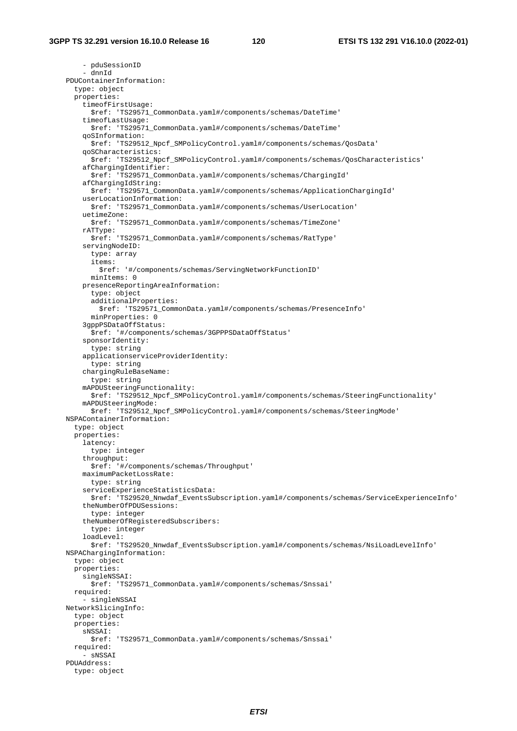```
        - pduSessionID
        - dnnId
    PDUContainerInformation:
      type: object
      properties:
        timeofFirstUsage:
          $ref: 'TS29571_CommonData.yaml#/components/schemas/DateTime'
        timeofLastUsage:
          $ref: 'TS29571_CommonData.yaml#/components/schemas/DateTime'
        qoSInformation:
          $ref: 'TS29512_Npcf_SMPolicyControl.yaml#/components/schemas/QosData'
        qoSCharacteristics:
          $ref: 'TS29512_Npcf_SMPolicyControl.yaml#/components/schemas/QosCharacteristics'
        afChargingIdentifier:
          $ref: 'TS29571_CommonData.yaml#/components/schemas/ChargingId'
        afChargingIdString:
          $ref: 'TS29571_CommonData.yaml#/components/schemas/ApplicationChargingId'
        userLocationInformation:
          $ref: 'TS29571_CommonData.yaml#/components/schemas/UserLocation'
        uetimeZone:
          $ref: 'TS29571_CommonData.yaml#/components/schemas/TimeZone'
        rATType:
          $ref: 'TS29571_CommonData.yaml#/components/schemas/RatType'
        servingNodeID:
          type: array
          items:
            $ref: '#/components/schemas/ServingNetworkFunctionID'
          minItems: 0
        presenceReportingAreaInformation:
          type: object
          additionalProperties:
            $ref: 'TS29571_CommonData.yaml#/components/schemas/PresenceInfo'
          minProperties: 0
        3gppPSDataOffStatus:
          $ref: '#/components/schemas/3GPPPSDataOffStatus'
        sponsorIdentity:
          type: string
        applicationserviceProviderIdentity:
          type: string
        chargingRuleBaseName:
          type: string
        mAPDUSteeringFunctionality:
          $ref: 'TS29512_Npcf_SMPolicyControl.yaml#/components/schemas/SteeringFunctionality'
        mAPDUSteeringMode:
          $ref: 'TS29512_Npcf_SMPolicyControl.yaml#/components/schemas/SteeringMode'
    NSPAContainerInformation:
      type: object
      properties:
        latency:
          type: integer
        throughput:
          $ref: '#/components/schemas/Throughput'
        maximumPacketLossRate:
          type: string
        serviceExperienceStatisticsData:
          $ref: 'TS29520_Nnwdaf_EventsSubscription.yaml#/components/schemas/ServiceExperienceInfo'
        theNumberOfPDUSessions:
          type: integer
        theNumberOfRegisteredSubscribers:
          type: integer
        loadLevel:
          $ref: 'TS29520_Nnwdaf_EventsSubscription.yaml#/components/schemas/NsiLoadLevelInfo'
    NSPAChargingInformation:
      type: object
      properties:
        singleNSSAI:
          $ref: 'TS29571_CommonData.yaml#/components/schemas/Snssai'
      required:
        - singleNSSAI
    NetworkSlicingInfo:
      type: object
      properties:
        sNSSAI:
          $ref: 'TS29571_CommonData.yaml#/components/schemas/Snssai'
      required:
        - sNSSAI
    PDUAddress:
      type: object
```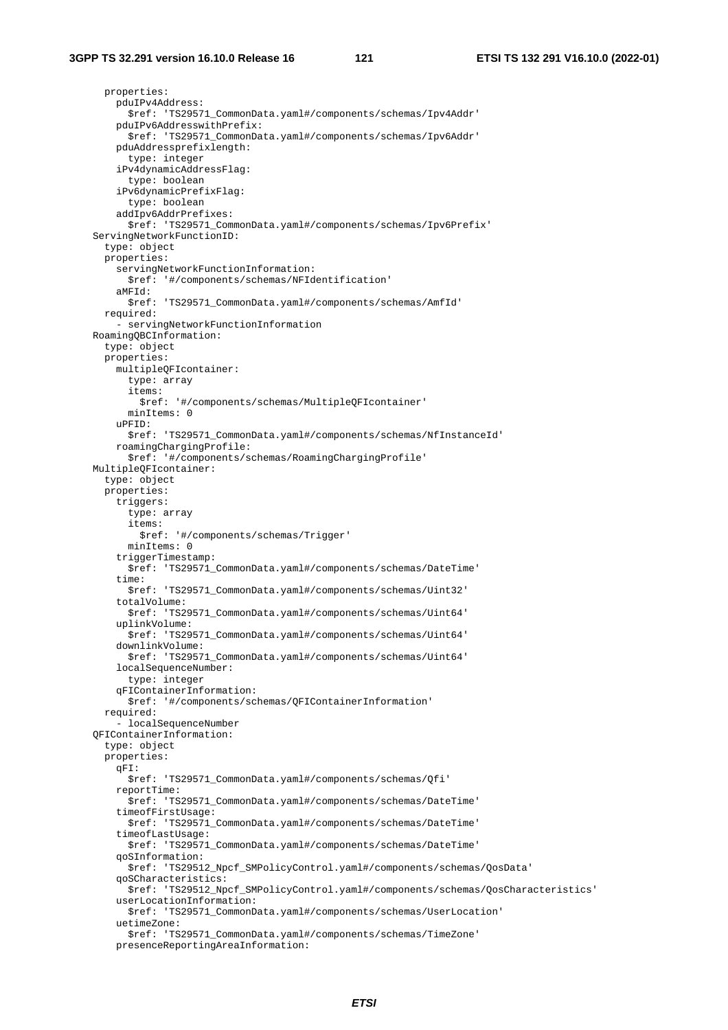```
      properties:
        pduIPv4Address:
          $ref: 'TS29571_CommonData.yaml#/components/schemas/Ipv4Addr'
        pduIPv6AddresswithPrefix:
          $ref: 'TS29571_CommonData.yaml#/components/schemas/Ipv6Addr'
        pduAddressprefixlength:
          type: integer
        iPv4dynamicAddressFlag:
          type: boolean
        iPv6dynamicPrefixFlag:
          type: boolean
        addIpv6AddrPrefixes:
          $ref: 'TS29571_CommonData.yaml#/components/schemas/Ipv6Prefix'
    ServingNetworkFunctionID:
      type: object
      properties:
        servingNetworkFunctionInformation:
          $ref: '#/components/schemas/NFIdentification'
        aMFId:
          $ref: 'TS29571_CommonData.yaml#/components/schemas/AmfId'
      required:
        - servingNetworkFunctionInformation
    RoamingQBCInformation:
      type: object
      properties:
        multipleQFIcontainer:
          type: array
          items:
            $ref: '#/components/schemas/MultipleQFIcontainer'
          minItems: 0
        uPFID:
          $ref: 'TS29571_CommonData.yaml#/components/schemas/NfInstanceId'
        roamingChargingProfile:
          $ref: '#/components/schemas/RoamingChargingProfile'
    MultipleQFIcontainer:
      type: object
      properties:
        triggers:
          type: array
          items:
            $ref: '#/components/schemas/Trigger'
          minItems: 0
        triggerTimestamp:
          $ref: 'TS29571_CommonData.yaml#/components/schemas/DateTime'
        time:
          $ref: 'TS29571_CommonData.yaml#/components/schemas/Uint32'
        totalVolume:
          $ref: 'TS29571_CommonData.yaml#/components/schemas/Uint64'
        uplinkVolume:
          $ref: 'TS29571_CommonData.yaml#/components/schemas/Uint64'
        downlinkVolume:
          $ref: 'TS29571_CommonData.yaml#/components/schemas/Uint64'
        localSequenceNumber:
          type: integer
        qFIContainerInformation:
          $ref: '#/components/schemas/QFIContainerInformation'
      required:
        - localSequenceNumber
    QFIContainerInformation:
      type: object
      properties:
        qFI:
          $ref: 'TS29571_CommonData.yaml#/components/schemas/Qfi'
        reportTime:
          $ref: 'TS29571_CommonData.yaml#/components/schemas/DateTime'
        timeofFirstUsage:
          $ref: 'TS29571_CommonData.yaml#/components/schemas/DateTime'
        timeofLastUsage:
          $ref: 'TS29571_CommonData.yaml#/components/schemas/DateTime'
        qoSInformation:
          $ref: 'TS29512_Npcf_SMPolicyControl.yaml#/components/schemas/QosData'
        qoSCharacteristics:
          $ref: 'TS29512_Npcf_SMPolicyControl.yaml#/components/schemas/QosCharacteristics'
        userLocationInformation:
          $ref: 'TS29571_CommonData.yaml#/components/schemas/UserLocation'
        uetimeZone:
          $ref: 'TS29571_CommonData.yaml#/components/schemas/TimeZone'
        presenceReportingAreaInformation:
```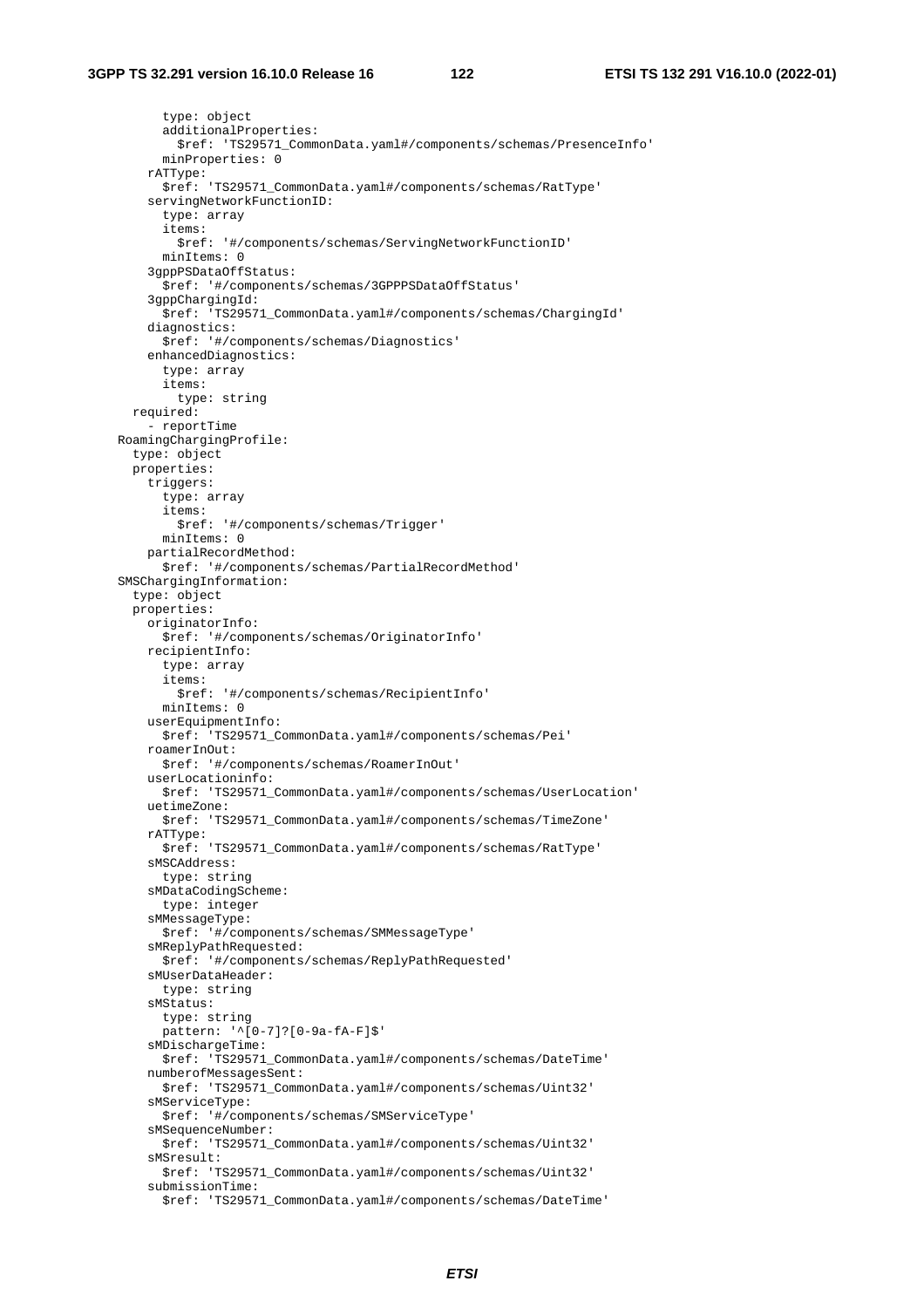```
          type: object
          additionalProperties:
            $ref: 'TS29571_CommonData.yaml#/components/schemas/PresenceInfo'
          minProperties: 0
        rATType:
          $ref: 'TS29571_CommonData.yaml#/components/schemas/RatType'
        servingNetworkFunctionID:
          type: array
          items:
            $ref: '#/components/schemas/ServingNetworkFunctionID'
          minItems: 0
        3gppPSDataOffStatus:
          $ref: '#/components/schemas/3GPPPSDataOffStatus'
        3gppChargingId:
          $ref: 'TS29571_CommonData.yaml#/components/schemas/ChargingId'
        diagnostics:
          $ref: '#/components/schemas/Diagnostics'
        enhancedDiagnostics:
          type: array
          items:
            type: string
      required:
        - reportTime
    RoamingChargingProfile:
      type: object
      properties:
        triggers:
          type: array
          items:
            $ref: '#/components/schemas/Trigger'
          minItems: 0
        partialRecordMethod:
          $ref: '#/components/schemas/PartialRecordMethod'
    SMSChargingInformation:
      type: object
      properties:
        originatorInfo:
          $ref: '#/components/schemas/OriginatorInfo'
        recipientInfo:
          type: array
          items:
            $ref: '#/components/schemas/RecipientInfo'
          minItems: 0
        userEquipmentInfo:
          $ref: 'TS29571_CommonData.yaml#/components/schemas/Pei'
        roamerInOut:
          $ref: '#/components/schemas/RoamerInOut'
        userLocationinfo:
          $ref: 'TS29571_CommonData.yaml#/components/schemas/UserLocation'
        uetimeZone:
          $ref: 'TS29571_CommonData.yaml#/components/schemas/TimeZone'
        rATType:
          $ref: 'TS29571_CommonData.yaml#/components/schemas/RatType'
        sMSCAddress:
          type: string
        sMDataCodingScheme:
          type: integer
        sMMessageType:
          $ref: '#/components/schemas/SMMessageType'
        sMReplyPathRequested:
          $ref: '#/components/schemas/ReplyPathRequested'
        sMUserDataHeader:
          type: string
        sMStatus:
          type: string
          pattern: '^[0-7]?[0-9a-fA-F]$'
        sMDischargeTime:
          $ref: 'TS29571_CommonData.yaml#/components/schemas/DateTime'
        numberofMessagesSent:
          $ref: 'TS29571_CommonData.yaml#/components/schemas/Uint32'
        sMServiceType:
          $ref: '#/components/schemas/SMServiceType'
        sMSequenceNumber:
          $ref: 'TS29571_CommonData.yaml#/components/schemas/Uint32'
        sMSresult:
          $ref: 'TS29571_CommonData.yaml#/components/schemas/Uint32'
        submissionTime:
          $ref: 'TS29571_CommonData.yaml#/components/schemas/DateTime'
```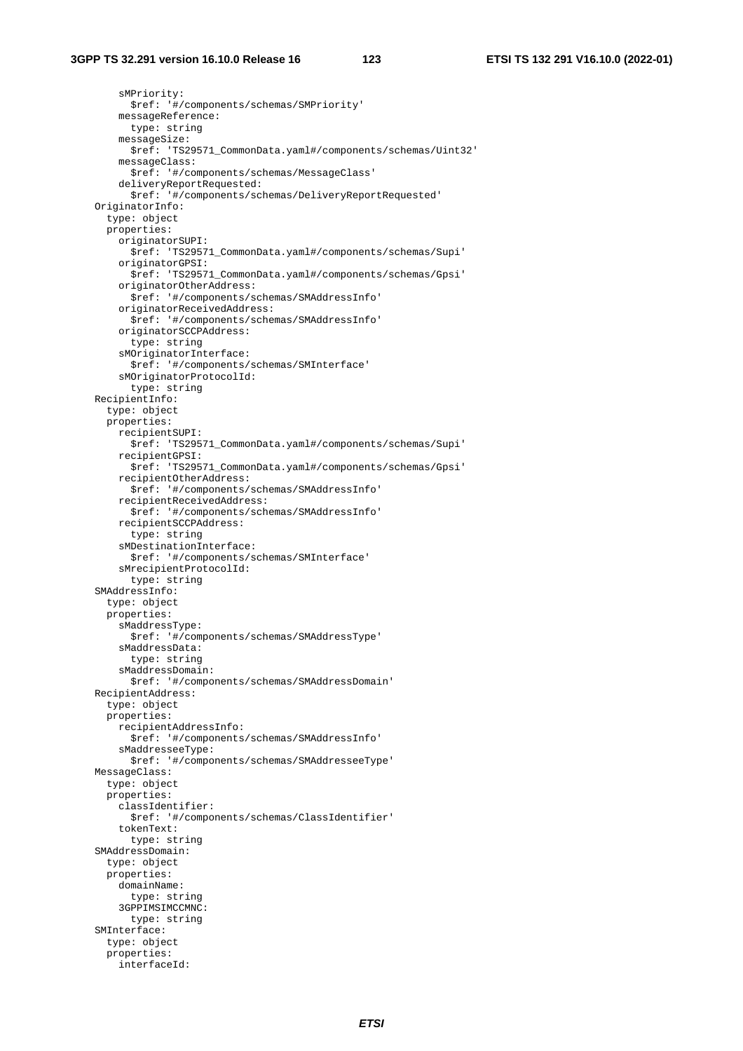```
        sMPriority:
          $ref: '#/components/schemas/SMPriority'
        messageReference:
          type: string
        messageSize:
          $ref: 'TS29571_CommonData.yaml#/components/schemas/Uint32'
        messageClass:
          $ref: '#/components/schemas/MessageClass'
        deliveryReportRequested:
          $ref: '#/components/schemas/DeliveryReportRequested'
    OriginatorInfo:
      type: object
      properties:
        originatorSUPI:
          $ref: 'TS29571_CommonData.yaml#/components/schemas/Supi'
        originatorGPSI:
          $ref: 'TS29571_CommonData.yaml#/components/schemas/Gpsi'
        originatorOtherAddress:
          $ref: '#/components/schemas/SMAddressInfo'
        originatorReceivedAddress:
          $ref: '#/components/schemas/SMAddressInfo'
        originatorSCCPAddress:
          type: string
        sMOriginatorInterface:
          $ref: '#/components/schemas/SMInterface'
        sMOriginatorProtocolId:
          type: string
    RecipientInfo:
      type: object
      properties:
        recipientSUPI:
          $ref: 'TS29571_CommonData.yaml#/components/schemas/Supi'
        recipientGPSI:
          $ref: 'TS29571_CommonData.yaml#/components/schemas/Gpsi'
        recipientOtherAddress:
          $ref: '#/components/schemas/SMAddressInfo'
        recipientReceivedAddress:
          $ref: '#/components/schemas/SMAddressInfo'
        recipientSCCPAddress:
          type: string
        sMDestinationInterface:
          $ref: '#/components/schemas/SMInterface'
        sMrecipientProtocolId:
          type: string
    SMAddressInfo:
      type: object
      properties:
        sMaddressType:
          $ref: '#/components/schemas/SMAddressType'
        sMaddressData:
          type: string
        sMaddressDomain:
          $ref: '#/components/schemas/SMAddressDomain'
    RecipientAddress:
      type: object
      properties:
        recipientAddressInfo:
          $ref: '#/components/schemas/SMAddressInfo'
        sMaddresseeType:
          $ref: '#/components/schemas/SMAddresseeType'
    MessageClass:
      type: object
      properties:
        classIdentifier:
          $ref: '#/components/schemas/ClassIdentifier'
        tokenText:
          type: string
    SMAddressDomain:
      type: object
      properties:
        domainName:
          type: string
        3GPPIMSIMCCMNC:
          type: string
    SMInterface:
      type: object
      properties:
        interfaceId:
```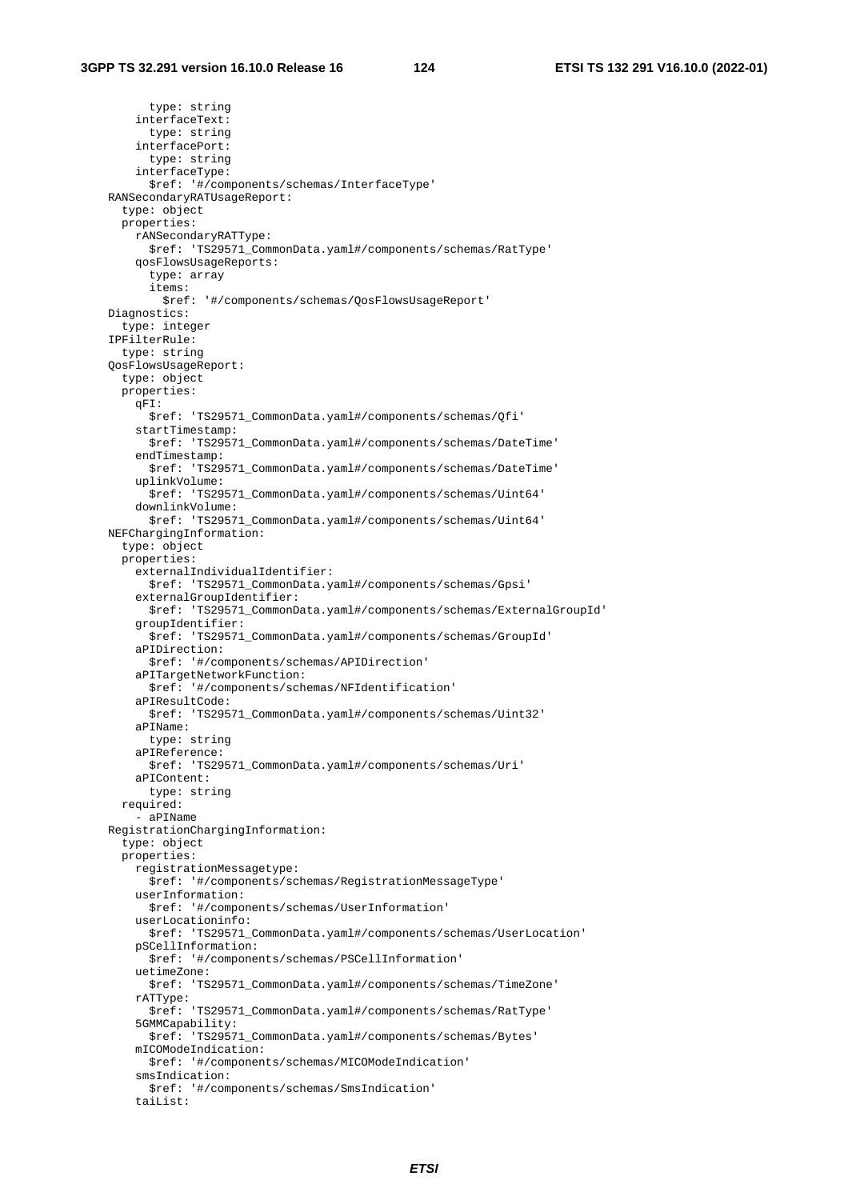```
          type: string
        interfaceText:
          type: string
        interfacePort:
          type: string
        interfaceType:
          $ref: '#/components/schemas/InterfaceType'
    RANSecondaryRATUsageReport:
      type: object
      properties:
        rANSecondaryRATType:
          $ref: 'TS29571_CommonData.yaml#/components/schemas/RatType'
        qosFlowsUsageReports:
          type: array
          items:
            $ref: '#/components/schemas/QosFlowsUsageReport'
    Diagnostics:
      type: integer
    IPFilterRule:
      type: string
    QosFlowsUsageReport:
      type: object
      properties:
        qFI:
          $ref: 'TS29571_CommonData.yaml#/components/schemas/Qfi'
        startTimestamp:
          $ref: 'TS29571_CommonData.yaml#/components/schemas/DateTime'
        endTimestamp:
          $ref: 'TS29571_CommonData.yaml#/components/schemas/DateTime'
        uplinkVolume:
          $ref: 'TS29571_CommonData.yaml#/components/schemas/Uint64'
        downlinkVolume:
          $ref: 'TS29571_CommonData.yaml#/components/schemas/Uint64'
    NEFChargingInformation:
      type: object
      properties:
        externalIndividualIdentifier:
          $ref: 'TS29571_CommonData.yaml#/components/schemas/Gpsi'
        externalGroupIdentifier:
          $ref: 'TS29571_CommonData.yaml#/components/schemas/ExternalGroupId'
        groupIdentifier:
          $ref: 'TS29571_CommonData.yaml#/components/schemas/GroupId'
        aPIDirection:
          $ref: '#/components/schemas/APIDirection'
        aPITargetNetworkFunction:
          $ref: '#/components/schemas/NFIdentification'
        aPIResultCode:
          $ref: 'TS29571_CommonData.yaml#/components/schemas/Uint32'
        aPIName:
          type: string
        aPIReference:
          $ref: 'TS29571_CommonData.yaml#/components/schemas/Uri'
        aPIContent:
          type: string
      required:
        - aPIName
    RegistrationChargingInformation:
      type: object
      properties:
        registrationMessagetype:
          $ref: '#/components/schemas/RegistrationMessageType'
        userInformation:
          $ref: '#/components/schemas/UserInformation'
        userLocationinfo:
          $ref: 'TS29571_CommonData.yaml#/components/schemas/UserLocation'
        pSCellInformation:
          $ref: '#/components/schemas/PSCellInformation'
        uetimeZone:
          $ref: 'TS29571_CommonData.yaml#/components/schemas/TimeZone'
        rATType:
          $ref: 'TS29571_CommonData.yaml#/components/schemas/RatType'
        5GMMCapability:
          $ref: 'TS29571_CommonData.yaml#/components/schemas/Bytes'
        mICOModeIndication:
          $ref: '#/components/schemas/MICOModeIndication'
        smsIndication:
          $ref: '#/components/schemas/SmsIndication'
        taiList:
```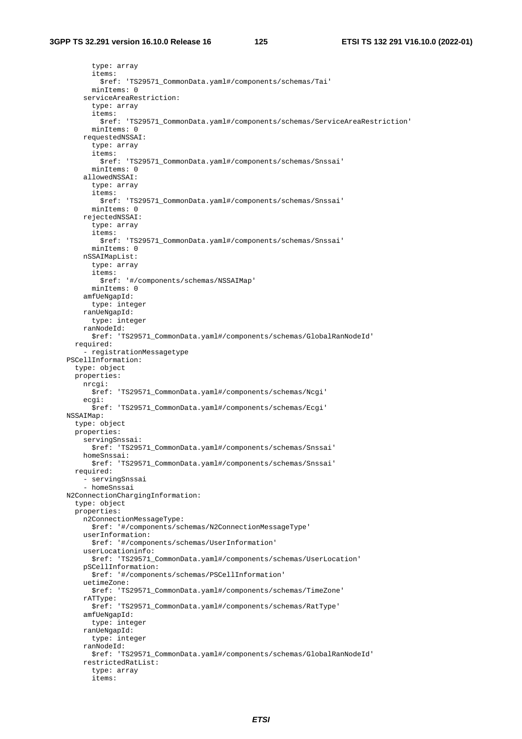```
          type: array
          items:
            $ref: 'TS29571_CommonData.yaml#/components/schemas/Tai'
          minItems: 0
        serviceAreaRestriction:
          type: array
          items:
            $ref: 'TS29571_CommonData.yaml#/components/schemas/ServiceAreaRestriction'
          minItems: 0
        requestedNSSAI:
          type: array
          items:
            $ref: 'TS29571_CommonData.yaml#/components/schemas/Snssai'
          minItems: 0
        allowedNSSAI:
          type: array
          items:
            $ref: 'TS29571_CommonData.yaml#/components/schemas/Snssai'
          minItems: 0
        rejectedNSSAI:
          type: array
          items:
            $ref: 'TS29571_CommonData.yaml#/components/schemas/Snssai'
          minItems: 0
        nSSAIMapList:
          type: array
          items:
            $ref: '#/components/schemas/NSSAIMap'
          minItems: 0
        amfUeNgapId:
          type: integer
        ranUeNgapId:
          type: integer
        ranNodeId:
          $ref: 'TS29571_CommonData.yaml#/components/schemas/GlobalRanNodeId'
      required:
        - registrationMessagetype
    PSCellInformation:
      type: object
      properties:
        nrcgi:
          $ref: 'TS29571_CommonData.yaml#/components/schemas/Ncgi'
        ecgi:
          $ref: 'TS29571_CommonData.yaml#/components/schemas/Ecgi'
    NSSAIMap:
      type: object
      properties:
        servingSnssai:
          $ref: 'TS29571_CommonData.yaml#/components/schemas/Snssai'
        homeSnssai:
          $ref: 'TS29571_CommonData.yaml#/components/schemas/Snssai'
      required:
        - servingSnssai
        - homeSnssai
    N2ConnectionChargingInformation:
      type: object
      properties:
        n2ConnectionMessageType:
          $ref: '#/components/schemas/N2ConnectionMessageType'
        userInformation:
          $ref: '#/components/schemas/UserInformation'
        userLocationinfo:
          $ref: 'TS29571_CommonData.yaml#/components/schemas/UserLocation'
        pSCellInformation:
          $ref: '#/components/schemas/PSCellInformation'
        uetimeZone:
          $ref: 'TS29571_CommonData.yaml#/components/schemas/TimeZone'
        rATType:
          $ref: 'TS29571_CommonData.yaml#/components/schemas/RatType'
        amfUeNgapId:
          type: integer
        ranUeNgapId:
          type: integer
        ranNodeId:
          $ref: 'TS29571_CommonData.yaml#/components/schemas/GlobalRanNodeId'
        restrictedRatList:
          type: array
          items:
```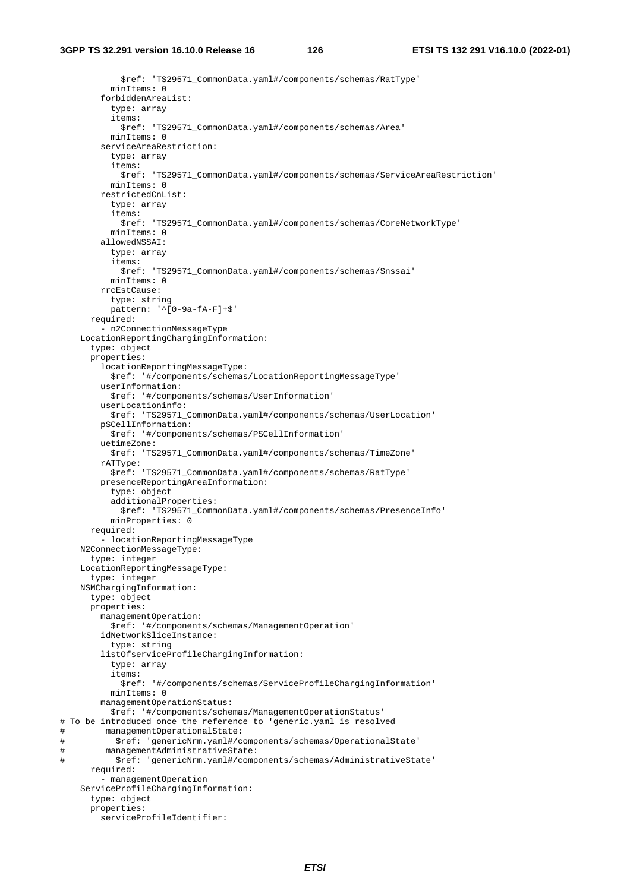```
            $ref: 'TS29571_CommonData.yaml#/components/schemas/RatType'
          minItems: 0
        forbiddenAreaList:
          type: array
          items:
            $ref: 'TS29571_CommonData.yaml#/components/schemas/Area'
          minItems: 0
        serviceAreaRestriction:
          type: array
          items:
            $ref: 'TS29571_CommonData.yaml#/components/schemas/ServiceAreaRestriction'
          minItems: 0
        restrictedCnList:
          type: array
          items:
            $ref: 'TS29571_CommonData.yaml#/components/schemas/CoreNetworkType'
          minItems: 0
        allowedNSSAI:
          type: array
          items:
            $ref: 'TS29571_CommonData.yaml#/components/schemas/Snssai'
          minItems: 0
        rrcEstCause:
          type: string
          pattern: '^[0-9a-fA-F]+$'
      required:
        - n2ConnectionMessageType
    LocationReportingChargingInformation:
      type: object
      properties:
        locationReportingMessageType:
          $ref: '#/components/schemas/LocationReportingMessageType'
        userInformation:
          $ref: '#/components/schemas/UserInformation'
        userLocationinfo:
          $ref: 'TS29571_CommonData.yaml#/components/schemas/UserLocation'
        pSCellInformation:
          $ref: '#/components/schemas/PSCellInformation'
        uetimeZone:
          $ref: 'TS29571_CommonData.yaml#/components/schemas/TimeZone'
        rATType:
          $ref: 'TS29571_CommonData.yaml#/components/schemas/RatType'
        presenceReportingAreaInformation:
          type: object
          additionalProperties:
            $ref: 'TS29571_CommonData.yaml#/components/schemas/PresenceInfo'
          minProperties: 0
      required:
        - locationReportingMessageType
    N2ConnectionMessageType:
      type: integer
    LocationReportingMessageType:
      type: integer
    NSMChargingInformation:
      type: object
      properties:
        managementOperation:
          $ref: '#/components/schemas/ManagementOperation'
        idNetworkSliceInstance:
          type: string
        listOfserviceProfileChargingInformation:
          type: array
          items:
            $ref: '#/components/schemas/ServiceProfileChargingInformation'
          minItems: 0
        managementOperationStatus:
          $ref: '#/components/schemas/ManagementOperationStatus'
# To be introduced once the reference to 'generic.yaml is resolved
#         managementOperationalState:
#           $ref: 'genericNrm.yaml#/components/schemas/OperationalState'
#         managementAdministrativeState:
#           $ref: 'genericNrm.yaml#/components/schemas/AdministrativeState'
      required:
        - managementOperation
    ServiceProfileChargingInformation:
      type: object
      properties:
        serviceProfileIdentifier:
```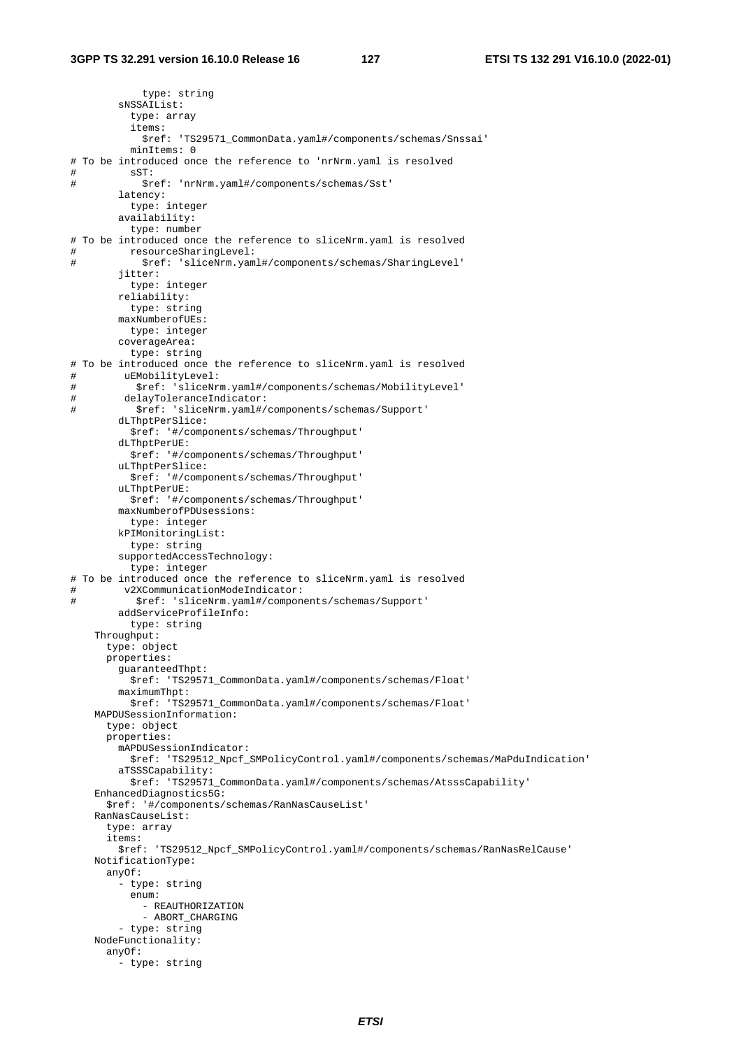```
            type: string
        sNSSAIList:
          type: array
          items:
            $ref: 'TS29571_CommonData.yaml#/components/schemas/Snssai'
          minItems: 0
# To be introduced once the reference to 'nrNrm.yaml is resolved
#         sST:
#           $ref: 'nrNrm.yaml#/components/schemas/Sst'
        latency:
          type: integer
        availability:
          type: number
# To be introduced once the reference to sliceNrm.yaml is resolved
#         resourceSharingLevel:
#           $ref: 'sliceNrm.yaml#/components/schemas/SharingLevel'
        jitter:
          type: integer
        reliability:
          type: string
        maxNumberofUEs:
          type: integer
        coverageArea:
          type: string
# To be introduced once the reference to sliceNrm.yaml is resolved
#        uEMobilityLevel:
#          $ref: 'sliceNrm.yaml#/components/schemas/MobilityLevel'
#        delayToleranceIndicator:
#          $ref: 'sliceNrm.yaml#/components/schemas/Support'
        dLThptPerSlice:
          $ref: '#/components/schemas/Throughput'
        dLThptPerUE:
          $ref: '#/components/schemas/Throughput'
        uLThptPerSlice:
          $ref: '#/components/schemas/Throughput'
        uLThptPerUE:
          $ref: '#/components/schemas/Throughput'
        maxNumberofPDUsessions:
          type: integer
        kPIMonitoringList:
          type: string
        supportedAccessTechnology:
          type: integer
# To be introduced once the reference to sliceNrm.yaml is resolved
#        v2XCommunicationModeIndicator:
#          $ref: 'sliceNrm.yaml#/components/schemas/Support'
        addServiceProfileInfo:
          type: string
    Throughput:
      type: object
      properties:
        guaranteedThpt:
          $ref: 'TS29571_CommonData.yaml#/components/schemas/Float'
        maximumThpt:
          $ref: 'TS29571_CommonData.yaml#/components/schemas/Float'
    MAPDUSessionInformation:
      type: object
      properties:
        mAPDUSessionIndicator:
          $ref: 'TS29512_Npcf_SMPolicyControl.yaml#/components/schemas/MaPduIndication'
        aTSSSCapability:
          $ref: 'TS29571_CommonData.yaml#/components/schemas/AtsssCapability'
    EnhancedDiagnostics5G:
      $ref: '#/components/schemas/RanNasCauseList'
    RanNasCauseList:
      type: array
      items:
        $ref: 'TS29512_Npcf_SMPolicyControl.yaml#/components/schemas/RanNasRelCause'
    NotificationType:
      anyOf:
        - type: string
          enum:
            - REAUTHORIZATION
            - ABORT_CHARGING
        - type: string
    NodeFunctionality:
      anyOf:
        - type: string
```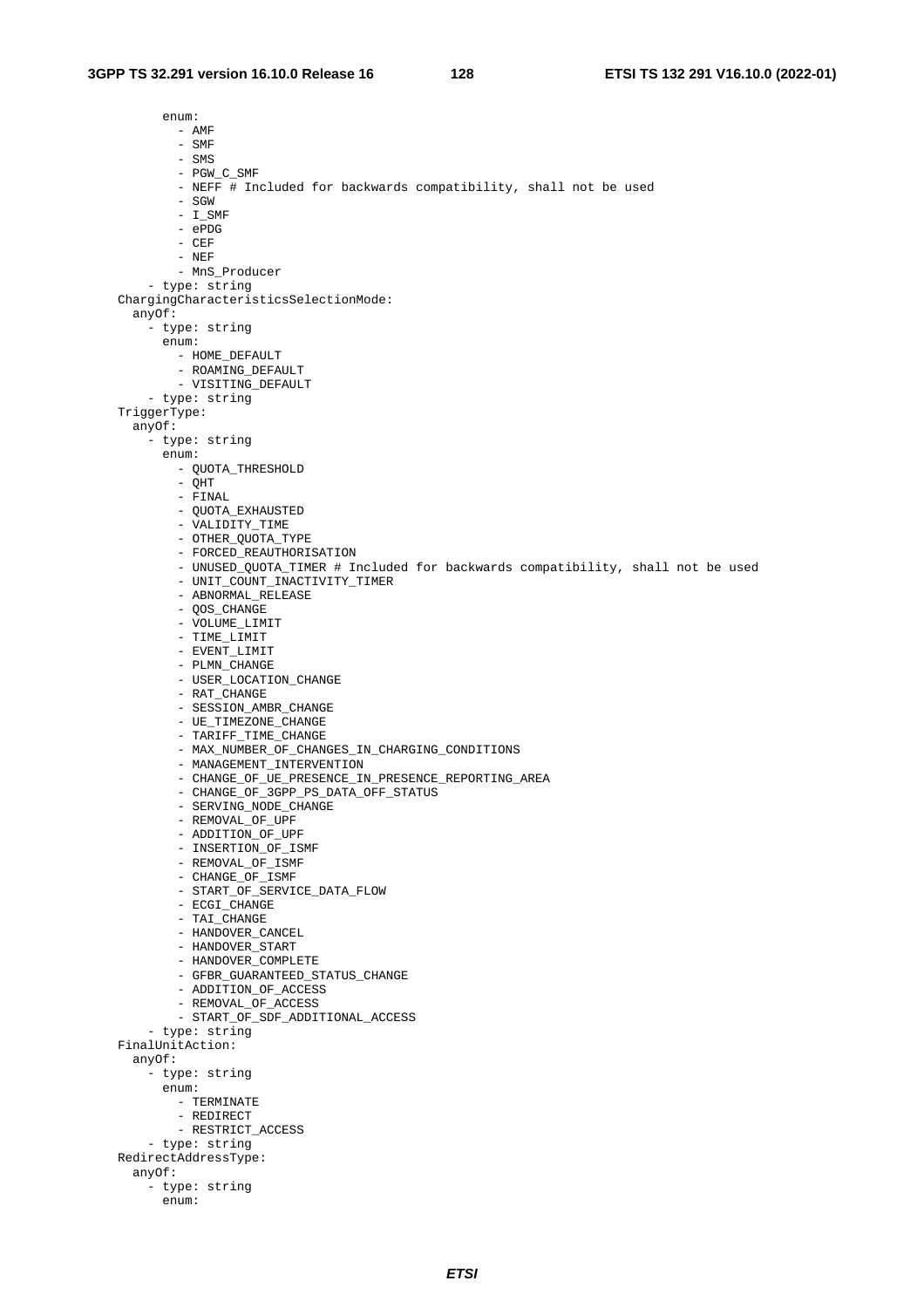```
        enum:
          - AMF
          - SMF
          - SMS
          - PGW_C_SMF
          - NEFF # Included for backwards compatibility, shall not be used
          - SGW
          - I_SMF
          - ePDG
          - CEF
          - NEF
          - MnS_Producer
      - type: string
    ChargingCharacteristicsSelectionMode:
      anyOf:
      - type: string
        enum:
          - HOME_DEFAULT
          - ROAMING_DEFAULT
          - VISITING_DEFAULT
      - type: string
    TriggerType:
      anyOf:
      - type: string
        enum:
          - QUOTA_THRESHOLD
          - QHT
          - FINAL
          - QUOTA_EXHAUSTED
          - VALIDITY_TIME
          - OTHER_QUOTA_TYPE
          - FORCED_REAUTHORISATION
          - UNUSED_QUOTA_TIMER # Included for backwards compatibility, shall not be used
          - UNIT_COUNT_INACTIVITY_TIMER
          - ABNORMAL_RELEASE
          - QOS_CHANGE
          - VOLUME_LIMIT
          - TIME_LIMIT
          - EVENT_LIMIT
          - PLMN_CHANGE
          - USER_LOCATION_CHANGE
          - RAT_CHANGE
          - SESSION_AMBR_CHANGE
          - UE_TIMEZONE_CHANGE
          - TARIFF_TIME_CHANGE
          - MAX_NUMBER_OF_CHANGES_IN_CHARGING_CONDITIONS
          - MANAGEMENT_INTERVENTION
          - CHANGE_OF_UE_PRESENCE_IN_PRESENCE_REPORTING_AREA
          - CHANGE_OF_3GPP_PS_DATA_OFF_STATUS
          - SERVING_NODE_CHANGE
          - REMOVAL_OF_UPF
          - ADDITION_OF_UPF
          - INSERTION_OF_ISMF
          - REMOVAL_OF_ISMF
          - CHANGE_OF_ISMF
          - START_OF_SERVICE_DATA_FLOW
          - ECGI_CHANGE
          - TAI_CHANGE
          - HANDOVER_CANCEL
          - HANDOVER_START
          - HANDOVER_COMPLETE
          - GFBR_GUARANTEED_STATUS_CHANGE
          - ADDITION_OF_ACCESS
          - REMOVAL_OF_ACCESS
          - START_OF_SDF_ADDITIONAL_ACCESS
      - type: string
    FinalUnitAction:
      anyOf:
      - type: string
        enum:
          - TERMINATE
          - REDIRECT
          - RESTRICT_ACCESS
      - type: string
    RedirectAddressType:
      anyOf:
      - type: string
        enum:
```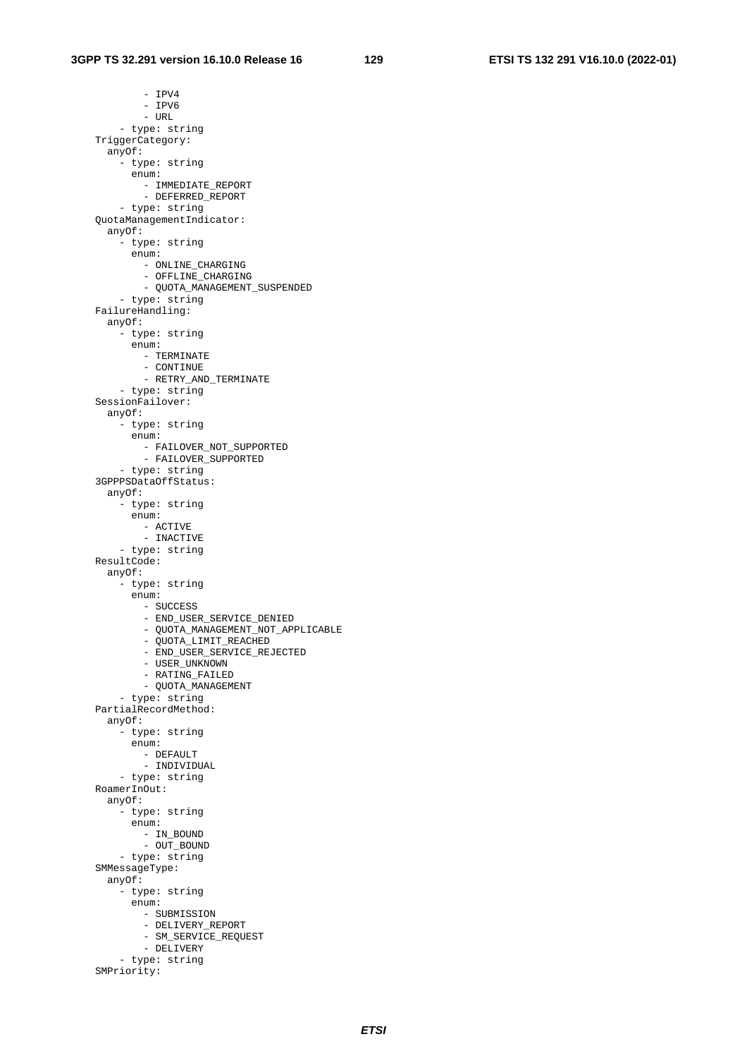```
          - IPV4
          - IPV6
          - URL
      - type: string
    TriggerCategory:
      anyOf:
      - type: string
        enum:
          - IMMEDIATE_REPORT
          - DEFERRED_REPORT
      - type: string
    QuotaManagementIndicator:
      anyOf:
      - type: string
        enum:
          - ONLINE_CHARGING
          - OFFLINE_CHARGING
          - QUOTA_MANAGEMENT_SUSPENDED
      - type: string
    FailureHandling:
      anyOf:
      - type: string
        enum:
          - TERMINATE
          - CONTINUE
          - RETRY_AND_TERMINATE
      - type: string
    SessionFailover:
      anyOf:
      - type: string
        enum:
          - FAILOVER_NOT_SUPPORTED
          - FAILOVER_SUPPORTED
      - type: string
    3GPPPSDataOffStatus:
      anyOf:
      - type: string
        enum:
          - ACTIVE
          - INACTIVE
      - type: string
    ResultCode:
      anyOf:
      - type: string
        enum:
          - SUCCESS
          - END_USER_SERVICE_DENIED
          - QUOTA_MANAGEMENT_NOT_APPLICABLE
          - QUOTA_LIMIT_REACHED
          - END_USER_SERVICE_REJECTED
          - USER_UNKNOWN
          - RATING_FAILED
          - QUOTA_MANAGEMENT
      - type: string
    PartialRecordMethod:
      anyOf:
      - type: string
        enum:
          - DEFAULT
          - INDIVIDUAL
      - type: string
    RoamerInOut:
      anyOf:
      - type: string
        enum:
          - IN_BOUND
          - OUT_BOUND
      - type: string
    SMMessageType:
      anyOf:
      - type: string
        enum:
          - SUBMISSION
          - DELIVERY_REPORT
          - SM_SERVICE_REQUEST
          - DELIVERY
      - type: string
    SMPriority:
```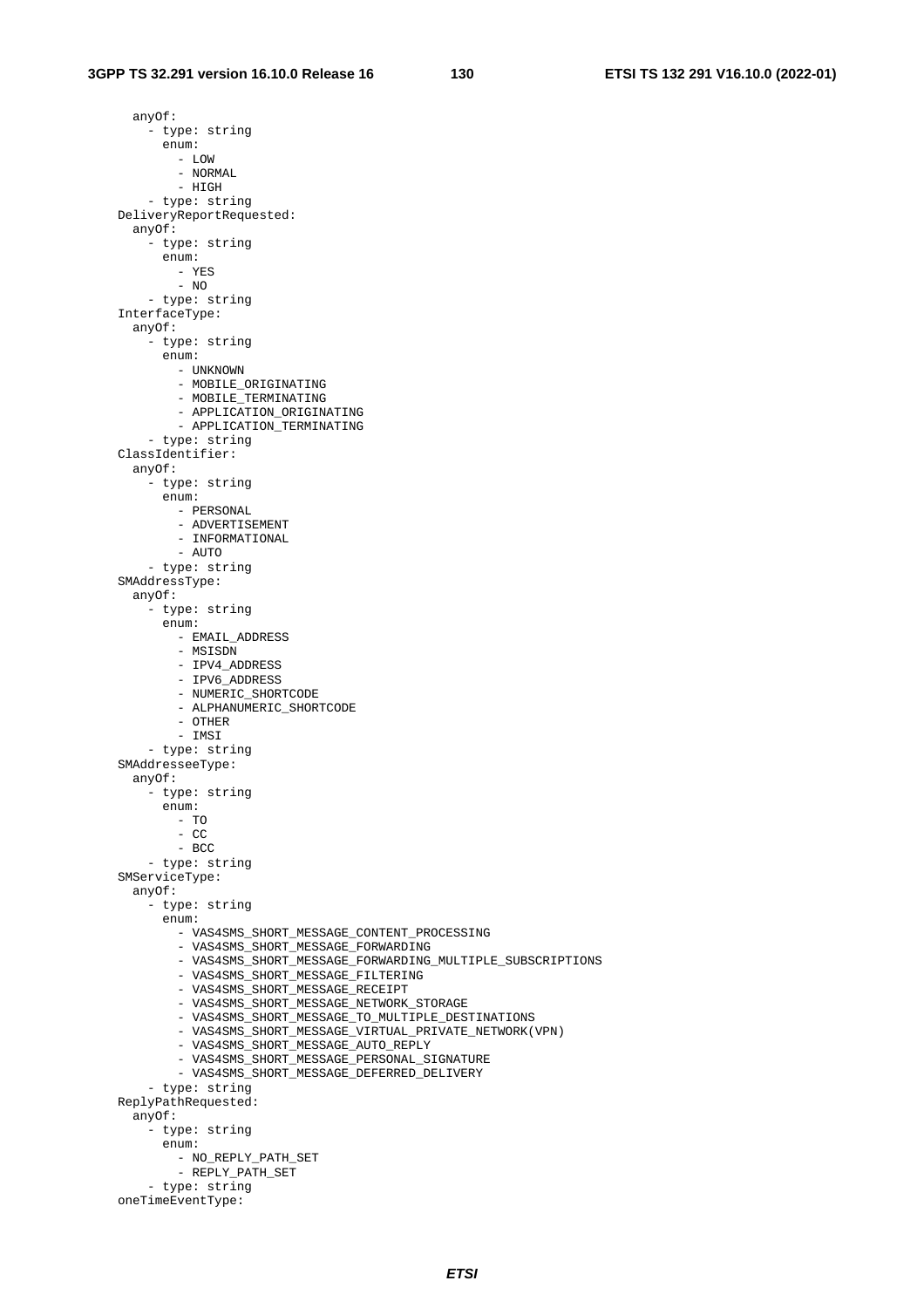```
      anyOf:
        - type: string
          enum:
            - LOW
            - NORMAL
            - HIGH
        - type: string
    DeliveryReportRequested:
      anyOf:
        - type: string
          enum:
            - YES
            - NO
        - type: string
    InterfaceType:
      anyOf:
        - type: string
          enum:
            - UNKNOWN
            - MOBILE_ORIGINATING
            - MOBILE_TERMINATING
            - APPLICATION_ORIGINATING
            - APPLICATION_TERMINATING
        - type: string
    ClassIdentifier:
      anyOf:
        - type: string
          enum:
            - PERSONAL
            - ADVERTISEMENT
            - INFORMATIONAL
            - AUTO
        - type: string
    SMAddressType:
      anyOf:
        - type: string
          enum:
            - EMAIL_ADDRESS
            - MSISDN
            - IPV4_ADDRESS
            - IPV6_ADDRESS
            - NUMERIC_SHORTCODE
            - ALPHANUMERIC_SHORTCODE
            - OTHER
            - IMSI
        - type: string
    SMAddresseeType:
      anyOf:
        - type: string
          enum:
            - TO
            - CC
            - BCC
        - type: string
    SMServiceType:
      anyOf:
        - type: string
          enum:
            - VAS4SMS_SHORT_MESSAGE_CONTENT_PROCESSING
            - VAS4SMS_SHORT_MESSAGE_FORWARDING
            - VAS4SMS_SHORT_MESSAGE_FORWARDING_MULTIPLE_SUBSCRIPTIONS
            - VAS4SMS_SHORT_MESSAGE_FILTERING
            - VAS4SMS_SHORT_MESSAGE_RECEIPT
            - VAS4SMS_SHORT_MESSAGE_NETWORK_STORAGE
            - VAS4SMS_SHORT_MESSAGE_TO_MULTIPLE_DESTINATIONS
            - VAS4SMS_SHORT_MESSAGE_VIRTUAL_PRIVATE_NETWORK(VPN)
            - VAS4SMS_SHORT_MESSAGE_AUTO_REPLY
            - VAS4SMS_SHORT_MESSAGE_PERSONAL_SIGNATURE
            - VAS4SMS_SHORT_MESSAGE_DEFERRED_DELIVERY
        - type: string
    ReplyPathRequested:
      anyOf:
        - type: string
          enum:
            - NO_REPLY_PATH_SET
            - REPLY_PATH_SET
        - type: string
    oneTimeEventType:
```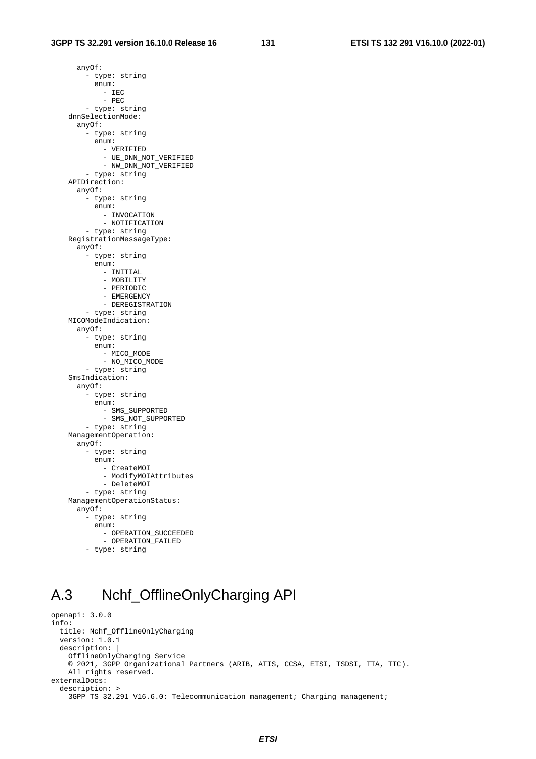```
      anyOf:
        - type: string
          enum:
            - IEC
            - PEC
        - type: string
    dnnSelectionMode:
      anyOf:
        - type: string
          enum:
            - VERIFIED
            - UE_DNN_NOT_VERIFIED
            - NW_DNN_NOT_VERIFIED
        - type: string
    APIDirection:
      anyOf:
        - type: string
          enum:
            - INVOCATION
            - NOTIFICATION
        - type: string
    RegistrationMessageType:
      anyOf:
        - type: string
          enum:
            - INITIAL
            - MOBILITY
            - PERIODIC
            - EMERGENCY
            - DEREGISTRATION
        - type: string
    MICOModeIndication:
      anyOf:
        - type: string
          enum:
            - MICO_MODE
            - NO_MICO_MODE
        - type: string
    SmsIndication:
      anyOf:
        - type: string
          enum:
            - SMS_SUPPORTED
            - SMS_NOT_SUPPORTED
        - type: string
    ManagementOperation:
      anyOf:
        - type: string
          enum:
            - CreateMOI
            - ModifyMOIAttributes
            - DeleteMOI
        - type: string
    ManagementOperationStatus:
      anyOf:
        - type: string
          enum:
            - OPERATION_SUCCEEDED
            - OPERATION_FAILED
        - type: string
```

# A.3 Nchf_OfflineOnlyCharging API

```
openapi: 3.0.0
info:
  title: Nchf_OfflineOnlyCharging
  version: 1.0.1
  description: |
    OfflineOnlyCharging Service
    © 2021, 3GPP Organizational Partners (ARIB, ATIS, CCSA, ETSI, TSDSI, TTA, TTC).
    All rights reserved.
externalDocs:
  description: >
    3GPP TS 32.291 V16.6.0: Telecommunication management; Charging management;
```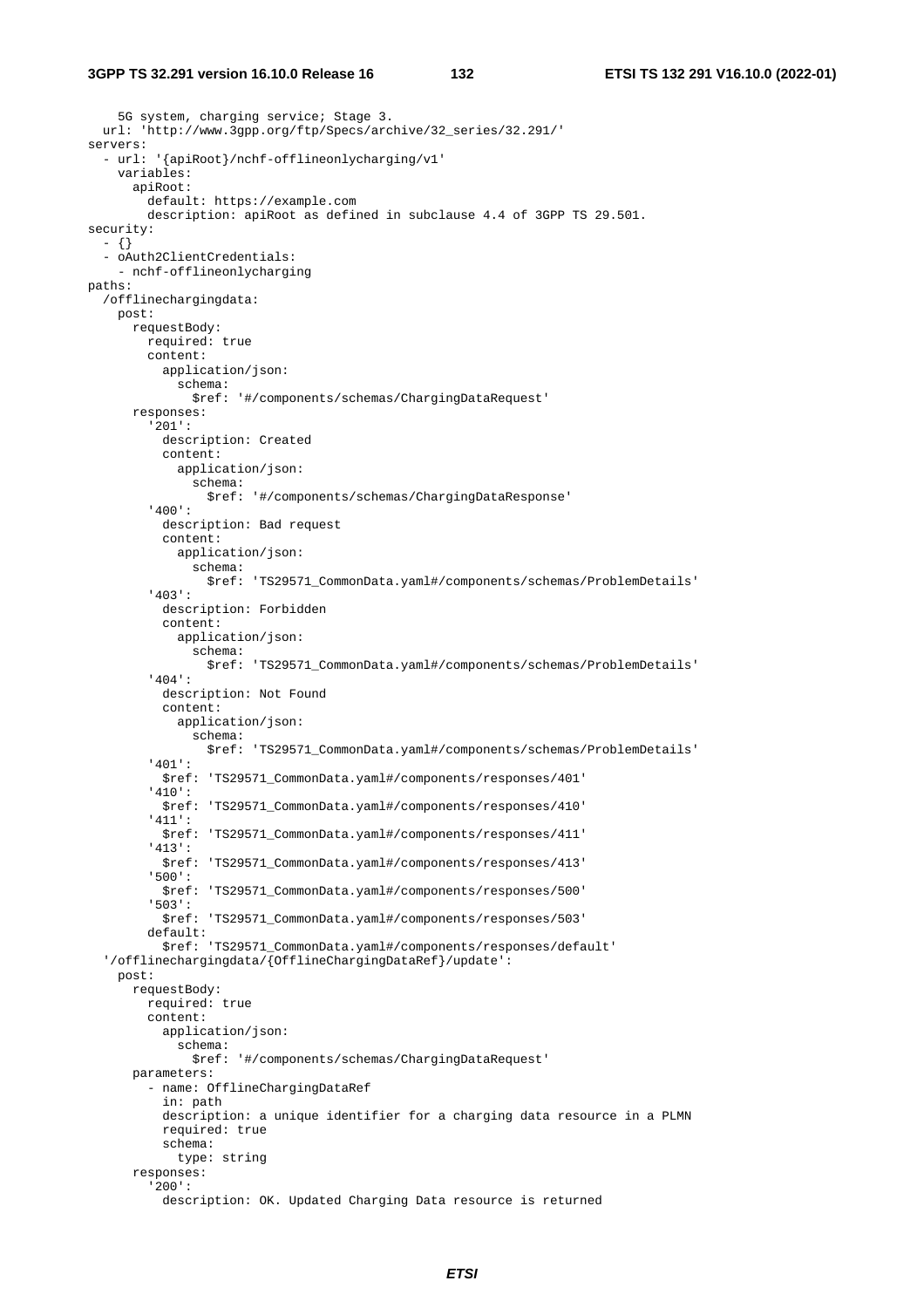```
    5G system, charging service; Stage 3.
  url: 'http://www.3gpp.org/ftp/Specs/archive/32_series/32.291/'
servers:
  - url: '{apiRoot}/nchf-offlineonlycharging/v1'
    variables:
      apiRoot:
        default: https://example.com
        description: apiRoot as defined in subclause 4.4 of 3GPP TS 29.501.
security:
  - {}
  - oAuth2ClientCredentials:
    - nchf-offlineonlycharging
paths:
  /offlinechargingdata:
    post:
      requestBody:
        required: true
        content:
          application/json:
            schema:
              $ref: '#/components/schemas/ChargingDataRequest'
      responses:
        '201':
          description: Created
          content:
            application/json:
              schema:
                $ref: '#/components/schemas/ChargingDataResponse'
        '400':
          description: Bad request
          content:
            application/json:
              schema:
                $ref: 'TS29571_CommonData.yaml#/components/schemas/ProblemDetails'
        '403':
          description: Forbidden
          content:
            application/json:
              schema:
                $ref: 'TS29571_CommonData.yaml#/components/schemas/ProblemDetails'
        '404':
          description: Not Found
          content:
            application/json:
              schema:
                $ref: 'TS29571_CommonData.yaml#/components/schemas/ProblemDetails'
        '401':
          $ref: 'TS29571_CommonData.yaml#/components/responses/401'
        '410':
          $ref: 'TS29571_CommonData.yaml#/components/responses/410'
        '411':
          $ref: 'TS29571_CommonData.yaml#/components/responses/411'
        '413':
          $ref: 'TS29571_CommonData.yaml#/components/responses/413'
        '500':
          $ref: 'TS29571_CommonData.yaml#/components/responses/500'
        '503':
          $ref: 'TS29571_CommonData.yaml#/components/responses/503'
        default:
          $ref: 'TS29571_CommonData.yaml#/components/responses/default'
  '/offlinechargingdata/{OfflineChargingDataRef}/update':
    post:
      requestBody:
        required: true
        content:
          application/json:
            schema:
              $ref: '#/components/schemas/ChargingDataRequest'
      parameters:
        - name: OfflineChargingDataRef
          in: path
          description: a unique identifier for a charging data resource in a PLMN
          required: true
          schema:
            type: string
      responses:
        '200':
          description: OK. Updated Charging Data resource is returned
```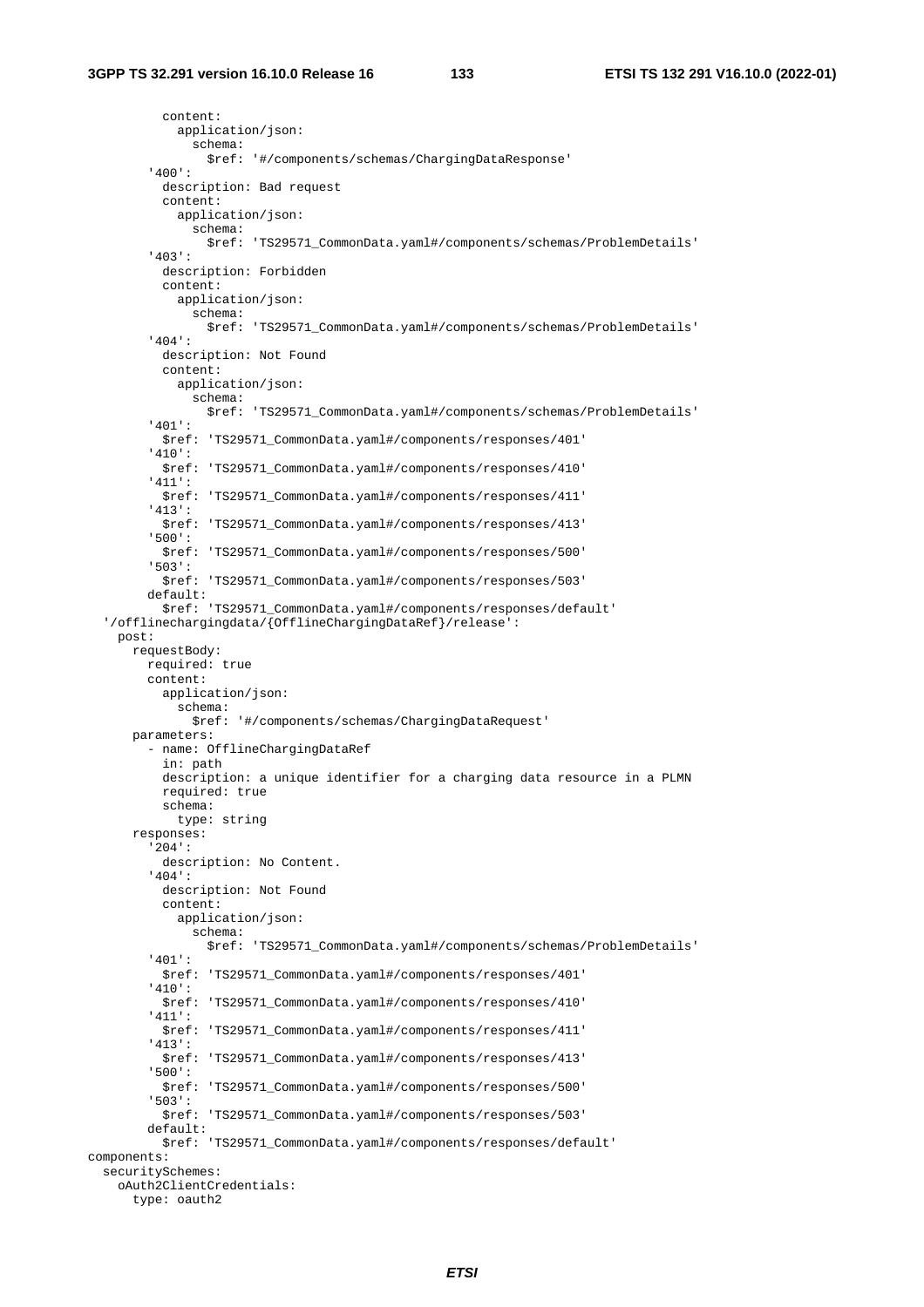```
          content:
            application/json:
              schema:
                $ref: '#/components/schemas/ChargingDataResponse'
        '400':
          description: Bad request
          content:
            application/json:
              schema:
                $ref: 'TS29571_CommonData.yaml#/components/schemas/ProblemDetails'
        '403':
          description: Forbidden
          content:
            application/json:
              schema:
                $ref: 'TS29571_CommonData.yaml#/components/schemas/ProblemDetails'
        '404':
          description: Not Found
          content:
            application/json:
              schema:
                $ref: 'TS29571_CommonData.yaml#/components/schemas/ProblemDetails'
        '401':
          $ref: 'TS29571_CommonData.yaml#/components/responses/401'
        '410':
          $ref: 'TS29571_CommonData.yaml#/components/responses/410'
        '411':
          $ref: 'TS29571_CommonData.yaml#/components/responses/411'
        '413':
          $ref: 'TS29571_CommonData.yaml#/components/responses/413'
        '500':
          $ref: 'TS29571_CommonData.yaml#/components/responses/500'
        '503':
          $ref: 'TS29571_CommonData.yaml#/components/responses/503'
        default:
          $ref: 'TS29571_CommonData.yaml#/components/responses/default'
  '/offlinechargingdata/{OfflineChargingDataRef}/release':
    post:
      requestBody:
        required: true
        content:
          application/json:
            schema:
              $ref: '#/components/schemas/ChargingDataRequest'
      parameters:
        - name: OfflineChargingDataRef
          in: path
          description: a unique identifier for a charging data resource in a PLMN
          required: true
          schema:
            type: string
      responses:
        '204':
          description: No Content.
        '404':
          description: Not Found
          content:
            application/json:
              schema:
                $ref: 'TS29571_CommonData.yaml#/components/schemas/ProblemDetails'
        '401':
          $ref: 'TS29571_CommonData.yaml#/components/responses/401'
        '410':
          $ref: 'TS29571_CommonData.yaml#/components/responses/410'
        '411':
          $ref: 'TS29571_CommonData.yaml#/components/responses/411'
        '413':
          $ref: 'TS29571_CommonData.yaml#/components/responses/413'
        '500':
          $ref: 'TS29571_CommonData.yaml#/components/responses/500'
        '503':
          $ref: 'TS29571_CommonData.yaml#/components/responses/503'
        default:
          $ref: 'TS29571_CommonData.yaml#/components/responses/default'
components:
  securitySchemes:
    oAuth2ClientCredentials:
      type: oauth2
```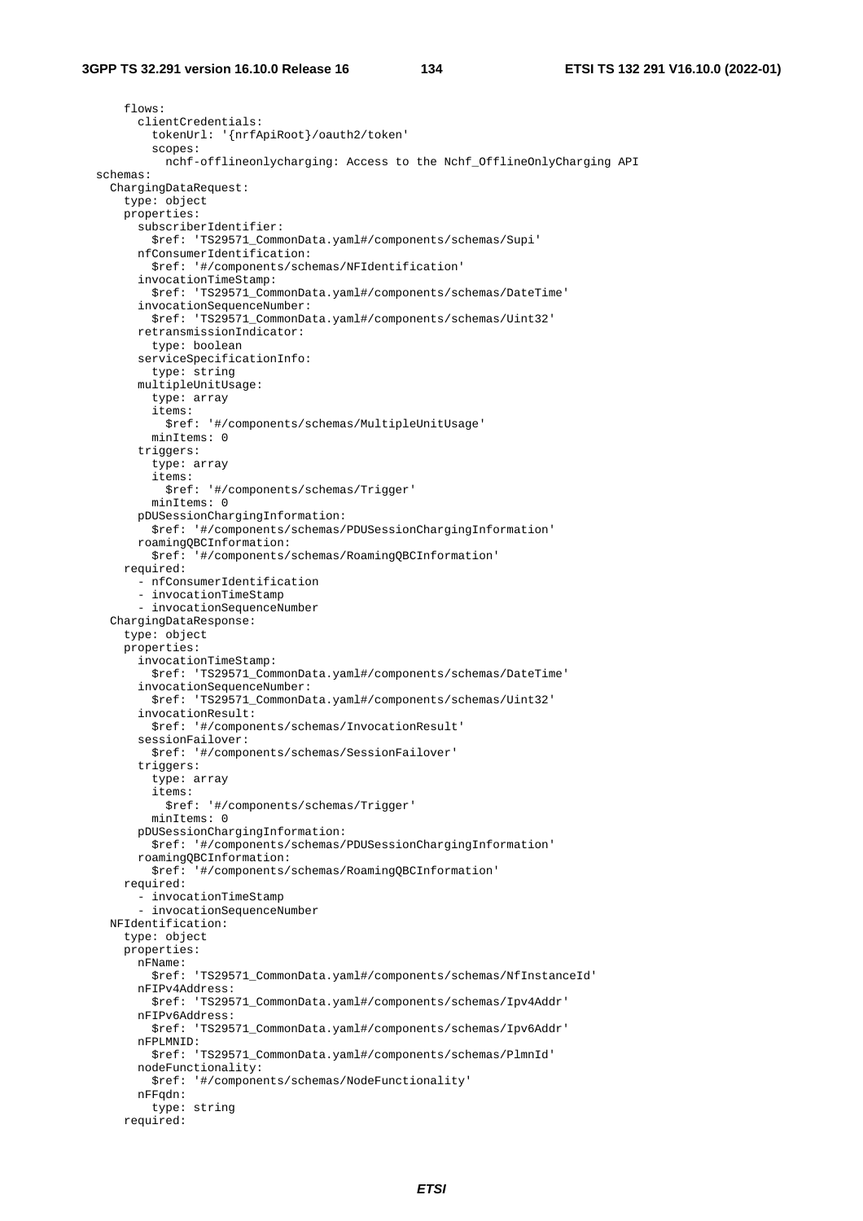```
      flows:
        clientCredentials:
          tokenUrl: '{nrfApiRoot}/oauth2/token'
          scopes:
            nchf-offlineonlycharging: Access to the Nchf_OfflineOnlyCharging API
  schemas:
    ChargingDataRequest:
      type: object
      properties:
        subscriberIdentifier:
          $ref: 'TS29571_CommonData.yaml#/components/schemas/Supi'
        nfConsumerIdentification:
          $ref: '#/components/schemas/NFIdentification'
        invocationTimeStamp:
          $ref: 'TS29571_CommonData.yaml#/components/schemas/DateTime'
        invocationSequenceNumber:
          $ref: 'TS29571_CommonData.yaml#/components/schemas/Uint32'
        retransmissionIndicator:
          type: boolean
        serviceSpecificationInfo:
          type: string
        multipleUnitUsage:
          type: array
          items:
            $ref: '#/components/schemas/MultipleUnitUsage'
          minItems: 0
        triggers:
          type: array
          items:
            $ref: '#/components/schemas/Trigger'
          minItems: 0
        pDUSessionChargingInformation:
          $ref: '#/components/schemas/PDUSessionChargingInformation'
        roamingQBCInformation:
          $ref: '#/components/schemas/RoamingQBCInformation'
      required:
        - nfConsumerIdentification
        - invocationTimeStamp
        - invocationSequenceNumber
    ChargingDataResponse:
      type: object
      properties:
        invocationTimeStamp:
          $ref: 'TS29571_CommonData.yaml#/components/schemas/DateTime'
        invocationSequenceNumber:
          $ref: 'TS29571_CommonData.yaml#/components/schemas/Uint32'
        invocationResult:
          $ref: '#/components/schemas/InvocationResult'
        sessionFailover:
          $ref: '#/components/schemas/SessionFailover'
        triggers:
          type: array
          items:
            $ref: '#/components/schemas/Trigger'
          minItems: 0
        pDUSessionChargingInformation:
          $ref: '#/components/schemas/PDUSessionChargingInformation'
        roamingQBCInformation:
          $ref: '#/components/schemas/RoamingQBCInformation'
      required:
        - invocationTimeStamp
        - invocationSequenceNumber
    NFIdentification:
      type: object
      properties:
        nFName:
          $ref: 'TS29571_CommonData.yaml#/components/schemas/NfInstanceId'
        nFIPv4Address:
          $ref: 'TS29571_CommonData.yaml#/components/schemas/Ipv4Addr'
        nFIPv6Address:
          $ref: 'TS29571_CommonData.yaml#/components/schemas/Ipv6Addr'
        nFPLMNID:
          $ref: 'TS29571_CommonData.yaml#/components/schemas/PlmnId'
        nodeFunctionality:
          $ref: '#/components/schemas/NodeFunctionality'
        nFFqdn:
          type: string
      required:
```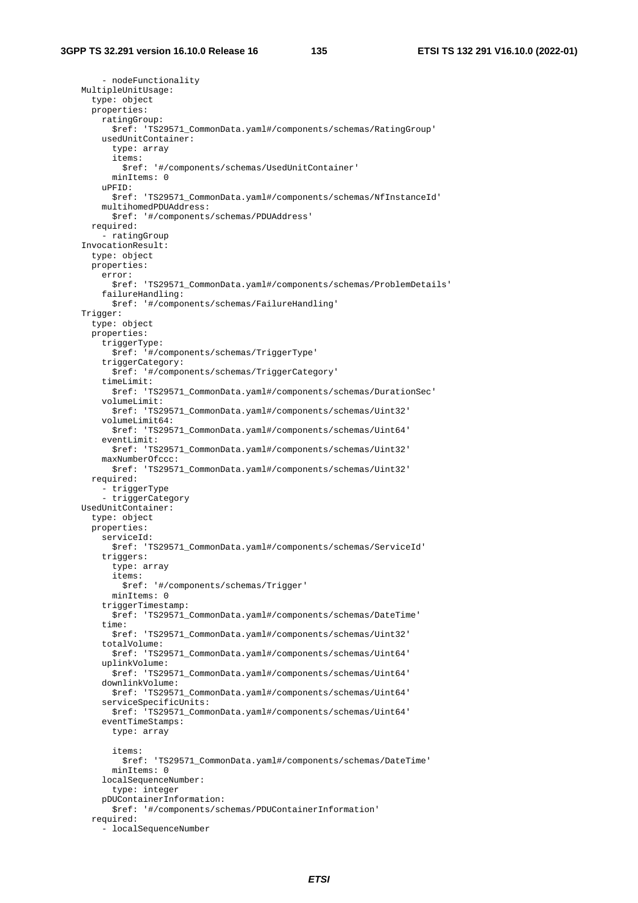```
        - nodeFunctionality
    MultipleUnitUsage:
      type: object
      properties:
        ratingGroup:
          $ref: 'TS29571_CommonData.yaml#/components/schemas/RatingGroup'
        usedUnitContainer:
          type: array
          items:
            $ref: '#/components/schemas/UsedUnitContainer'
          minItems: 0
        uPFID:
          $ref: 'TS29571_CommonData.yaml#/components/schemas/NfInstanceId'
        multihomedPDUAddress:
          $ref: '#/components/schemas/PDUAddress'
      required:
        - ratingGroup
    InvocationResult:
      type: object
      properties:
        error:
          $ref: 'TS29571_CommonData.yaml#/components/schemas/ProblemDetails'
        failureHandling:
          $ref: '#/components/schemas/FailureHandling'
    Trigger:
      type: object
      properties:
        triggerType:
          $ref: '#/components/schemas/TriggerType'
        triggerCategory:
          $ref: '#/components/schemas/TriggerCategory'
        timeLimit:
          $ref: 'TS29571_CommonData.yaml#/components/schemas/DurationSec'
        volumeLimit:
          $ref: 'TS29571_CommonData.yaml#/components/schemas/Uint32'
        volumeLimit64:
          $ref: 'TS29571_CommonData.yaml#/components/schemas/Uint64'
        eventLimit:
          $ref: 'TS29571_CommonData.yaml#/components/schemas/Uint32'
        maxNumberOfccc:
          $ref: 'TS29571_CommonData.yaml#/components/schemas/Uint32'
      required:
        - triggerType
        - triggerCategory
    UsedUnitContainer:
      type: object
      properties:
        serviceId:
          $ref: 'TS29571_CommonData.yaml#/components/schemas/ServiceId'
        triggers:
          type: array
          items:
            $ref: '#/components/schemas/Trigger'
          minItems: 0
        triggerTimestamp:
          $ref: 'TS29571_CommonData.yaml#/components/schemas/DateTime'
        time:
          $ref: 'TS29571_CommonData.yaml#/components/schemas/Uint32'
        totalVolume:
          $ref: 'TS29571_CommonData.yaml#/components/schemas/Uint64'
        uplinkVolume:
          $ref: 'TS29571_CommonData.yaml#/components/schemas/Uint64'
        downlinkVolume:
          $ref: 'TS29571_CommonData.yaml#/components/schemas/Uint64'
        serviceSpecificUnits:
          $ref: 'TS29571_CommonData.yaml#/components/schemas/Uint64'
        eventTimeStamps:
          type: array

          items:
            $ref: 'TS29571_CommonData.yaml#/components/schemas/DateTime'
          minItems: 0
        localSequenceNumber:
          type: integer
        pDUContainerInformation:
          $ref: '#/components/schemas/PDUContainerInformation'
      required:
        - localSequenceNumber
```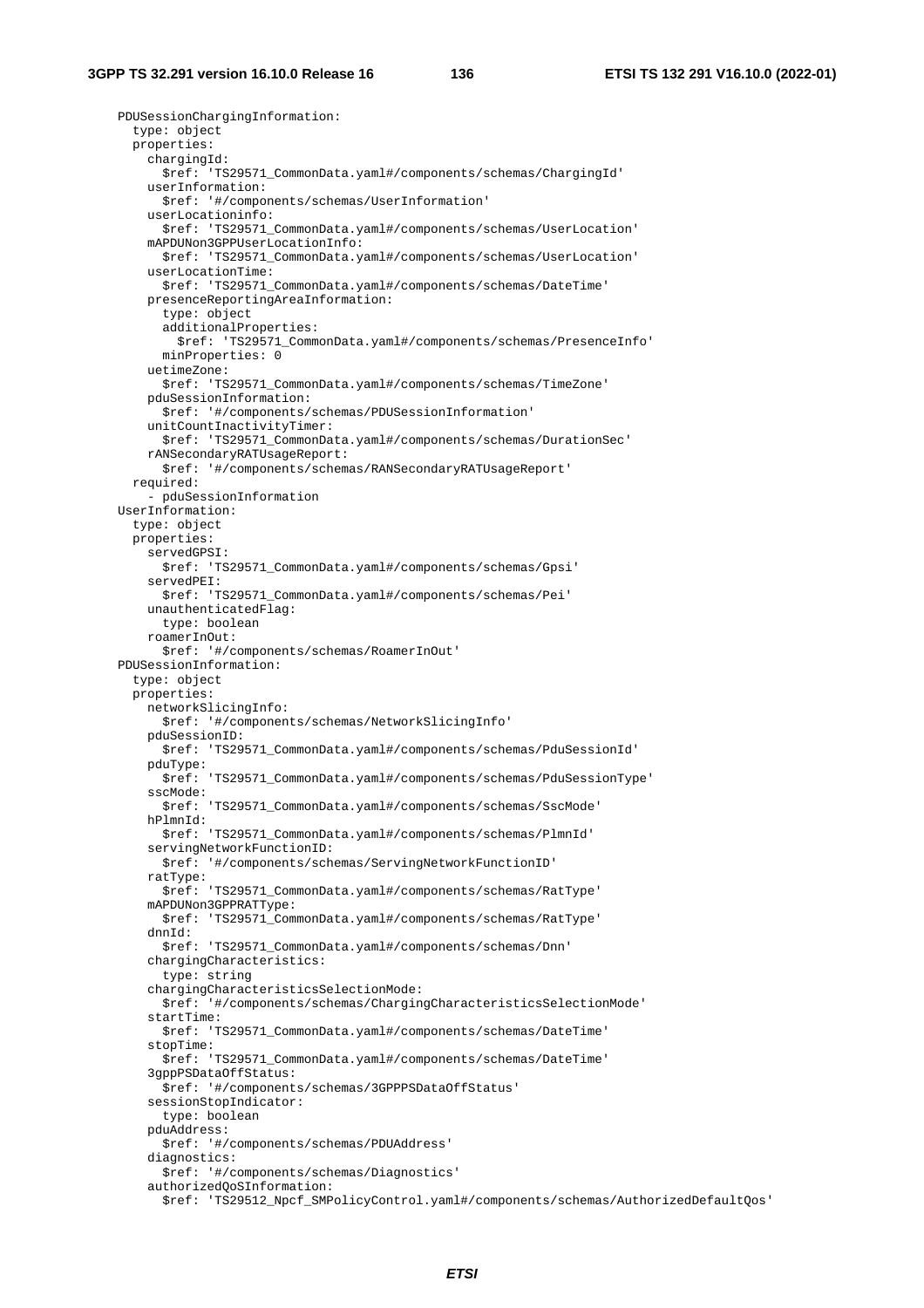```
    PDUSessionChargingInformation:
      type: object
      properties:
        chargingId:
          $ref: 'TS29571_CommonData.yaml#/components/schemas/ChargingId'
        userInformation:
          $ref: '#/components/schemas/UserInformation'
        userLocationinfo:
          $ref: 'TS29571_CommonData.yaml#/components/schemas/UserLocation'
        mAPDUNon3GPPUserLocationInfo:
          $ref: 'TS29571_CommonData.yaml#/components/schemas/UserLocation'
        userLocationTime:
          $ref: 'TS29571_CommonData.yaml#/components/schemas/DateTime'
        presenceReportingAreaInformation:
          type: object
          additionalProperties:
            $ref: 'TS29571_CommonData.yaml#/components/schemas/PresenceInfo'
          minProperties: 0
        uetimeZone:
          $ref: 'TS29571_CommonData.yaml#/components/schemas/TimeZone'
        pduSessionInformation:
          $ref: '#/components/schemas/PDUSessionInformation'
        unitCountInactivityTimer:
          $ref: 'TS29571_CommonData.yaml#/components/schemas/DurationSec'
        rANSecondaryRATUsageReport:
          $ref: '#/components/schemas/RANSecondaryRATUsageReport'
      required:
        - pduSessionInformation
    UserInformation:
      type: object
      properties:
        servedGPSI:
          $ref: 'TS29571_CommonData.yaml#/components/schemas/Gpsi'
        servedPEI:
          $ref: 'TS29571_CommonData.yaml#/components/schemas/Pei'
        unauthenticatedFlag:
          type: boolean
        roamerInOut:
          $ref: '#/components/schemas/RoamerInOut'
    PDUSessionInformation:
      type: object
      properties:
        networkSlicingInfo:
          $ref: '#/components/schemas/NetworkSlicingInfo'
        pduSessionID:
          $ref: 'TS29571_CommonData.yaml#/components/schemas/PduSessionId'
        pduType:
          $ref: 'TS29571_CommonData.yaml#/components/schemas/PduSessionType'
        sscMode:
          $ref: 'TS29571_CommonData.yaml#/components/schemas/SscMode'
        hPlmnId:
          $ref: 'TS29571_CommonData.yaml#/components/schemas/PlmnId'
        servingNetworkFunctionID:
          $ref: '#/components/schemas/ServingNetworkFunctionID'
        ratType:
          $ref: 'TS29571_CommonData.yaml#/components/schemas/RatType'
        mAPDUNon3GPPRATType:
          $ref: 'TS29571_CommonData.yaml#/components/schemas/RatType'
        dnnId:
          $ref: 'TS29571_CommonData.yaml#/components/schemas/Dnn'
        chargingCharacteristics:
          type: string
        chargingCharacteristicsSelectionMode:
          $ref: '#/components/schemas/ChargingCharacteristicsSelectionMode'
        startTime:
          $ref: 'TS29571_CommonData.yaml#/components/schemas/DateTime'
        stopTime:
          $ref: 'TS29571_CommonData.yaml#/components/schemas/DateTime'
        3gppPSDataOffStatus:
          $ref: '#/components/schemas/3GPPPSDataOffStatus'
        sessionStopIndicator:
          type: boolean
        pduAddress:
          $ref: '#/components/schemas/PDUAddress'
        diagnostics:
          $ref: '#/components/schemas/Diagnostics'
        authorizedQoSInformation:
          $ref: 'TS29512_Npcf_SMPolicyControl.yaml#/components/schemas/AuthorizedDefaultQos'
```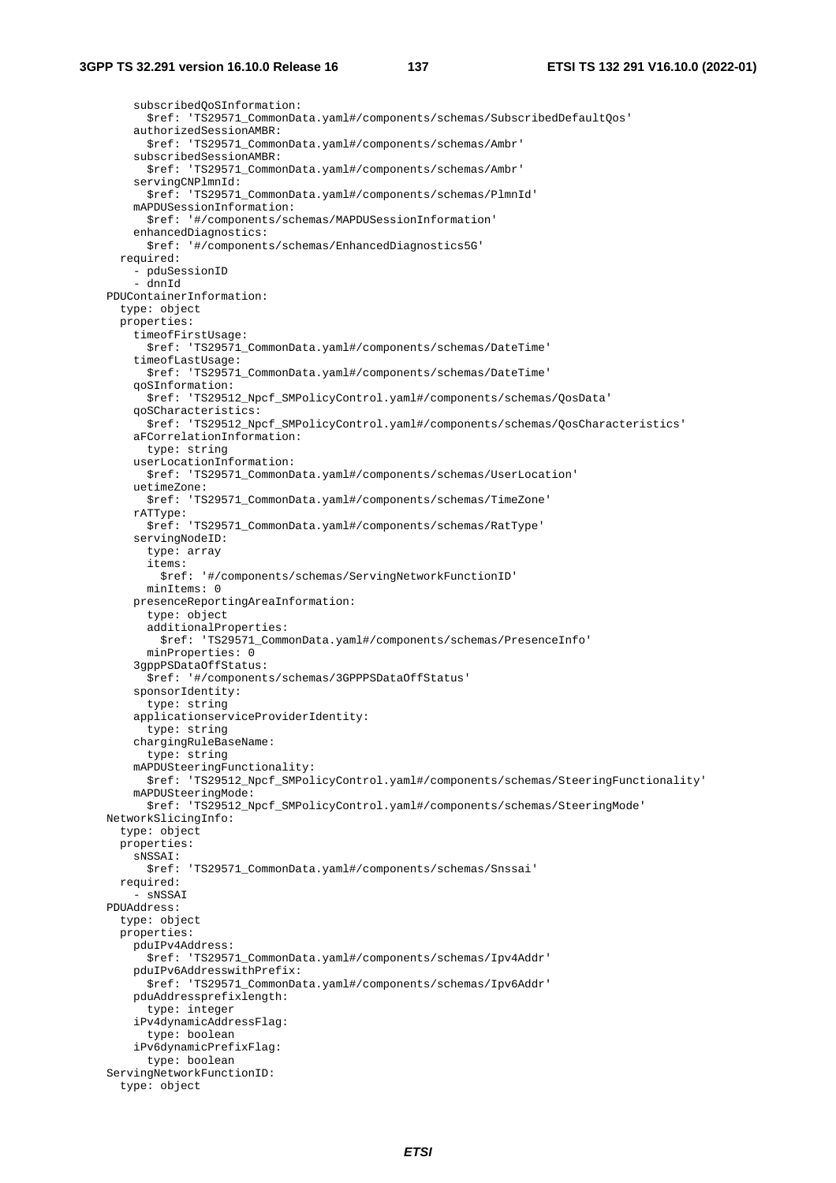```
        subscribedQoSInformation:
          $ref: 'TS29571_CommonData.yaml#/components/schemas/SubscribedDefaultQos'
        authorizedSessionAMBR:
          $ref: 'TS29571_CommonData.yaml#/components/schemas/Ambr'
        subscribedSessionAMBR:
          $ref: 'TS29571_CommonData.yaml#/components/schemas/Ambr'
        servingCNPlmnId:
          $ref: 'TS29571_CommonData.yaml#/components/schemas/PlmnId'
        mAPDUSessionInformation:
          $ref: '#/components/schemas/MAPDUSessionInformation'
        enhancedDiagnostics:
          $ref: '#/components/schemas/EnhancedDiagnostics5G'
      required:
        - pduSessionID
        - dnnId
    PDUContainerInformation:
      type: object
      properties:
        timeofFirstUsage:
          $ref: 'TS29571_CommonData.yaml#/components/schemas/DateTime'
        timeofLastUsage:
          $ref: 'TS29571_CommonData.yaml#/components/schemas/DateTime'
        qoSInformation:
          $ref: 'TS29512_Npcf_SMPolicyControl.yaml#/components/schemas/QosData'
        qoSCharacteristics:
          $ref: 'TS29512_Npcf_SMPolicyControl.yaml#/components/schemas/QosCharacteristics'
        aFCorrelationInformation:
          type: string
        userLocationInformation:
          $ref: 'TS29571_CommonData.yaml#/components/schemas/UserLocation'
        uetimeZone:
          $ref: 'TS29571_CommonData.yaml#/components/schemas/TimeZone'
        rATType:
          $ref: 'TS29571_CommonData.yaml#/components/schemas/RatType'
        servingNodeID:
          type: array
          items:
            $ref: '#/components/schemas/ServingNetworkFunctionID'
          minItems: 0
        presenceReportingAreaInformation:
          type: object
          additionalProperties:
            $ref: 'TS29571_CommonData.yaml#/components/schemas/PresenceInfo'
          minProperties: 0
        3gppPSDataOffStatus:
          $ref: '#/components/schemas/3GPPPSDataOffStatus'
        sponsorIdentity:
          type: string
        applicationserviceProviderIdentity:
          type: string
        chargingRuleBaseName:
          type: string
        mAPDUSteeringFunctionality:
          $ref: 'TS29512_Npcf_SMPolicyControl.yaml#/components/schemas/SteeringFunctionality'
        mAPDUSteeringMode:
          $ref: 'TS29512_Npcf_SMPolicyControl.yaml#/components/schemas/SteeringMode'
    NetworkSlicingInfo:
      type: object
      properties:
        sNSSAI:
          $ref: 'TS29571_CommonData.yaml#/components/schemas/Snssai'
      required:
        - sNSSAI
    PDUAddress:
      type: object
      properties:
        pduIPv4Address:
          $ref: 'TS29571_CommonData.yaml#/components/schemas/Ipv4Addr'
        pduIPv6AddresswithPrefix:
          $ref: 'TS29571_CommonData.yaml#/components/schemas/Ipv6Addr'
        pduAddressprefixlength:
          type: integer
        iPv4dynamicAddressFlag:
          type: boolean
        iPv6dynamicPrefixFlag:
          type: boolean
    ServingNetworkFunctionID:
      type: object
```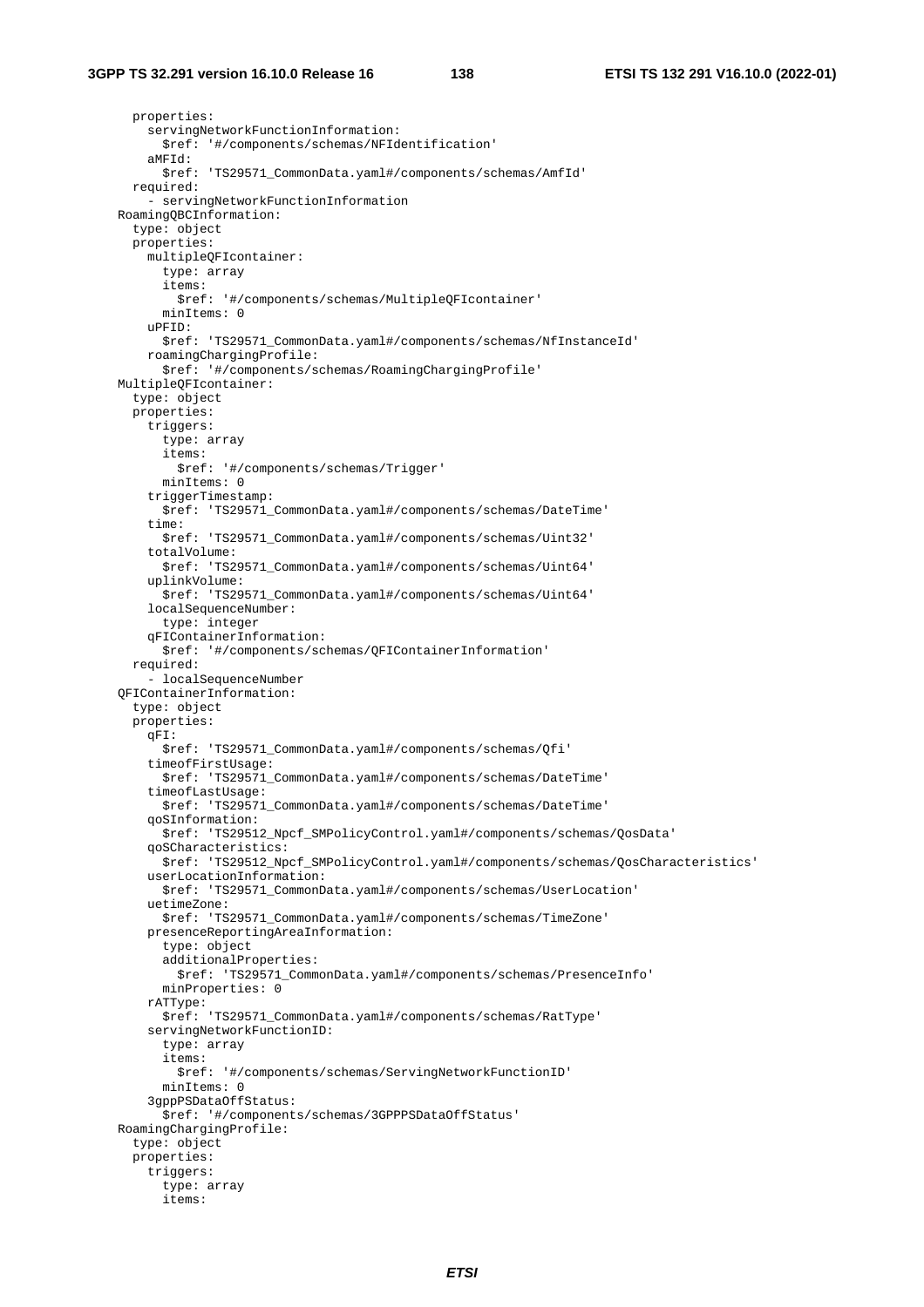```
        properties:
          servingNetworkFunctionInformation:
            $ref: '#/components/schemas/NFIdentification'
          aMFId:
            $ref: 'TS29571_CommonData.yaml#/components/schemas/AmfId'
        required:
          - servingNetworkFunctionInformation
    RoamingQBCInformation:
        type: object
        properties:
          multipleQFIcontainer:
            type: array
            items:
              $ref: '#/components/schemas/MultipleQFIcontainer'
            minItems: 0
          uPFID:
            $ref: 'TS29571_CommonData.yaml#/components/schemas/NfInstanceId'
          roamingChargingProfile:
            $ref: '#/components/schemas/RoamingChargingProfile'
    MultipleQFIcontainer:
        type: object
        properties:
          triggers:
            type: array
            items:
              $ref: '#/components/schemas/Trigger'
            minItems: 0
          triggerTimestamp:
            $ref: 'TS29571_CommonData.yaml#/components/schemas/DateTime'
          time:
            $ref: 'TS29571_CommonData.yaml#/components/schemas/Uint32'
          totalVolume:
            $ref: 'TS29571_CommonData.yaml#/components/schemas/Uint64'
          uplinkVolume:
            $ref: 'TS29571_CommonData.yaml#/components/schemas/Uint64'
          localSequenceNumber:
            type: integer
          qFIContainerInformation:
            $ref: '#/components/schemas/QFIContainerInformation'
        required:
          - localSequenceNumber
    QFIContainerInformation:
        type: object
        properties:
          qFI:
            $ref: 'TS29571_CommonData.yaml#/components/schemas/Qfi'
          timeofFirstUsage:
            $ref: 'TS29571_CommonData.yaml#/components/schemas/DateTime'
          timeofLastUsage:
            $ref: 'TS29571_CommonData.yaml#/components/schemas/DateTime'
          qoSInformation:
            $ref: 'TS29512_Npcf_SMPolicyControl.yaml#/components/schemas/QosData'
          qoSCharacteristics:
            $ref: 'TS29512_Npcf_SMPolicyControl.yaml#/components/schemas/QosCharacteristics'
          userLocationInformation:
            $ref: 'TS29571_CommonData.yaml#/components/schemas/UserLocation'
          uetimeZone:
            $ref: 'TS29571_CommonData.yaml#/components/schemas/TimeZone'
          presenceReportingAreaInformation:
            type: object
            additionalProperties:
              $ref: 'TS29571_CommonData.yaml#/components/schemas/PresenceInfo'
            minProperties: 0
          rATType:
            $ref: 'TS29571_CommonData.yaml#/components/schemas/RatType'
          servingNetworkFunctionID:
            type: array
            items:
              $ref: '#/components/schemas/ServingNetworkFunctionID'
            minItems: 0
          3gppPSDataOffStatus:
            $ref: '#/components/schemas/3GPPPSDataOffStatus'
    RoamingChargingProfile:
        type: object
        properties:
          triggers:
            type: array
            items:
```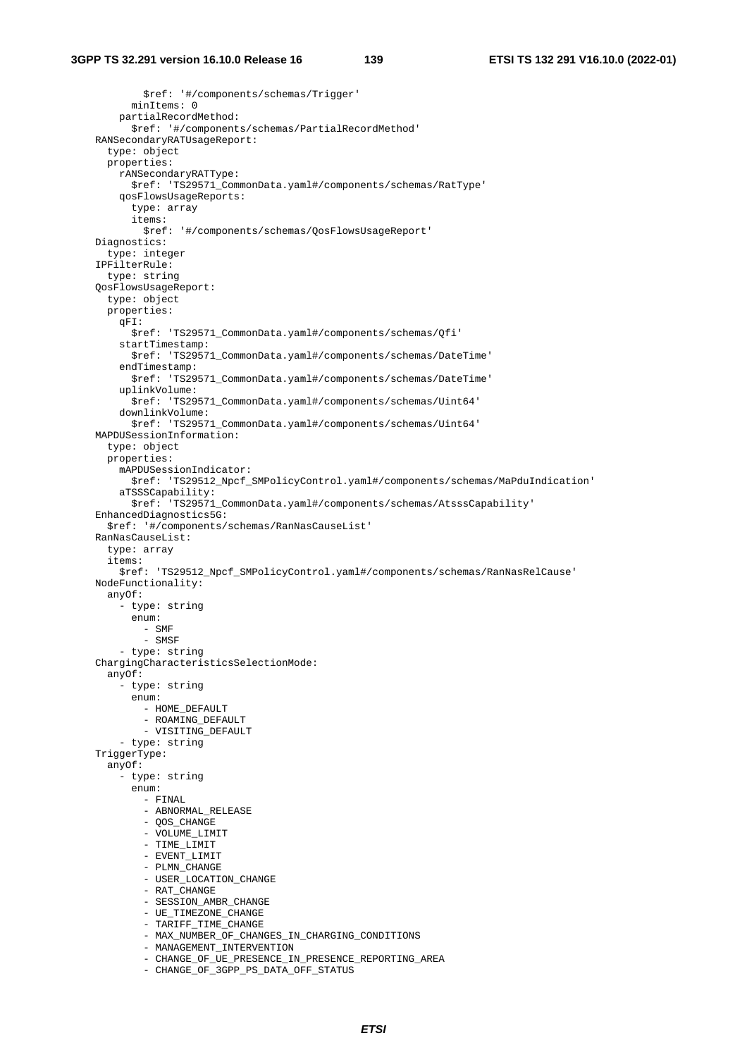```
          $ref: '#/components/schemas/Trigger'
        minItems: 0
      partialRecordMethod:
        $ref: '#/components/schemas/PartialRecordMethod'
    RANSecondaryRATUsageReport:
      type: object
      properties:
        rANSecondaryRATType:
          $ref: 'TS29571_CommonData.yaml#/components/schemas/RatType'
        qosFlowsUsageReports:
          type: array
          items:
            $ref: '#/components/schemas/QosFlowsUsageReport'
    Diagnostics:
      type: integer
    IPFilterRule:
      type: string
    QosFlowsUsageReport:
      type: object
      properties:
        qFI:
          $ref: 'TS29571_CommonData.yaml#/components/schemas/Qfi'
        startTimestamp:
          $ref: 'TS29571_CommonData.yaml#/components/schemas/DateTime'
        endTimestamp:
          $ref: 'TS29571_CommonData.yaml#/components/schemas/DateTime'
        uplinkVolume:
          $ref: 'TS29571_CommonData.yaml#/components/schemas/Uint64'
        downlinkVolume:
          $ref: 'TS29571_CommonData.yaml#/components/schemas/Uint64'
    MAPDUSessionInformation:
      type: object
      properties:
        mAPDUSessionIndicator:
          $ref: 'TS29512_Npcf_SMPolicyControl.yaml#/components/schemas/MaPduIndication'
        aTSSSCapability:
          $ref: 'TS29571_CommonData.yaml#/components/schemas/AtsssCapability'
    EnhancedDiagnostics5G:
      $ref: '#/components/schemas/RanNasCauseList'
    RanNasCauseList:
      type: array
      items:
        $ref: 'TS29512_Npcf_SMPolicyControl.yaml#/components/schemas/RanNasRelCause'
    NodeFunctionality:
      anyOf:
        - type: string
          enum:
            - SMF
            - SMSF
        - type: string
    ChargingCharacteristicsSelectionMode:
      anyOf:
        - type: string
          enum:
            - HOME_DEFAULT
            - ROAMING_DEFAULT
            - VISITING_DEFAULT
        - type: string
    TriggerType:
      anyOf:
        - type: string
          enum:
            - FINAL
            - ABNORMAL_RELEASE
            - QOS_CHANGE
            - VOLUME_LIMIT
            - TIME_LIMIT
            - EVENT_LIMIT
            - PLMN_CHANGE
            - USER_LOCATION_CHANGE
            - RAT_CHANGE
            - SESSION_AMBR_CHANGE
            - UE_TIMEZONE_CHANGE
            - TARIFF_TIME_CHANGE
            - MAX_NUMBER_OF_CHANGES_IN_CHARGING_CONDITIONS
            - MANAGEMENT_INTERVENTION
            - CHANGE_OF_UE_PRESENCE_IN_PRESENCE_REPORTING_AREA
            - CHANGE_OF_3GPP_PS_DATA_OFF_STATUS
```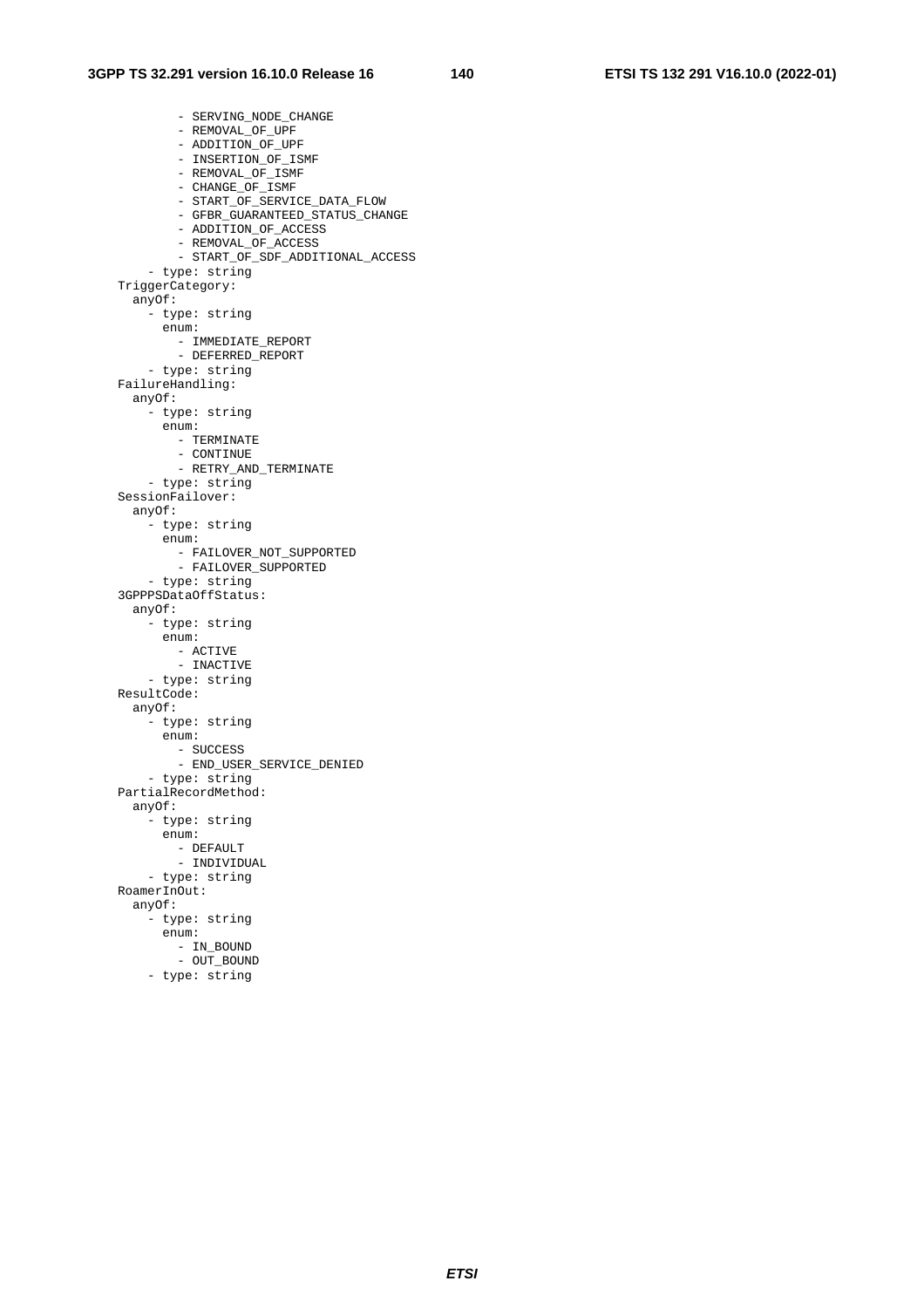```
          - SERVING_NODE_CHANGE
          - REMOVAL_OF_UPF
          - ADDITION_OF_UPF
          - INSERTION_OF_ISMF
          - REMOVAL_OF_ISMF
          - CHANGE_OF_ISMF
          - START_OF_SERVICE_DATA_FLOW
          - GFBR_GUARANTEED_STATUS_CHANGE
          - ADDITION_OF_ACCESS
          - REMOVAL_OF_ACCESS
          - START_OF_SDF_ADDITIONAL_ACCESS
      - type: string
  TriggerCategory:
    anyOf:
      - type: string
        enum:
          - IMMEDIATE_REPORT
          - DEFERRED_REPORT
      - type: string
  FailureHandling:
    anyOf:
      - type: string
        enum:
          - TERMINATE
          - CONTINUE
          - RETRY_AND_TERMINATE
      - type: string
  SessionFailover:
    anyOf:
      - type: string
        enum:
          - FAILOVER_NOT_SUPPORTED
          - FAILOVER_SUPPORTED
      - type: string
  3GPPPSDataOffStatus:
    anyOf:
      - type: string
        enum:
          - ACTIVE
          - INACTIVE
      - type: string
  ResultCode:
    anyOf:
      - type: string
        enum:
          - SUCCESS
          - END_USER_SERVICE_DENIED
      - type: string
  PartialRecordMethod:
    anyOf:
      - type: string
        enum:
          - DEFAULT
          - INDIVIDUAL
      - type: string
  RoamerInOut:
    anyOf:
      - type: string
        enum:
          - IN_BOUND
          - OUT_BOUND
      - type: string
```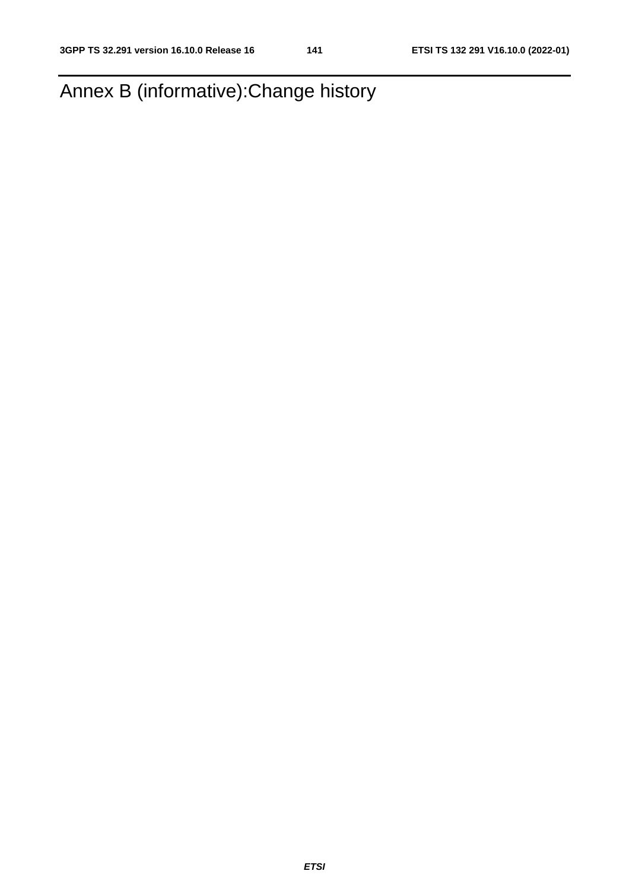# Annex B (informative):Change history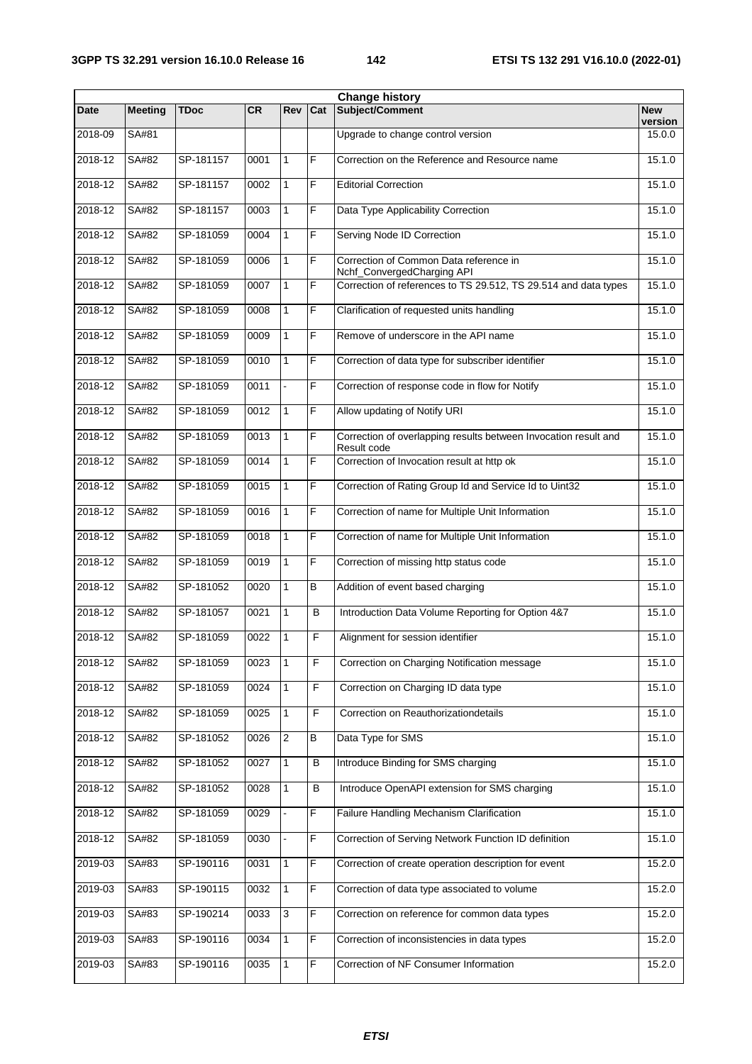| Change history | | | | | | | |
|---|---|---|---|---|---|---|---|
| Date | Meeting | TDoc | CR | Rev | Cat | Subject/Comment | New version |
| 2018-09 | SA#81 | | | | | Upgrade to change control version | 15.0.0 |
| 2018-12 | SA#82 | SP-181157 | 0001 | 1 | F | Correction on the Reference and Resource name | 15.1.0 |
| 2018-12 | SA#82 | SP-181157 | 0002 | 1 | F | Editorial Correction | 15.1.0 |
| 2018-12 | SA#82 | SP-181157 | 0003 | 1 | F | Data Type Applicability Correction | 15.1.0 |
| 2018-12 | SA#82 | SP-181059 | 0004 | 1 | F | Serving Node ID Correction | 15.1.0 |
| 2018-12 | SA#82 | SP-181059 | 0006 | 1 | F | Correction of Common Data reference in Nchf_ConvergedCharging API | 15.1.0 |
| 2018-12 | SA#82 | SP-181059 | 0007 | 1 | F | Correction of references to TS 29.512, TS 29.514 and data types | 15.1.0 |
| 2018-12 | SA#82 | SP-181059 | 0008 | 1 | F | Clarification of requested units handling | 15.1.0 |
| 2018-12 | SA#82 | SP-181059 | 0009 | 1 | F | Remove of underscore in the API name | 15.1.0 |
| 2018-12 | SA#82 | SP-181059 | 0010 | 1 | F | Correction of data type for subscriber identifier | 15.1.0 |
| 2018-12 | SA#82 | SP-181059 | 0011 | - | F | Correction of response code in flow for Notify | 15.1.0 |
| 2018-12 | SA#82 | SP-181059 | 0012 | 1 | F | Allow updating of Notify URI | 15.1.0 |
| 2018-12 | SA#82 | SP-181059 | 0013 | 1 | F | Correction of overlapping results between Invocation result and Result code | 15.1.0 |
| 2018-12 | SA#82 | SP-181059 | 0014 | 1 | F | Correction of Invocation result at http ok | 15.1.0 |
| 2018-12 | SA#82 | SP-181059 | 0015 | 1 | F | Correction of Rating Group Id and Service Id to Uint32 | 15.1.0 |
| 2018-12 | SA#82 | SP-181059 | 0016 | 1 | F | Correction of name for Multiple Unit Information | 15.1.0 |
| 2018-12 | SA#82 | SP-181059 | 0018 | 1 | F | Correction of name for Multiple Unit Information | 15.1.0 |
| 2018-12 | SA#82 | SP-181059 | 0019 | 1 | F | Correction of missing http status code | 15.1.0 |
| 2018-12 | SA#82 | SP-181052 | 0020 | 1 | B | Addition of event based charging | 15.1.0 |
| 2018-12 | SA#82 | SP-181057 | 0021 | 1 | B | Introduction Data Volume Reporting for Option 4&7 | 15.1.0 |
| 2018-12 | SA#82 | SP-181059 | 0022 | 1 | F | Alignment for session identifier | 15.1.0 |
| 2018-12 | SA#82 | SP-181059 | 0023 | 1 | F | Correction on Charging Notification message | 15.1.0 |
| 2018-12 | SA#82 | SP-181059 | 0024 | 1 | F | Correction on Charging ID data type | 15.1.0 |
| 2018-12 | SA#82 | SP-181059 | 0025 | 1 | F | Correction on Reauthorizationdetails | 15.1.0 |
| 2018-12 | SA#82 | SP-181052 | 0026 | 2 | B | Data Type for SMS | 15.1.0 |
| 2018-12 | SA#82 | SP-181052 | 0027 | 1 | B | Introduce Binding for SMS charging | 15.1.0 |
| 2018-12 | SA#82 | SP-181052 | 0028 | 1 | B | Introduce OpenAPI extension for SMS charging | 15.1.0 |
| 2018-12 | SA#82 | SP-181059 | 0029 | - | F | Failure Handling Mechanism Clarification | 15.1.0 |
| 2018-12 | SA#82 | SP-181059 | 0030 | - | F | Correction of Serving Network Function ID definition | 15.1.0 |
| 2019-03 | SA#83 | SP-190116 | 0031 | 1 | F | Correction of create operation description for event | 15.2.0 |
| 2019-03 | SA#83 | SP-190115 | 0032 | 1 | F | Correction of data type associated to volume | 15.2.0 |
| 2019-03 | SA#83 | SP-190214 | 0033 | 3 | F | Correction on reference for common data types | 15.2.0 |
| 2019-03 | SA#83 | SP-190116 | 0034 | 1 | F | Correction of inconsistencies in data types | 15.2.0 |
| 2019-03 | SA#83 | SP-190116 | 0035 | 1 | F | Correction of NF Consumer Information | 15.2.0 |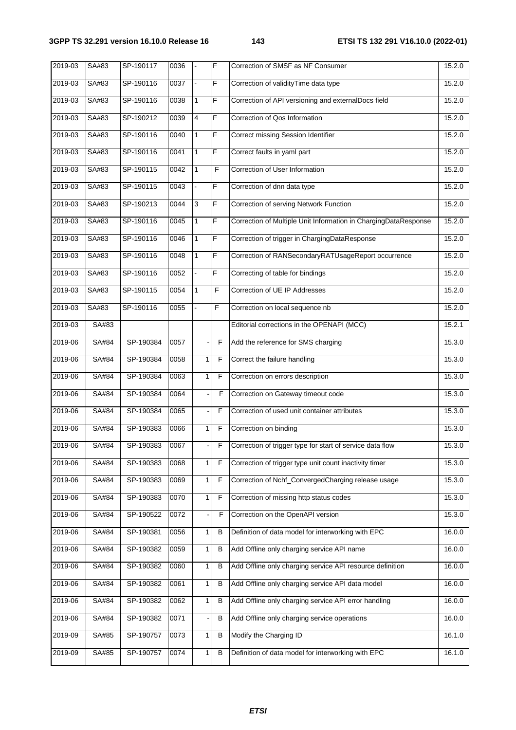| 2019-03 | SA#83 | SP-190117 | 0036 | - | F | Correction of SMSF as NF Consumer | 15.2.0 |
|---|---|---|---|---|---|---|---|
| 2019-03 | SA#83 | SP-190116 | 0037 | - | F | Correction of validityTime data type | 15.2.0 |
| 2019-03 | SA#83 | SP-190116 | 0038 | 1 | F | Correction of API versioning and externalDocs field | 15.2.0 |
| 2019-03 | SA#83 | SP-190212 | 0039 | 4 | F | Correction of Qos Information | 15.2.0 |
| 2019-03 | SA#83 | SP-190116 | 0040 | 1 | F | Correct missing Session Identifier | 15.2.0 |
| 2019-03 | SA#83 | SP-190116 | 0041 | 1 | F | Correct faults in yaml part | 15.2.0 |
| 2019-03 | SA#83 | SP-190115 | 0042 | 1 | F | Correction of User Information | 15.2.0 |
| 2019-03 | SA#83 | SP-190115 | 0043 | - | F | Correction of dnn data type | 15.2.0 |
| 2019-03 | SA#83 | SP-190213 | 0044 | 3 | F | Correction of serving Network Function | 15.2.0 |
| 2019-03 | SA#83 | SP-190116 | 0045 | 1 | F | Correction of Multiple Unit Information in ChargingDataResponse | 15.2.0 |
| 2019-03 | SA#83 | SP-190116 | 0046 | 1 | F | Correction of trigger in ChargingDataResponse | 15.2.0 |
| 2019-03 | SA#83 | SP-190116 | 0048 | 1 | F | Correction of RANSecondaryRATUsageReport occurrence | 15.2.0 |
| 2019-03 | SA#83 | SP-190116 | 0052 | - | F | Correcting of table for bindings | 15.2.0 |
| 2019-03 | SA#83 | SP-190115 | 0054 | 1 | F | Correction of UE IP Addresses | 15.2.0 |
| 2019-03 | SA#83 | SP-190116 | 0055 | - | F | Correction on local sequence nb | 15.2.0 |
| 2019-03 | SA#83 | | | | | Editorial corrections in the OPENAPI (MCC) | 15.2.1 |
| 2019-06 | SA#84 | SP-190384 | 0057 | - | F | Add the reference for SMS charging | 15.3.0 |
| 2019-06 | SA#84 | SP-190384 | 0058 | 1 | F | Correct the failure handling | 15.3.0 |
| 2019-06 | SA#84 | SP-190384 | 0063 | 1 | F | Correction on errors description | 15.3.0 |
| 2019-06 | SA#84 | SP-190384 | 0064 | - | F | Correction on Gateway timeout code | 15.3.0 |
| 2019-06 | SA#84 | SP-190384 | 0065 | - | F | Correction of used unit container attributes | 15.3.0 |
| 2019-06 | SA#84 | SP-190383 | 0066 | 1 | F | Correction on binding | 15.3.0 |
| 2019-06 | SA#84 | SP-190383 | 0067 | - | F | Correction of trigger type for start of service data flow | 15.3.0 |
| 2019-06 | SA#84 | SP-190383 | 0068 | 1 | F | Correction of trigger type unit count inactivity timer | 15.3.0 |
| 2019-06 | SA#84 | SP-190383 | 0069 | 1 | F | Correction of Nchf_ConvergedCharging release usage | 15.3.0 |
| 2019-06 | SA#84 | SP-190383 | 0070 | 1 | F | Correction of missing http status codes | 15.3.0 |
| 2019-06 | SA#84 | SP-190522 | 0072 | - | F | Correction on the OpenAPI version | 15.3.0 |
| 2019-06 | SA#84 | SP-190381 | 0056 | 1 | B | Definition of data model for interworking with EPC | 16.0.0 |
| 2019-06 | SA#84 | SP-190382 | 0059 | 1 | B | Add Offline only charging service API name | 16.0.0 |
| 2019-06 | SA#84 | SP-190382 | 0060 | 1 | B | Add Offline only charging service API resource definition | 16.0.0 |
| 2019-06 | SA#84 | SP-190382 | 0061 | 1 | B | Add Offline only charging service API data model | 16.0.0 |
| 2019-06 | SA#84 | SP-190382 | 0062 | 1 | B | Add Offline only charging service API error handling | 16.0.0 |
| 2019-06 | SA#84 | SP-190382 | 0071 | - | B | Add Offline only charging service operations | 16.0.0 |
| 2019-09 | SA#85 | SP-190757 | 0073 | 1 | B | Modify the Charging ID | 16.1.0 |
| 2019-09 | SA#85 | SP-190757 | 0074 | 1 | B | Definition of data model for interworking with EPC | 16.1.0 |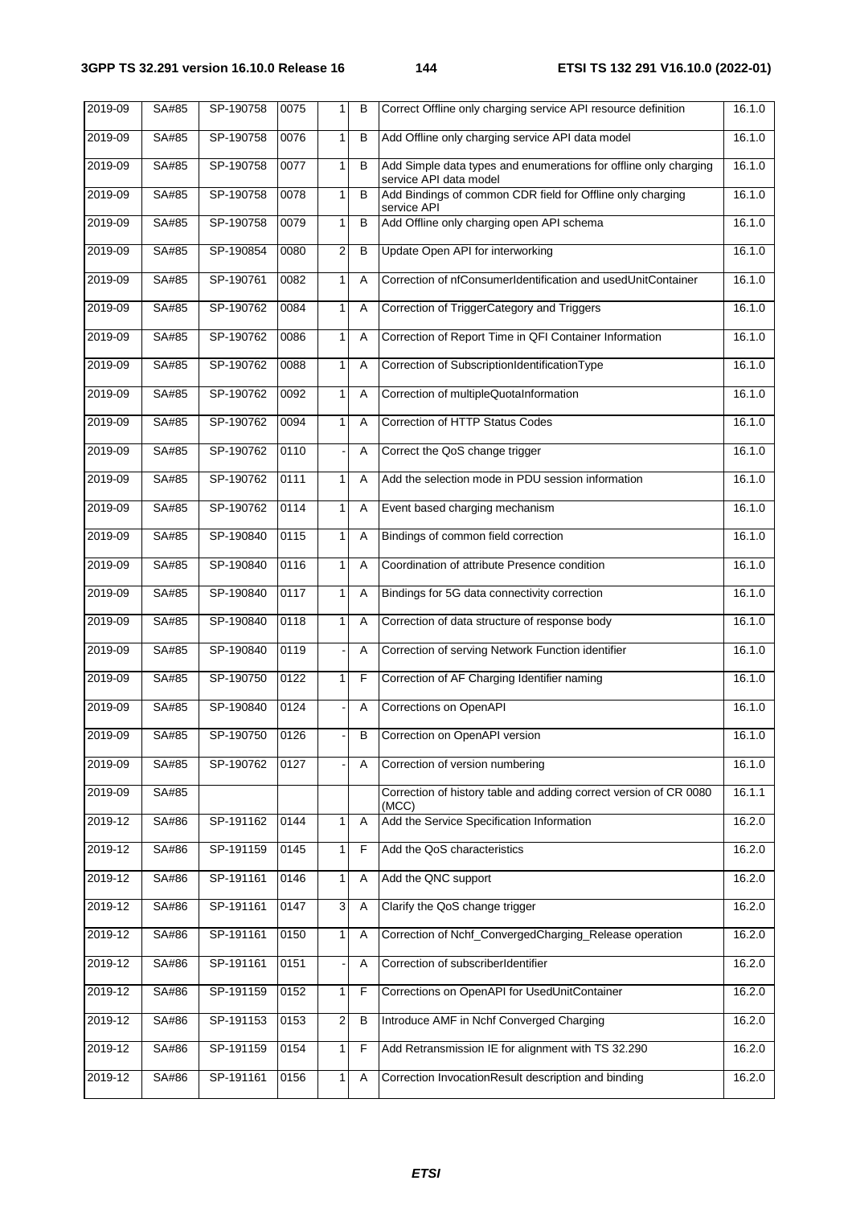| 2019-09 | SA#85 | SP-190758 | 0075 | 1 | B | Correct Offline only charging service API resource definition | 16.1.0 |
|---|---|---|---|---|---|---|---|
| 2019-09 | SA#85 | SP-190758 | 0076 | 1 | B | Add Offline only charging service API data model | 16.1.0 |
| 2019-09 | SA#85 | SP-190758 | 0077 | 1 | B | Add Simple data types and enumerations for offline only charging service API data model | 16.1.0 |
| 2019-09 | SA#85 | SP-190758 | 0078 | 1 | B | Add Bindings of common CDR field for Offline only charging service API | 16.1.0 |
| 2019-09 | SA#85 | SP-190758 | 0079 | 1 | B | Add Offline only charging open API schema | 16.1.0 |
| 2019-09 | SA#85 | SP-190854 | 0080 | 2 | B | Update Open API for interworking | 16.1.0 |
| 2019-09 | SA#85 | SP-190761 | 0082 | 1 | A | Correction of nfConsumerIdentification and usedUnitContainer | 16.1.0 |
| 2019-09 | SA#85 | SP-190762 | 0084 | 1 | A | Correction of TriggerCategory and Triggers | 16.1.0 |
| 2019-09 | SA#85 | SP-190762 | 0086 | 1 | A | Correction of Report Time in QFI Container Information | 16.1.0 |
| 2019-09 | SA#85 | SP-190762 | 0088 | 1 | A | Correction of SubscriptionIdentificationType | 16.1.0 |
| 2019-09 | SA#85 | SP-190762 | 0092 | 1 | A | Correction of multipleQuotaInformation | 16.1.0 |
| 2019-09 | SA#85 | SP-190762 | 0094 | 1 | A | Correction of HTTP Status Codes | 16.1.0 |
| 2019-09 | SA#85 | SP-190762 | 0110 | - | A | Correct the QoS change trigger | 16.1.0 |
| 2019-09 | SA#85 | SP-190762 | 0111 | 1 | A | Add the selection mode in PDU session information | 16.1.0 |
| 2019-09 | SA#85 | SP-190762 | 0114 | 1 | A | Event based charging mechanism | 16.1.0 |
| 2019-09 | SA#85 | SP-190840 | 0115 | 1 | A | Bindings of common field correction | 16.1.0 |
| 2019-09 | SA#85 | SP-190840 | 0116 | 1 | A | Coordination of attribute Presence condition | 16.1.0 |
| 2019-09 | SA#85 | SP-190840 | 0117 | 1 | A | Bindings for 5G data connectivity correction | 16.1.0 |
| 2019-09 | SA#85 | SP-190840 | 0118 | 1 | A | Correction of data structure of response body | 16.1.0 |
| 2019-09 | SA#85 | SP-190840 | 0119 | - | A | Correction of serving Network Function identifier | 16.1.0 |
| 2019-09 | SA#85 | SP-190750 | 0122 | 1 | F | Correction of AF Charging Identifier naming | 16.1.0 |
| 2019-09 | SA#85 | SP-190840 | 0124 | - | A | Corrections on OpenAPI | 16.1.0 |
| 2019-09 | SA#85 | SP-190750 | 0126 | - | B | Correction on OpenAPI version | 16.1.0 |
| 2019-09 | SA#85 | SP-190762 | 0127 | - | A | Correction of version numbering | 16.1.0 |
| 2019-09 | SA#85 | | | | | Correction of history table and adding correct version of CR 0080 (MCC) | 16.1.1 |
| 2019-12 | SA#86 | SP-191162 | 0144 | 1 | A | Add the Service Specification Information | 16.2.0 |
| 2019-12 | SA#86 | SP-191159 | 0145 | 1 | F | Add the QoS characteristics | 16.2.0 |
| 2019-12 | SA#86 | SP-191161 | 0146 | 1 | A | Add the QNC support | 16.2.0 |
| 2019-12 | SA#86 | SP-191161 | 0147 | 3 | A | Clarify the QoS change trigger | 16.2.0 |
| 2019-12 | SA#86 | SP-191161 | 0150 | 1 | A | Correction of Nchf_ConvergedCharging_Release operation | 16.2.0 |
| 2019-12 | SA#86 | SP-191161 | 0151 | - | A | Correction of subscriberIdentifier | 16.2.0 |
| 2019-12 | SA#86 | SP-191159 | 0152 | 1 | F | Corrections on OpenAPI for UsedUnitContainer | 16.2.0 |
| 2019-12 | SA#86 | SP-191153 | 0153 | 2 | B | Introduce AMF in Nchf Converged Charging | 16.2.0 |
| 2019-12 | SA#86 | SP-191159 | 0154 | 1 | F | Add Retransmission IE for alignment with TS 32.290 | 16.2.0 |
| 2019-12 | SA#86 | SP-191161 | 0156 | 1 | A | Correction InvocationResult description and binding | 16.2.0 |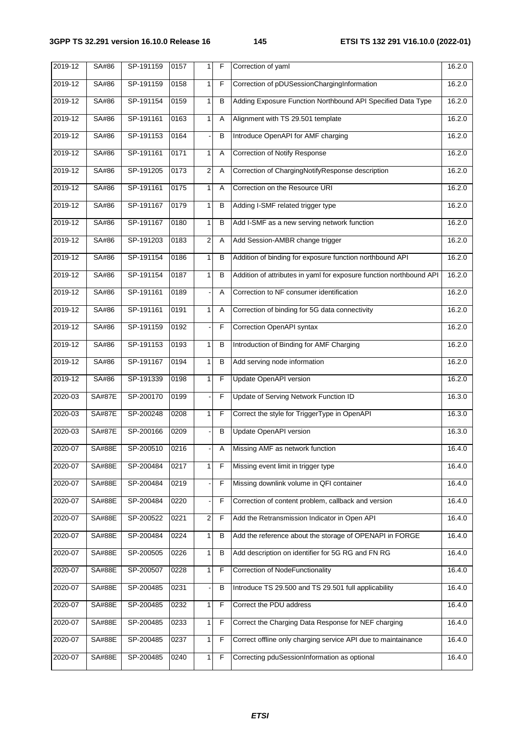| 2019-12 | SA#86 | SP-191159 | 0157 | 1 | F | Correction of yaml | 16.2.0 |
|---|---|---|---|---|---|---|---|
| 2019-12 | SA#86 | SP-191159 | 0158 | 1 | F | Correction of pDUSessionChargingInformation | 16.2.0 |
| 2019-12 | SA#86 | SP-191154 | 0159 | 1 | B | Adding Exposure Function Northbound API Specified Data Type | 16.2.0 |
| 2019-12 | SA#86 | SP-191161 | 0163 | 1 | A | Alignment with TS 29.501 template | 16.2.0 |
| 2019-12 | SA#86 | SP-191153 | 0164 | - | B | Introduce OpenAPI for AMF charging | 16.2.0 |
| 2019-12 | SA#86 | SP-191161 | 0171 | 1 | A | Correction of Notify Response | 16.2.0 |
| 2019-12 | SA#86 | SP-191205 | 0173 | 2 | A | Correction of ChargingNotifyResponse description | 16.2.0 |
| 2019-12 | SA#86 | SP-191161 | 0175 | 1 | A | Correction on the Resource URI | 16.2.0 |
| 2019-12 | SA#86 | SP-191167 | 0179 | 1 | B | Adding I-SMF related trigger type | 16.2.0 |
| 2019-12 | SA#86 | SP-191167 | 0180 | 1 | B | Add I-SMF as a new serving network function | 16.2.0 |
| 2019-12 | SA#86 | SP-191203 | 0183 | 2 | A | Add Session-AMBR change trigger | 16.2.0 |
| 2019-12 | SA#86 | SP-191154 | 0186 | 1 | B | Addition of binding for exposure function northbound API | 16.2.0 |
| 2019-12 | SA#86 | SP-191154 | 0187 | 1 | B | Addition of attributes in yaml for exposure function northbound API | 16.2.0 |
| 2019-12 | SA#86 | SP-191161 | 0189 | - | A | Correction to NF consumer identification | 16.2.0 |
| 2019-12 | SA#86 | SP-191161 | 0191 | 1 | A | Correction of binding for 5G data connectivity | 16.2.0 |
| 2019-12 | SA#86 | SP-191159 | 0192 | - | F | Correction OpenAPI syntax | 16.2.0 |
| 2019-12 | SA#86 | SP-191153 | 0193 | 1 | B | Introduction of Binding for AMF Charging | 16.2.0 |
| 2019-12 | SA#86 | SP-191167 | 0194 | 1 | B | Add serving node information | 16.2.0 |
| 2019-12 | SA#86 | SP-191339 | 0198 | 1 | F | Update OpenAPI version | 16.2.0 |
| 2020-03 | SA#87E | SP-200170 | 0199 | - | F | Update of Serving Network Function ID | 16.3.0 |
| 2020-03 | SA#87E | SP-200248 | 0208 | 1 | F | Correct the style for TriggerType in OpenAPI | 16.3.0 |
| 2020-03 | SA#87E | SP-200166 | 0209 | - | B | Update OpenAPI version | 16.3.0 |
| 2020-07 | SA#88E | SP-200510 | 0216 | - | A | Missing AMF as network function | 16.4.0 |
| 2020-07 | SA#88E | SP-200484 | 0217 | 1 | F | Missing event limit in trigger type | 16.4.0 |
| 2020-07 | SA#88E | SP-200484 | 0219 | - | F | Missing downlink volume in QFI container | 16.4.0 |
| 2020-07 | SA#88E | SP-200484 | 0220 | - | F | Correction of content problem, callback and version | 16.4.0 |
| 2020-07 | SA#88E | SP-200522 | 0221 | 2 | F | Add the Retransmission Indicator in Open API | 16.4.0 |
| 2020-07 | SA#88E | SP-200484 | 0224 | 1 | B | Add the reference about the storage of OPENAPI in FORGE | 16.4.0 |
| 2020-07 | SA#88E | SP-200505 | 0226 | 1 | B | Add description on identifier for 5G RG and FN RG | 16.4.0 |
| 2020-07 | SA#88E | SP-200507 | 0228 | 1 | F | Correction of NodeFunctionality | 16.4.0 |
| 2020-07 | SA#88E | SP-200485 | 0231 | - | B | Introduce TS 29.500 and TS 29.501 full applicability | 16.4.0 |
| 2020-07 | SA#88E | SP-200485 | 0232 | 1 | F | Correct the PDU address | 16.4.0 |
| 2020-07 | SA#88E | SP-200485 | 0233 | 1 | F | Correct the Charging Data Response for NEF charging | 16.4.0 |
| 2020-07 | SA#88E | SP-200485 | 0237 | 1 | F | Correct offline only charging service API due to maintainance | 16.4.0 |
| 2020-07 | SA#88E | SP-200485 | 0240 | 1 | F | Correcting pduSessionInformation as optional | 16.4.0 |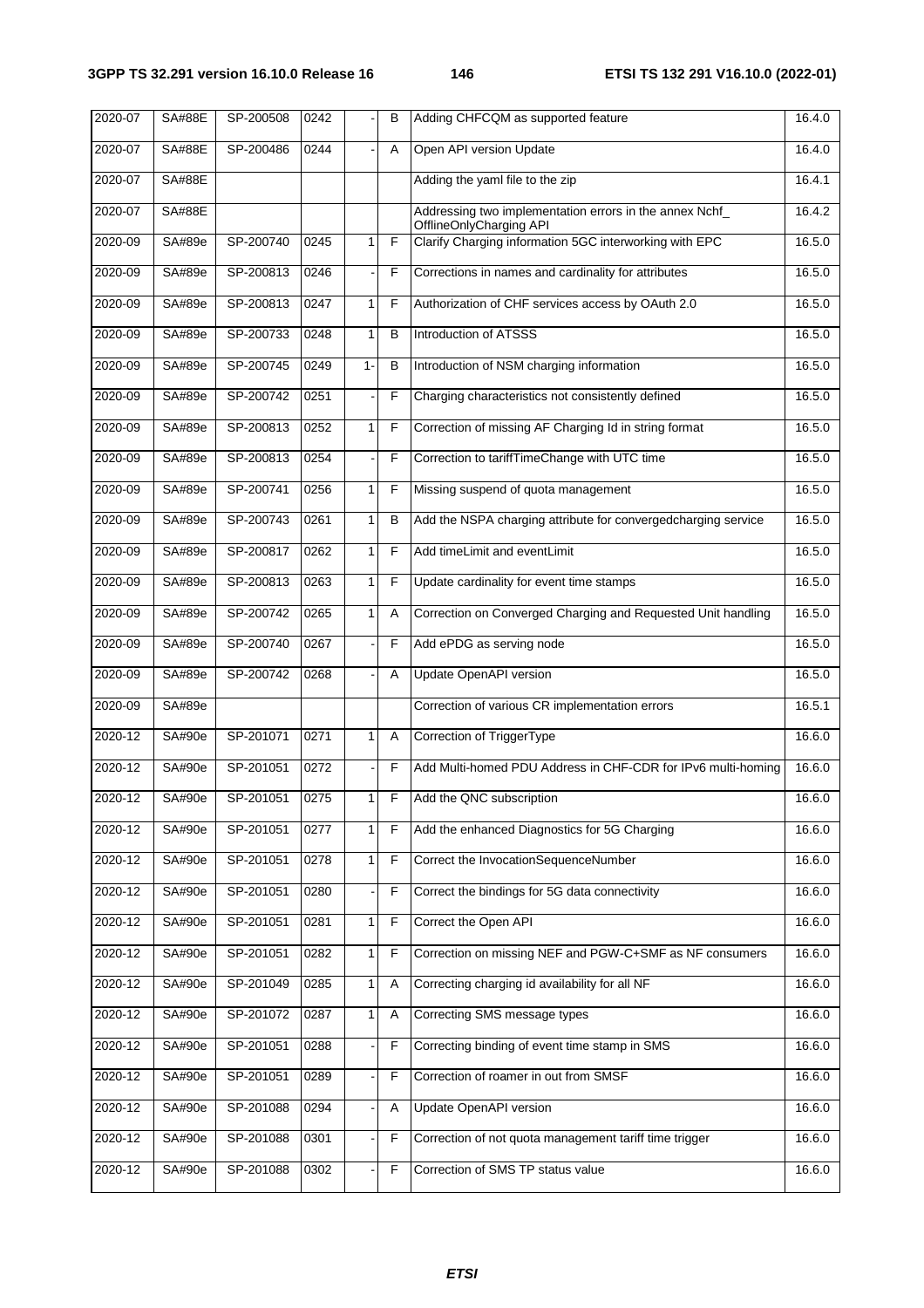| 2020-07 | SA#88E | SP-200508 | 0242 | - | B | Adding CHFCQM as supported feature | 16.4.0 |
|---|---|---|---|---|---|---|---|
| 2020-07 | SA#88E | SP-200486 | 0244 | - | A | Open API version Update | 16.4.0 |
| 2020-07 | SA#88E | | | | | Adding the yaml file to the zip | 16.4.1 |
| 2020-07 | SA#88E | | | | | Addressing two implementation errors in the annex Nchf_ OfflineOnlyCharging API | 16.4.2 |
| 2020-09 | SA#89e | SP-200740 | 0245 | 1 | F | Clarify Charging information 5GC interworking with EPC | 16.5.0 |
| 2020-09 | SA#89e | SP-200813 | 0246 | - | F | Corrections in names and cardinality for attributes | 16.5.0 |
| 2020-09 | SA#89e | SP-200813 | 0247 | 1 | F | Authorization of CHF services access by OAuth 2.0 | 16.5.0 |
| 2020-09 | SA#89e | SP-200733 | 0248 | 1 | B | Introduction of ATSSS | 16.5.0 |
| 2020-09 | SA#89e | SP-200745 | 0249 | 1- | B | Introduction of NSM charging information | 16.5.0 |
| 2020-09 | SA#89e | SP-200742 | 0251 | - | F | Charging characteristics not consistently defined | 16.5.0 |
| 2020-09 | SA#89e | SP-200813 | 0252 | 1 | F | Correction of missing AF Charging Id in string format | 16.5.0 |
| 2020-09 | SA#89e | SP-200813 | 0254 | - | F | Correction to tariffTimeChange with UTC time | 16.5.0 |
| 2020-09 | SA#89e | SP-200741 | 0256 | 1 | F | Missing suspend of quota management | 16.5.0 |
| 2020-09 | SA#89e | SP-200743 | 0261 | 1 | B | Add the NSPA charging attribute for convergedcharging service | 16.5.0 |
| 2020-09 | SA#89e | SP-200817 | 0262 | 1 | F | Add timeLimit and eventLimit | 16.5.0 |
| 2020-09 | SA#89e | SP-200813 | 0263 | 1 | F | Update cardinality for event time stamps | 16.5.0 |
| 2020-09 | SA#89e | SP-200742 | 0265 | 1 | A | Correction on Converged Charging and Requested Unit handling | 16.5.0 |
| 2020-09 | SA#89e | SP-200740 | 0267 | - | F | Add ePDG as serving node | 16.5.0 |
| 2020-09 | SA#89e | SP-200742 | 0268 | - | A | Update OpenAPI version | 16.5.0 |
| 2020-09 | SA#89e | | | | | Correction of various CR implementation errors | 16.5.1 |
| 2020-12 | SA#90e | SP-201071 | 0271 | 1 | A | Correction of TriggerType | 16.6.0 |
| 2020-12 | SA#90e | SP-201051 | 0272 | - | F | Add Multi-homed PDU Address in CHF-CDR for IPv6 multi-homing | 16.6.0 |
| 2020-12 | SA#90e | SP-201051 | 0275 | 1 | F | Add the QNC subscription | 16.6.0 |
| 2020-12 | SA#90e | SP-201051 | 0277 | 1 | F | Add the enhanced Diagnostics for 5G Charging | 16.6.0 |
| 2020-12 | SA#90e | SP-201051 | 0278 | 1 | F | Correct the InvocationSequenceNumber | 16.6.0 |
| 2020-12 | SA#90e | SP-201051 | 0280 | - | F | Correct the bindings for 5G data connectivity | 16.6.0 |
| 2020-12 | SA#90e | SP-201051 | 0281 | 1 | F | Correct the Open API | 16.6.0 |
| 2020-12 | SA#90e | SP-201051 | 0282 | 1 | F | Correction on missing NEF and PGW-C+SMF as NF consumers | 16.6.0 |
| 2020-12 | SA#90e | SP-201049 | 0285 | 1 | A | Correcting charging id availability for all NF | 16.6.0 |
| 2020-12 | SA#90e | SP-201072 | 0287 | 1 | A | Correcting SMS message types | 16.6.0 |
| 2020-12 | SA#90e | SP-201051 | 0288 | - | F | Correcting binding of event time stamp in SMS | 16.6.0 |
| 2020-12 | SA#90e | SP-201051 | 0289 | - | F | Correction of roamer in out from SMSF | 16.6.0 |
| 2020-12 | SA#90e | SP-201088 | 0294 | - | A | Update OpenAPI version | 16.6.0 |
| 2020-12 | SA#90e | SP-201088 | 0301 | - | F | Correction of not quota management tariff time trigger | 16.6.0 |
| 2020-12 | SA#90e | SP-201088 | 0302 | - | F | Correction of SMS TP status value | 16.6.0 |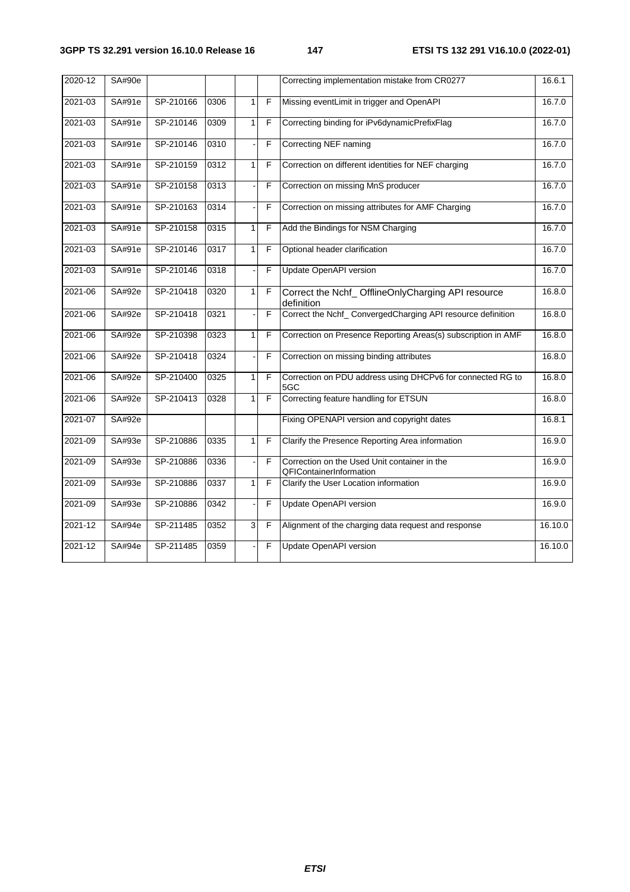| 2020-12 | SA#90e | | | | | Correcting implementation mistake from CR0277 | 16.6.1 |
|---|---|---|---|---|---|---|---|
| 2021-03 | SA#91e | SP-210166 | 0306 | 1 | F | Missing eventLimit in trigger and OpenAPI | 16.7.0 |
| 2021-03 | SA#91e | SP-210146 | 0309 | 1 | F | Correcting binding for iPv6dynamicPrefixFlag | 16.7.0 |
| 2021-03 | SA#91e | SP-210146 | 0310 | - | F | Correcting NEF naming | 16.7.0 |
| 2021-03 | SA#91e | SP-210159 | 0312 | 1 | F | Correction on different identities for NEF charging | 16.7.0 |
| 2021-03 | SA#91e | SP-210158 | 0313 | - | F | Correction on missing MnS producer | 16.7.0 |
| 2021-03 | SA#91e | SP-210163 | 0314 | - | F | Correction on missing attributes for AMF Charging | 16.7.0 |
| 2021-03 | SA#91e | SP-210158 | 0315 | 1 | F | Add the Bindings for NSM Charging | 16.7.0 |
| 2021-03 | SA#91e | SP-210146 | 0317 | 1 | F | Optional header clarification | 16.7.0 |
| 2021-03 | SA#91e | SP-210146 | 0318 | - | F | Update OpenAPI version | 16.7.0 |
| 2021-06 | SA#92e | SP-210418 | 0320 | 1 | F | Correct the Nchf_ OfflineOnlyCharging API resource definition | 16.8.0 |
| 2021-06 | SA#92e | SP-210418 | 0321 | - | F | Correct the Nchf_ ConvergedCharging API resource definition | 16.8.0 |
| 2021-06 | SA#92e | SP-210398 | 0323 | 1 | F | Correction on Presence Reporting Areas(s) subscription in AMF | 16.8.0 |
| 2021-06 | SA#92e | SP-210418 | 0324 | - | F | Correction on missing binding attributes | 16.8.0 |
| 2021-06 | SA#92e | SP-210400 | 0325 | 1 | F | Correction on PDU address using DHCPv6 for connected RG to 5GC | 16.8.0 |
| 2021-06 | SA#92e | SP-210413 | 0328 | 1 | F | Correcting feature handling for ETSUN | 16.8.0 |
| 2021-07 | SA#92e | | | | | Fixing OPENAPI version and copyright dates | 16.8.1 |
| 2021-09 | SA#93e | SP-210886 | 0335 | 1 | F | Clarify the Presence Reporting Area information | 16.9.0 |
| 2021-09 | SA#93e | SP-210886 | 0336 | - | F | Correction on the Used Unit container in the QFIContainerInformation | 16.9.0 |
| 2021-09 | SA#93e | SP-210886 | 0337 | 1 | F | Clarify the User Location information | 16.9.0 |
| 2021-09 | SA#93e | SP-210886 | 0342 | - | F | Update OpenAPI version | 16.9.0 |
| 2021-12 | SA#94e | SP-211485 | 0352 | 3 | F | Alignment of the charging data request and response | 16.10.0 |
| 2021-12 | SA#94e | SP-211485 | 0359 | - | F | Update OpenAPI version | 16.10.0 |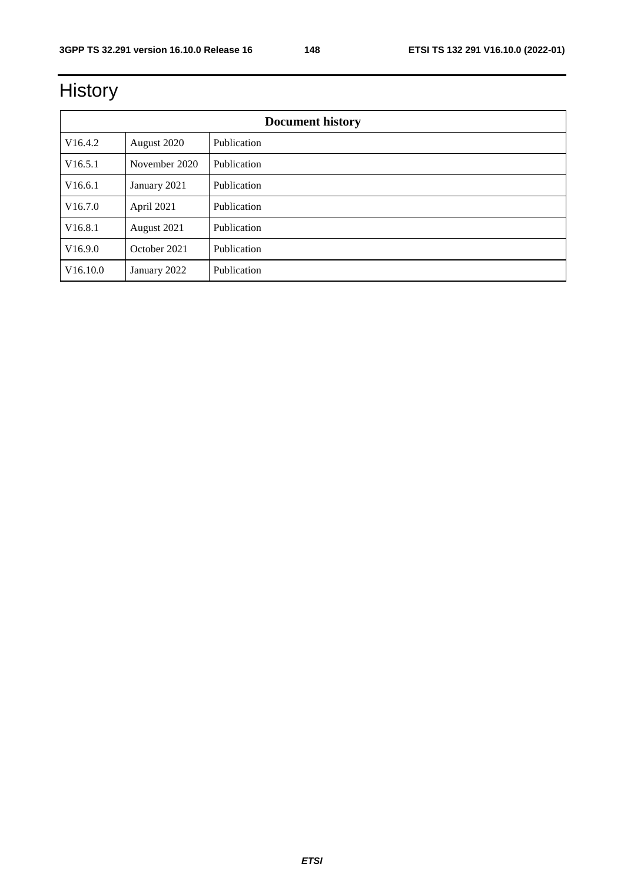# History

| Document history | | |
|---|---|---|
| V16.4.2 | August 2020 | Publication |
| V16.5.1 | November 2020 | Publication |
| V16.6.1 | January 2021 | Publication |
| V16.7.0 | April 2021 | Publication |
| V16.8.1 | August 2021 | Publication |
| V16.9.0 | October 2021 | Publication |
| V16.10.0 | January 2022 | Publication |